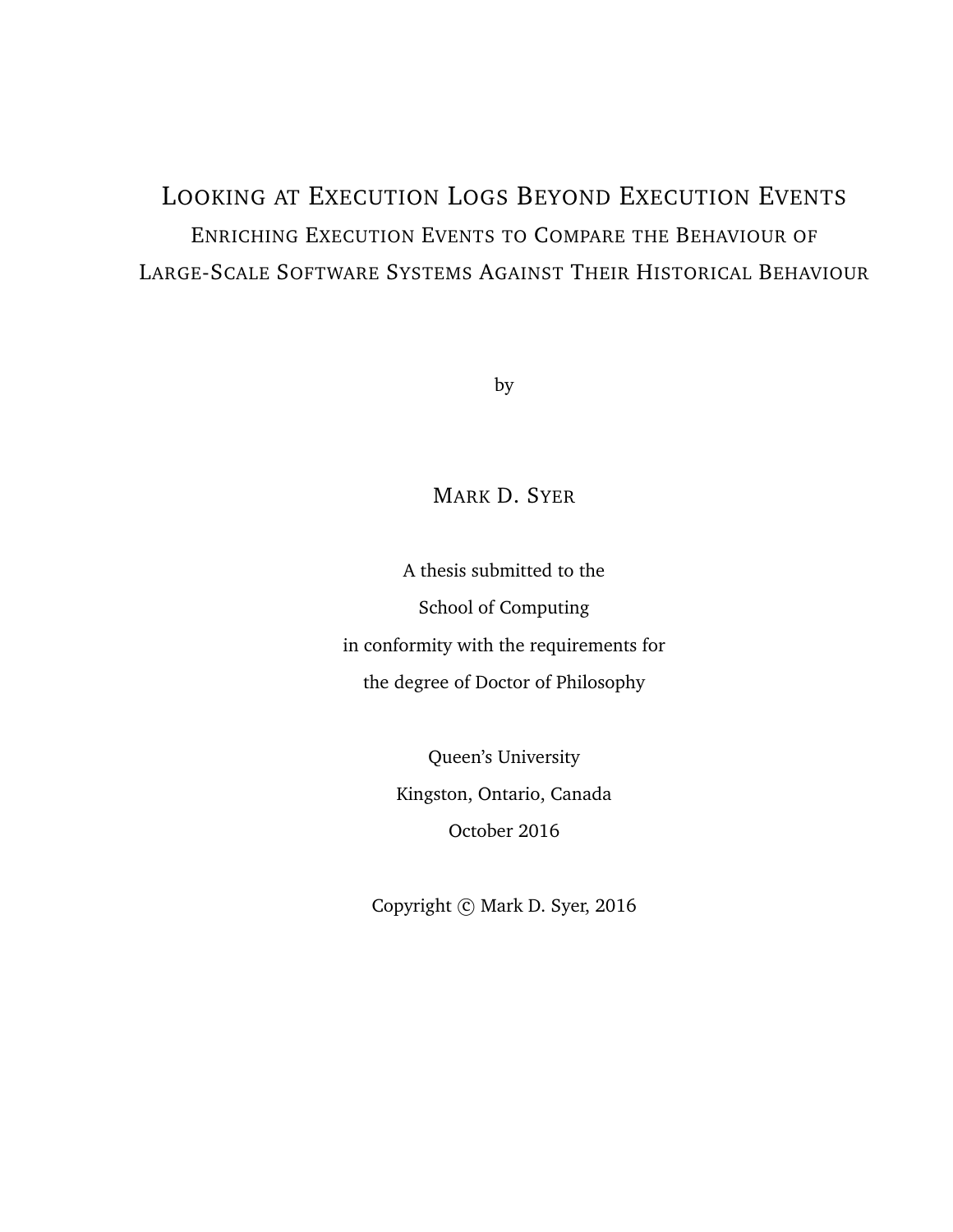# Looking at Execution Logs Beyond Execution Events

## Enriching Execution Events to Compare the Behaviour of Large-Scale Software Systems Against Their Historical Behaviour

by

Mark D. Syer

A thesis submitted to the  
School of Computing  
in conformity with the requirements for  
the degree of Doctor of Philosophy

Queen's University  
Kingston, Ontario, Canada  
October 2016

Copyright © Mark D. Syer, 2016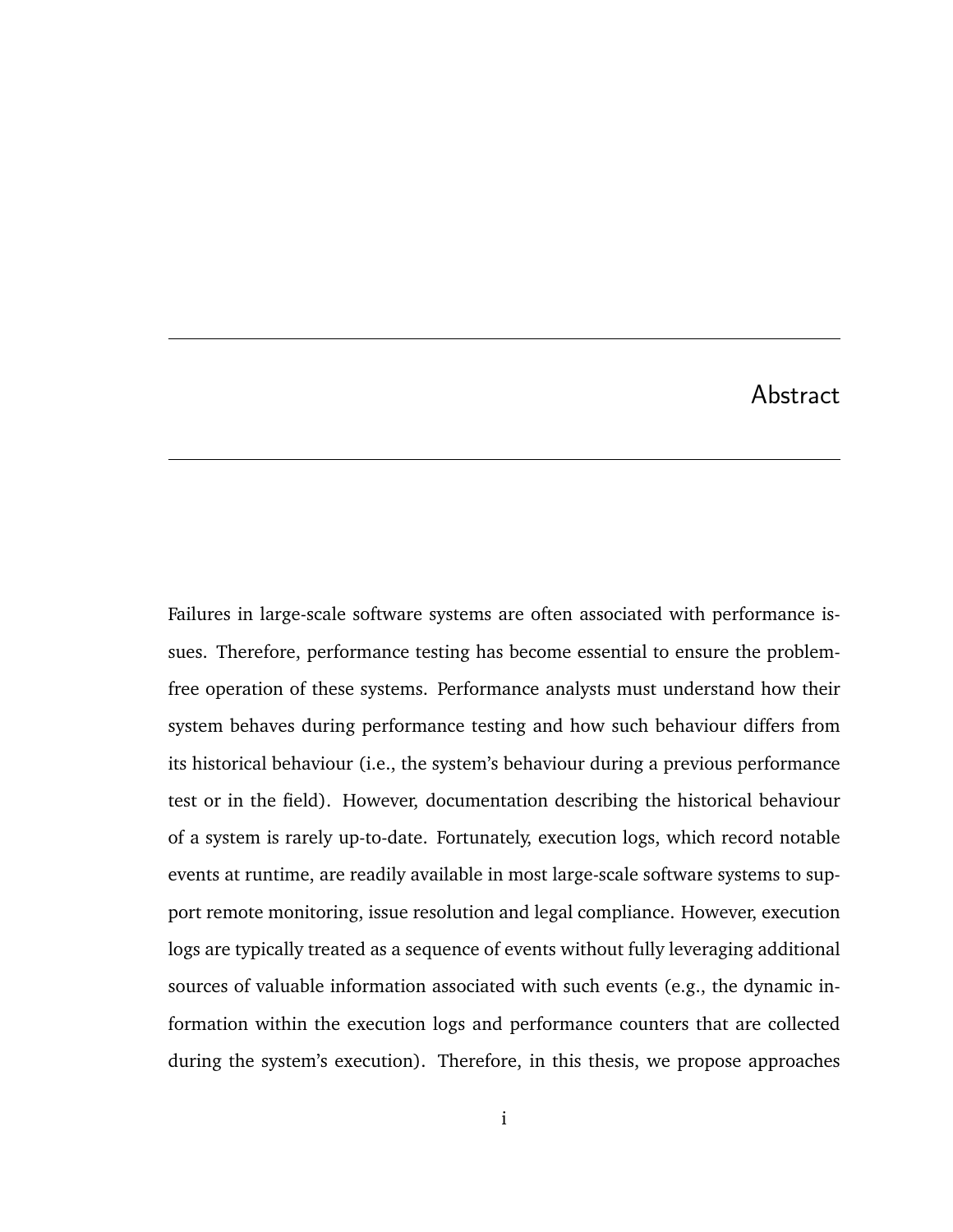# Abstract

Failures in large-scale software systems are often associated with performance issues. Therefore, performance testing has become essential to ensure the problem-free operation of these systems. Performance analysts must understand how their system behaves during performance testing and how such behaviour differs from its historical behaviour (i.e., the system's behaviour during a previous performance test or in the field). However, documentation describing the historical behaviour of a system is rarely up-to-date. Fortunately, execution logs, which record notable events at runtime, are readily available in most large-scale software systems to support remote monitoring, issue resolution and legal compliance. However, execution logs are typically treated as a sequence of events without fully leveraging additional sources of valuable information associated with such events (e.g., the dynamic information within the execution logs and performance counters that are collected during the system's execution). Therefore, in this thesis, we propose approaches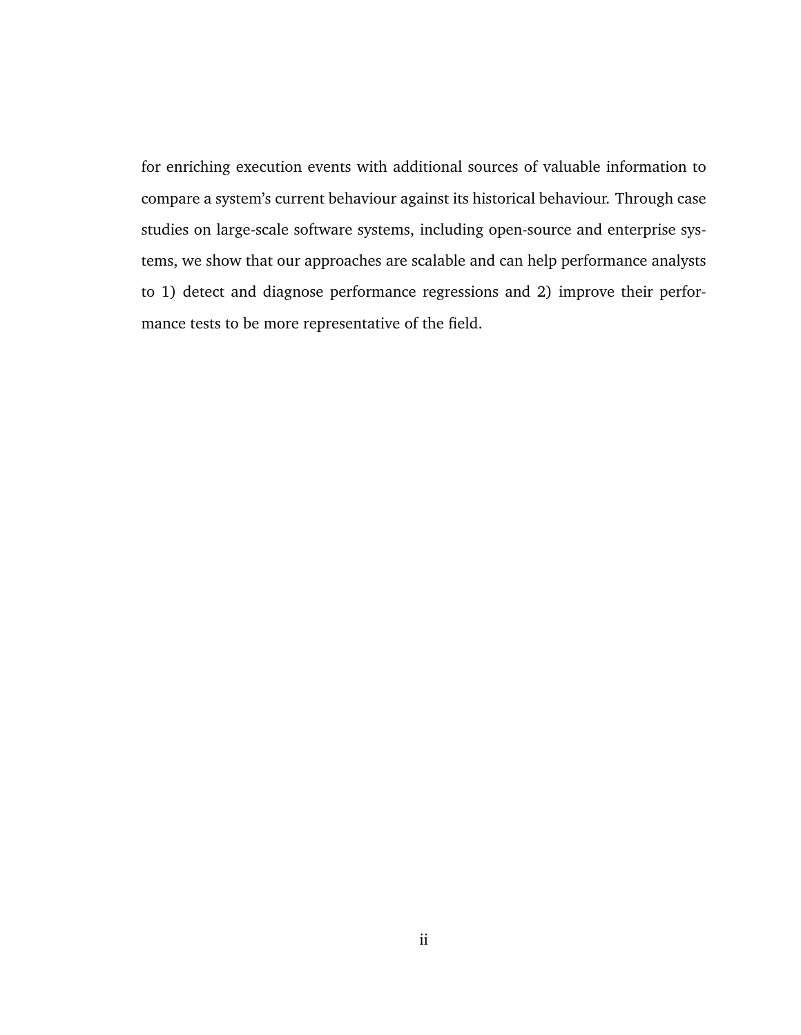for enriching execution events with additional sources of valuable information to compare a system's current behaviour against its historical behaviour. Through case studies on large-scale software systems, including open-source and enterprise systems, we show that our approaches are scalable and can help performance analysts to 1) detect and diagnose performance regressions and 2) improve their performance tests to be more representative of the field.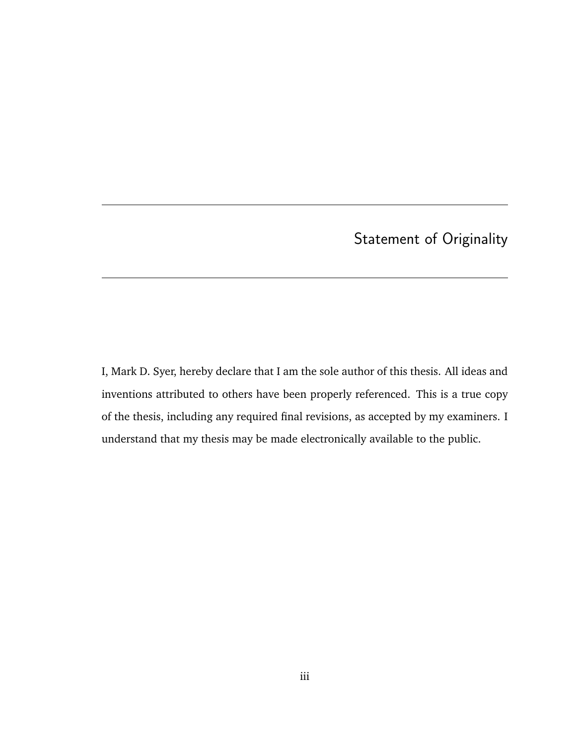# Statement of Originality

I, Mark D. Syer, hereby declare that I am the sole author of this thesis. All ideas and inventions attributed to others have been properly referenced. This is a true copy of the thesis, including any required final revisions, as accepted by my examiners. I understand that my thesis may be made electronically available to the public.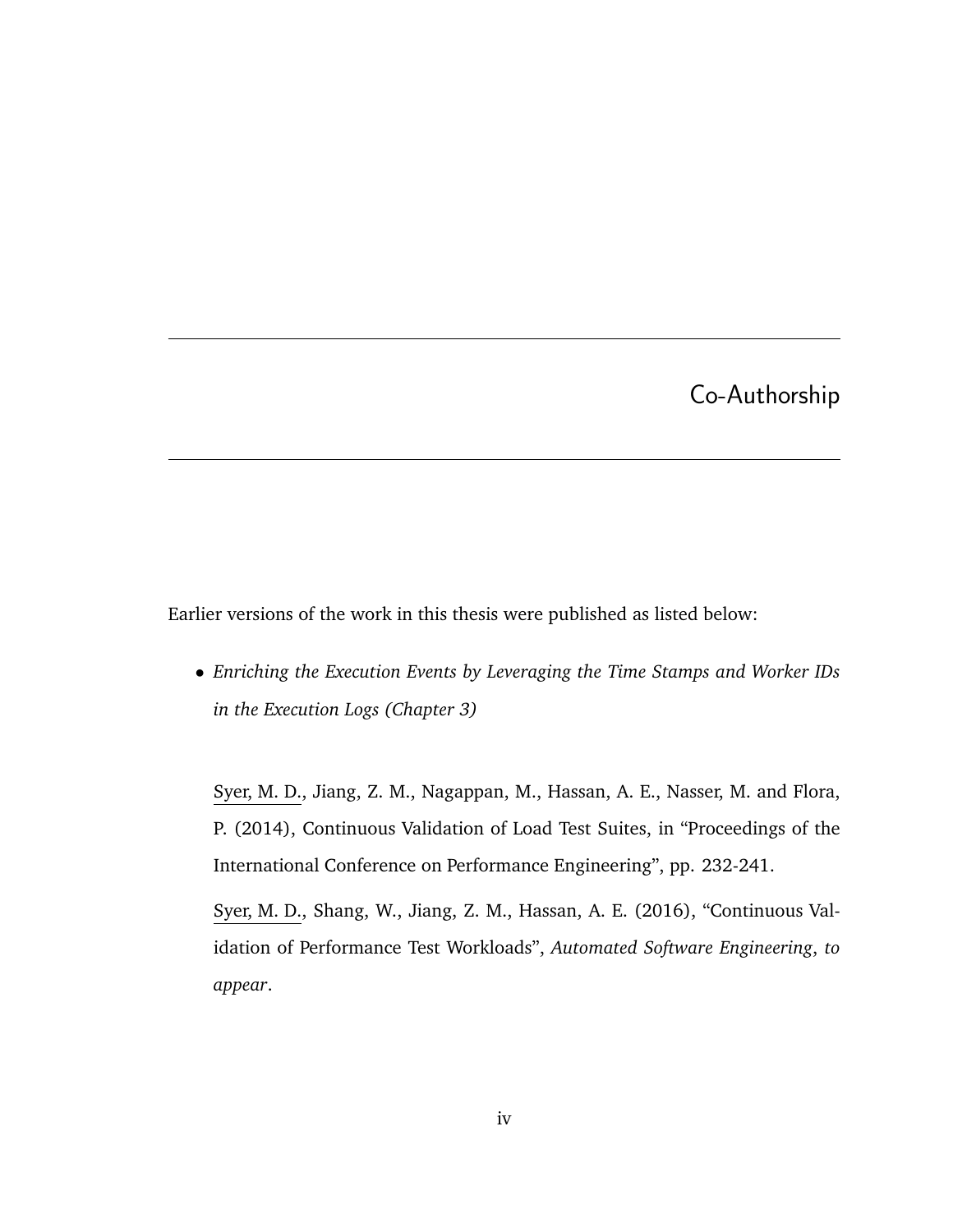# Co-Authorship

Earlier versions of the work in this thesis were published as listed below:

- *Enriching the Execution Events by Leveraging the Time Stamps and Worker IDs in the Execution Logs (Chapter 3)*

  Syer, M. D., Jiang, Z. M., Nagappan, M., Hassan, A. E., Nasser, M. and Flora, P. (2014), Continuous Validation of Load Test Suites, in "Proceedings of the International Conference on Performance Engineering", pp. 232-241.

  Syer, M. D., Shang, W., Jiang, Z. M., Hassan, A. E. (2016), "Continuous Validation of Performance Test Workloads", *Automated Software Engineering, to appear*.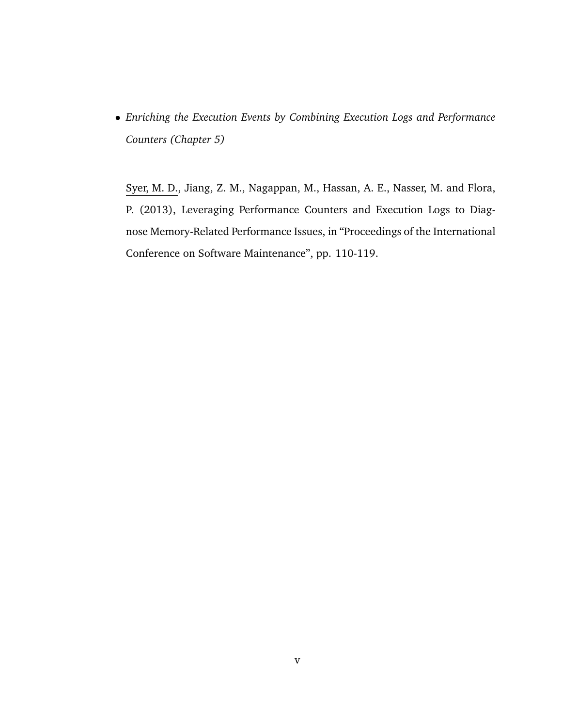- *Enriching the Execution Events by Combining Execution Logs and Performance Counters (Chapter 5)*

  Syer, M. D., Jiang, Z. M., Nagappan, M., Hassan, A. E., Nasser, M. and Flora, P. (2013), Leveraging Performance Counters and Execution Logs to Diagnose Memory-Related Performance Issues, in "Proceedings of the International Conference on Software Maintenance", pp. 110-119.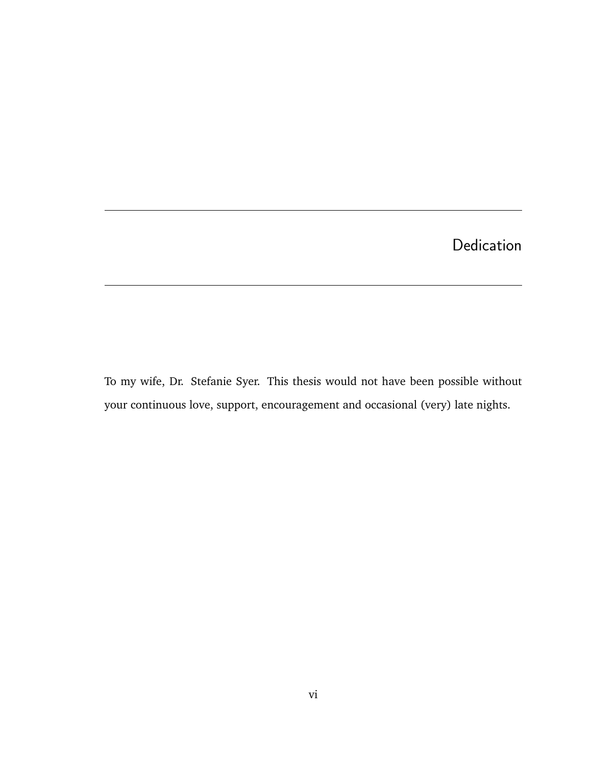# Dedication

To my wife, Dr. Stefanie Syer. This thesis would not have been possible without your continuous love, support, encouragement and occasional (very) late nights.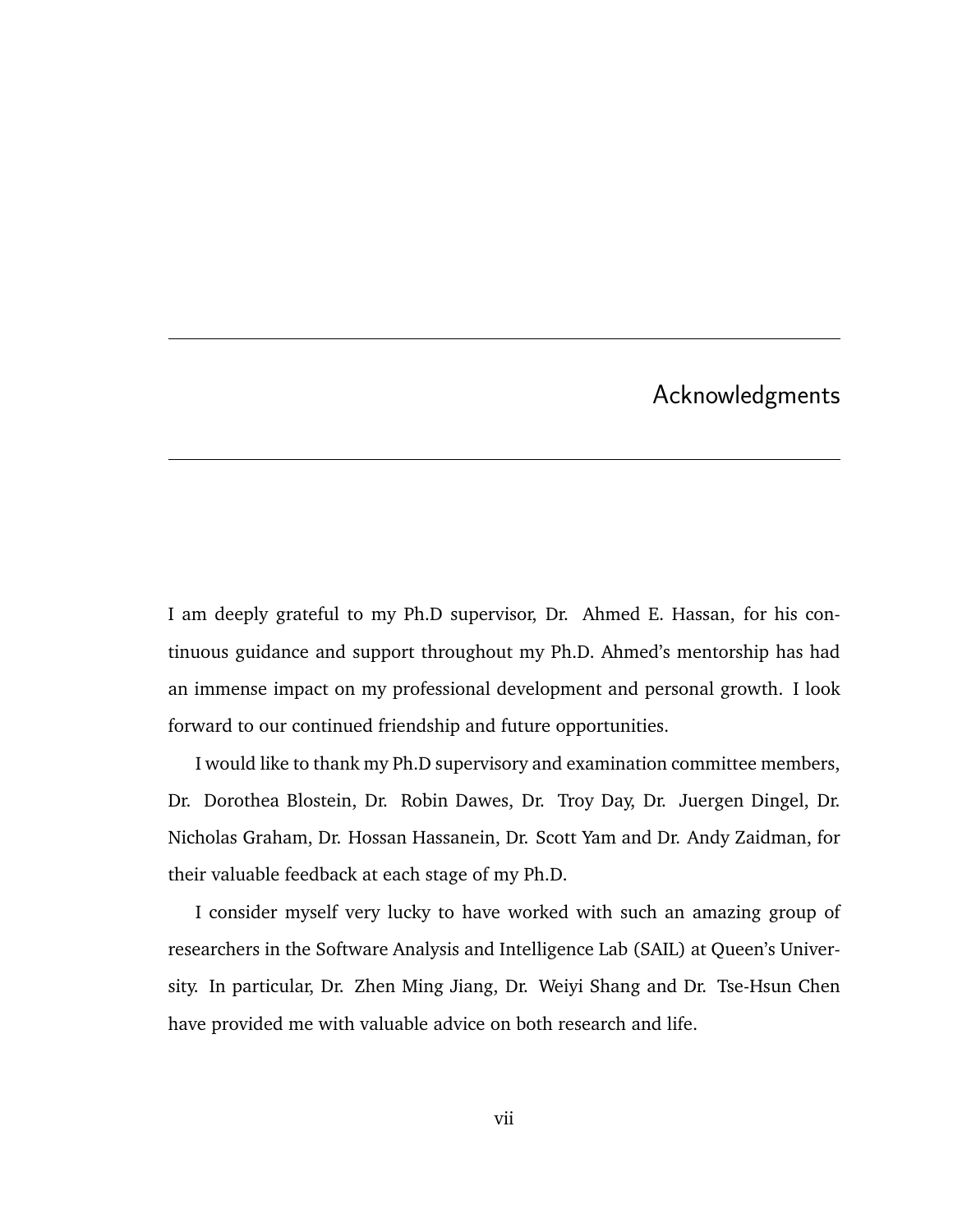# Acknowledgments

I am deeply grateful to my Ph.D supervisor, Dr. Ahmed E. Hassan, for his continuous guidance and support throughout my Ph.D. Ahmed's mentorship has had an immense impact on my professional development and personal growth. I look forward to our continued friendship and future opportunities.

I would like to thank my Ph.D supervisory and examination committee members, Dr. Dorothea Blostein, Dr. Robin Dawes, Dr. Troy Day, Dr. Juergen Dingel, Dr. Nicholas Graham, Dr. Hossan Hassanein, Dr. Scott Yam and Dr. Andy Zaidman, for their valuable feedback at each stage of my Ph.D.

I consider myself very lucky to have worked with such an amazing group of researchers in the Software Analysis and Intelligence Lab (SAIL) at Queen's University. In particular, Dr. Zhen Ming Jiang, Dr. Weiyi Shang and Dr. Tse-Hsun Chen have provided me with valuable advice on both research and life.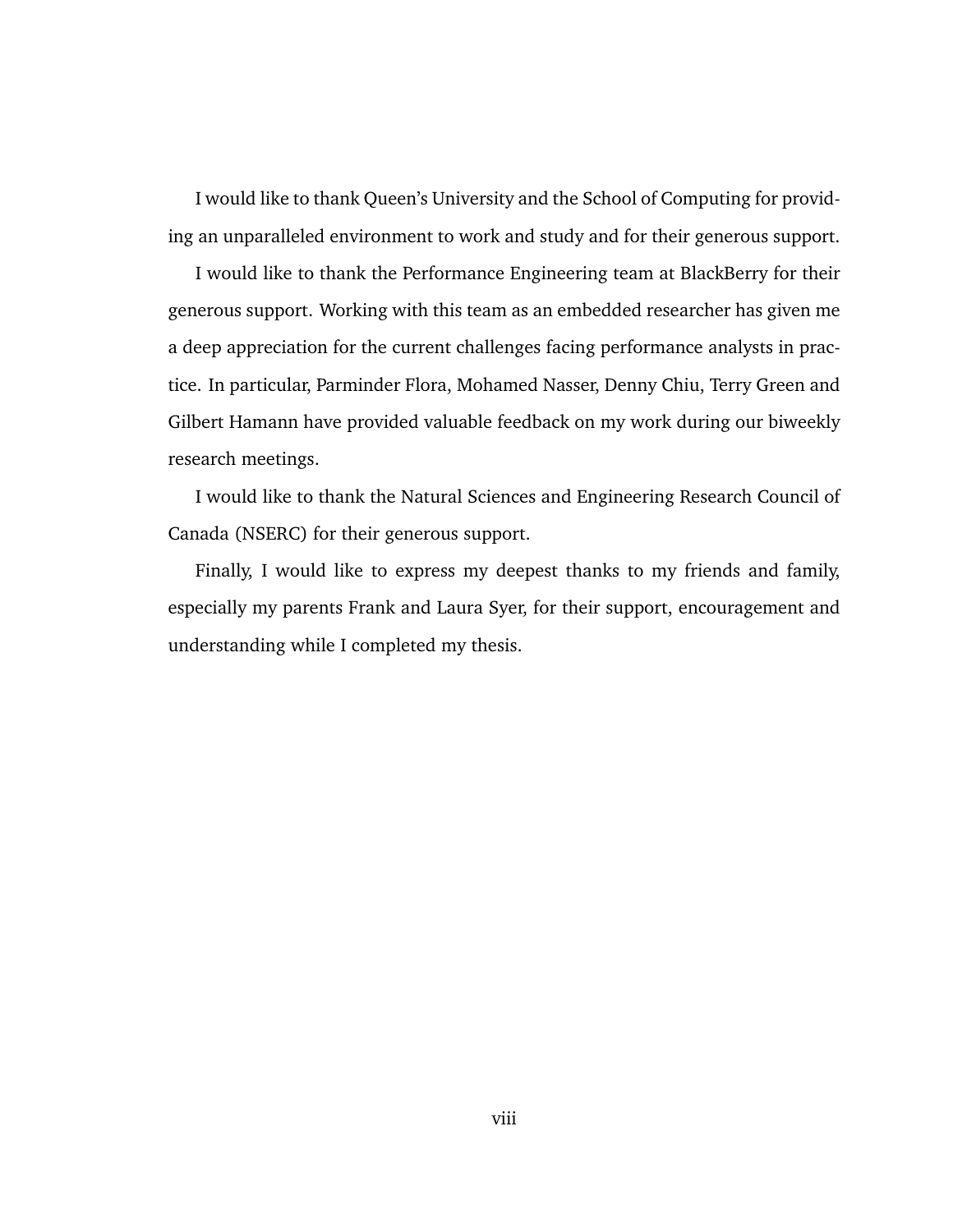I would like to thank Queen's University and the School of Computing for providing an unparalleled environment to work and study and for their generous support.

I would like to thank the Performance Engineering team at BlackBerry for their generous support. Working with this team as an embedded researcher has given me a deep appreciation for the current challenges facing performance analysts in practice. In particular, Parminder Flora, Mohamed Nasser, Denny Chiu, Terry Green and Gilbert Hamann have provided valuable feedback on my work during our biweekly research meetings.

I would like to thank the Natural Sciences and Engineering Research Council of Canada (NSERC) for their generous support.

Finally, I would like to express my deepest thanks to my friends and family, especially my parents Frank and Laura Syer, for their support, encouragement and understanding while I completed my thesis.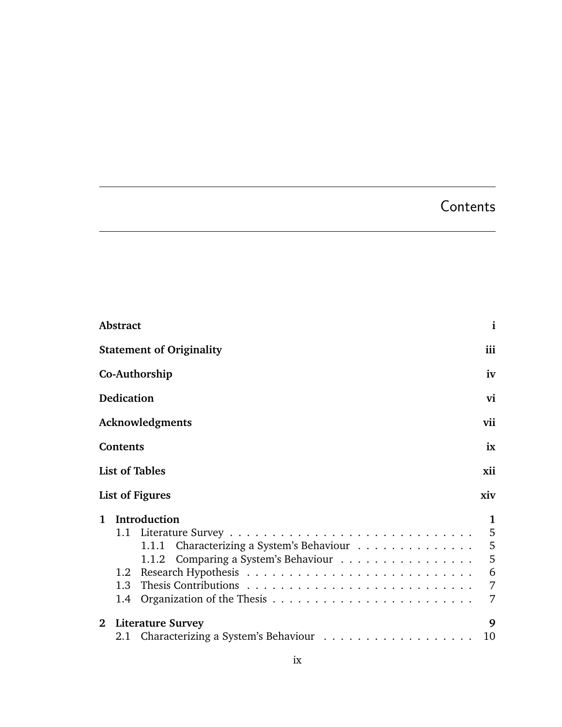# Contents

| | |
|---|---|
| **Abstract** | **i** |
| **Statement of Originality** | **iii** |
| **Co-Authorship** | **iv** |
| **Dedication** | **vi** |
| **Acknowledgments** | **vii** |
| **Contents** | **ix** |
| **List of Tables** | **xii** |
| **List of Figures** | **xiv** |
| **1 Introduction** | **1** |
| 1.1 Literature Survey | 5 |
| 1.1.1 Characterizing a System's Behaviour | 5 |
| 1.1.2 Comparing a System's Behaviour | 5 |
| 1.2 Research Hypothesis | 6 |
| 1.3 Thesis Contributions | 7 |
| 1.4 Organization of the Thesis | 7 |
| **2 Literature Survey** | **9** |
| 2.1 Characterizing a System's Behaviour | 10 |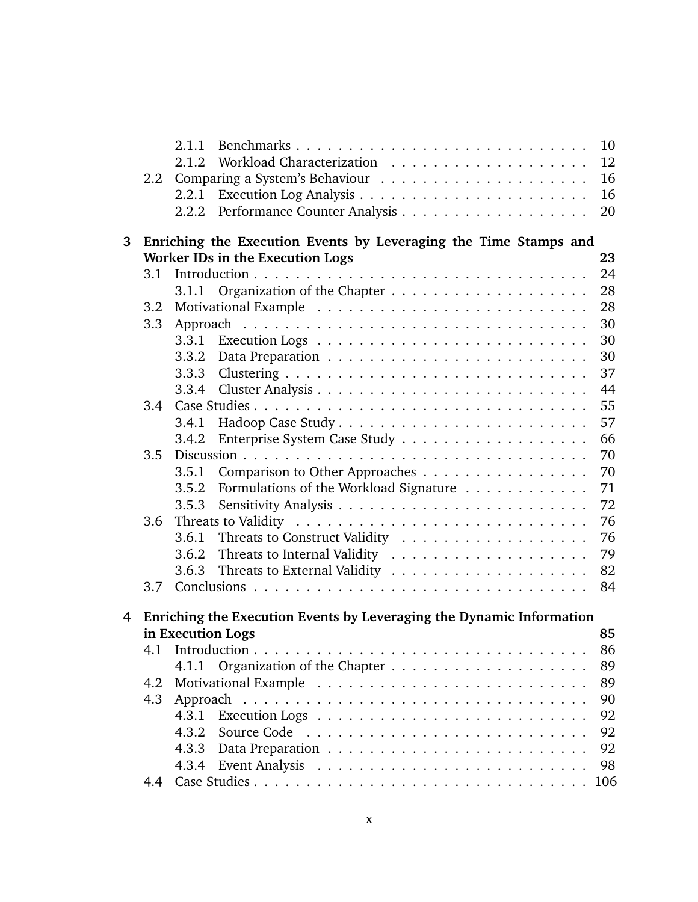- 2.1.1 Benchmarks . . . . . . . . . . 10
- 2.1.2 Workload Characterization . . . . . . . . . . 12
- 2.2 Comparing a System's Behaviour . . . . . . . . . . 16
  - 2.2.1 Execution Log Analysis . . . . . . . . . . 16
  - 2.2.2 Performance Counter Analysis . . . . . . . . . . 20

**3 Enriching the Execution Events by Leveraging the Time Stamps and Worker IDs in the Execution Logs** **23**

- 3.1 Introduction . . . . . . . . . . 24
  - 3.1.1 Organization of the Chapter . . . . . . . . . . 28
- 3.2 Motivational Example . . . . . . . . . . 28
- 3.3 Approach . . . . . . . . . . 30
  - 3.3.1 Execution Logs . . . . . . . . . . 30
  - 3.3.2 Data Preparation . . . . . . . . . . 30
  - 3.3.3 Clustering . . . . . . . . . . 37
  - 3.3.4 Cluster Analysis . . . . . . . . . . 44
- 3.4 Case Studies . . . . . . . . . . 55
  - 3.4.1 Hadoop Case Study . . . . . . . . . . 57
  - 3.4.2 Enterprise System Case Study . . . . . . . . . . 66
- 3.5 Discussion . . . . . . . . . . 70
  - 3.5.1 Comparison to Other Approaches . . . . . . . . . . 70
  - 3.5.2 Formulations of the Workload Signature . . . . . . . . . . 71
  - 3.5.3 Sensitivity Analysis . . . . . . . . . . 72
- 3.6 Threats to Validity . . . . . . . . . . 76
  - 3.6.1 Threats to Construct Validity . . . . . . . . . . 76
  - 3.6.2 Threats to Internal Validity . . . . . . . . . . 79
  - 3.6.3 Threats to External Validity . . . . . . . . . . 82
- 3.7 Conclusions . . . . . . . . . . 84

**4 Enriching the Execution Events by Leveraging the Dynamic Information in Execution Logs** **85**

- 4.1 Introduction . . . . . . . . . . 86
  - 4.1.1 Organization of the Chapter . . . . . . . . . . 89
- 4.2 Motivational Example . . . . . . . . . . 89
- 4.3 Approach . . . . . . . . . . 90
  - 4.3.1 Execution Logs . . . . . . . . . . 92
  - 4.3.2 Source Code . . . . . . . . . . 92
  - 4.3.3 Data Preparation . . . . . . . . . . 92
  - 4.3.4 Event Analysis . . . . . . . . . . 98
- 4.4 Case Studies . . . . . . . . . . 106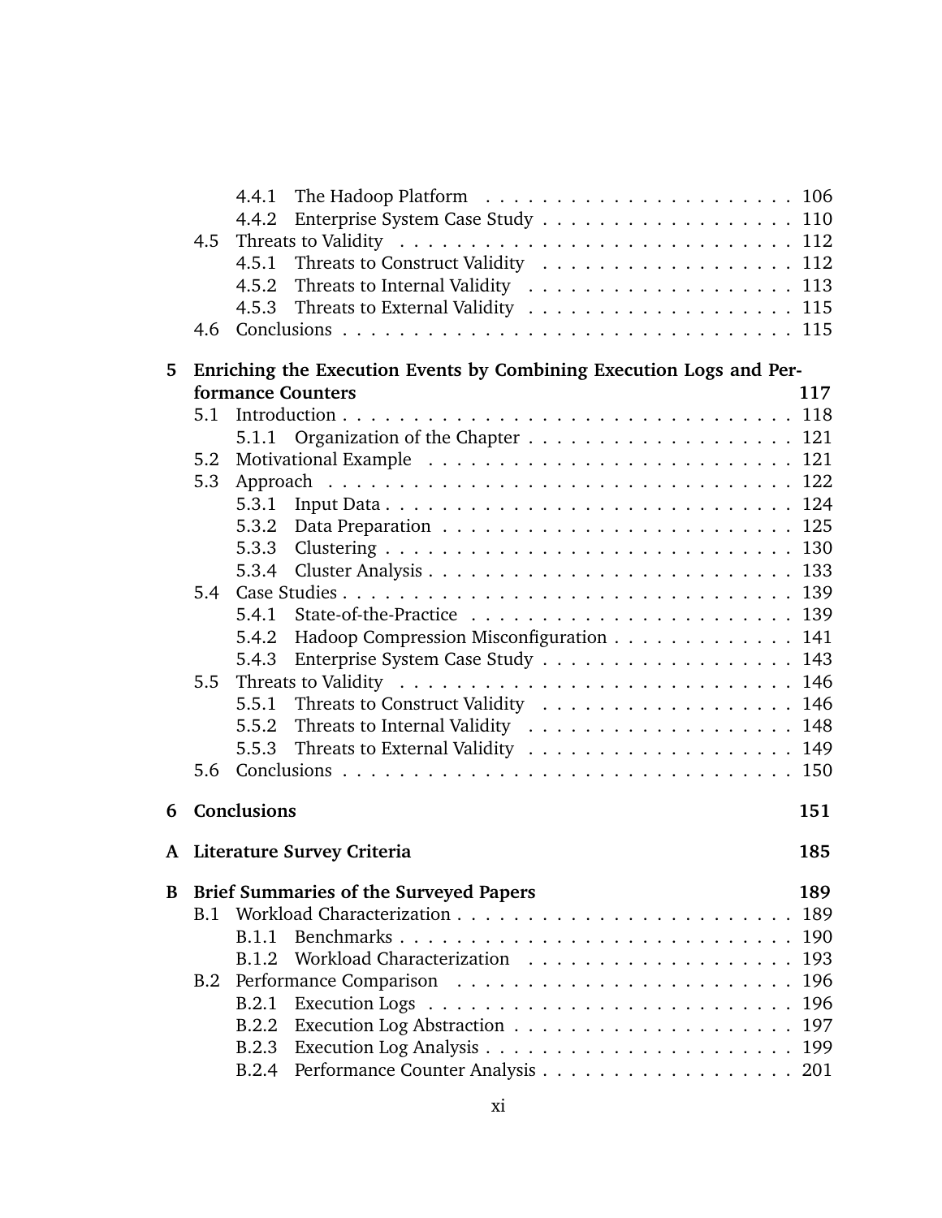- 4.4.1 The Hadoop Platform . . . . . . . . . . . . . . . . . . . . . . 106
- 4.4.2 Enterprise System Case Study . . . . . . . . . . . . . . . . . . 110
- 4.5 Threats to Validity . . . . . . . . . . . . . . . . . . . . . . . . . . 112
  - 4.5.1 Threats to Construct Validity . . . . . . . . . . . . . . . . . . 112
  - 4.5.2 Threats to Internal Validity . . . . . . . . . . . . . . . . . . . 113
  - 4.5.3 Threats to External Validity . . . . . . . . . . . . . . . . . . . 115
- 4.6 Conclusions . . . . . . . . . . . . . . . . . . . . . . . . . . . . . . 115

**5 Enriching the Execution Events by Combining Execution Logs and Performance Counters 117**

- 5.1 Introduction . . . . . . . . . . . . . . . . . . . . . . . . . . . . . . 118
  - 5.1.1 Organization of the Chapter . . . . . . . . . . . . . . . . . . . 121
- 5.2 Motivational Example . . . . . . . . . . . . . . . . . . . . . . . . . 121
- 5.3 Approach . . . . . . . . . . . . . . . . . . . . . . . . . . . . . . . . 122
  - 5.3.1 Input Data . . . . . . . . . . . . . . . . . . . . . . . . . . . . 124
  - 5.3.2 Data Preparation . . . . . . . . . . . . . . . . . . . . . . . . . 125
  - 5.3.3 Clustering . . . . . . . . . . . . . . . . . . . . . . . . . . . . 130
  - 5.3.4 Cluster Analysis . . . . . . . . . . . . . . . . . . . . . . . . . 133
- 5.4 Case Studies . . . . . . . . . . . . . . . . . . . . . . . . . . . . . . 139
  - 5.4.1 State-of-the-Practice . . . . . . . . . . . . . . . . . . . . . . . 139
  - 5.4.2 Hadoop Compression Misconfiguration . . . . . . . . . . . . . 141
  - 5.4.3 Enterprise System Case Study . . . . . . . . . . . . . . . . . . 143
- 5.5 Threats to Validity . . . . . . . . . . . . . . . . . . . . . . . . . . 146
  - 5.5.1 Threats to Construct Validity . . . . . . . . . . . . . . . . . . 146
  - 5.5.2 Threats to Internal Validity . . . . . . . . . . . . . . . . . . . 148
  - 5.5.3 Threats to External Validity . . . . . . . . . . . . . . . . . . . 149
- 5.6 Conclusions . . . . . . . . . . . . . . . . . . . . . . . . . . . . . . 150

**6 Conclusions 151**

**A Literature Survey Criteria 185**

**B Brief Summaries of the Surveyed Papers 189**

- B.1 Workload Characterization . . . . . . . . . . . . . . . . . . . . . . 189
  - B.1.1 Benchmarks . . . . . . . . . . . . . . . . . . . . . . . . . . . . 190
  - B.1.2 Workload Characterization . . . . . . . . . . . . . . . . . . . 193
- B.2 Performance Comparison . . . . . . . . . . . . . . . . . . . . . . . 196
  - B.2.1 Execution Logs . . . . . . . . . . . . . . . . . . . . . . . . . . 196
  - B.2.2 Execution Log Abstraction . . . . . . . . . . . . . . . . . . . . 197
  - B.2.3 Execution Log Analysis . . . . . . . . . . . . . . . . . . . . . . 199
  - B.2.4 Performance Counter Analysis . . . . . . . . . . . . . . . . . . 201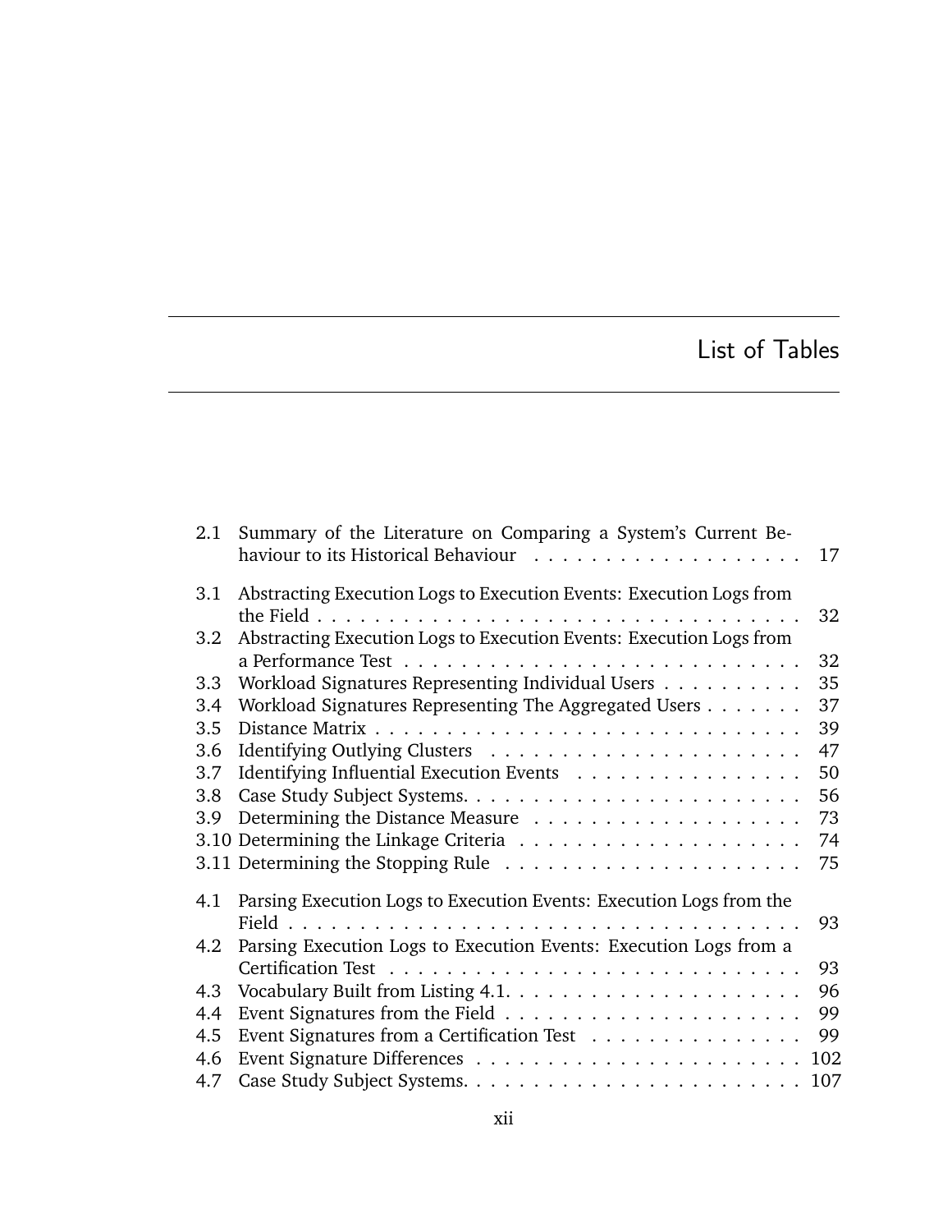# List of Tables

| | | |
|---|---|---|
| 2.1 | Summary of the Literature on Comparing a System's Current Behaviour to its Historical Behaviour | 17 |
| 3.1 | Abstracting Execution Logs to Execution Events: Execution Logs from the Field | 32 |
| 3.2 | Abstracting Execution Logs to Execution Events: Execution Logs from a Performance Test | 32 |
| 3.3 | Workload Signatures Representing Individual Users | 35 |
| 3.4 | Workload Signatures Representing The Aggregated Users | 37 |
| 3.5 | Distance Matrix | 39 |
| 3.6 | Identifying Outlying Clusters | 47 |
| 3.7 | Identifying Influential Execution Events | 50 |
| 3.8 | Case Study Subject Systems. | 56 |
| 3.9 | Determining the Distance Measure | 73 |
| 3.10 | Determining the Linkage Criteria | 74 |
| 3.11 | Determining the Stopping Rule | 75 |
| 4.1 | Parsing Execution Logs to Execution Events: Execution Logs from the Field | 93 |
| 4.2 | Parsing Execution Logs to Execution Events: Execution Logs from a Certification Test | 93 |
| 4.3 | Vocabulary Built from Listing 4.1. | 96 |
| 4.4 | Event Signatures from the Field | 99 |
| 4.5 | Event Signatures from a Certification Test | 99 |
| 4.6 | Event Signature Differences | 102 |
| 4.7 | Case Study Subject Systems. | 107 |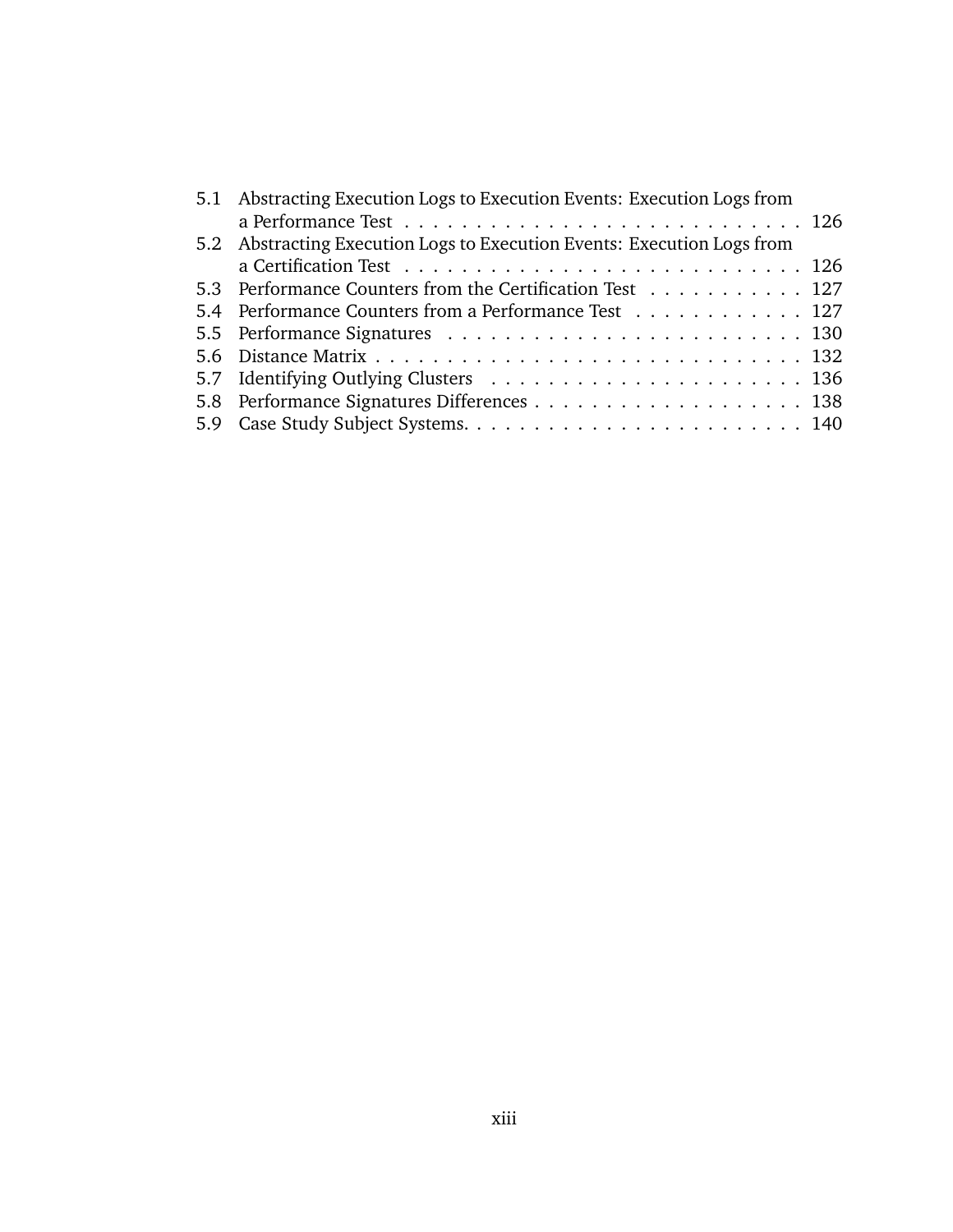5.1 Abstracting Execution Logs to Execution Events: Execution Logs from a Performance Test . . . . . . . . . . . . . . . . . . . . . . . . . . . . 126
5.2 Abstracting Execution Logs to Execution Events: Execution Logs from a Certification Test . . . . . . . . . . . . . . . . . . . . . . . . . . . . 126
5.3 Performance Counters from the Certification Test . . . . . . . . . . . 127
5.4 Performance Counters from a Performance Test . . . . . . . . . . . . 127
5.5 Performance Signatures . . . . . . . . . . . . . . . . . . . . . . . . . 130
5.6 Distance Matrix . . . . . . . . . . . . . . . . . . . . . . . . . . . . . . 132
5.7 Identifying Outlying Clusters . . . . . . . . . . . . . . . . . . . . . . 136
5.8 Performance Signatures Differences . . . . . . . . . . . . . . . . . . . 138
5.9 Case Study Subject Systems. . . . . . . . . . . . . . . . . . . . . . . . 140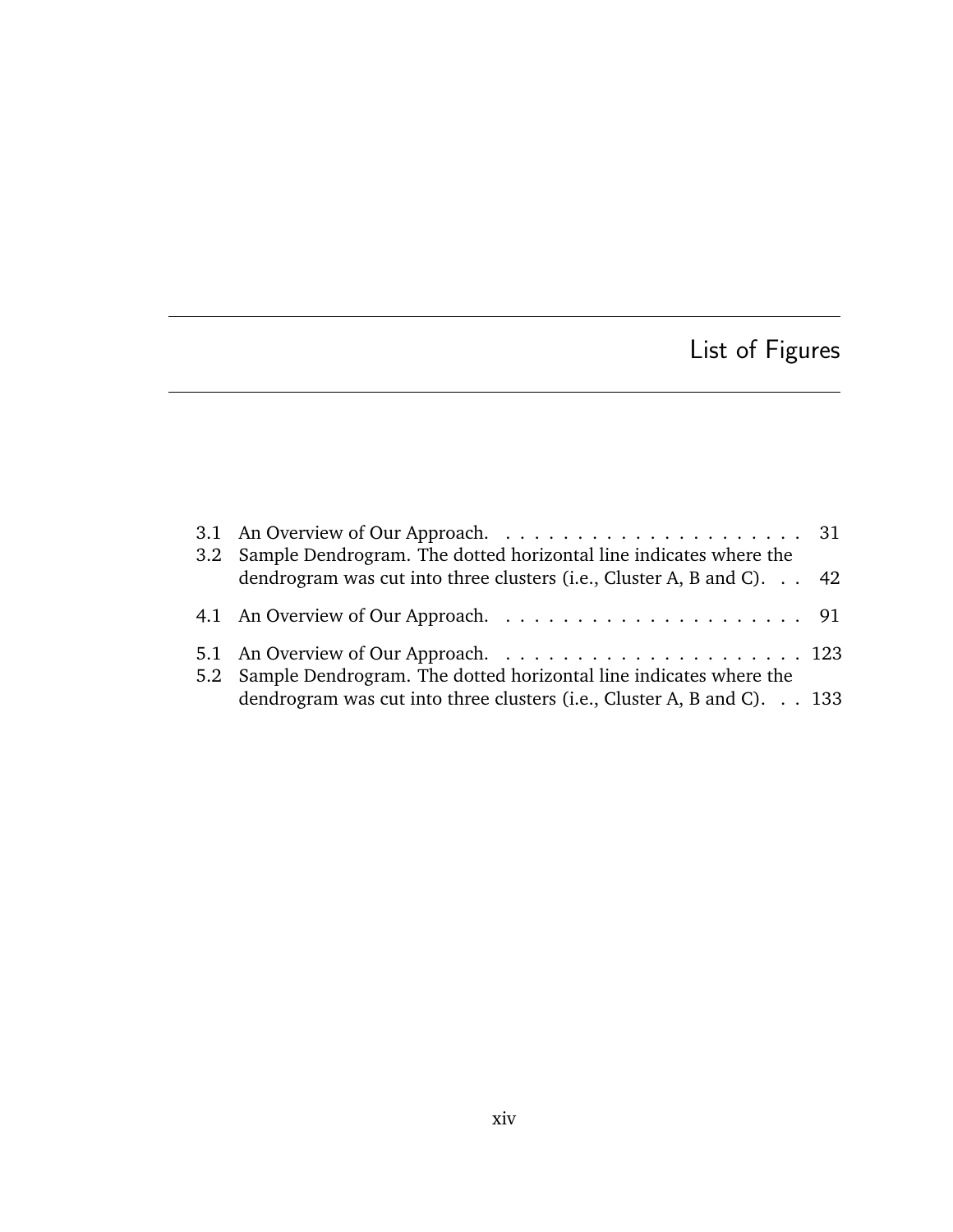# List of Figures

3.1 An Overview of Our Approach. . . . . . . . . . . . . . . . . . . . . . 31

3.2 Sample Dendrogram. The dotted horizontal line indicates where the dendrogram was cut into three clusters (i.e., Cluster A, B and C). . . 42

4.1 An Overview of Our Approach. . . . . . . . . . . . . . . . . . . . . . 91

5.1 An Overview of Our Approach. . . . . . . . . . . . . . . . . . . . . . 123

5.2 Sample Dendrogram. The dotted horizontal line indicates where the dendrogram was cut into three clusters (i.e., Cluster A, B and C). . . 133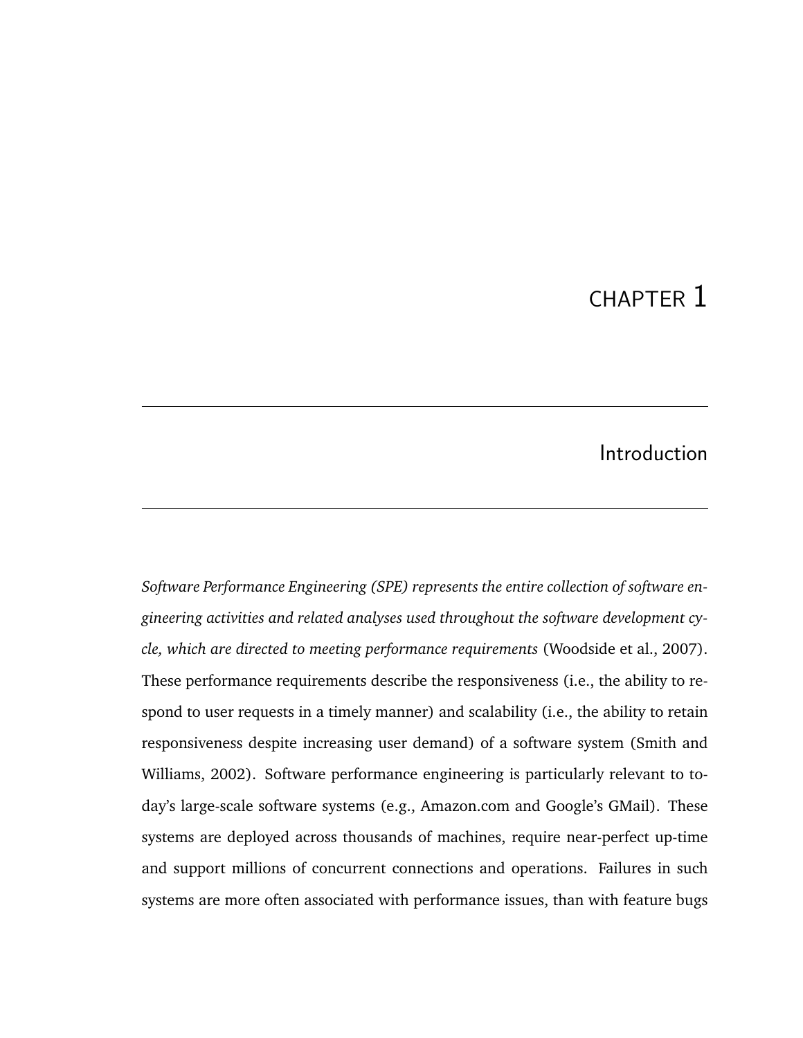# CHAPTER 1

# Introduction

*Software Performance Engineering (SPE) represents the entire collection of software engineering activities and related analyses used throughout the software development cycle, which are directed to meeting performance requirements* (Woodside et al., 2007). These performance requirements describe the responsiveness (i.e., the ability to respond to user requests in a timely manner) and scalability (i.e., the ability to retain responsiveness despite increasing user demand) of a software system (Smith and Williams, 2002). Software performance engineering is particularly relevant to today's large-scale software systems (e.g., Amazon.com and Google's GMail). These systems are deployed across thousands of machines, require near-perfect up-time and support millions of concurrent connections and operations. Failures in such systems are more often associated with performance issues, than with feature bugs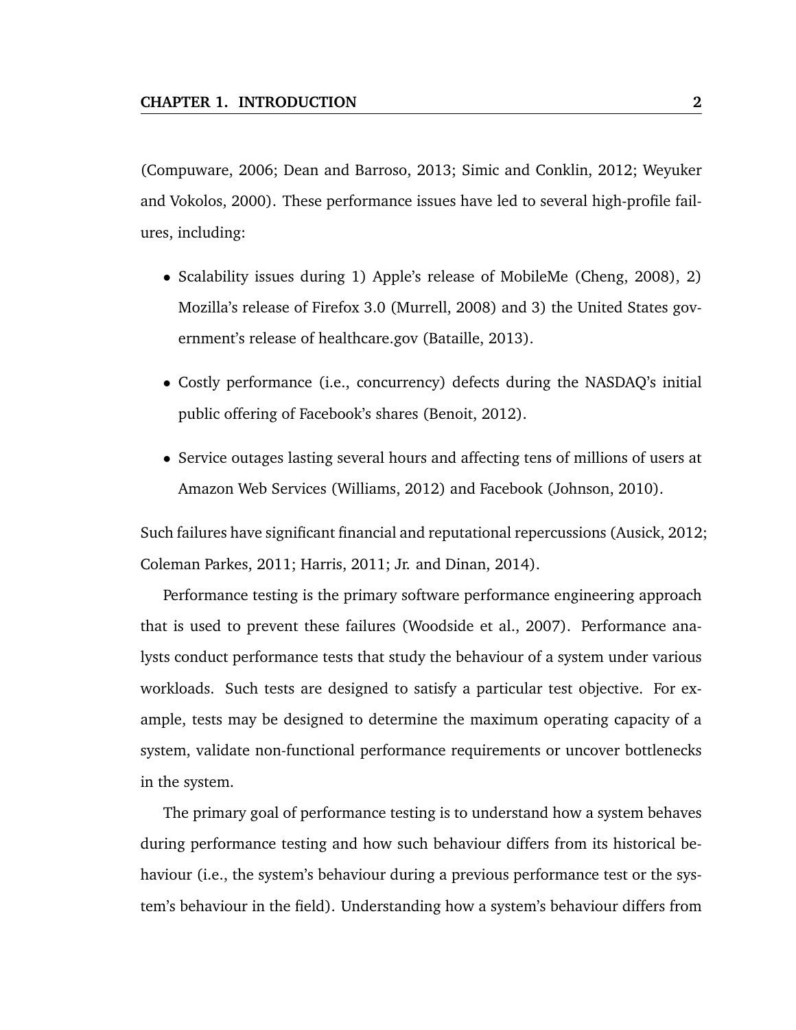(Compuware, 2006; Dean and Barroso, 2013; Simic and Conklin, 2012; Weyuker and Vokolos, 2000). These performance issues have led to several high-profile failures, including:

- Scalability issues during 1) Apple's release of MobileMe (Cheng, 2008), 2) Mozilla's release of Firefox 3.0 (Murrell, 2008) and 3) the United States government's release of healthcare.gov (Bataille, 2013).
- Costly performance (i.e., concurrency) defects during the NASDAQ's initial public offering of Facebook's shares (Benoit, 2012).
- Service outages lasting several hours and affecting tens of millions of users at Amazon Web Services (Williams, 2012) and Facebook (Johnson, 2010).

Such failures have significant financial and reputational repercussions (Ausick, 2012; Coleman Parkes, 2011; Harris, 2011; Jr. and Dinan, 2014).

Performance testing is the primary software performance engineering approach that is used to prevent these failures (Woodside et al., 2007). Performance analysts conduct performance tests that study the behaviour of a system under various workloads. Such tests are designed to satisfy a particular test objective. For example, tests may be designed to determine the maximum operating capacity of a system, validate non-functional performance requirements or uncover bottlenecks in the system.

The primary goal of performance testing is to understand how a system behaves during performance testing and how such behaviour differs from its historical behaviour (i.e., the system's behaviour during a previous performance test or the system's behaviour in the field). Understanding how a system's behaviour differs from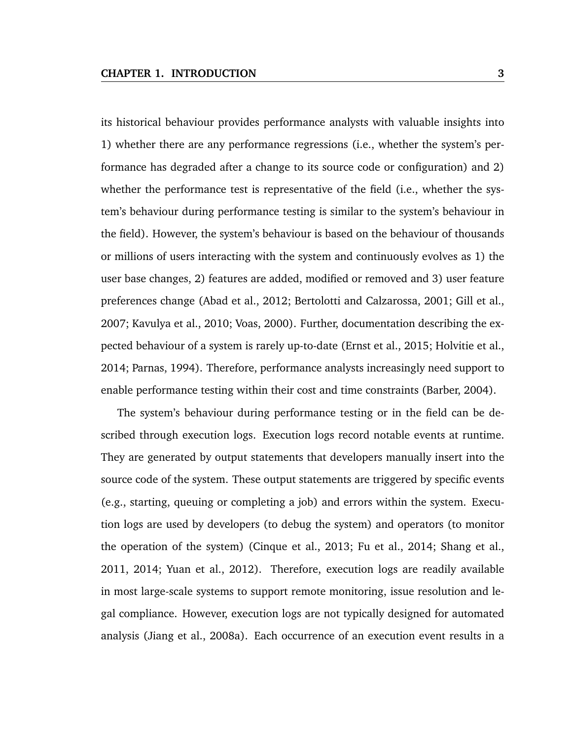its historical behaviour provides performance analysts with valuable insights into 1) whether there are any performance regressions (i.e., whether the system's performance has degraded after a change to its source code or configuration) and 2) whether the performance test is representative of the field (i.e., whether the system's behaviour during performance testing is similar to the system's behaviour in the field). However, the system's behaviour is based on the behaviour of thousands or millions of users interacting with the system and continuously evolves as 1) the user base changes, 2) features are added, modified or removed and 3) user feature preferences change (Abad et al., 2012; Bertolotti and Calzarossa, 2001; Gill et al., 2007; Kavulya et al., 2010; Voas, 2000). Further, documentation describing the expected behaviour of a system is rarely up-to-date (Ernst et al., 2015; Holvitie et al., 2014; Parnas, 1994). Therefore, performance analysts increasingly need support to enable performance testing within their cost and time constraints (Barber, 2004).

The system's behaviour during performance testing or in the field can be described through execution logs. Execution logs record notable events at runtime. They are generated by output statements that developers manually insert into the source code of the system. These output statements are triggered by specific events (e.g., starting, queuing or completing a job) and errors within the system. Execution logs are used by developers (to debug the system) and operators (to monitor the operation of the system) (Cinque et al., 2013; Fu et al., 2014; Shang et al., 2011, 2014; Yuan et al., 2012). Therefore, execution logs are readily available in most large-scale systems to support remote monitoring, issue resolution and legal compliance. However, execution logs are not typically designed for automated analysis (Jiang et al., 2008a). Each occurrence of an execution event results in a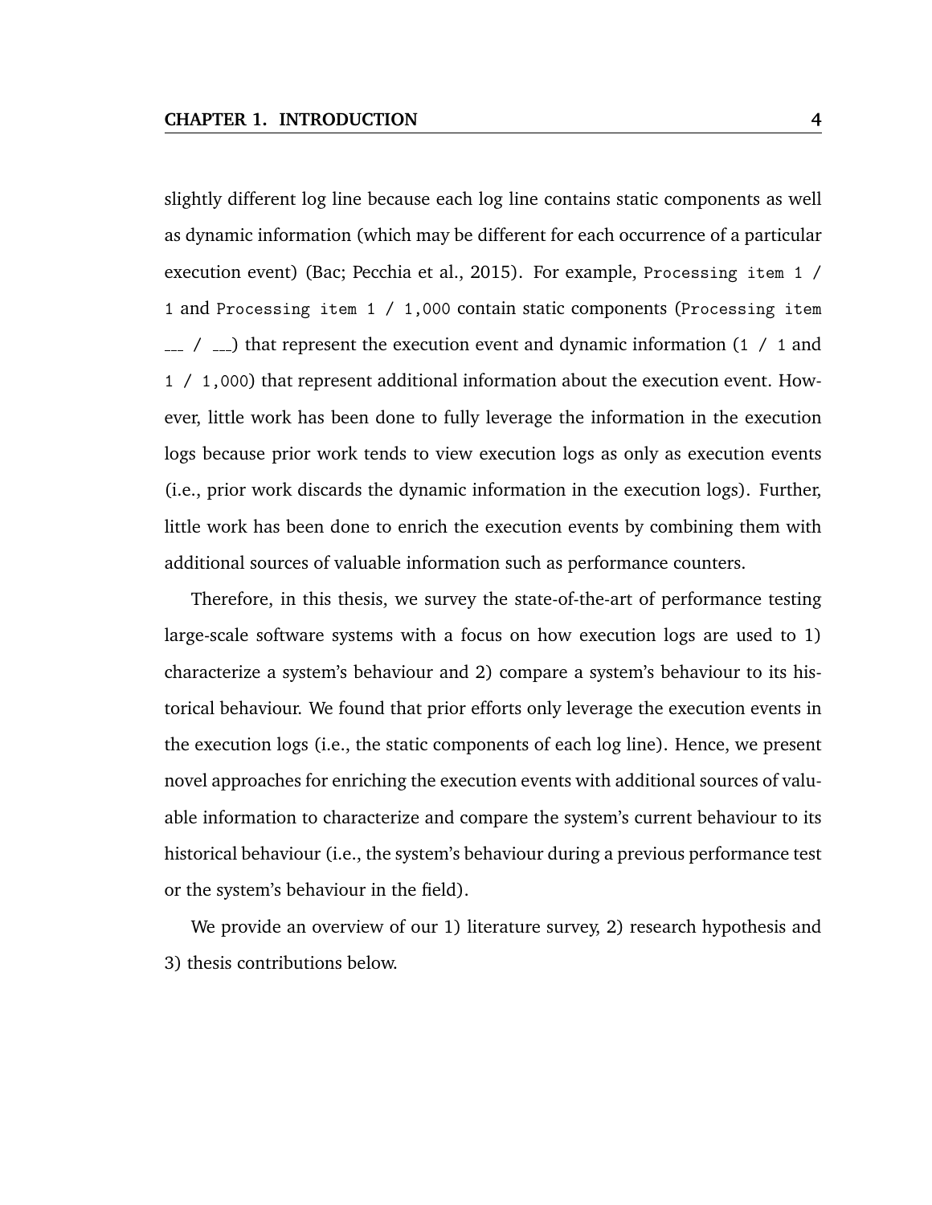slightly different log line because each log line contains static components as well as dynamic information (which may be different for each occurrence of a particular execution event) (Bac; Pecchia et al., 2015). For example, `Processing item 1 / 1` and `Processing item 1 / 1,000` contain static components (`Processing item ___ / ___`) that represent the execution event and dynamic information (`1 / 1` and `1 / 1,000`) that represent additional information about the execution event. However, little work has been done to fully leverage the information in the execution logs because prior work tends to view execution logs as only as execution events (i.e., prior work discards the dynamic information in the execution logs). Further, little work has been done to enrich the execution events by combining them with additional sources of valuable information such as performance counters.

Therefore, in this thesis, we survey the state-of-the-art of performance testing large-scale software systems with a focus on how execution logs are used to 1) characterize a system's behaviour and 2) compare a system's behaviour to its historical behaviour. We found that prior efforts only leverage the execution events in the execution logs (i.e., the static components of each log line). Hence, we present novel approaches for enriching the execution events with additional sources of valuable information to characterize and compare the system's current behaviour to its historical behaviour (i.e., the system's behaviour during a previous performance test or the system's behaviour in the field).

We provide an overview of our 1) literature survey, 2) research hypothesis and 3) thesis contributions below.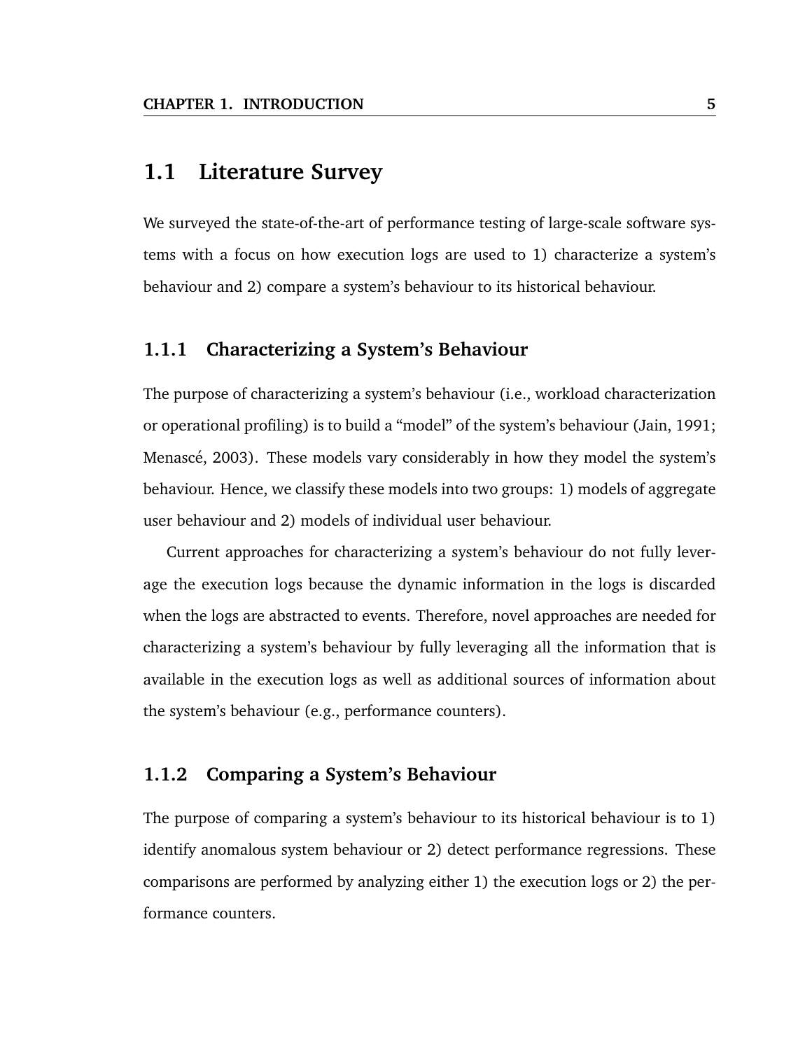## 1.1 Literature Survey

We surveyed the state-of-the-art of performance testing of large-scale software systems with a focus on how execution logs are used to 1) characterize a system's behaviour and 2) compare a system's behaviour to its historical behaviour.

### 1.1.1 Characterizing a System's Behaviour

The purpose of characterizing a system's behaviour (i.e., workload characterization or operational profiling) is to build a "model" of the system's behaviour (Jain, 1991; Menascé, 2003). These models vary considerably in how they model the system's behaviour. Hence, we classify these models into two groups: 1) models of aggregate user behaviour and 2) models of individual user behaviour.

Current approaches for characterizing a system's behaviour do not fully leverage the execution logs because the dynamic information in the logs is discarded when the logs are abstracted to events. Therefore, novel approaches are needed for characterizing a system's behaviour by fully leveraging all the information that is available in the execution logs as well as additional sources of information about the system's behaviour (e.g., performance counters).

### 1.1.2 Comparing a System's Behaviour

The purpose of comparing a system's behaviour to its historical behaviour is to 1) identify anomalous system behaviour or 2) detect performance regressions. These comparisons are performed by analyzing either 1) the execution logs or 2) the performance counters.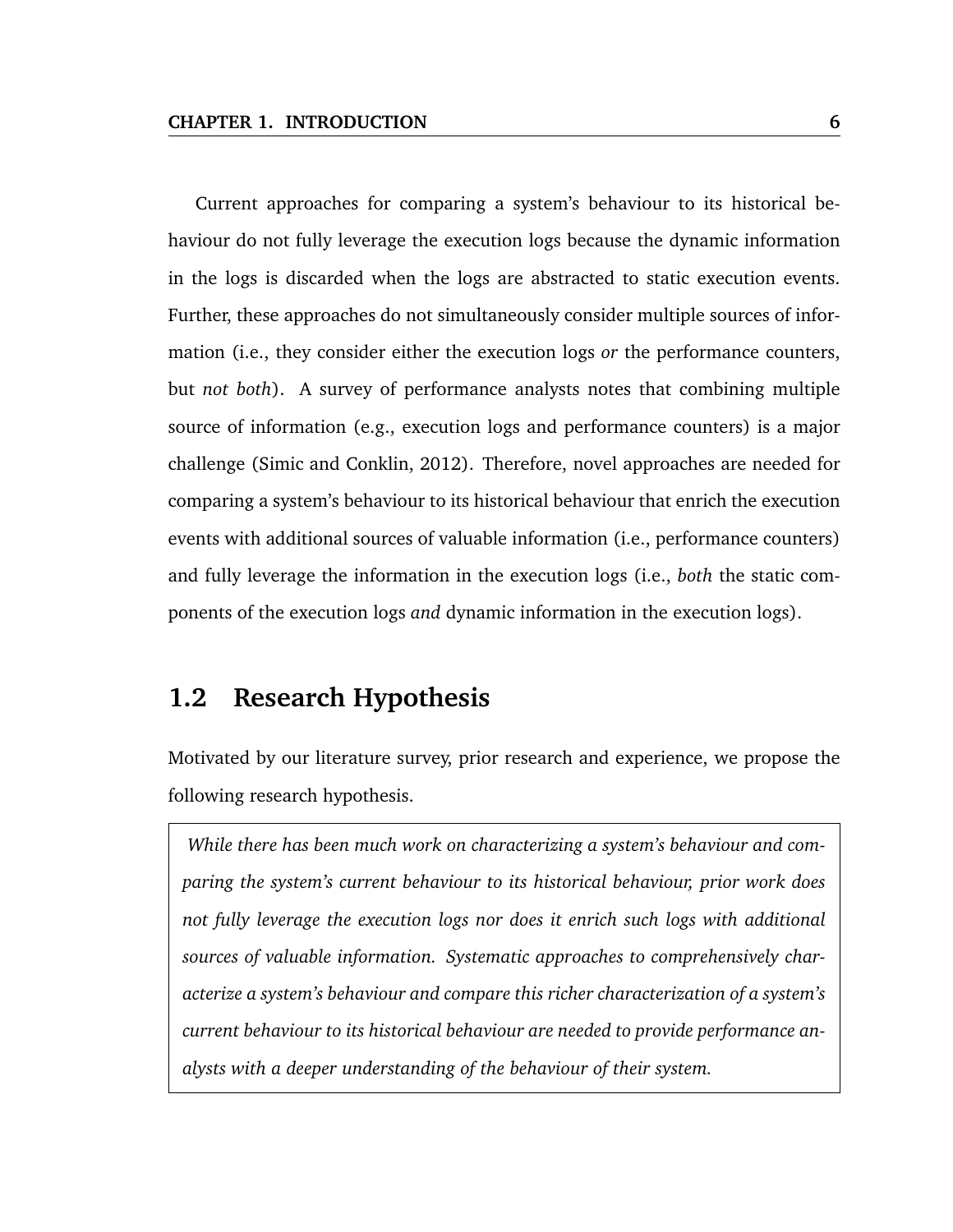Current approaches for comparing a system's behaviour to its historical behaviour do not fully leverage the execution logs because the dynamic information in the logs is discarded when the logs are abstracted to static execution events. Further, these approaches do not simultaneously consider multiple sources of information (i.e., they consider either the execution logs *or* the performance counters, but *not both*). A survey of performance analysts notes that combining multiple source of information (e.g., execution logs and performance counters) is a major challenge (Simic and Conklin, 2012). Therefore, novel approaches are needed for comparing a system's behaviour to its historical behaviour that enrich the execution events with additional sources of valuable information (i.e., performance counters) and fully leverage the information in the execution logs (i.e., *both* the static components of the execution logs *and* dynamic information in the execution logs).

## 1.2 Research Hypothesis

Motivated by our literature survey, prior research and experience, we propose the following research hypothesis.

> *While there has been much work on characterizing a system's behaviour and comparing the system's current behaviour to its historical behaviour, prior work does not fully leverage the execution logs nor does it enrich such logs with additional sources of valuable information. Systematic approaches to comprehensively characterize a system's behaviour and compare this richer characterization of a system's current behaviour to its historical behaviour are needed to provide performance analysts with a deeper understanding of the behaviour of their system.*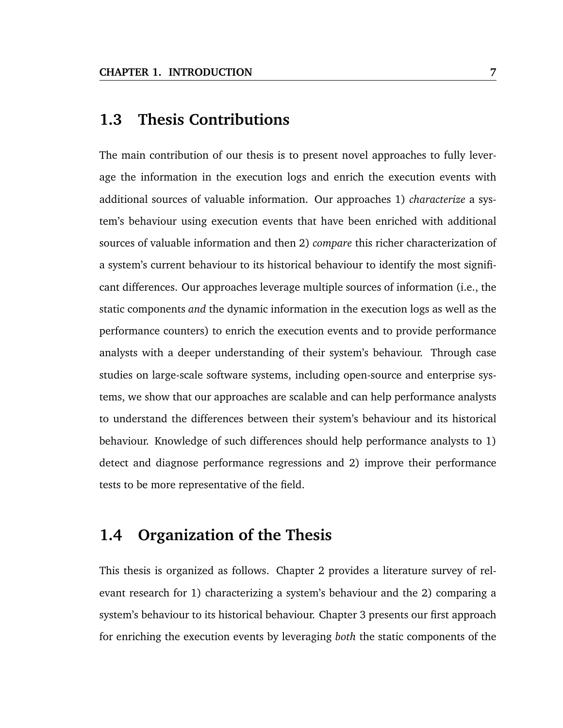## 1.3 Thesis Contributions

The main contribution of our thesis is to present novel approaches to fully leverage the information in the execution logs and enrich the execution events with additional sources of valuable information. Our approaches 1) *characterize* a system's behaviour using execution events that have been enriched with additional sources of valuable information and then 2) *compare* this richer characterization of a system's current behaviour to its historical behaviour to identify the most significant differences. Our approaches leverage multiple sources of information (i.e., the static components *and* the dynamic information in the execution logs as well as the performance counters) to enrich the execution events and to provide performance analysts with a deeper understanding of their system's behaviour. Through case studies on large-scale software systems, including open-source and enterprise systems, we show that our approaches are scalable and can help performance analysts to understand the differences between their system's behaviour and its historical behaviour. Knowledge of such differences should help performance analysts to 1) detect and diagnose performance regressions and 2) improve their performance tests to be more representative of the field.

## 1.4 Organization of the Thesis

This thesis is organized as follows. Chapter 2 provides a literature survey of relevant research for 1) characterizing a system's behaviour and the 2) comparing a system's behaviour to its historical behaviour. Chapter 3 presents our first approach for enriching the execution events by leveraging *both* the static components of the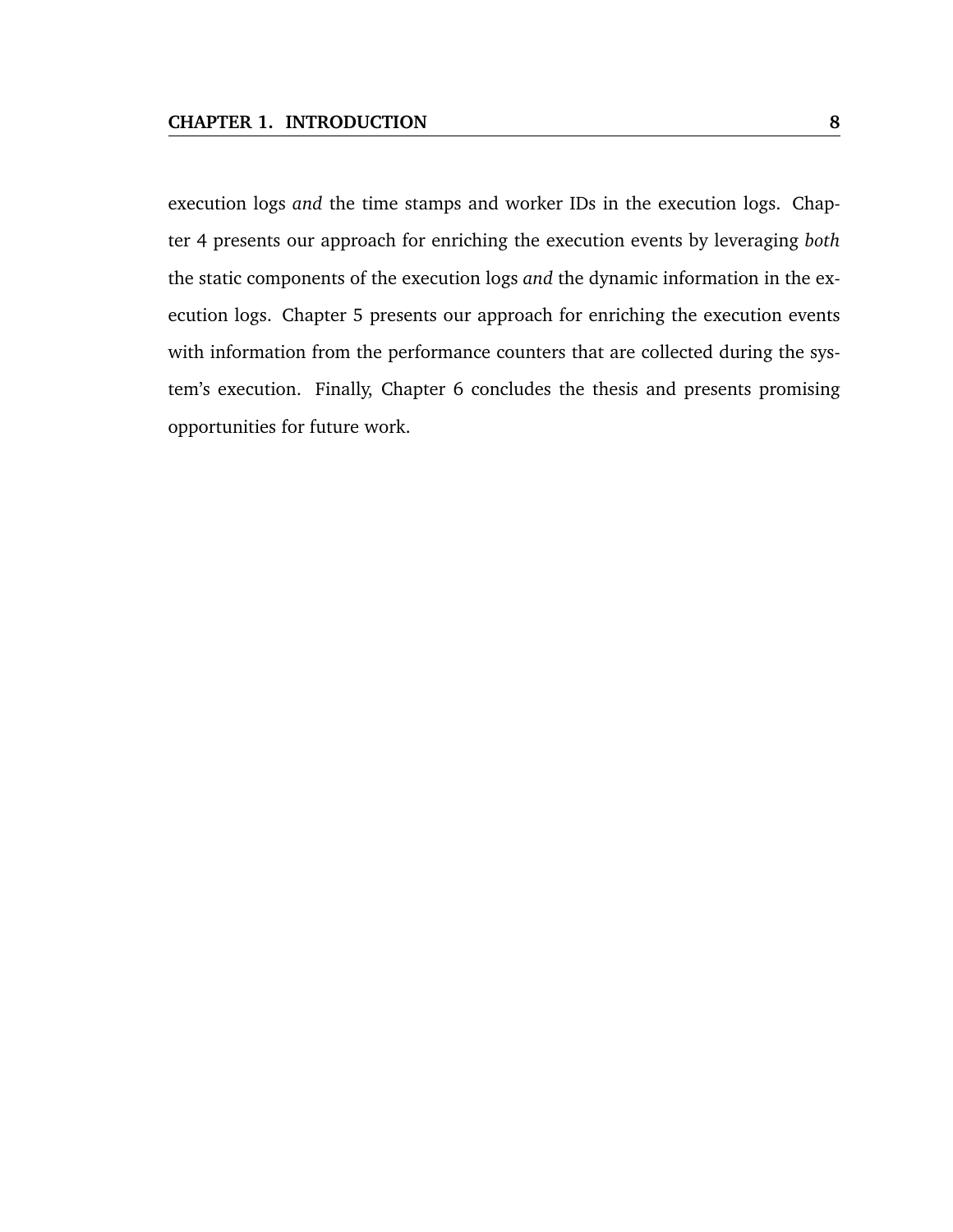execution logs *and* the time stamps and worker IDs in the execution logs. Chapter 4 presents our approach for enriching the execution events by leveraging *both* the static components of the execution logs *and* the dynamic information in the execution logs. Chapter 5 presents our approach for enriching the execution events with information from the performance counters that are collected during the system's execution. Finally, Chapter 6 concludes the thesis and presents promising opportunities for future work.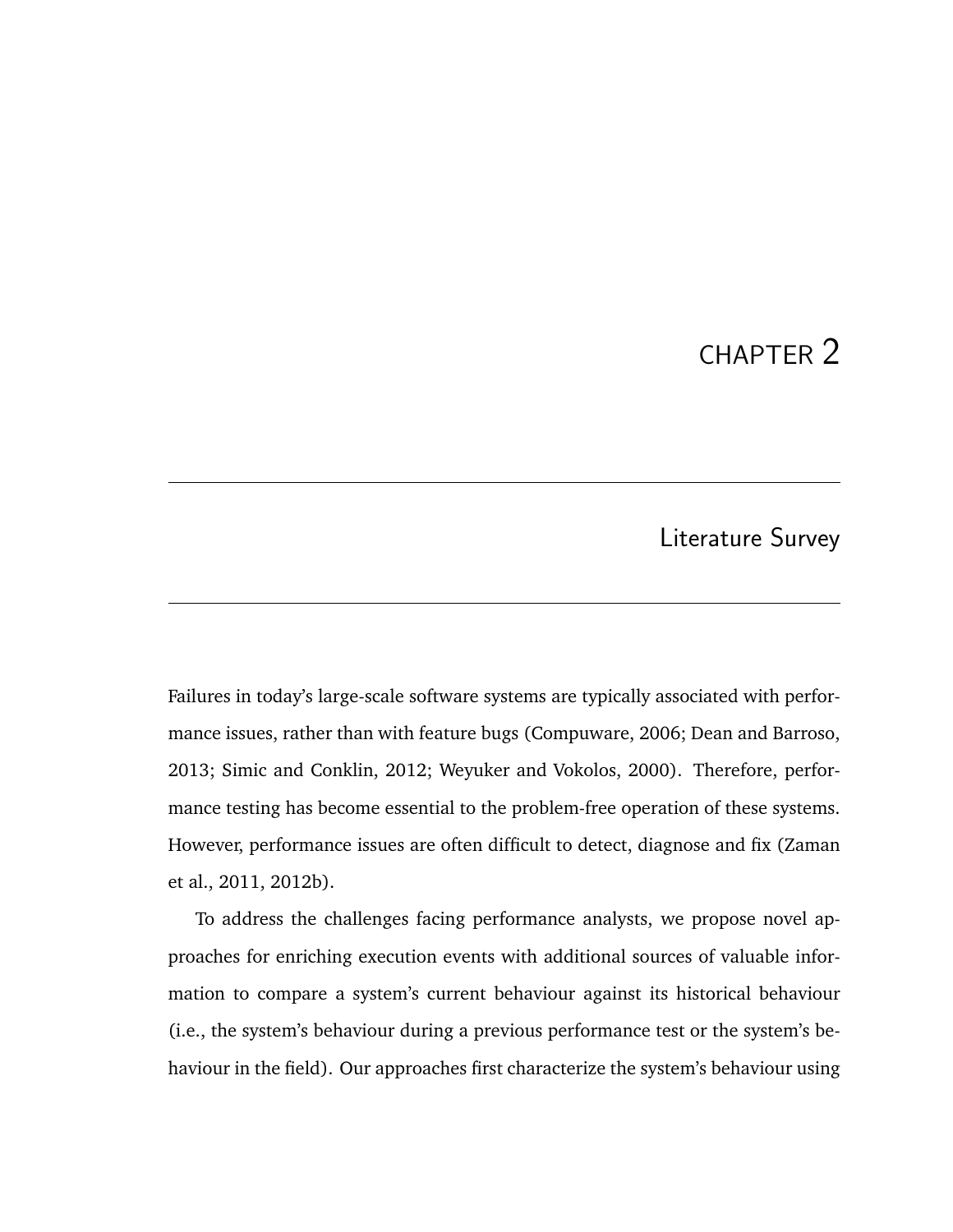# CHAPTER 2

## Literature Survey

Failures in today's large-scale software systems are typically associated with performance issues, rather than with feature bugs (Compuware, 2006; Dean and Barroso, 2013; Simic and Conklin, 2012; Weyuker and Vokolos, 2000). Therefore, performance testing has become essential to the problem-free operation of these systems. However, performance issues are often difficult to detect, diagnose and fix (Zaman et al., 2011, 2012b).

To address the challenges facing performance analysts, we propose novel approaches for enriching execution events with additional sources of valuable information to compare a system's current behaviour against its historical behaviour (i.e., the system's behaviour during a previous performance test or the system's behaviour in the field). Our approaches first characterize the system's behaviour using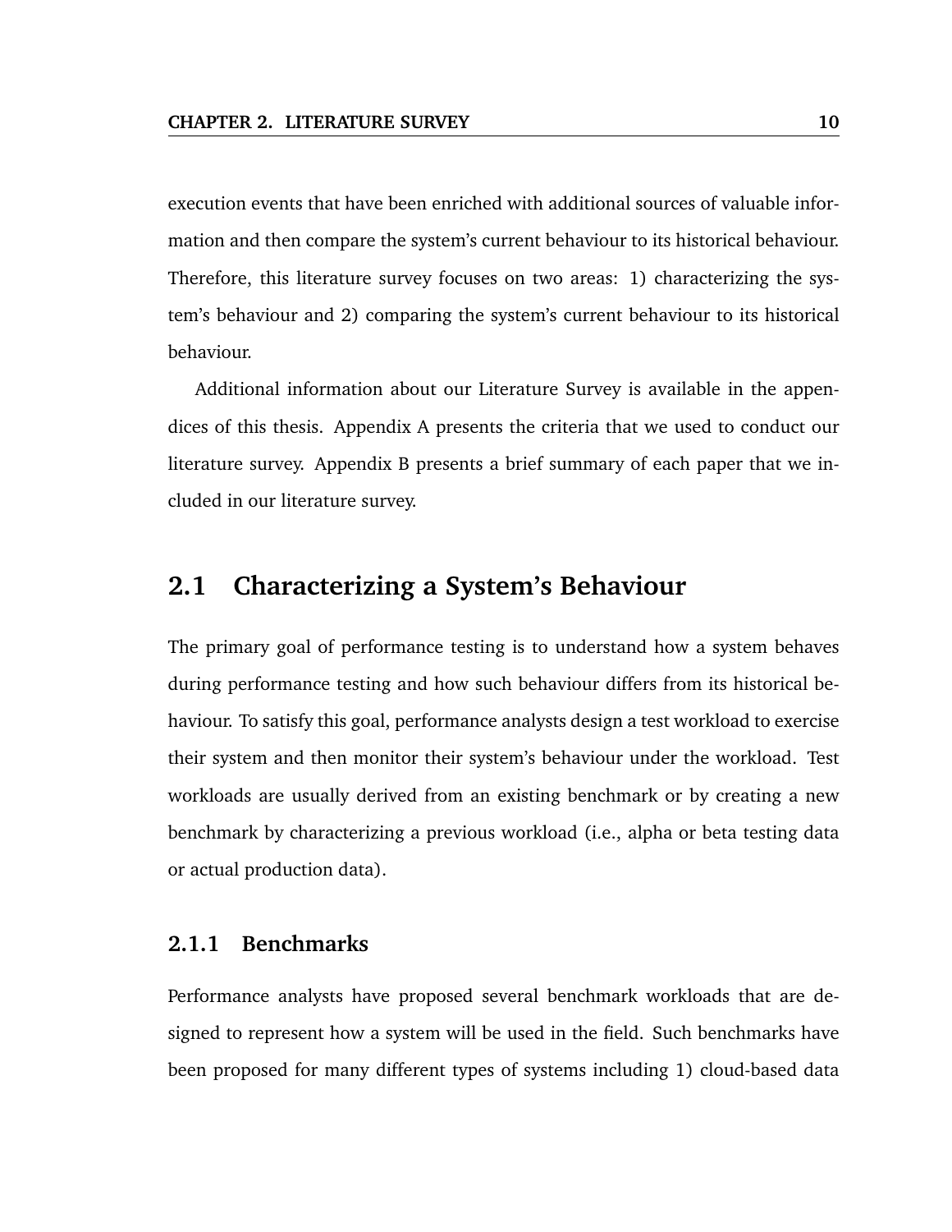execution events that have been enriched with additional sources of valuable information and then compare the system's current behaviour to its historical behaviour. Therefore, this literature survey focuses on two areas: 1) characterizing the system's behaviour and 2) comparing the system's current behaviour to its historical behaviour.

Additional information about our Literature Survey is available in the appendices of this thesis. Appendix A presents the criteria that we used to conduct our literature survey. Appendix B presents a brief summary of each paper that we included in our literature survey.

## 2.1 Characterizing a System's Behaviour

The primary goal of performance testing is to understand how a system behaves during performance testing and how such behaviour differs from its historical behaviour. To satisfy this goal, performance analysts design a test workload to exercise their system and then monitor their system's behaviour under the workload. Test workloads are usually derived from an existing benchmark or by creating a new benchmark by characterizing a previous workload (i.e., alpha or beta testing data or actual production data).

### 2.1.1 Benchmarks

Performance analysts have proposed several benchmark workloads that are designed to represent how a system will be used in the field. Such benchmarks have been proposed for many different types of systems including 1) cloud-based data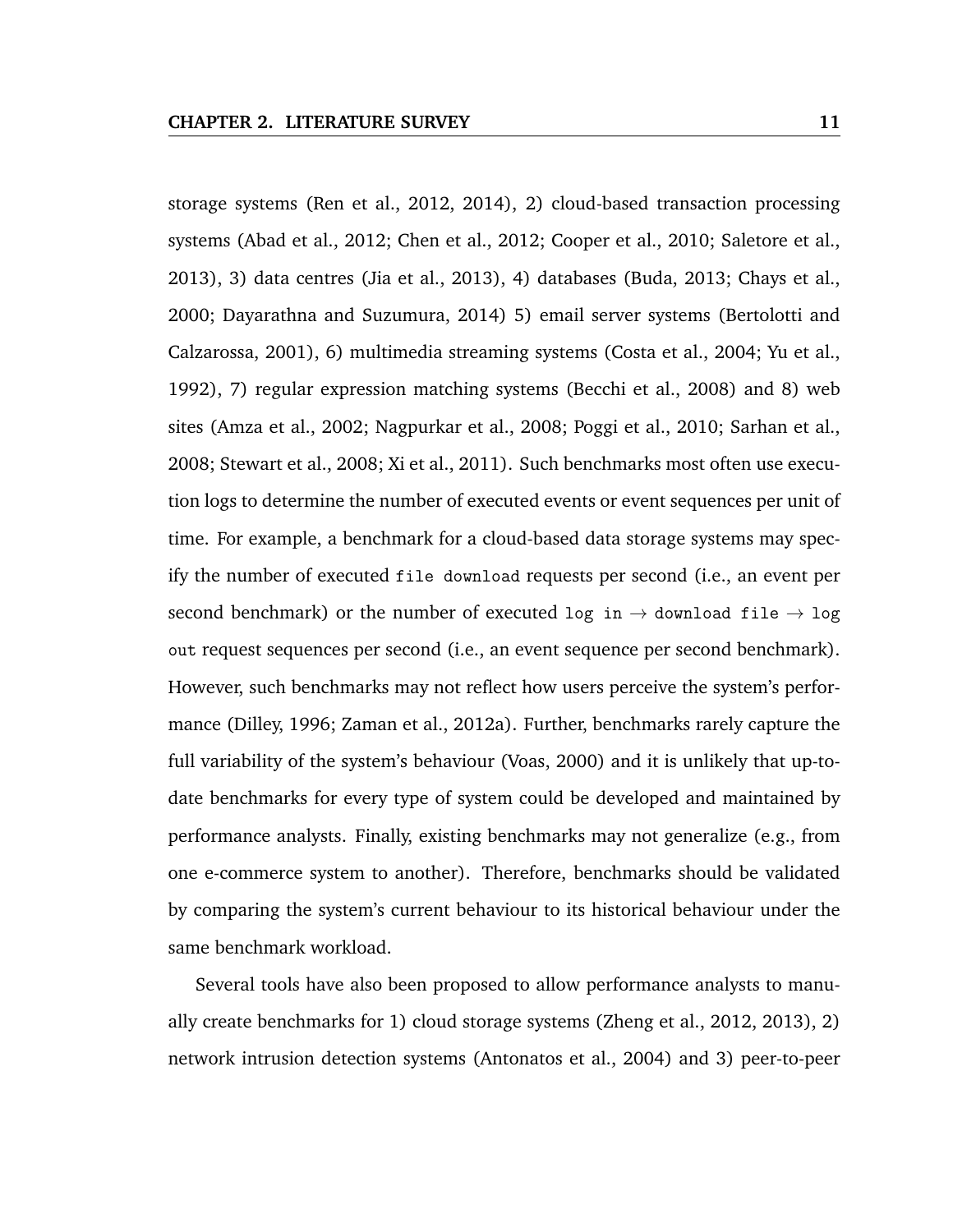storage systems (Ren et al., 2012, 2014), 2) cloud-based transaction processing systems (Abad et al., 2012; Chen et al., 2012; Cooper et al., 2010; Saletore et al., 2013), 3) data centres (Jia et al., 2013), 4) databases (Buda, 2013; Chays et al., 2000; Dayarathna and Suzumura, 2014) 5) email server systems (Bertolotti and Calzarossa, 2001), 6) multimedia streaming systems (Costa et al., 2004; Yu et al., 1992), 7) regular expression matching systems (Becchi et al., 2008) and 8) web sites (Amza et al., 2002; Nagpurkar et al., 2008; Poggi et al., 2010; Sarhan et al., 2008; Stewart et al., 2008; Xi et al., 2011). Such benchmarks most often use execution logs to determine the number of executed events or event sequences per unit of time. For example, a benchmark for a cloud-based data storage systems may specify the number of executed `file download` requests per second (i.e., an event per second benchmark) or the number of executed `log in` → `download file` → `log out` request sequences per second (i.e., an event sequence per second benchmark). However, such benchmarks may not reflect how users perceive the system's performance (Dilley, 1996; Zaman et al., 2012a). Further, benchmarks rarely capture the full variability of the system's behaviour (Voas, 2000) and it is unlikely that up-to-date benchmarks for every type of system could be developed and maintained by performance analysts. Finally, existing benchmarks may not generalize (e.g., from one e-commerce system to another). Therefore, benchmarks should be validated by comparing the system's current behaviour to its historical behaviour under the same benchmark workload.

Several tools have also been proposed to allow performance analysts to manually create benchmarks for 1) cloud storage systems (Zheng et al., 2012, 2013), 2) network intrusion detection systems (Antonatos et al., 2004) and 3) peer-to-peer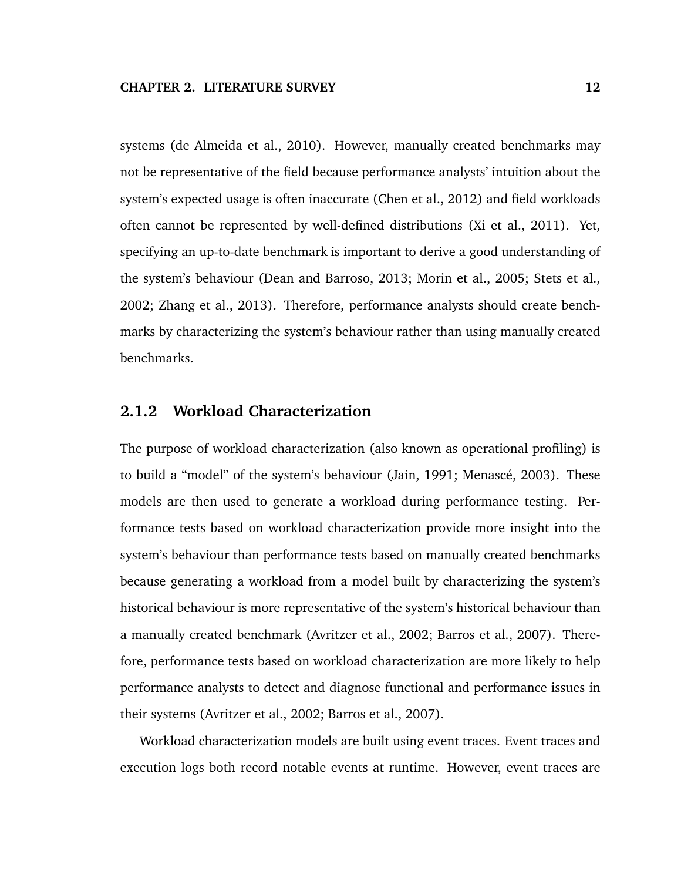systems (de Almeida et al., 2010). However, manually created benchmarks may not be representative of the field because performance analysts' intuition about the system's expected usage is often inaccurate (Chen et al., 2012) and field workloads often cannot be represented by well-defined distributions (Xi et al., 2011). Yet, specifying an up-to-date benchmark is important to derive a good understanding of the system's behaviour (Dean and Barroso, 2013; Morin et al., 2005; Stets et al., 2002; Zhang et al., 2013). Therefore, performance analysts should create benchmarks by characterizing the system's behaviour rather than using manually created benchmarks.

### 2.1.2 Workload Characterization

The purpose of workload characterization (also known as operational profiling) is to build a "model" of the system's behaviour (Jain, 1991; Menascé, 2003). These models are then used to generate a workload during performance testing. Performance tests based on workload characterization provide more insight into the system's behaviour than performance tests based on manually created benchmarks because generating a workload from a model built by characterizing the system's historical behaviour is more representative of the system's historical behaviour than a manually created benchmark (Avritzer et al., 2002; Barros et al., 2007). Therefore, performance tests based on workload characterization are more likely to help performance analysts to detect and diagnose functional and performance issues in their systems (Avritzer et al., 2002; Barros et al., 2007).

Workload characterization models are built using event traces. Event traces and execution logs both record notable events at runtime. However, event traces are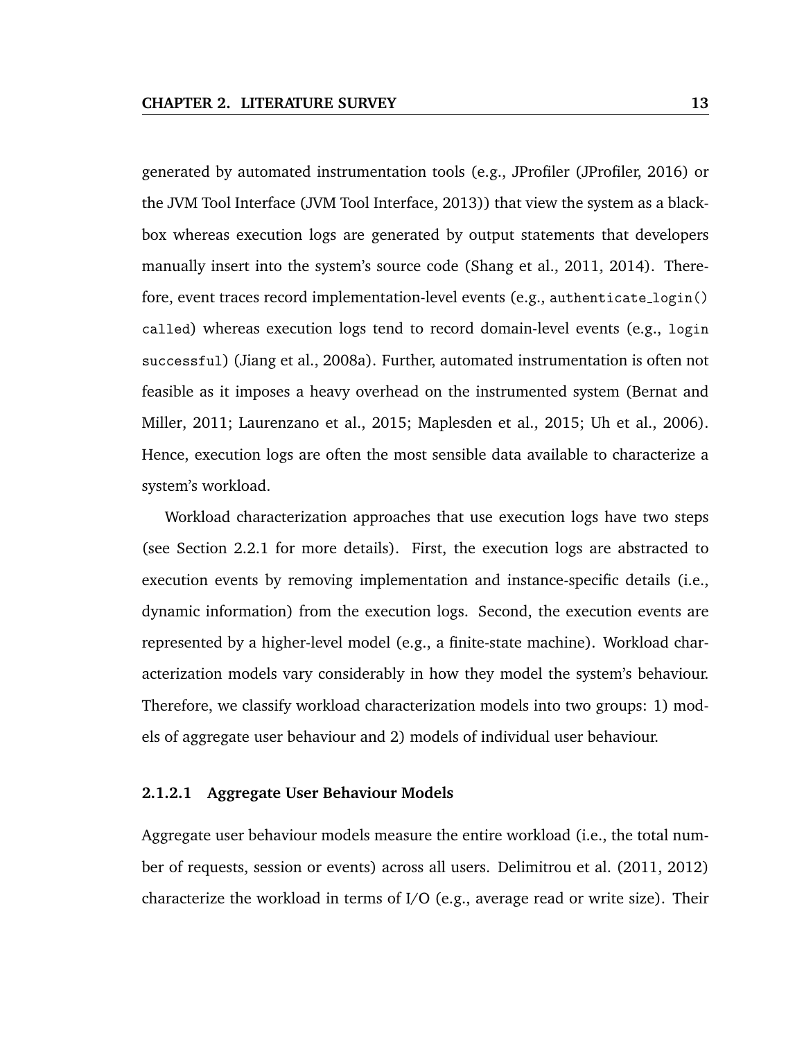generated by automated instrumentation tools (e.g., JProfiler (JProfiler, 2016) or the JVM Tool Interface (JVM Tool Interface, 2013)) that view the system as a black-box whereas execution logs are generated by output statements that developers manually insert into the system's source code (Shang et al., 2011, 2014). Therefore, event traces record implementation-level events (e.g., `authenticate_login() called`) whereas execution logs tend to record domain-level events (e.g., `login successful`) (Jiang et al., 2008a). Further, automated instrumentation is often not feasible as it imposes a heavy overhead on the instrumented system (Bernat and Miller, 2011; Laurenzano et al., 2015; Maplesden et al., 2015; Uh et al., 2006). Hence, execution logs are often the most sensible data available to characterize a system's workload.

Workload characterization approaches that use execution logs have two steps (see Section 2.2.1 for more details). First, the execution logs are abstracted to execution events by removing implementation and instance-specific details (i.e., dynamic information) from the execution logs. Second, the execution events are represented by a higher-level model (e.g., a finite-state machine). Workload characterization models vary considerably in how they model the system's behaviour. Therefore, we classify workload characterization models into two groups: 1) models of aggregate user behaviour and 2) models of individual user behaviour.

#### 2.1.2.1 Aggregate User Behaviour Models

Aggregate user behaviour models measure the entire workload (i.e., the total number of requests, session or events) across all users. Delimitrou et al. (2011, 2012) characterize the workload in terms of I/O (e.g., average read or write size). Their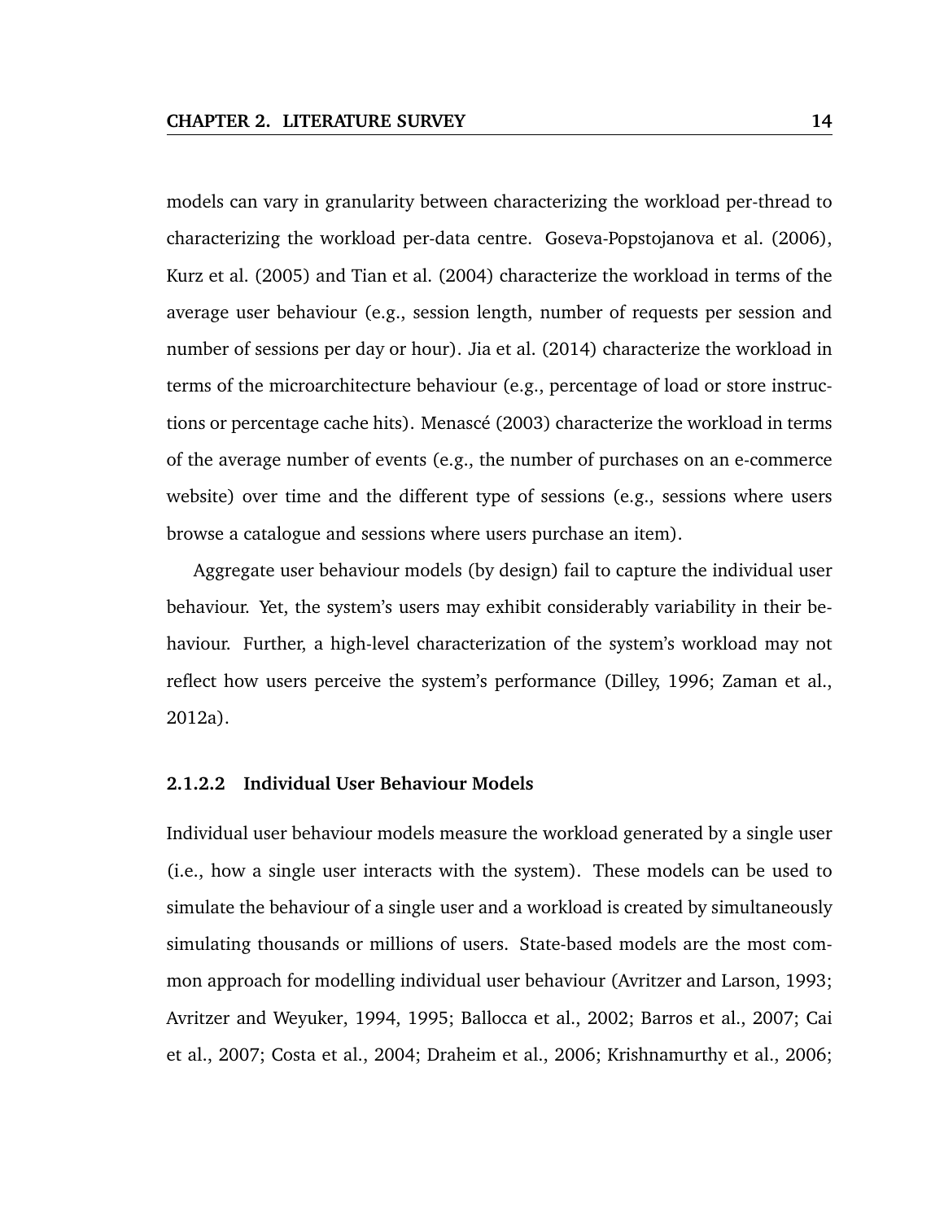models can vary in granularity between characterizing the workload per-thread to characterizing the workload per-data centre. Goseva-Popstojanova et al. (2006), Kurz et al. (2005) and Tian et al. (2004) characterize the workload in terms of the average user behaviour (e.g., session length, number of requests per session and number of sessions per day or hour). Jia et al. (2014) characterize the workload in terms of the microarchitecture behaviour (e.g., percentage of load or store instructions or percentage cache hits). Menascé (2003) characterize the workload in terms of the average number of events (e.g., the number of purchases on an e-commerce website) over time and the different type of sessions (e.g., sessions where users browse a catalogue and sessions where users purchase an item).

Aggregate user behaviour models (by design) fail to capture the individual user behaviour. Yet, the system's users may exhibit considerably variability in their behaviour. Further, a high-level characterization of the system's workload may not reflect how users perceive the system's performance (Dilley, 1996; Zaman et al., 2012a).

#### 2.1.2.2 Individual User Behaviour Models

Individual user behaviour models measure the workload generated by a single user (i.e., how a single user interacts with the system). These models can be used to simulate the behaviour of a single user and a workload is created by simultaneously simulating thousands or millions of users. State-based models are the most common approach for modelling individual user behaviour (Avritzer and Larson, 1993; Avritzer and Weyuker, 1994, 1995; Ballocca et al., 2002; Barros et al., 2007; Cai et al., 2007; Costa et al., 2004; Draheim et al., 2006; Krishnamurthy et al., 2006;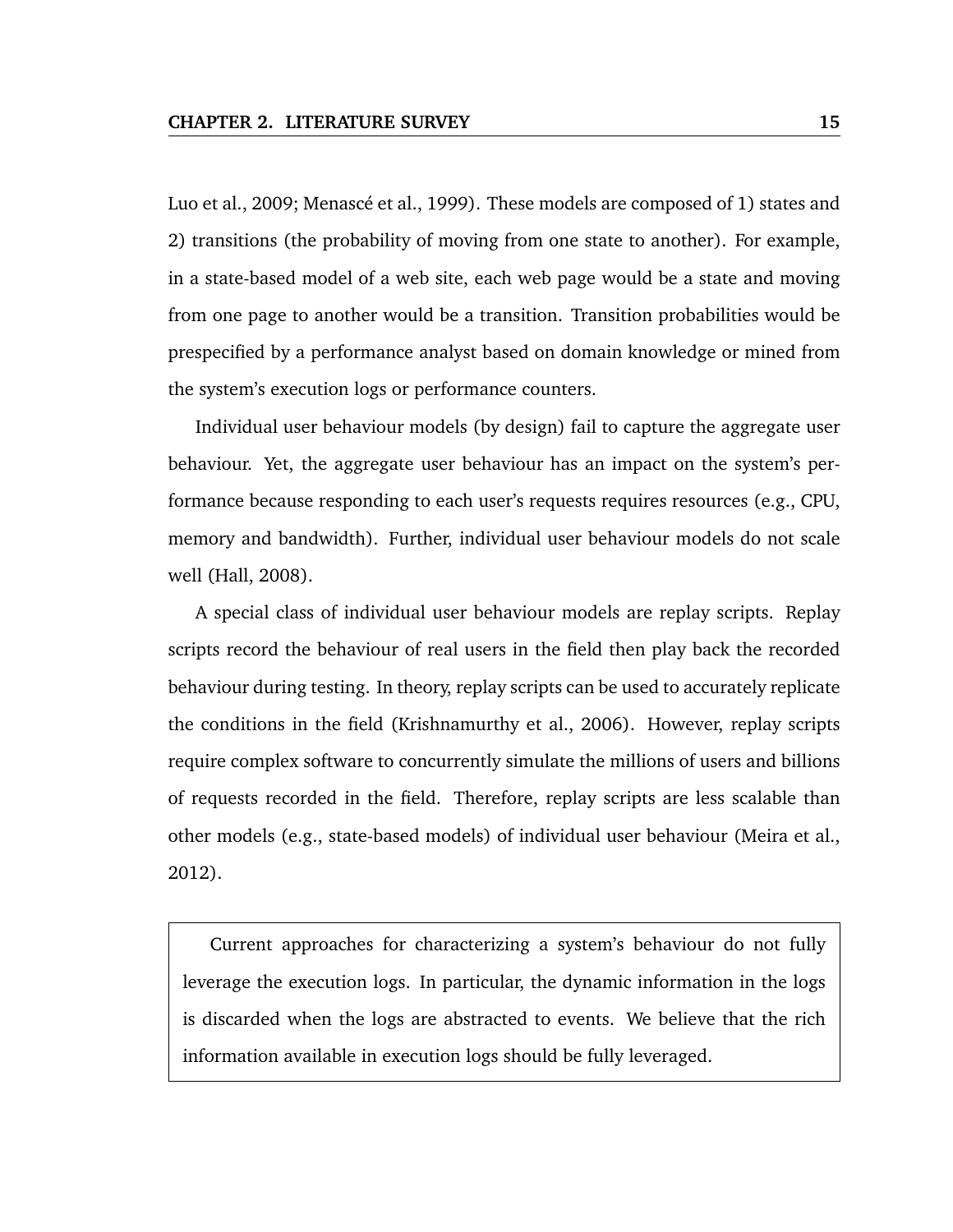Luo et al., 2009; Menascé et al., 1999). These models are composed of 1) states and 2) transitions (the probability of moving from one state to another). For example, in a state-based model of a web site, each web page would be a state and moving from one page to another would be a transition. Transition probabilities would be prespecified by a performance analyst based on domain knowledge or mined from the system's execution logs or performance counters.

Individual user behaviour models (by design) fail to capture the aggregate user behaviour. Yet, the aggregate user behaviour has an impact on the system's performance because responding to each user's requests requires resources (e.g., CPU, memory and bandwidth). Further, individual user behaviour models do not scale well (Hall, 2008).

A special class of individual user behaviour models are replay scripts. Replay scripts record the behaviour of real users in the field then play back the recorded behaviour during testing. In theory, replay scripts can be used to accurately replicate the conditions in the field (Krishnamurthy et al., 2006). However, replay scripts require complex software to concurrently simulate the millions of users and billions of requests recorded in the field. Therefore, replay scripts are less scalable than other models (e.g., state-based models) of individual user behaviour (Meira et al., 2012).

> Current approaches for characterizing a system's behaviour do not fully leverage the execution logs. In particular, the dynamic information in the logs is discarded when the logs are abstracted to events. We believe that the rich information available in execution logs should be fully leveraged.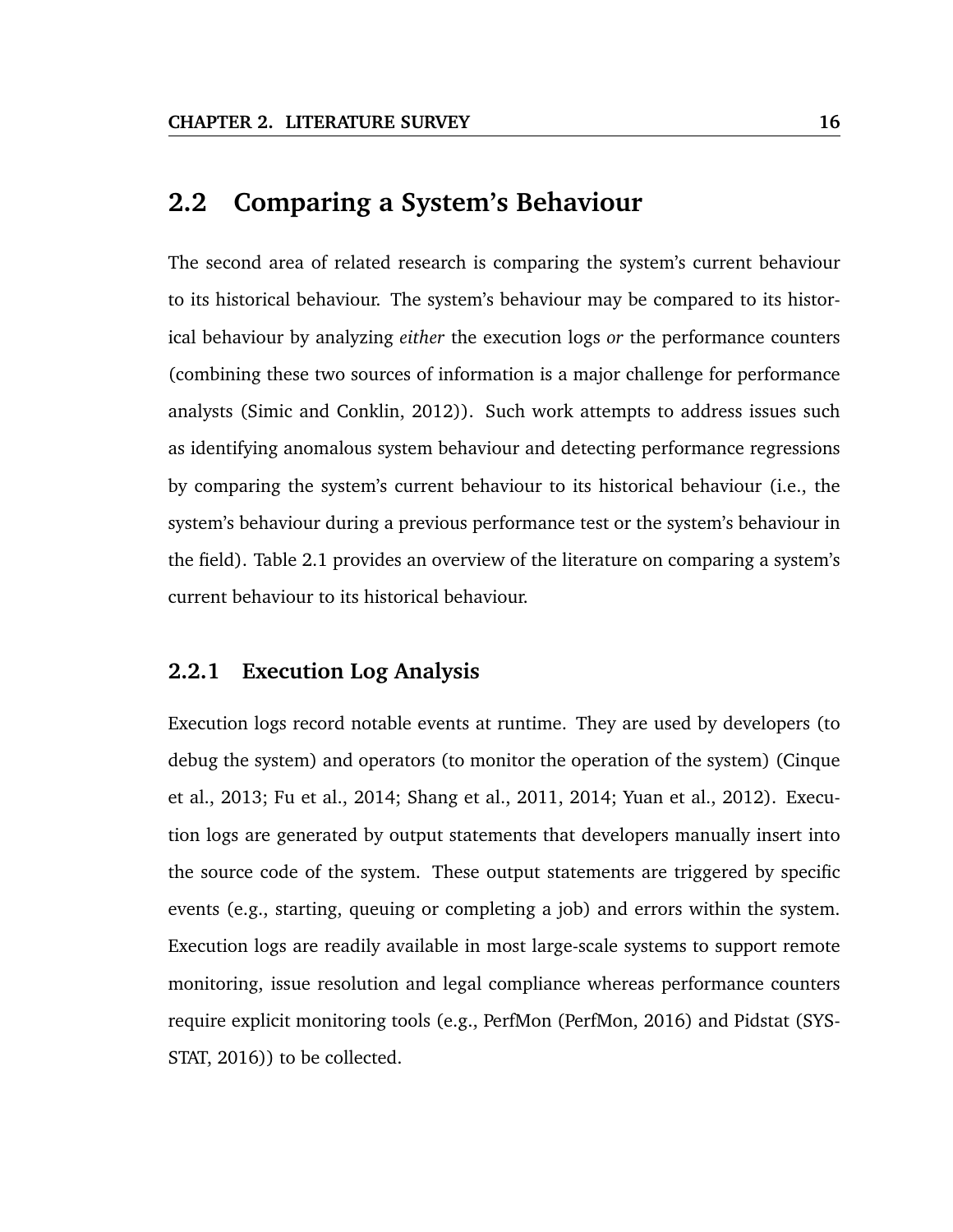## 2.2 Comparing a System's Behaviour

The second area of related research is comparing the system's current behaviour to its historical behaviour. The system's behaviour may be compared to its historical behaviour by analyzing *either* the execution logs *or* the performance counters (combining these two sources of information is a major challenge for performance analysts (Simic and Conklin, 2012)). Such work attempts to address issues such as identifying anomalous system behaviour and detecting performance regressions by comparing the system's current behaviour to its historical behaviour (i.e., the system's behaviour during a previous performance test or the system's behaviour in the field). Table 2.1 provides an overview of the literature on comparing a system's current behaviour to its historical behaviour.

### 2.2.1 Execution Log Analysis

Execution logs record notable events at runtime. They are used by developers (to debug the system) and operators (to monitor the operation of the system) (Cinque et al., 2013; Fu et al., 2014; Shang et al., 2011, 2014; Yuan et al., 2012). Execution logs are generated by output statements that developers manually insert into the source code of the system. These output statements are triggered by specific events (e.g., starting, queuing or completing a job) and errors within the system. Execution logs are readily available in most large-scale systems to support remote monitoring, issue resolution and legal compliance whereas performance counters require explicit monitoring tools (e.g., PerfMon (PerfMon, 2016) and Pidstat (SYSSTAT, 2016)) to be collected.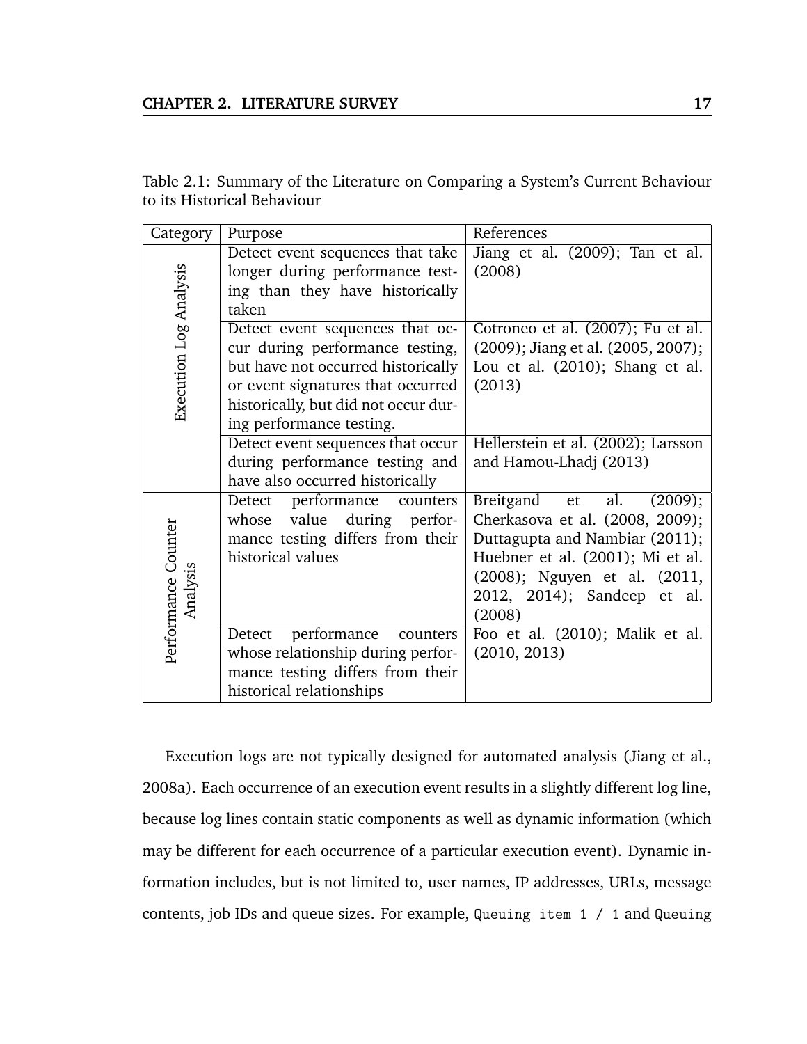Table 2.1: Summary of the Literature on Comparing a System's Current Behaviour to its Historical Behaviour

| Category | Purpose | References |
|---|---|---|
| Execution Log Analysis | Detect event sequences that take longer during performance testing than they have historically taken | Jiang et al. (2009); Tan et al. (2008) |
| | Detect event sequences that occur during performance testing, but have not occurred historically or event signatures that occurred historically, but did not occur during performance testing. | Cotroneo et al. (2007); Fu et al. (2009); Jiang et al. (2005, 2007); Lou et al. (2010); Shang et al. (2013) |
| | Detect event sequences that occur during performance testing and have also occurred historically | Hellerstein et al. (2002); Larsson and Hamou-Lhadj (2013) |
| Performance Counter Analysis | Detect performance counters whose value during performance testing differs from their historical values | Breitgand et al. (2009); Cherkasova et al. (2008, 2009); Duttagupta and Nambiar (2011); Huebner et al. (2001); Mi et al. (2008); Nguyen et al. (2011, 2012, 2014); Sandeep et al. (2008) |
| | Detect performance counters whose relationship during performance testing differs from their historical relationships | Foo et al. (2010); Malik et al. (2010, 2013) |

Execution logs are not typically designed for automated analysis (Jiang et al., 2008a). Each occurrence of an execution event results in a slightly different log line, because log lines contain static components as well as dynamic information (which may be different for each occurrence of a particular execution event). Dynamic information includes, but is not limited to, user names, IP addresses, URLs, message contents, job IDs and queue sizes. For example, `Queuing item 1 / 1` and `Queuing`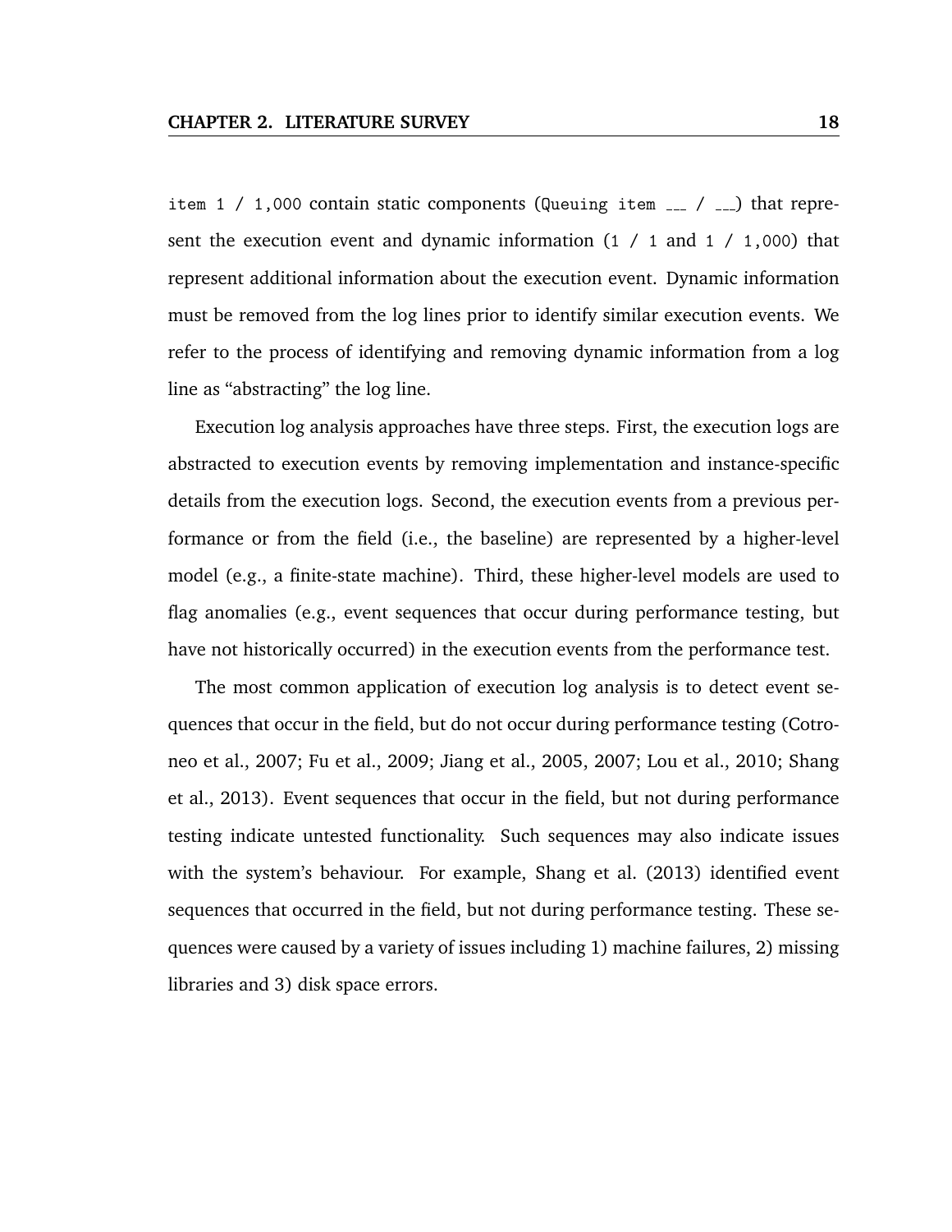`item 1 / 1,000` contain static components (`Queuing item ___ / ___`) that represent the execution event and dynamic information (`1 / 1` and `1 / 1,000`) that represent additional information about the execution event. Dynamic information must be removed from the log lines prior to identify similar execution events. We refer to the process of identifying and removing dynamic information from a log line as "abstracting" the log line.

Execution log analysis approaches have three steps. First, the execution logs are abstracted to execution events by removing implementation and instance-specific details from the execution logs. Second, the execution events from a previous performance or from the field (i.e., the baseline) are represented by a higher-level model (e.g., a finite-state machine). Third, these higher-level models are used to flag anomalies (e.g., event sequences that occur during performance testing, but have not historically occurred) in the execution events from the performance test.

The most common application of execution log analysis is to detect event sequences that occur in the field, but do not occur during performance testing (Cotroneo et al., 2007; Fu et al., 2009; Jiang et al., 2005, 2007; Lou et al., 2010; Shang et al., 2013). Event sequences that occur in the field, but not during performance testing indicate untested functionality. Such sequences may also indicate issues with the system's behaviour. For example, Shang et al. (2013) identified event sequences that occurred in the field, but not during performance testing. These sequences were caused by a variety of issues including 1) machine failures, 2) missing libraries and 3) disk space errors.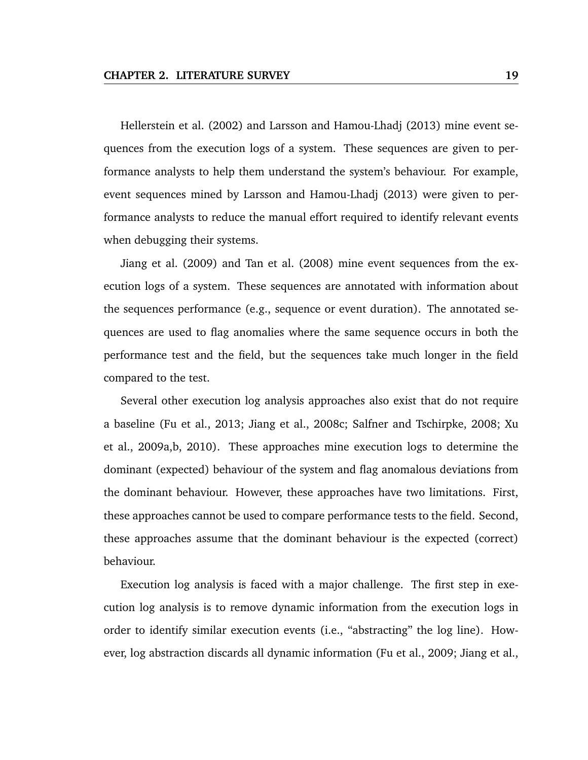Hellerstein et al. (2002) and Larsson and Hamou-Lhadj (2013) mine event sequences from the execution logs of a system. These sequences are given to performance analysts to help them understand the system's behaviour. For example, event sequences mined by Larsson and Hamou-Lhadj (2013) were given to performance analysts to reduce the manual effort required to identify relevant events when debugging their systems.

Jiang et al. (2009) and Tan et al. (2008) mine event sequences from the execution logs of a system. These sequences are annotated with information about the sequences performance (e.g., sequence or event duration). The annotated sequences are used to flag anomalies where the same sequence occurs in both the performance test and the field, but the sequences take much longer in the field compared to the test.

Several other execution log analysis approaches also exist that do not require a baseline (Fu et al., 2013; Jiang et al., 2008c; Salfner and Tschirpke, 2008; Xu et al., 2009a,b, 2010). These approaches mine execution logs to determine the dominant (expected) behaviour of the system and flag anomalous deviations from the dominant behaviour. However, these approaches have two limitations. First, these approaches cannot be used to compare performance tests to the field. Second, these approaches assume that the dominant behaviour is the expected (correct) behaviour.

Execution log analysis is faced with a major challenge. The first step in execution log analysis is to remove dynamic information from the execution logs in order to identify similar execution events (i.e., "abstracting" the log line). However, log abstraction discards all dynamic information (Fu et al., 2009; Jiang et al.,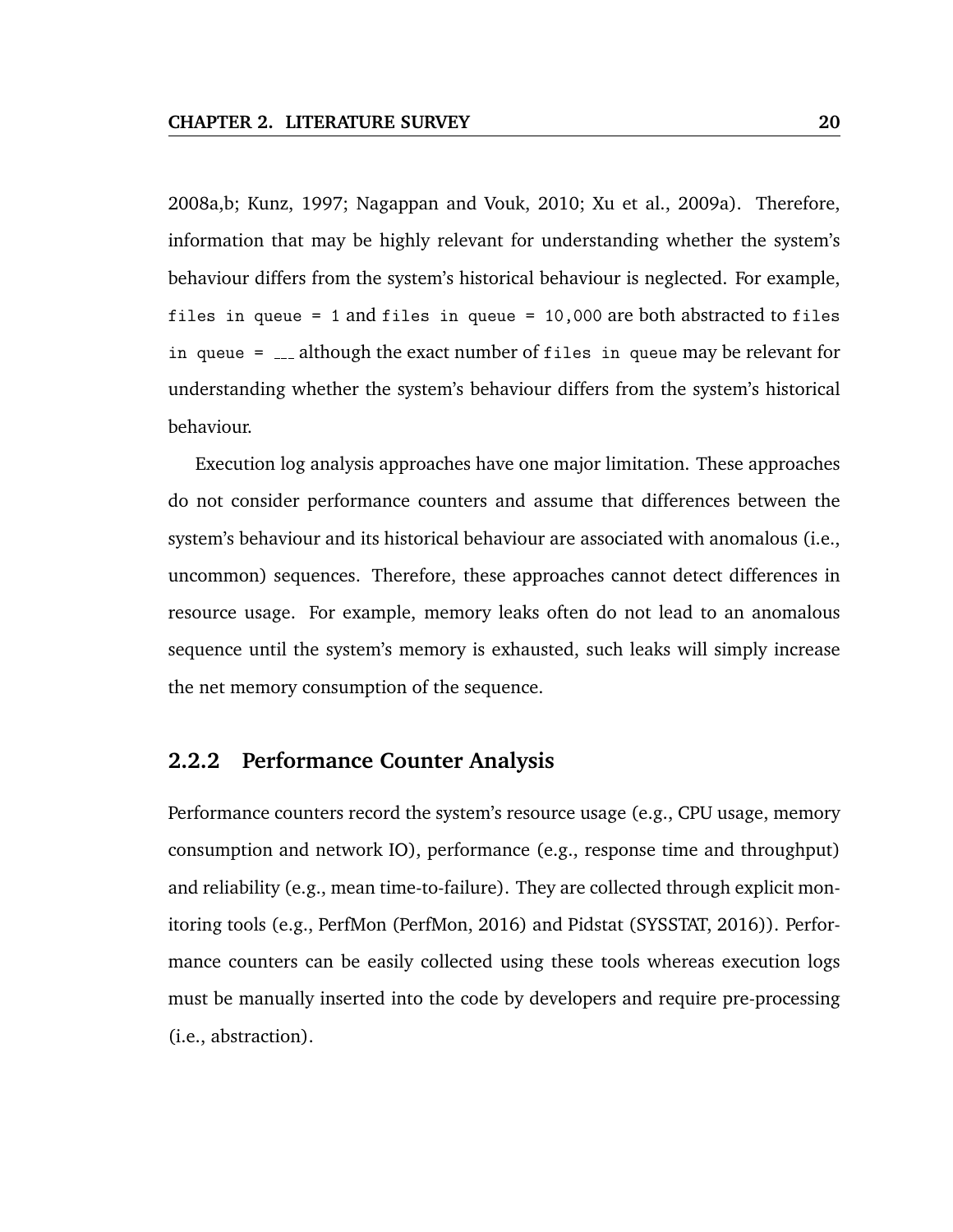2008a,b; Kunz, 1997; Nagappan and Vouk, 2010; Xu et al., 2009a). Therefore, information that may be highly relevant for understanding whether the system's behaviour differs from the system's historical behaviour is neglected. For example, `files in queue = 1` and `files in queue = 10,000` are both abstracted to `files in queue = ___` although the exact number of `files in queue` may be relevant for understanding whether the system's behaviour differs from the system's historical behaviour.

Execution log analysis approaches have one major limitation. These approaches do not consider performance counters and assume that differences between the system's behaviour and its historical behaviour are associated with anomalous (i.e., uncommon) sequences. Therefore, these approaches cannot detect differences in resource usage. For example, memory leaks often do not lead to an anomalous sequence until the system's memory is exhausted, such leaks will simply increase the net memory consumption of the sequence.

### 2.2.2 Performance Counter Analysis

Performance counters record the system's resource usage (e.g., CPU usage, memory consumption and network IO), performance (e.g., response time and throughput) and reliability (e.g., mean time-to-failure). They are collected through explicit monitoring tools (e.g., PerfMon (PerfMon, 2016) and Pidstat (SYSSTAT, 2016)). Performance counters can be easily collected using these tools whereas execution logs must be manually inserted into the code by developers and require pre-processing (i.e., abstraction).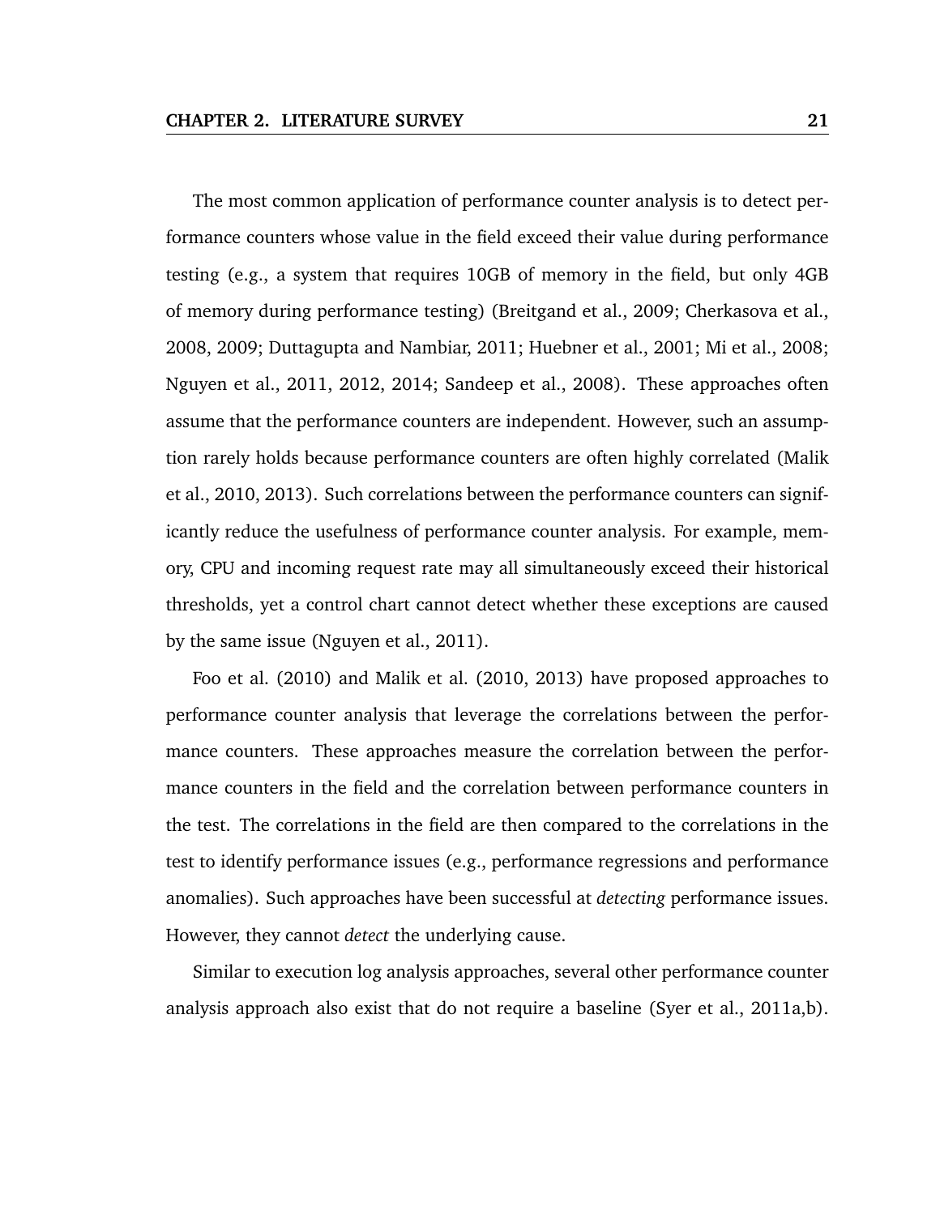The most common application of performance counter analysis is to detect performance counters whose value in the field exceed their value during performance testing (e.g., a system that requires 10GB of memory in the field, but only 4GB of memory during performance testing) (Breitgand et al., 2009; Cherkasova et al., 2008, 2009; Duttagupta and Nambiar, 2011; Huebner et al., 2001; Mi et al., 2008; Nguyen et al., 2011, 2012, 2014; Sandeep et al., 2008). These approaches often assume that the performance counters are independent. However, such an assumption rarely holds because performance counters are often highly correlated (Malik et al., 2010, 2013). Such correlations between the performance counters can significantly reduce the usefulness of performance counter analysis. For example, memory, CPU and incoming request rate may all simultaneously exceed their historical thresholds, yet a control chart cannot detect whether these exceptions are caused by the same issue (Nguyen et al., 2011).

Foo et al. (2010) and Malik et al. (2010, 2013) have proposed approaches to performance counter analysis that leverage the correlations between the performance counters. These approaches measure the correlation between the performance counters in the field and the correlation between performance counters in the test. The correlations in the field are then compared to the correlations in the test to identify performance issues (e.g., performance regressions and performance anomalies). Such approaches have been successful at *detecting* performance issues. However, they cannot *detect* the underlying cause.

Similar to execution log analysis approaches, several other performance counter analysis approach also exist that do not require a baseline (Syer et al., 2011a,b).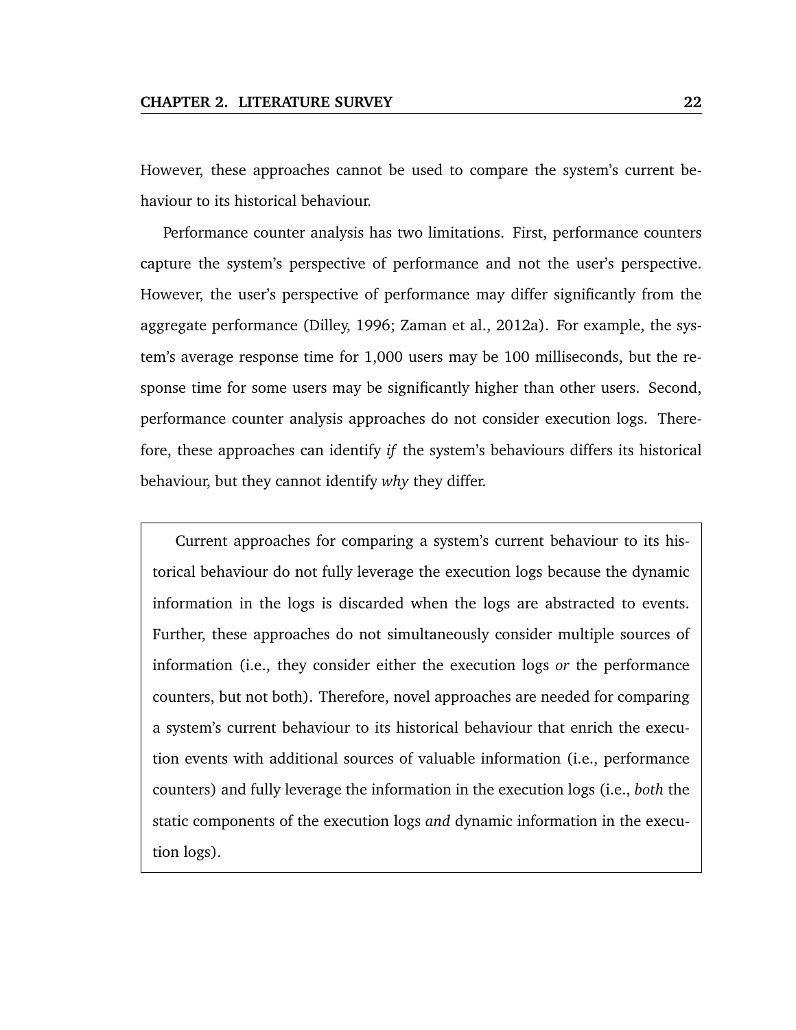However, these approaches cannot be used to compare the system's current behaviour to its historical behaviour.

Performance counter analysis has two limitations. First, performance counters capture the system's perspective of performance and not the user's perspective. However, the user's perspective of performance may differ significantly from the aggregate performance (Dilley, 1996; Zaman et al., 2012a). For example, the system's average response time for 1,000 users may be 100 milliseconds, but the response time for some users may be significantly higher than other users. Second, performance counter analysis approaches do not consider execution logs. Therefore, these approaches can identify *if* the system's behaviours differs its historical behaviour, but they cannot identify *why* they differ.

> Current approaches for comparing a system's current behaviour to its historical behaviour do not fully leverage the execution logs because the dynamic information in the logs is discarded when the logs are abstracted to events. Further, these approaches do not simultaneously consider multiple sources of information (i.e., they consider either the execution logs *or* the performance counters, but not both). Therefore, novel approaches are needed for comparing a system's current behaviour to its historical behaviour that enrich the execution events with additional sources of valuable information (i.e., performance counters) and fully leverage the information in the execution logs (i.e., *both* the static components of the execution logs *and* dynamic information in the execution logs).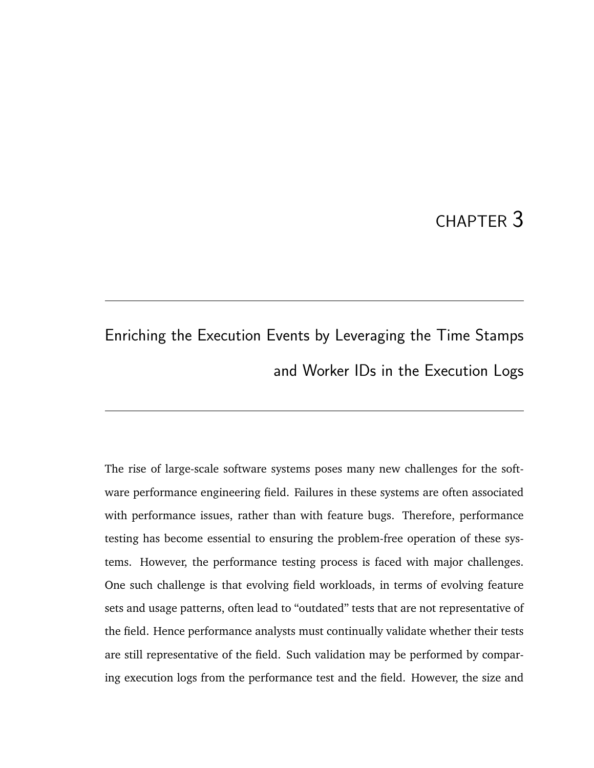# CHAPTER 3

# Enriching the Execution Events by Leveraging the Time Stamps and Worker IDs in the Execution Logs

The rise of large-scale software systems poses many new challenges for the software performance engineering field. Failures in these systems are often associated with performance issues, rather than with feature bugs. Therefore, performance testing has become essential to ensuring the problem-free operation of these systems. However, the performance testing process is faced with major challenges. One such challenge is that evolving field workloads, in terms of evolving feature sets and usage patterns, often lead to "outdated" tests that are not representative of the field. Hence performance analysts must continually validate whether their tests are still representative of the field. Such validation may be performed by comparing execution logs from the performance test and the field. However, the size and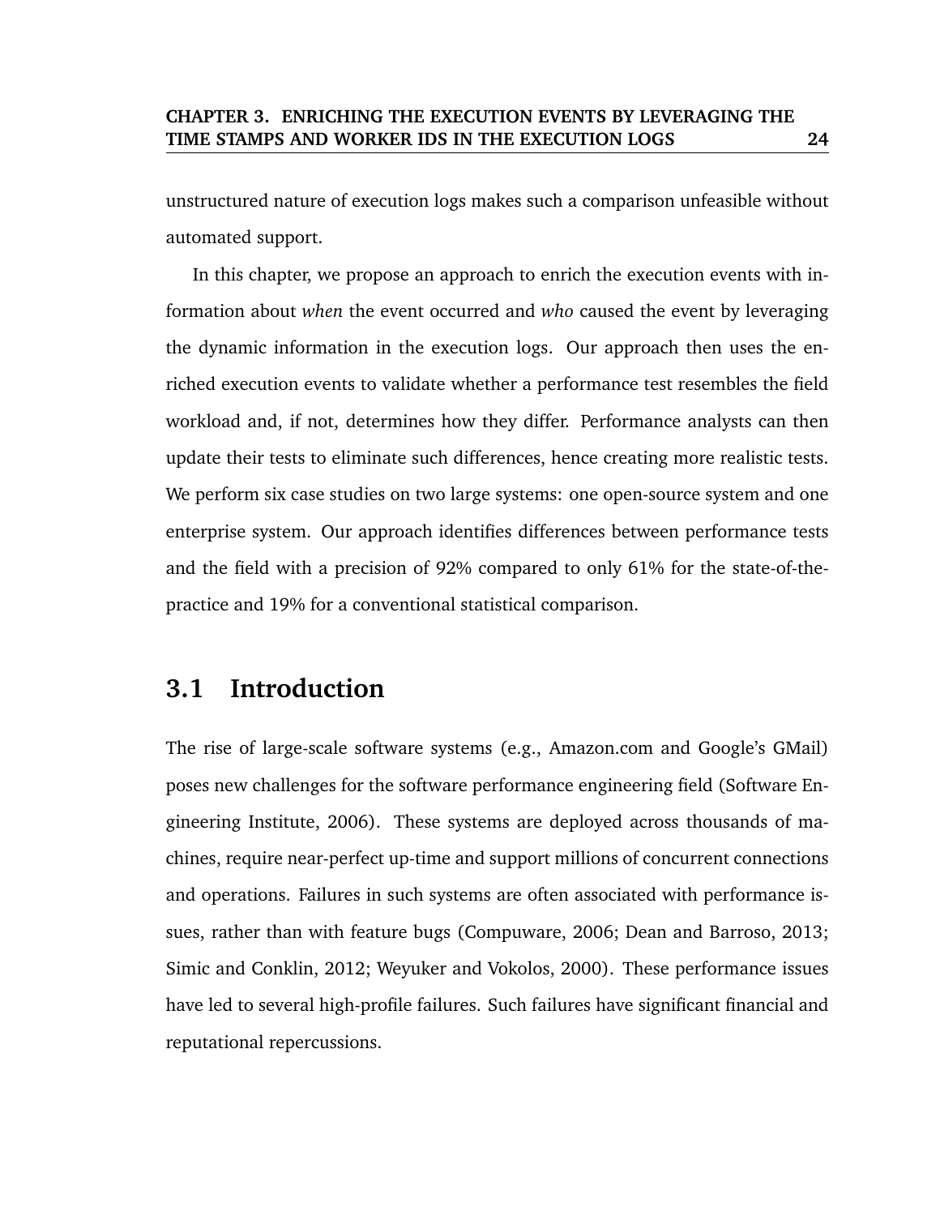unstructured nature of execution logs makes such a comparison unfeasible without automated support.

In this chapter, we propose an approach to enrich the execution events with information about *when* the event occurred and *who* caused the event by leveraging the dynamic information in the execution logs. Our approach then uses the enriched execution events to validate whether a performance test resembles the field workload and, if not, determines how they differ. Performance analysts can then update their tests to eliminate such differences, hence creating more realistic tests. We perform six case studies on two large systems: one open-source system and one enterprise system. Our approach identifies differences between performance tests and the field with a precision of 92% compared to only 61% for the state-of-the-practice and 19% for a conventional statistical comparison.

## 3.1 Introduction

The rise of large-scale software systems (e.g., Amazon.com and Google's GMail) poses new challenges for the software performance engineering field (Software Engineering Institute, 2006). These systems are deployed across thousands of machines, require near-perfect up-time and support millions of concurrent connections and operations. Failures in such systems are often associated with performance issues, rather than with feature bugs (Compuware, 2006; Dean and Barroso, 2013; Simic and Conklin, 2012; Weyuker and Vokolos, 2000). These performance issues have led to several high-profile failures. Such failures have significant financial and reputational repercussions.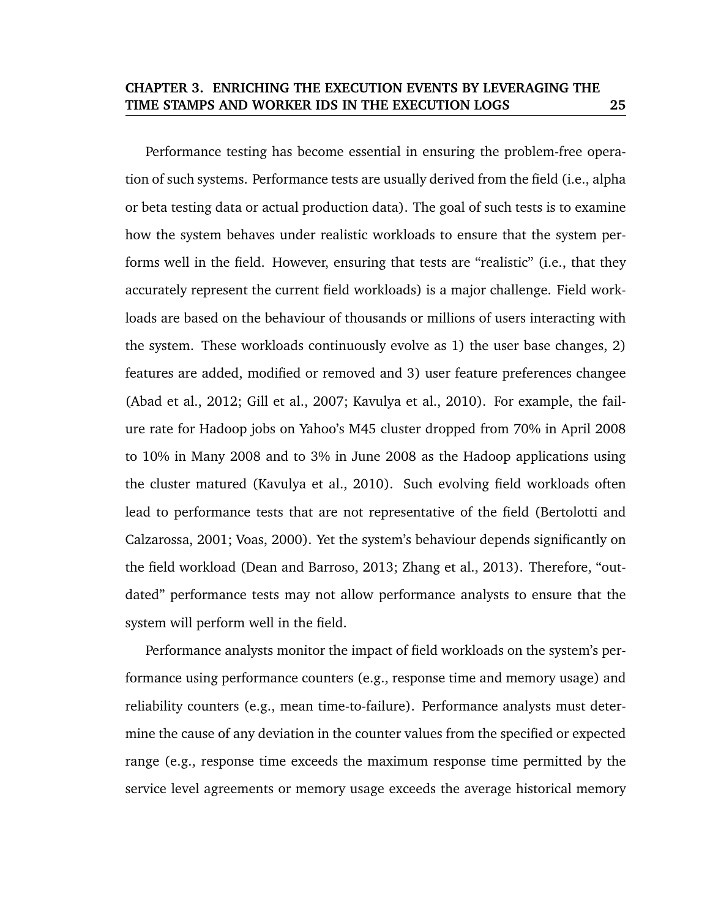Performance testing has become essential in ensuring the problem-free operation of such systems. Performance tests are usually derived from the field (i.e., alpha or beta testing data or actual production data). The goal of such tests is to examine how the system behaves under realistic workloads to ensure that the system performs well in the field. However, ensuring that tests are "realistic" (i.e., that they accurately represent the current field workloads) is a major challenge. Field workloads are based on the behaviour of thousands or millions of users interacting with the system. These workloads continuously evolve as 1) the user base changes, 2) features are added, modified or removed and 3) user feature preferences changee (Abad et al., 2012; Gill et al., 2007; Kavulya et al., 2010). For example, the failure rate for Hadoop jobs on Yahoo's M45 cluster dropped from 70% in April 2008 to 10% in Many 2008 and to 3% in June 2008 as the Hadoop applications using the cluster matured (Kavulya et al., 2010). Such evolving field workloads often lead to performance tests that are not representative of the field (Bertolotti and Calzarossa, 2001; Voas, 2000). Yet the system's behaviour depends significantly on the field workload (Dean and Barroso, 2013; Zhang et al., 2013). Therefore, "outdated" performance tests may not allow performance analysts to ensure that the system will perform well in the field.

Performance analysts monitor the impact of field workloads on the system's performance using performance counters (e.g., response time and memory usage) and reliability counters (e.g., mean time-to-failure). Performance analysts must determine the cause of any deviation in the counter values from the specified or expected range (e.g., response time exceeds the maximum response time permitted by the service level agreements or memory usage exceeds the average historical memory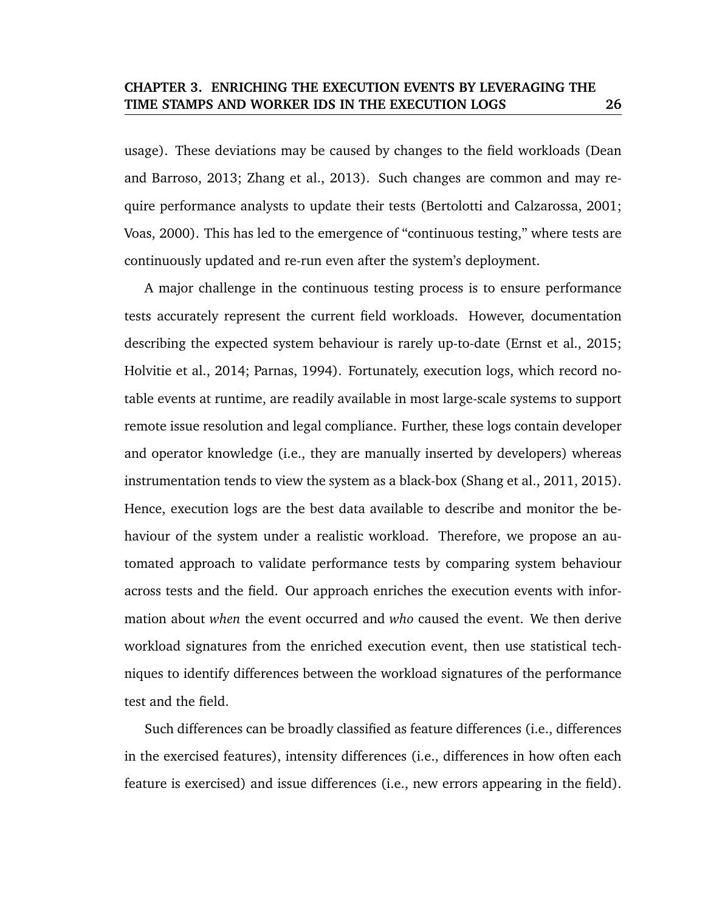usage). These deviations may be caused by changes to the field workloads (Dean and Barroso, 2013; Zhang et al., 2013). Such changes are common and may require performance analysts to update their tests (Bertolotti and Calzarossa, 2001; Voas, 2000). This has led to the emergence of "continuous testing," where tests are continuously updated and re-run even after the system's deployment.

A major challenge in the continuous testing process is to ensure performance tests accurately represent the current field workloads. However, documentation describing the expected system behaviour is rarely up-to-date (Ernst et al., 2015; Holvitie et al., 2014; Parnas, 1994). Fortunately, execution logs, which record notable events at runtime, are readily available in most large-scale systems to support remote issue resolution and legal compliance. Further, these logs contain developer and operator knowledge (i.e., they are manually inserted by developers) whereas instrumentation tends to view the system as a black-box (Shang et al., 2011, 2015). Hence, execution logs are the best data available to describe and monitor the behaviour of the system under a realistic workload. Therefore, we propose an automated approach to validate performance tests by comparing system behaviour across tests and the field. Our approach enriches the execution events with information about *when* the event occurred and *who* caused the event. We then derive workload signatures from the enriched execution event, then use statistical techniques to identify differences between the workload signatures of the performance test and the field.

Such differences can be broadly classified as feature differences (i.e., differences in the exercised features), intensity differences (i.e., differences in how often each feature is exercised) and issue differences (i.e., new errors appearing in the field).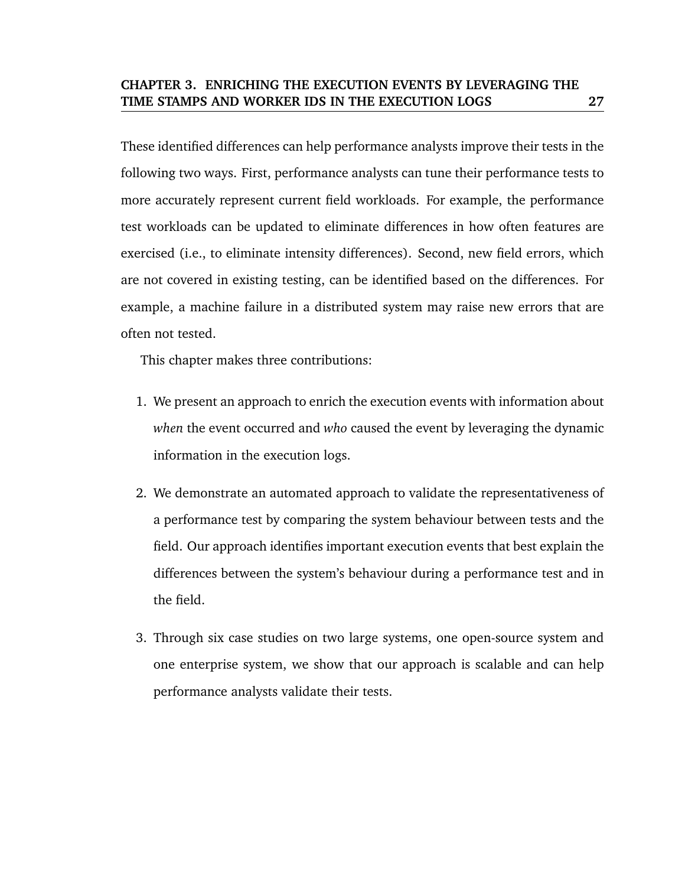These identified differences can help performance analysts improve their tests in the following two ways. First, performance analysts can tune their performance tests to more accurately represent current field workloads. For example, the performance test workloads can be updated to eliminate differences in how often features are exercised (i.e., to eliminate intensity differences). Second, new field errors, which are not covered in existing testing, can be identified based on the differences. For example, a machine failure in a distributed system may raise new errors that are often not tested.

This chapter makes three contributions:

1. We present an approach to enrich the execution events with information about *when* the event occurred and *who* caused the event by leveraging the dynamic information in the execution logs.

2. We demonstrate an automated approach to validate the representativeness of a performance test by comparing the system behaviour between tests and the field. Our approach identifies important execution events that best explain the differences between the system's behaviour during a performance test and in the field.

3. Through six case studies on two large systems, one open-source system and one enterprise system, we show that our approach is scalable and can help performance analysts validate their tests.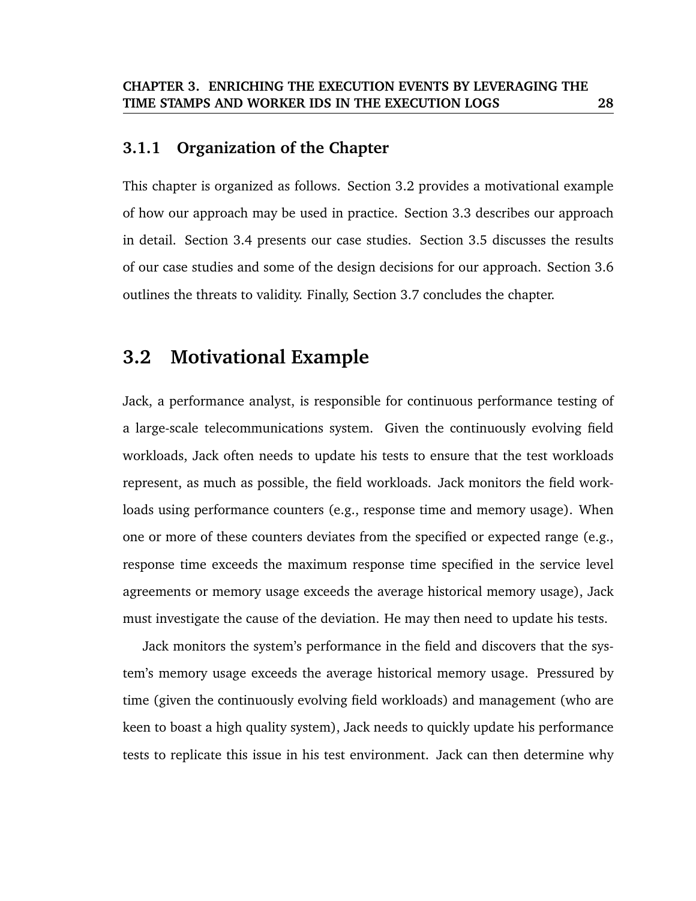### 3.1.1 Organization of the Chapter

This chapter is organized as follows. Section 3.2 provides a motivational example of how our approach may be used in practice. Section 3.3 describes our approach in detail. Section 3.4 presents our case studies. Section 3.5 discusses the results of our case studies and some of the design decisions for our approach. Section 3.6 outlines the threats to validity. Finally, Section 3.7 concludes the chapter.

## 3.2 Motivational Example

Jack, a performance analyst, is responsible for continuous performance testing of a large-scale telecommunications system. Given the continuously evolving field workloads, Jack often needs to update his tests to ensure that the test workloads represent, as much as possible, the field workloads. Jack monitors the field workloads using performance counters (e.g., response time and memory usage). When one or more of these counters deviates from the specified or expected range (e.g., response time exceeds the maximum response time specified in the service level agreements or memory usage exceeds the average historical memory usage), Jack must investigate the cause of the deviation. He may then need to update his tests.

Jack monitors the system's performance in the field and discovers that the system's memory usage exceeds the average historical memory usage. Pressured by time (given the continuously evolving field workloads) and management (who are keen to boast a high quality system), Jack needs to quickly update his performance tests to replicate this issue in his test environment. Jack can then determine why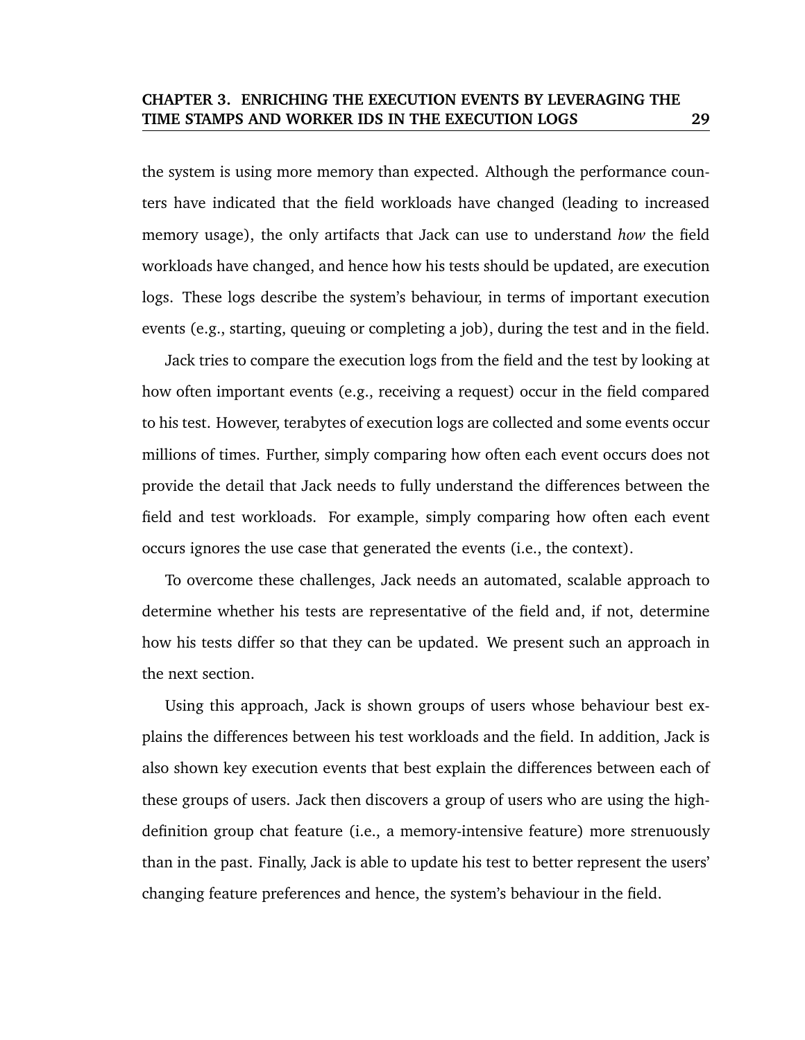the system is using more memory than expected. Although the performance counters have indicated that the field workloads have changed (leading to increased memory usage), the only artifacts that Jack can use to understand *how* the field workloads have changed, and hence how his tests should be updated, are execution logs. These logs describe the system's behaviour, in terms of important execution events (e.g., starting, queuing or completing a job), during the test and in the field.

Jack tries to compare the execution logs from the field and the test by looking at how often important events (e.g., receiving a request) occur in the field compared to his test. However, terabytes of execution logs are collected and some events occur millions of times. Further, simply comparing how often each event occurs does not provide the detail that Jack needs to fully understand the differences between the field and test workloads. For example, simply comparing how often each event occurs ignores the use case that generated the events (i.e., the context).

To overcome these challenges, Jack needs an automated, scalable approach to determine whether his tests are representative of the field and, if not, determine how his tests differ so that they can be updated. We present such an approach in the next section.

Using this approach, Jack is shown groups of users whose behaviour best explains the differences between his test workloads and the field. In addition, Jack is also shown key execution events that best explain the differences between each of these groups of users. Jack then discovers a group of users who are using the high-definition group chat feature (i.e., a memory-intensive feature) more strenuously than in the past. Finally, Jack is able to update his test to better represent the users' changing feature preferences and hence, the system's behaviour in the field.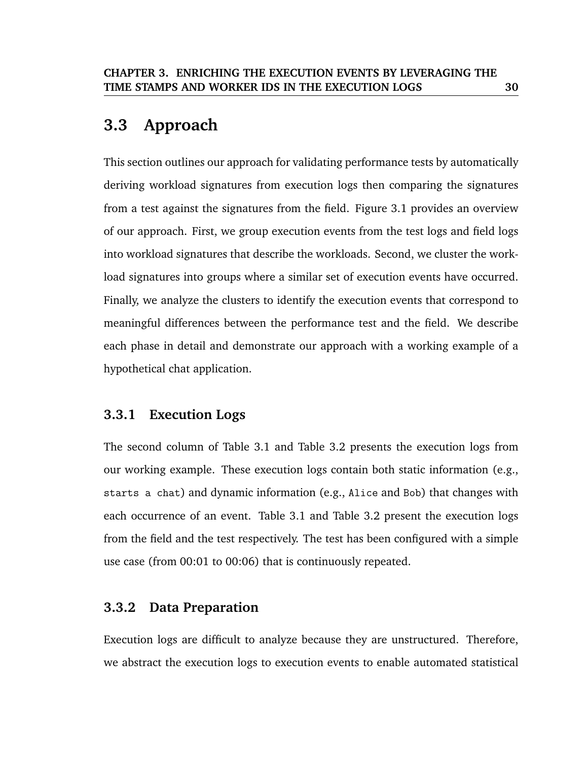## 3.3 Approach

This section outlines our approach for validating performance tests by automatically deriving workload signatures from execution logs then comparing the signatures from a test against the signatures from the field. Figure 3.1 provides an overview of our approach. First, we group execution events from the test logs and field logs into workload signatures that describe the workloads. Second, we cluster the workload signatures into groups where a similar set of execution events have occurred. Finally, we analyze the clusters to identify the execution events that correspond to meaningful differences between the performance test and the field. We describe each phase in detail and demonstrate our approach with a working example of a hypothetical chat application.

### 3.3.1 Execution Logs

The second column of Table 3.1 and Table 3.2 presents the execution logs from our working example. These execution logs contain both static information (e.g., `starts a chat`) and dynamic information (e.g., `Alice` and `Bob`) that changes with each occurrence of an event. Table 3.1 and Table 3.2 present the execution logs from the field and the test respectively. The test has been configured with a simple use case (from 00:01 to 00:06) that is continuously repeated.

### 3.3.2 Data Preparation

Execution logs are difficult to analyze because they are unstructured. Therefore, we abstract the execution logs to execution events to enable automated statistical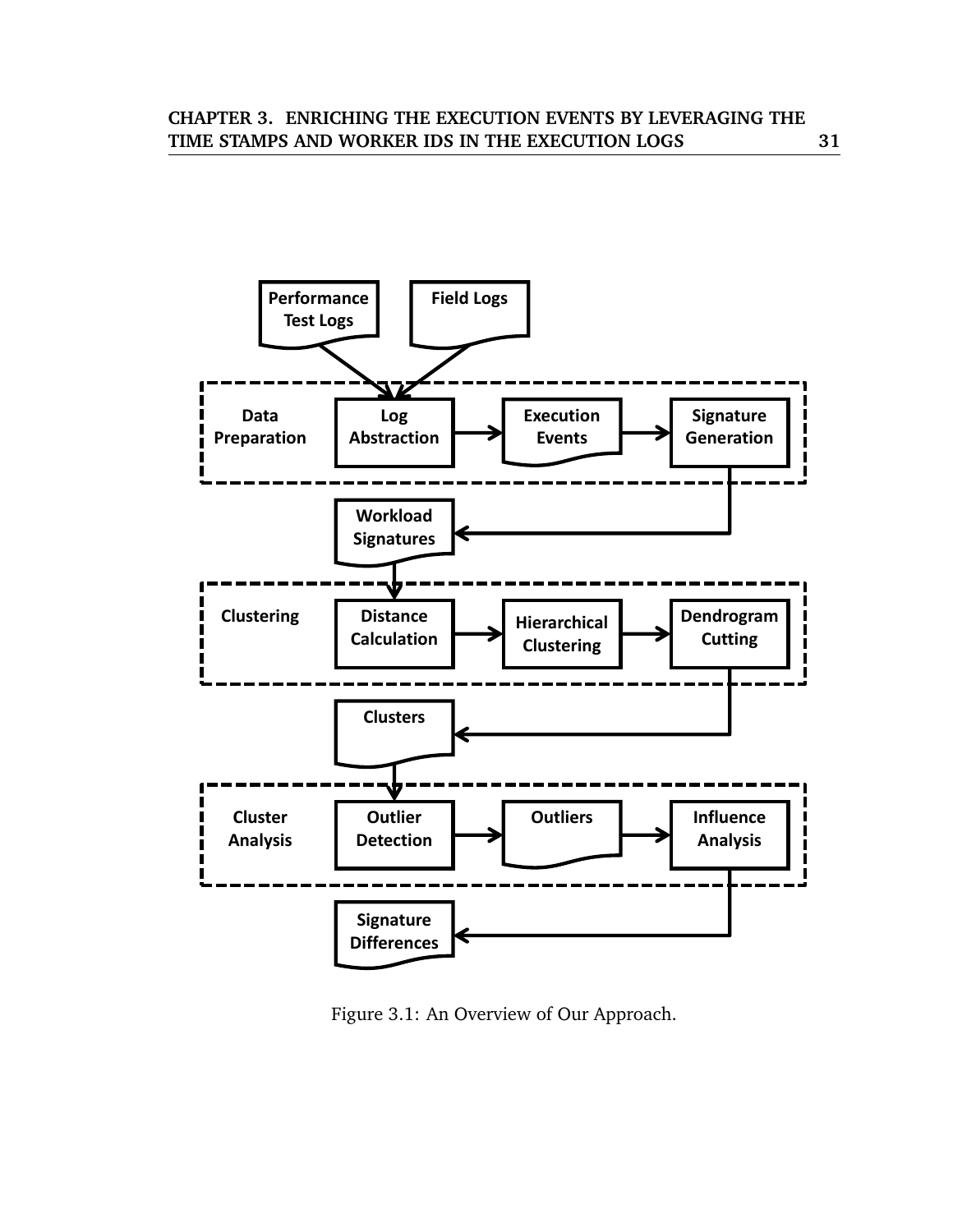Figure 3.1: An Overview of Our Approach.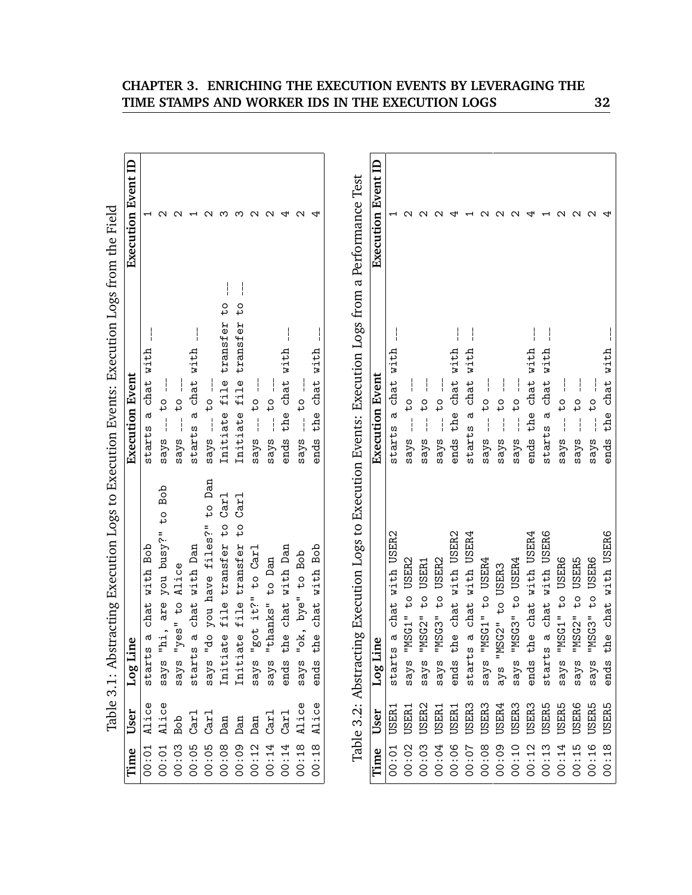Table 3.1: Abstracting Execution Logs to Execution Events: Execution Logs from the Field

| Time | User | Log Line | Execution Event | Execution Event ID |
|---|---|---|---|---|
| 00:01 | Alice | starts a chat with Bob | starts a chat with ___ | 1 |
| 00:01 | Alice | says "hi, are you busy?" to Bob | says ___ to ___ | 2 |
| 00:03 | Bob | says "yes" to Alice | says ___ to ___ | 2 |
| 00:05 | Carl | starts a chat with Dan | starts a chat with ___ | 1 |
| 00:05 | Carl | says "do you have files?" to Dan | says ___ to ___ | 2 |
| 00:08 | Dan | Initiate file transfer to Carl | Initiate file transfer to ___ | 3 |
| 00:09 | Dan | Initiate file transfer to Carl | Initiate file transfer to ___ | 3 |
| 00:12 | Dan | says "got it?" to Carl | says ___ to ___ | 2 |
| 00:14 | Carl | says "thanks" to Dan | says ___ to ___ | 2 |
| 00:14 | Carl | ends the chat with Dan | ends the chat with ___ | 4 |
| 00:18 | Alice | says "ok, bye" to Bob | says ___ to ___ | 2 |
| 00:18 | Alice | ends the chat with Bob | ends the chat with ___ | 4 |

Table 3.2: Abstracting Execution Logs to Execution Events: Execution Logs from a Performance Test

| Time | User | Log Line | Execution Event | Execution Event ID |
|---|---|---|---|---|
| 00:01 | USER1 | starts a chat with USER2 | starts a chat with ___ | 1 |
| 00:02 | USER1 | says "MSG1" to USER2 | says ___ to ___ | 2 |
| 00:03 | USER2 | says "MSG2" to USER1 | says ___ to ___ | 2 |
| 00:04 | USER1 | says "MSG3" to USER2 | says ___ to ___ | 2 |
| 00:06 | USER1 | ends the chat with USER2 | ends the chat with ___ | 4 |
| 00:07 | USER3 | starts a chat with USER4 | starts a chat with ___ | 1 |
| 00:08 | USER3 | says "MSG1" to USER4 | says ___ to ___ | 2 |
| 00:09 | USER4 | ays "MSG2" to USER3 | says ___ to ___ | 2 |
| 00:10 | USER3 | says "MSG3" to USER4 | says ___ to ___ | 2 |
| 00:12 | USER3 | ends the chat with USER4 | ends the chat with ___ | 4 |
| 00:13 | USER5 | starts a chat with USER6 | starts a chat with ___ | 1 |
| 00:14 | USER5 | says "MSG1" to USER6 | says ___ to ___ | 2 |
| 00:15 | USER6 | says "MSG2" to USER5 | says ___ to ___ | 2 |
| 00:16 | USER5 | says "MSG3" to USER6 | says ___ to ___ | 2 |
| 00:18 | USER5 | ends the chat with USER6 | ends the chat with ___ | 4 |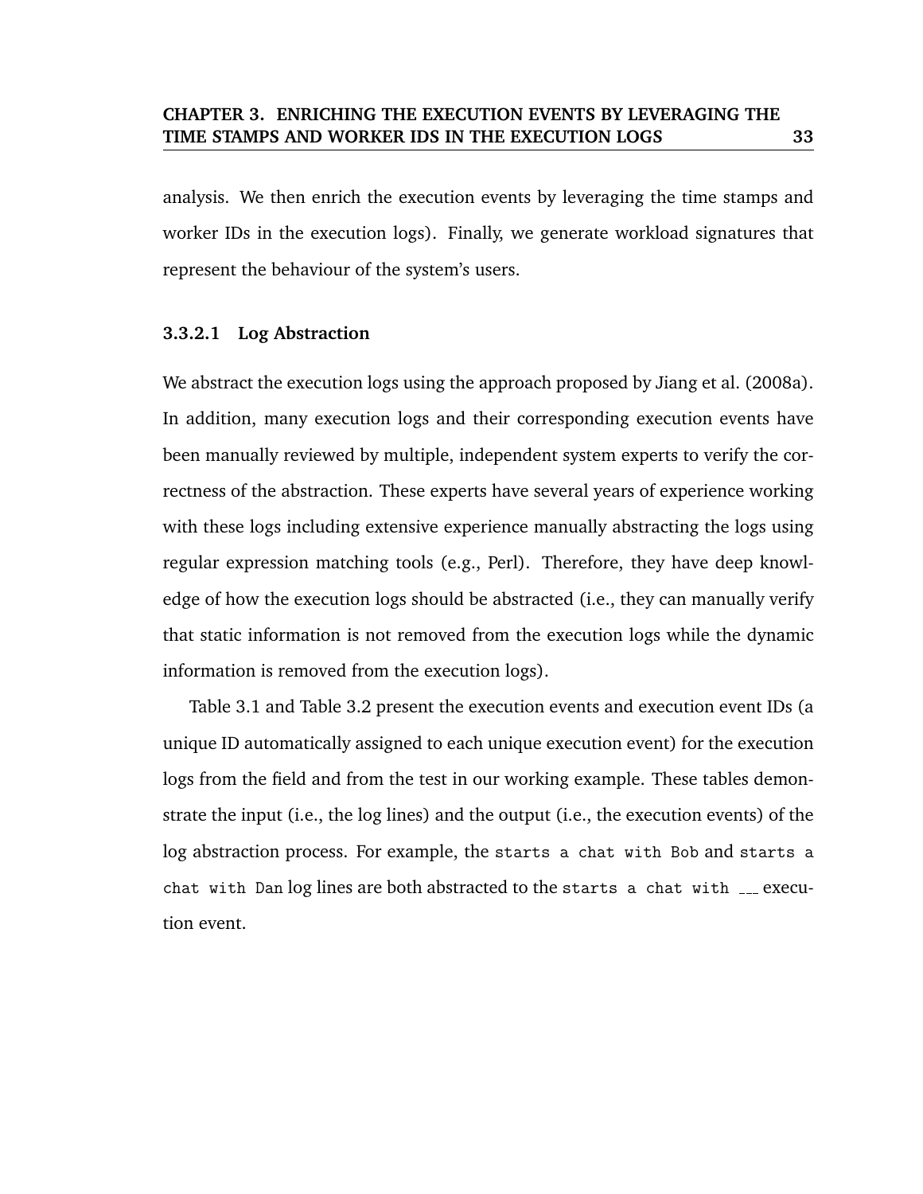analysis. We then enrich the execution events by leveraging the time stamps and worker IDs in the execution logs). Finally, we generate workload signatures that represent the behaviour of the system's users.

#### 3.3.2.1 Log Abstraction

We abstract the execution logs using the approach proposed by Jiang et al. (2008a). In addition, many execution logs and their corresponding execution events have been manually reviewed by multiple, independent system experts to verify the correctness of the abstraction. These experts have several years of experience working with these logs including extensive experience manually abstracting the logs using regular expression matching tools (e.g., Perl). Therefore, they have deep knowledge of how the execution logs should be abstracted (i.e., they can manually verify that static information is not removed from the execution logs while the dynamic information is removed from the execution logs).

Table 3.1 and Table 3.2 present the execution events and execution event IDs (a unique ID automatically assigned to each unique execution event) for the execution logs from the field and from the test in our working example. These tables demonstrate the input (i.e., the log lines) and the output (i.e., the execution events) of the log abstraction process. For example, the `starts a chat with Bob` and `starts a chat with Dan` log lines are both abstracted to the `starts a chat with ___` execution event.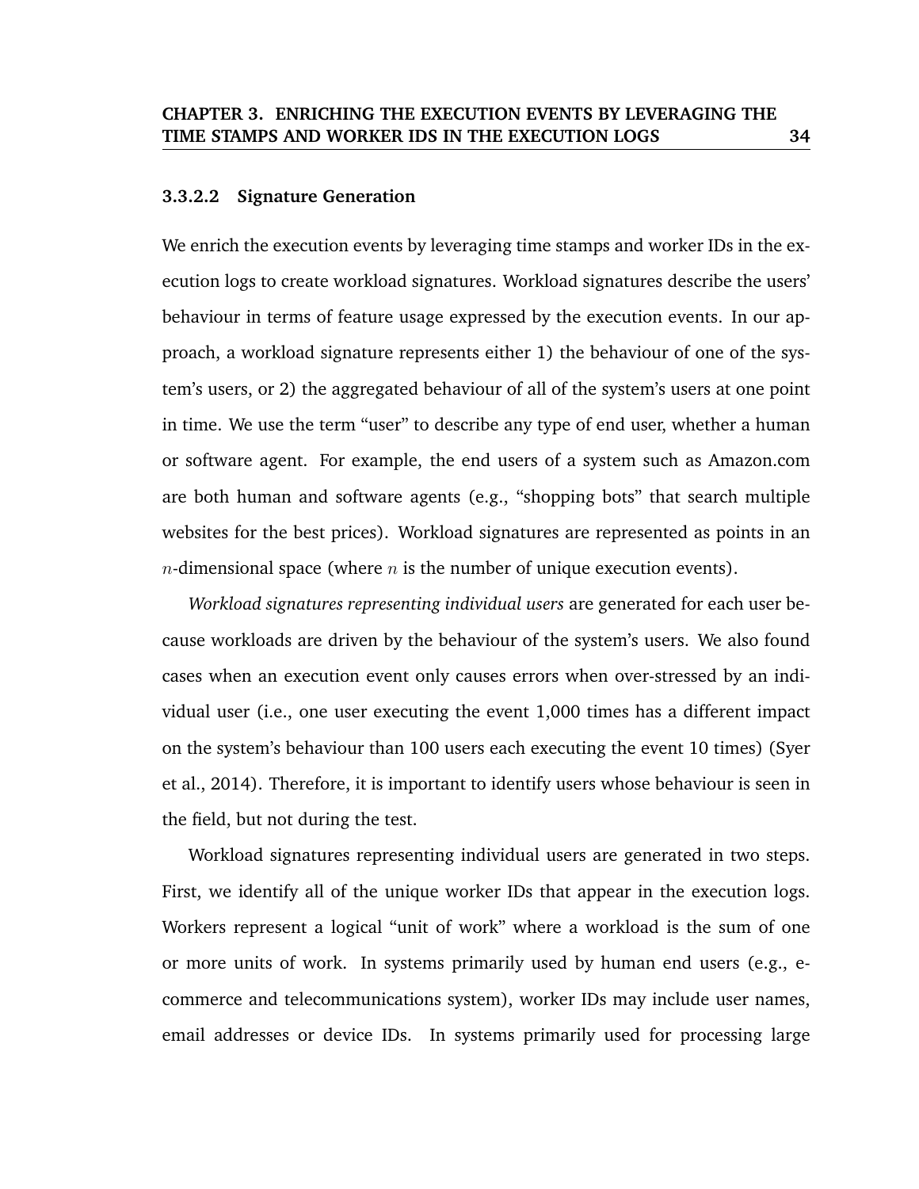#### 3.3.2.2 Signature Generation

We enrich the execution events by leveraging time stamps and worker IDs in the execution logs to create workload signatures. Workload signatures describe the users' behaviour in terms of feature usage expressed by the execution events. In our approach, a workload signature represents either 1) the behaviour of one of the system's users, or 2) the aggregated behaviour of all of the system's users at one point in time. We use the term "user" to describe any type of end user, whether a human or software agent. For example, the end users of a system such as Amazon.com are both human and software agents (e.g., "shopping bots" that search multiple websites for the best prices). Workload signatures are represented as points in an $n$-dimensional space (where $n$ is the number of unique execution events).

*Workload signatures representing individual users* are generated for each user because workloads are driven by the behaviour of the system's users. We also found cases when an execution event only causes errors when over-stressed by an individual user (i.e., one user executing the event 1,000 times has a different impact on the system's behaviour than 100 users each executing the event 10 times) (Syer et al., 2014). Therefore, it is important to identify users whose behaviour is seen in the field, but not during the test.

Workload signatures representing individual users are generated in two steps. First, we identify all of the unique worker IDs that appear in the execution logs. Workers represent a logical "unit of work" where a workload is the sum of one or more units of work. In systems primarily used by human end users (e.g., e-commerce and telecommunications system), worker IDs may include user names, email addresses or device IDs. In systems primarily used for processing large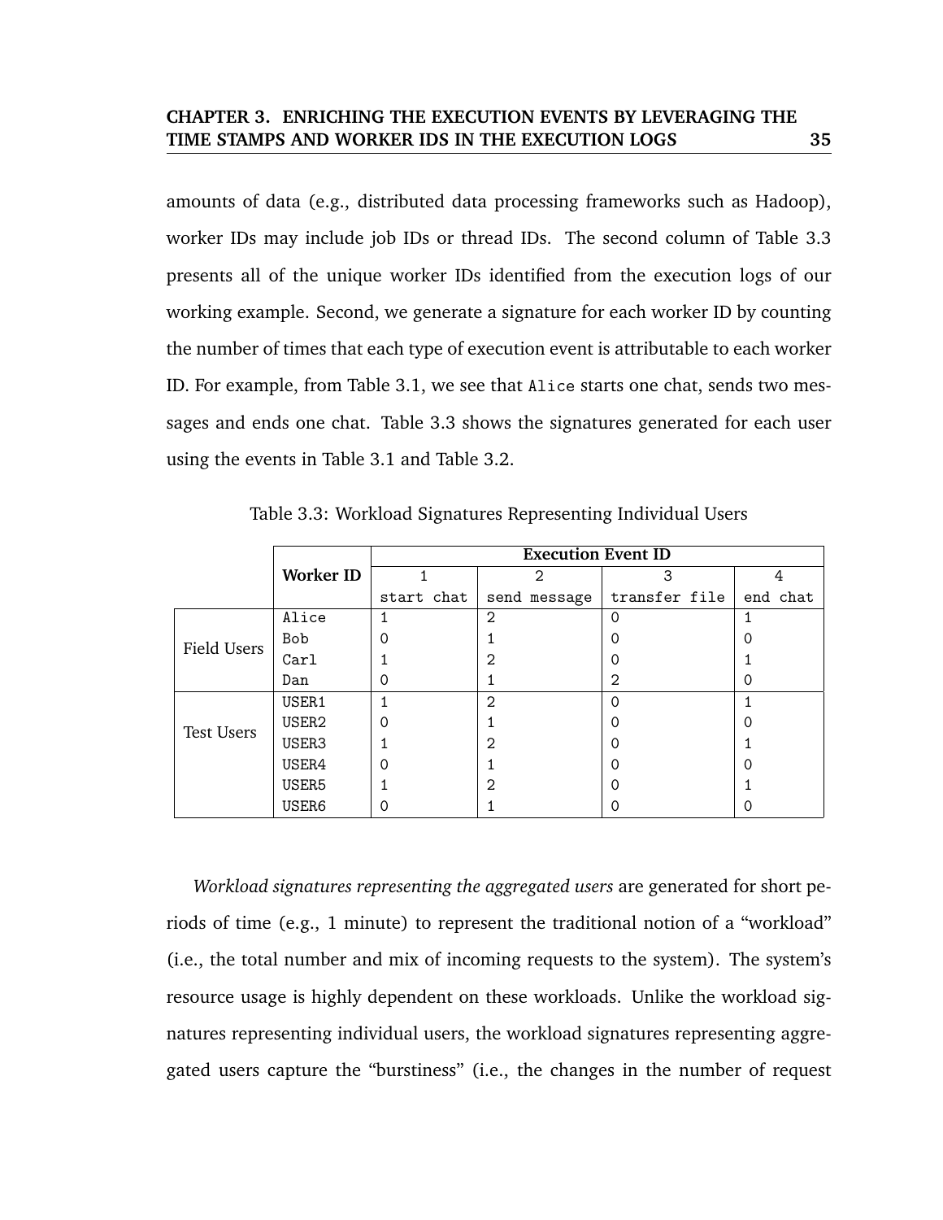amounts of data (e.g., distributed data processing frameworks such as Hadoop), worker IDs may include job IDs or thread IDs. The second column of Table 3.3 presents all of the unique worker IDs identified from the execution logs of our working example. Second, we generate a signature for each worker ID by counting the number of times that each type of execution event is attributable to each worker ID. For example, from Table 3.1, we see that `Alice` starts one chat, sends two messages and ends one chat. Table 3.3 shows the signatures generated for each user using the events in Table 3.1 and Table 3.2.

Table 3.3: Workload Signatures Representing Individual Users

| | **Worker ID** | **Execution Event ID** | | | |
|---|---|---|---|---|---|
| | | 1 | 2 | 3 | 4 |
| | | start chat | send message | transfer file | end chat |
| Field Users | Alice | 1 | 2 | 0 | 1 |
| | Bob | 0 | 1 | 0 | 0 |
| | Carl | 1 | 2 | 0 | 1 |
| | Dan | 0 | 1 | 2 | 0 |
| Test Users | USER1 | 1 | 2 | 0 | 1 |
| | USER2 | 0 | 1 | 0 | 0 |
| | USER3 | 1 | 2 | 0 | 1 |
| | USER4 | 0 | 1 | 0 | 0 |
| | USER5 | 1 | 2 | 0 | 1 |
| | USER6 | 0 | 1 | 0 | 0 |

*Workload signatures representing the aggregated users* are generated for short periods of time (e.g., 1 minute) to represent the traditional notion of a "workload" (i.e., the total number and mix of incoming requests to the system). The system's resource usage is highly dependent on these workloads. Unlike the workload signatures representing individual users, the workload signatures representing aggregated users capture the "burstiness" (i.e., the changes in the number of request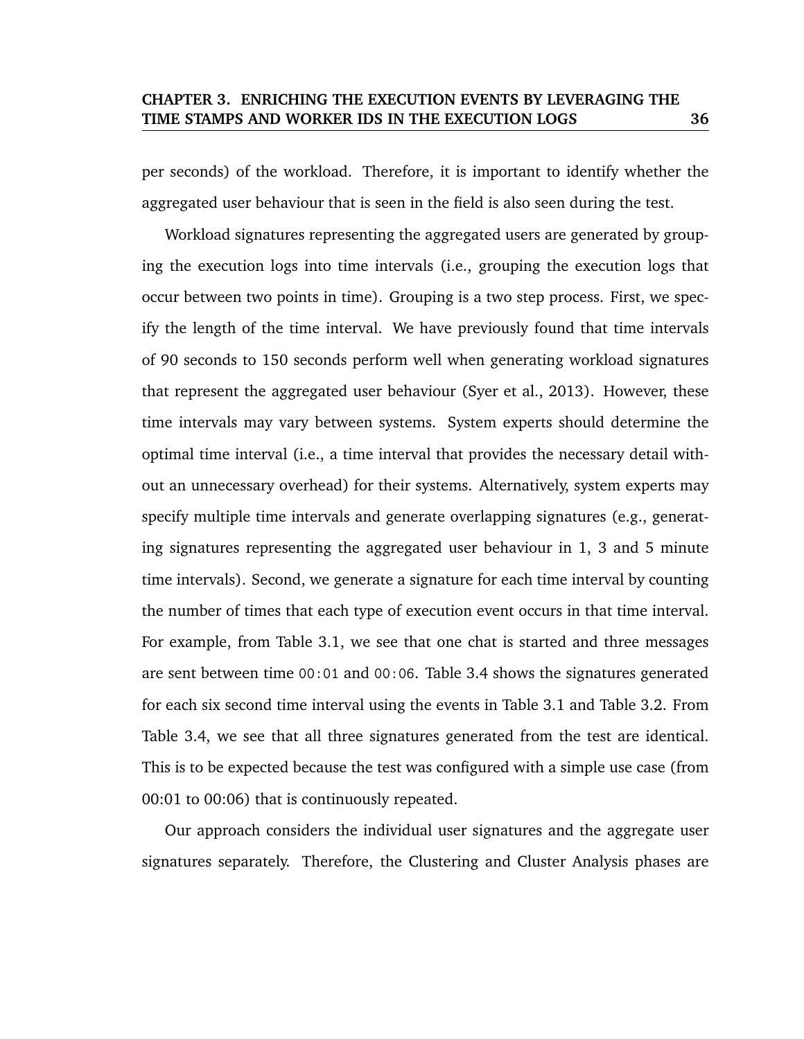per seconds) of the workload. Therefore, it is important to identify whether the aggregated user behaviour that is seen in the field is also seen during the test.

Workload signatures representing the aggregated users are generated by grouping the execution logs into time intervals (i.e., grouping the execution logs that occur between two points in time). Grouping is a two step process. First, we specify the length of the time interval. We have previously found that time intervals of 90 seconds to 150 seconds perform well when generating workload signatures that represent the aggregated user behaviour (Syer et al., 2013). However, these time intervals may vary between systems. System experts should determine the optimal time interval (i.e., a time interval that provides the necessary detail without an unnecessary overhead) for their systems. Alternatively, system experts may specify multiple time intervals and generate overlapping signatures (e.g., generating signatures representing the aggregated user behaviour in 1, 3 and 5 minute time intervals). Second, we generate a signature for each time interval by counting the number of times that each type of execution event occurs in that time interval. For example, from Table 3.1, we see that one chat is started and three messages are sent between time `00:01` and `00:06`. Table 3.4 shows the signatures generated for each six second time interval using the events in Table 3.1 and Table 3.2. From Table 3.4, we see that all three signatures generated from the test are identical. This is to be expected because the test was configured with a simple use case (from 00:01 to 00:06) that is continuously repeated.

Our approach considers the individual user signatures and the aggregate user signatures separately. Therefore, the Clustering and Cluster Analysis phases are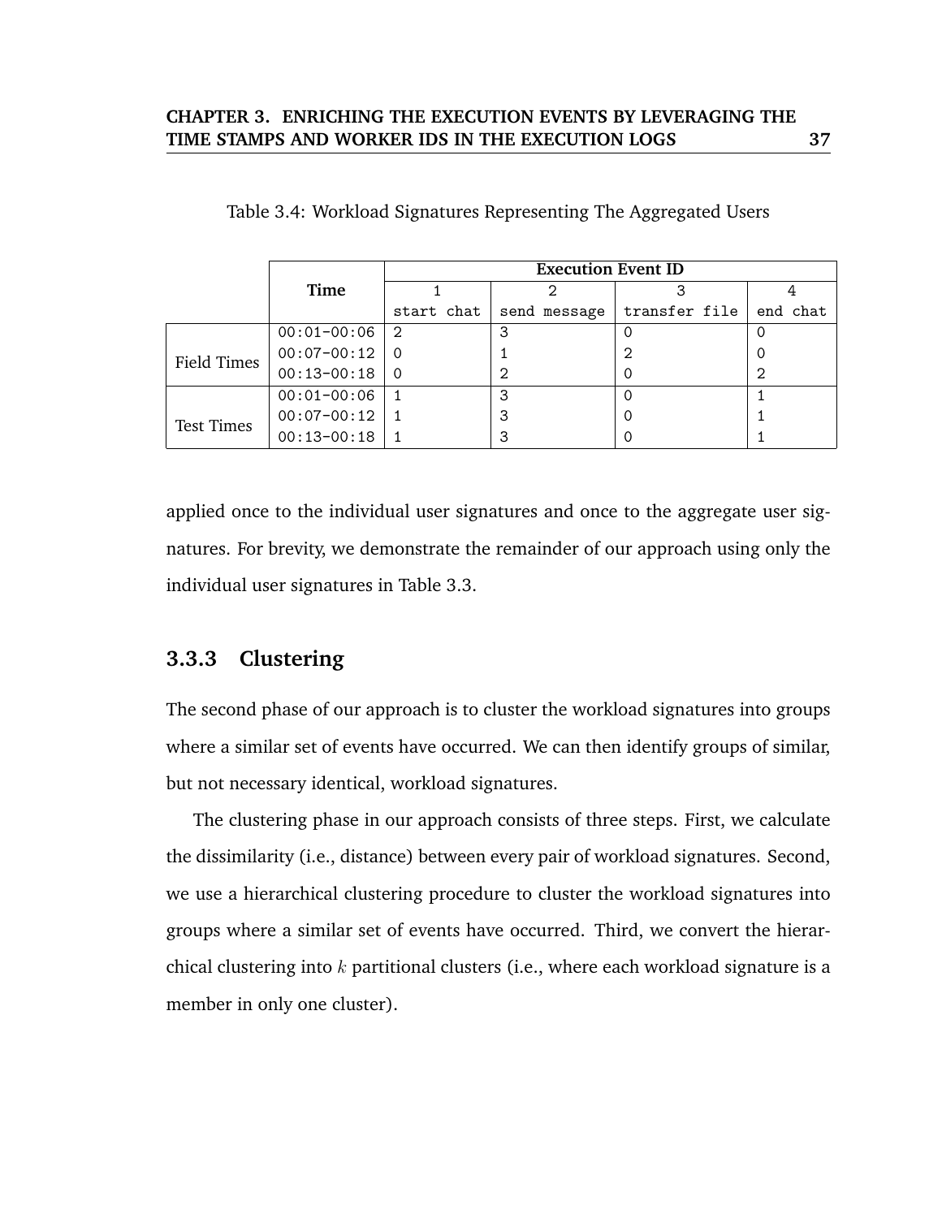Table 3.4: Workload Signatures Representing The Aggregated Users

| | Time | Execution Event ID | | | |
|---|---|---|---|---|---|
| | | 1 | 2 | 3 | 4 |
| | | start chat | send message | transfer file | end chat |
| Field Times | 00:01-00:06 | 2 | 3 | 0 | 0 |
| | 00:07-00:12 | 0 | 1 | 2 | 0 |
| | 00:13-00:18 | 0 | 2 | 0 | 2 |
| Test Times | 00:01-00:06 | 1 | 3 | 0 | 1 |
| | 00:07-00:12 | 1 | 3 | 0 | 1 |
| | 00:13-00:18 | 1 | 3 | 0 | 1 |

applied once to the individual user signatures and once to the aggregate user signatures. For brevity, we demonstrate the remainder of our approach using only the individual user signatures in Table 3.3.

### 3.3.3 Clustering

The second phase of our approach is to cluster the workload signatures into groups where a similar set of events have occurred. We can then identify groups of similar, but not necessary identical, workload signatures.

The clustering phase in our approach consists of three steps. First, we calculate the dissimilarity (i.e., distance) between every pair of workload signatures. Second, we use a hierarchical clustering procedure to cluster the workload signatures into groups where a similar set of events have occurred. Third, we convert the hierarchical clustering into $k$ partitional clusters (i.e., where each workload signature is a member in only one cluster).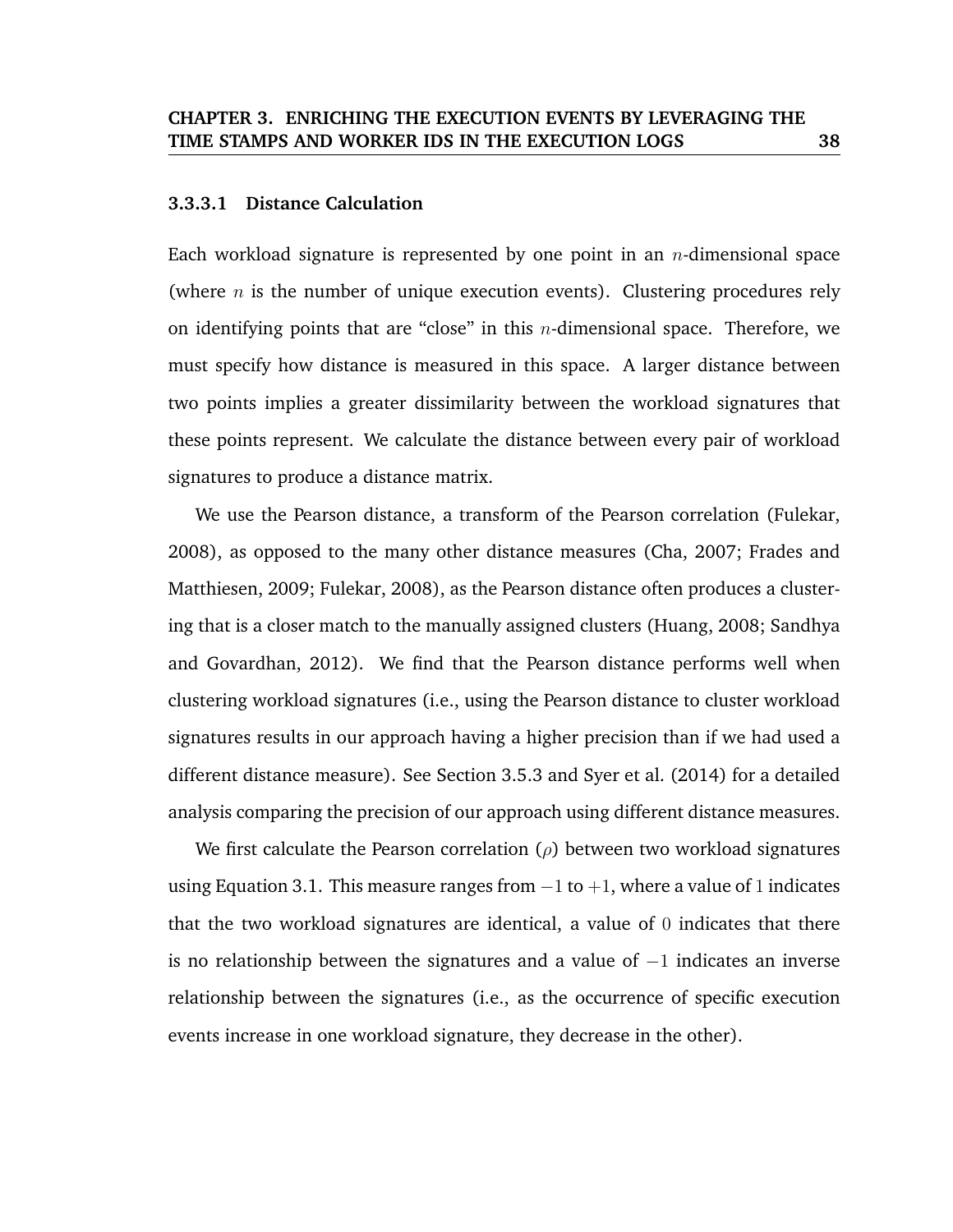#### 3.3.3.1 Distance Calculation

Each workload signature is represented by one point in an $n$-dimensional space (where $n$ is the number of unique execution events). Clustering procedures rely on identifying points that are "close" in this $n$-dimensional space. Therefore, we must specify how distance is measured in this space. A larger distance between two points implies a greater dissimilarity between the workload signatures that these points represent. We calculate the distance between every pair of workload signatures to produce a distance matrix.

We use the Pearson distance, a transform of the Pearson correlation (Fulekar, 2008), as opposed to the many other distance measures (Cha, 2007; Frades and Matthiesen, 2009; Fulekar, 2008), as the Pearson distance often produces a clustering that is a closer match to the manually assigned clusters (Huang, 2008; Sandhya and Govardhan, 2012). We find that the Pearson distance performs well when clustering workload signatures (i.e., using the Pearson distance to cluster workload signatures results in our approach having a higher precision than if we had used a different distance measure). See Section 3.5.3 and Syer et al. (2014) for a detailed analysis comparing the precision of our approach using different distance measures.

We first calculate the Pearson correlation ($\rho$) between two workload signatures using Equation 3.1. This measure ranges from $-1$ to $+1$, where a value of $1$ indicates that the two workload signatures are identical, a value of $0$ indicates that there is no relationship between the signatures and a value of $-1$ indicates an inverse relationship between the signatures (i.e., as the occurrence of specific execution events increase in one workload signature, they decrease in the other).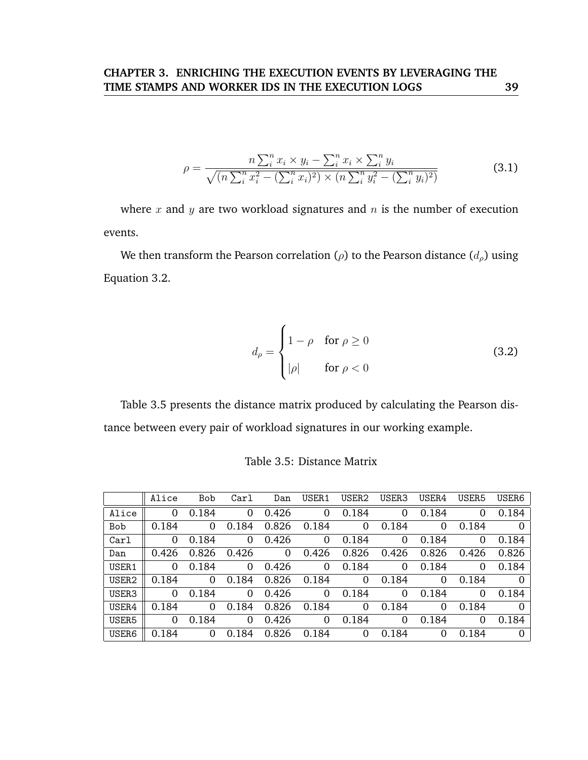$$\rho = \frac{n \sum_i^n x_i \times y_i - \sum_i^n x_i \times \sum_i^n y_i}{\sqrt{(n \sum_i^n x_i^2 - (\sum_i^n x_i)^2) \times (n \sum_i^n y_i^2 - (\sum_i^n y_i)^2)}} \tag{3.1}$$

where $x$ and $y$ are two workload signatures and $n$ is the number of execution events.

We then transform the Pearson correlation ($\rho$) to the Pearson distance ($d_\rho$) using Equation 3.2.

$$d_\rho = \begin{cases} 1 - \rho & \text{for } \rho \geq 0 \\ |\rho| & \text{for } \rho < 0 \end{cases} \tag{3.2}$$

Table 3.5 presents the distance matrix produced by calculating the Pearson distance between every pair of workload signatures in our working example.

Table 3.5: Distance Matrix

| | Alice | Bob | Carl | Dan | USER1 | USER2 | USER3 | USER4 | USER5 | USER6 |
|---|---|---|---|---|---|---|---|---|---|---|
| Alice | 0 | 0.184 | 0 | 0.426 | 0 | 0.184 | 0 | 0.184 | 0 | 0.184 |
| Bob | 0.184 | 0 | 0.184 | 0.826 | 0.184 | 0 | 0.184 | 0 | 0.184 | 0 |
| Carl | 0 | 0.184 | 0 | 0.426 | 0 | 0.184 | 0 | 0.184 | 0 | 0.184 |
| Dan | 0.426 | 0.826 | 0.426 | 0 | 0.426 | 0.826 | 0.426 | 0.826 | 0.426 | 0.826 |
| USER1 | 0 | 0.184 | 0 | 0.426 | 0 | 0.184 | 0 | 0.184 | 0 | 0.184 |
| USER2 | 0.184 | 0 | 0.184 | 0.826 | 0.184 | 0 | 0.184 | 0 | 0.184 | 0 |
| USER3 | 0 | 0.184 | 0 | 0.426 | 0 | 0.184 | 0 | 0.184 | 0 | 0.184 |
| USER4 | 0.184 | 0 | 0.184 | 0.826 | 0.184 | 0 | 0.184 | 0 | 0.184 | 0 |
| USER5 | 0 | 0.184 | 0 | 0.426 | 0 | 0.184 | 0 | 0.184 | 0 | 0.184 |
| USER6 | 0.184 | 0 | 0.184 | 0.826 | 0.184 | 0 | 0.184 | 0 | 0.184 | 0 |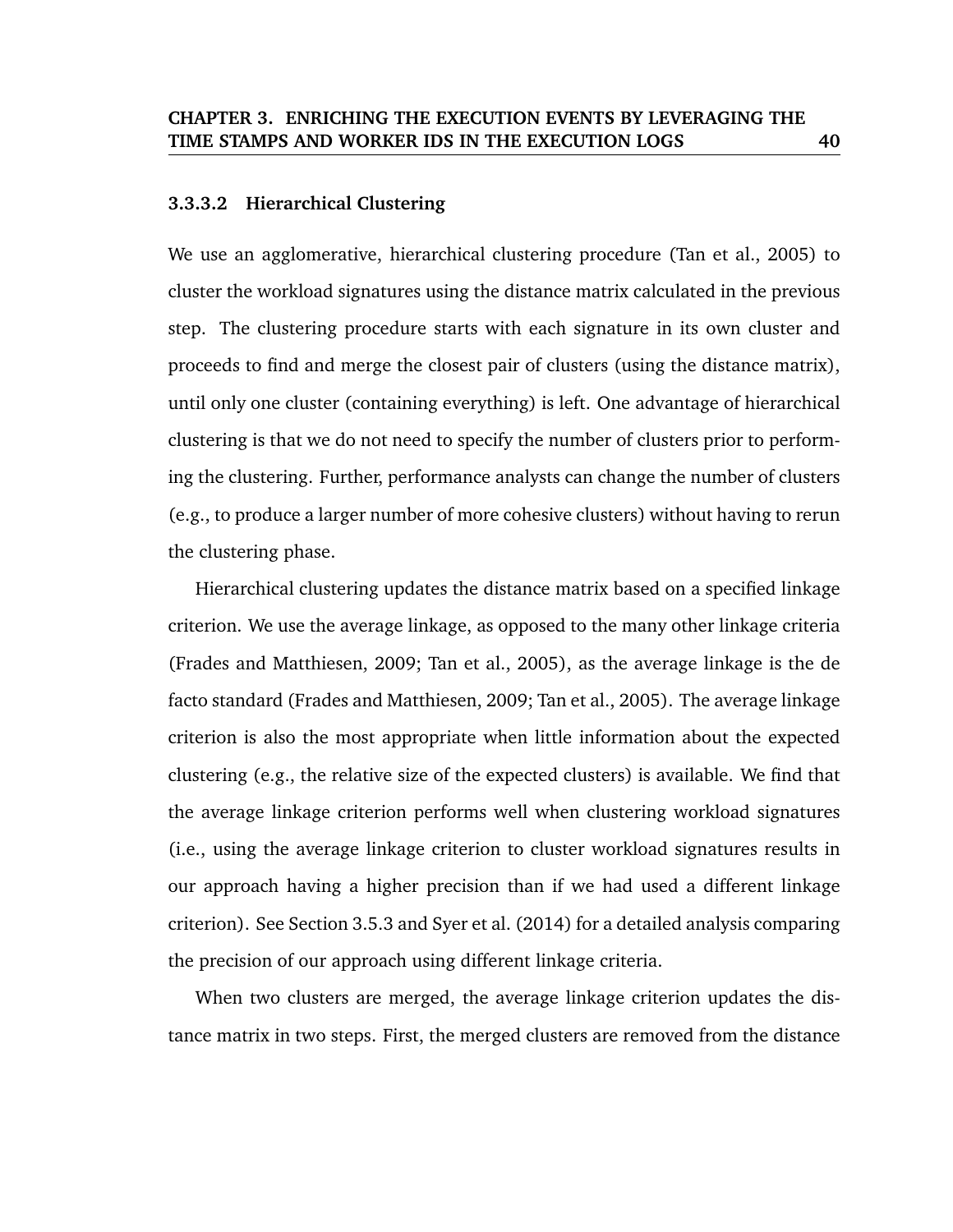#### 3.3.3.2 Hierarchical Clustering

We use an agglomerative, hierarchical clustering procedure (Tan et al., 2005) to cluster the workload signatures using the distance matrix calculated in the previous step. The clustering procedure starts with each signature in its own cluster and proceeds to find and merge the closest pair of clusters (using the distance matrix), until only one cluster (containing everything) is left. One advantage of hierarchical clustering is that we do not need to specify the number of clusters prior to performing the clustering. Further, performance analysts can change the number of clusters (e.g., to produce a larger number of more cohesive clusters) without having to rerun the clustering phase.

Hierarchical clustering updates the distance matrix based on a specified linkage criterion. We use the average linkage, as opposed to the many other linkage criteria (Frades and Matthiesen, 2009; Tan et al., 2005), as the average linkage is the de facto standard (Frades and Matthiesen, 2009; Tan et al., 2005). The average linkage criterion is also the most appropriate when little information about the expected clustering (e.g., the relative size of the expected clusters) is available. We find that the average linkage criterion performs well when clustering workload signatures (i.e., using the average linkage criterion to cluster workload signatures results in our approach having a higher precision than if we had used a different linkage criterion). See Section 3.5.3 and Syer et al. (2014) for a detailed analysis comparing the precision of our approach using different linkage criteria.

When two clusters are merged, the average linkage criterion updates the distance matrix in two steps. First, the merged clusters are removed from the distance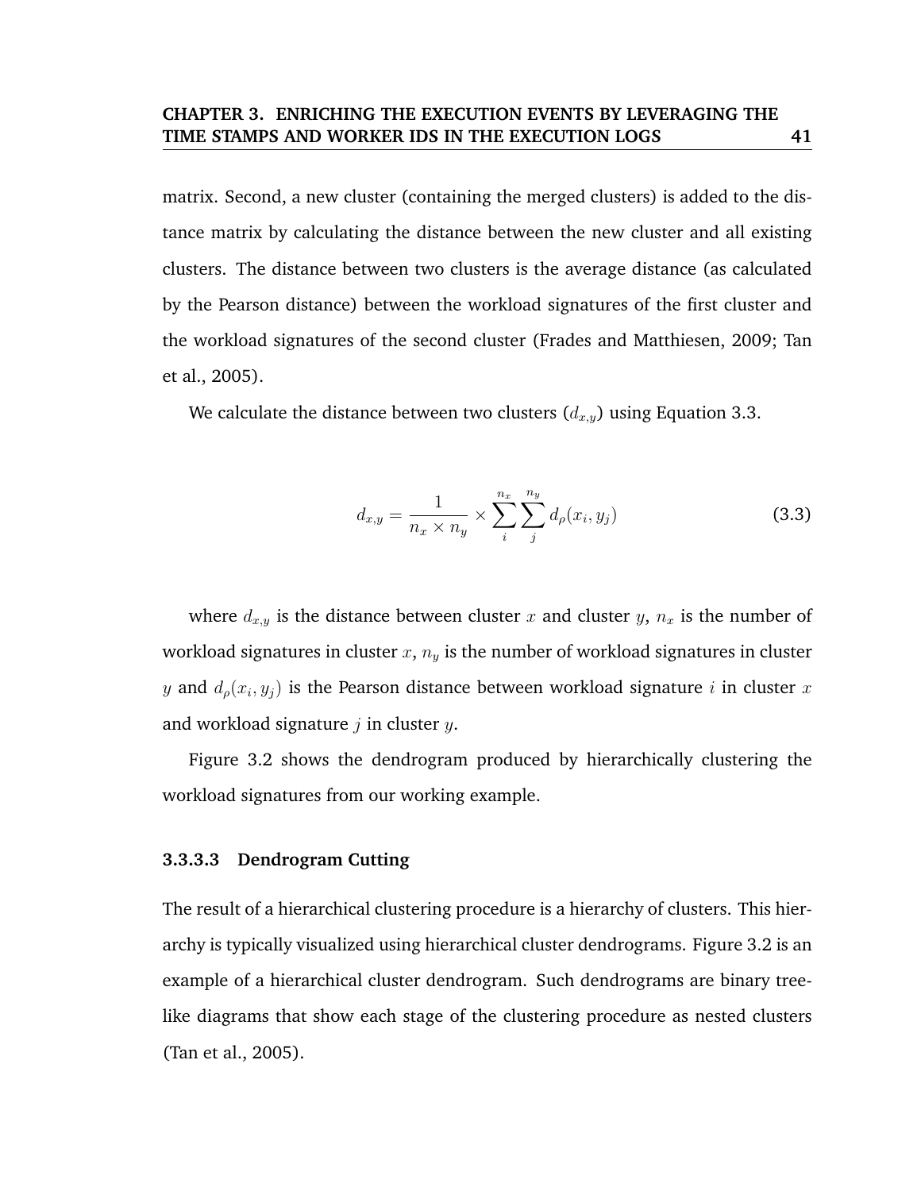matrix. Second, a new cluster (containing the merged clusters) is added to the distance matrix by calculating the distance between the new cluster and all existing clusters. The distance between two clusters is the average distance (as calculated by the Pearson distance) between the workload signatures of the first cluster and the workload signatures of the second cluster (Frades and Matthiesen, 2009; Tan et al., 2005).

We calculate the distance between two clusters ($d_{x,y}$) using Equation 3.3.

$$d_{x,y} = \frac{1}{n_x \times n_y} \times \sum_{i}^{n_x} \sum_{j}^{n_y} d_{\rho}(x_i, y_j) \tag{3.3}$$

where $d_{x,y}$ is the distance between cluster $x$ and cluster $y$, $n_x$ is the number of workload signatures in cluster $x$, $n_y$ is the number of workload signatures in cluster $y$ and $d_{\rho}(x_i, y_j)$ is the Pearson distance between workload signature $i$ in cluster $x$ and workload signature $j$ in cluster $y$.

Figure 3.2 shows the dendrogram produced by hierarchically clustering the workload signatures from our working example.

#### 3.3.3.3 Dendrogram Cutting

The result of a hierarchical clustering procedure is a hierarchy of clusters. This hierarchy is typically visualized using hierarchical cluster dendrograms. Figure 3.2 is an example of a hierarchical cluster dendrogram. Such dendrograms are binary tree-like diagrams that show each stage of the clustering procedure as nested clusters (Tan et al., 2005).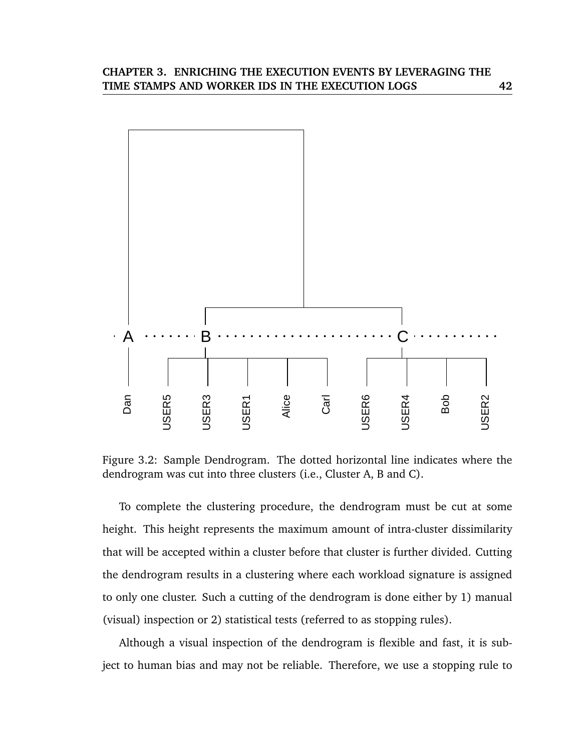Figure 3.2: Sample Dendrogram. The dotted horizontal line indicates where the dendrogram was cut into three clusters (i.e., Cluster A, B and C).

To complete the clustering procedure, the dendrogram must be cut at some height. This height represents the maximum amount of intra-cluster dissimilarity that will be accepted within a cluster before that cluster is further divided. Cutting the dendrogram results in a clustering where each workload signature is assigned to only one cluster. Such a cutting of the dendrogram is done either by 1) manual (visual) inspection or 2) statistical tests (referred to as stopping rules).

Although a visual inspection of the dendrogram is flexible and fast, it is subject to human bias and may not be reliable. Therefore, we use a stopping rule to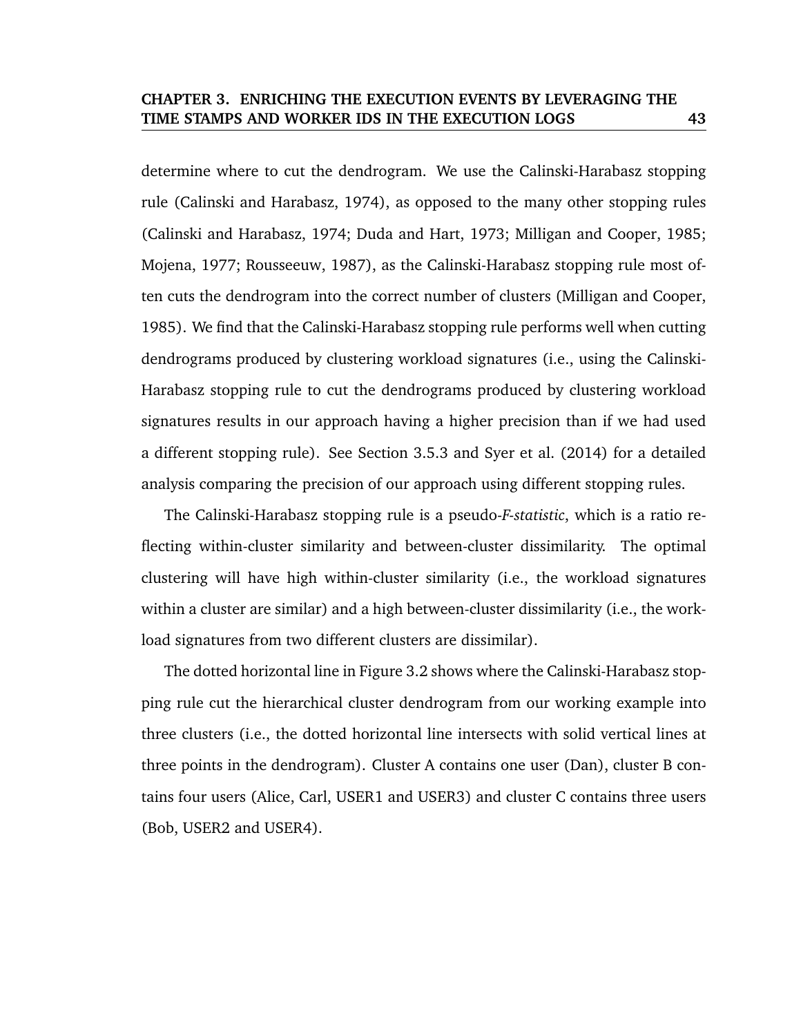determine where to cut the dendrogram. We use the Calinski-Harabasz stopping rule (Calinski and Harabasz, 1974), as opposed to the many other stopping rules (Calinski and Harabasz, 1974; Duda and Hart, 1973; Milligan and Cooper, 1985; Mojena, 1977; Rousseeuw, 1987), as the Calinski-Harabasz stopping rule most often cuts the dendrogram into the correct number of clusters (Milligan and Cooper, 1985). We find that the Calinski-Harabasz stopping rule performs well when cutting dendrograms produced by clustering workload signatures (i.e., using the Calinski-Harabasz stopping rule to cut the dendrograms produced by clustering workload signatures results in our approach having a higher precision than if we had used a different stopping rule). See Section 3.5.3 and Syer et al. (2014) for a detailed analysis comparing the precision of our approach using different stopping rules.

The Calinski-Harabasz stopping rule is a pseudo-*F-statistic*, which is a ratio reflecting within-cluster similarity and between-cluster dissimilarity. The optimal clustering will have high within-cluster similarity (i.e., the workload signatures within a cluster are similar) and a high between-cluster dissimilarity (i.e., the workload signatures from two different clusters are dissimilar).

The dotted horizontal line in Figure 3.2 shows where the Calinski-Harabasz stopping rule cut the hierarchical cluster dendrogram from our working example into three clusters (i.e., the dotted horizontal line intersects with solid vertical lines at three points in the dendrogram). Cluster A contains one user (Dan), cluster B contains four users (Alice, Carl, USER1 and USER3) and cluster C contains three users (Bob, USER2 and USER4).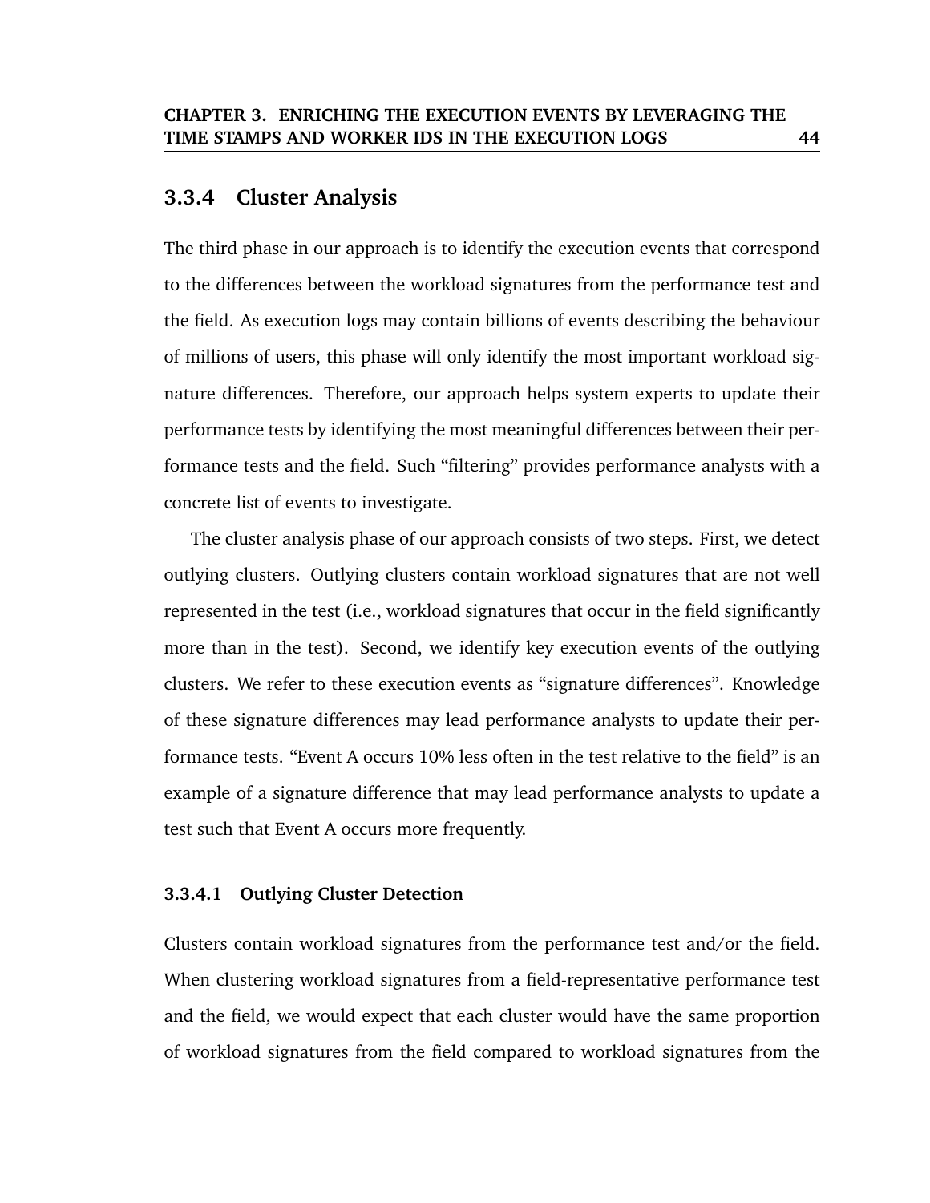### 3.3.4 Cluster Analysis

The third phase in our approach is to identify the execution events that correspond to the differences between the workload signatures from the performance test and the field. As execution logs may contain billions of events describing the behaviour of millions of users, this phase will only identify the most important workload signature differences. Therefore, our approach helps system experts to update their performance tests by identifying the most meaningful differences between their performance tests and the field. Such "filtering" provides performance analysts with a concrete list of events to investigate.

The cluster analysis phase of our approach consists of two steps. First, we detect outlying clusters. Outlying clusters contain workload signatures that are not well represented in the test (i.e., workload signatures that occur in the field significantly more than in the test). Second, we identify key execution events of the outlying clusters. We refer to these execution events as "signature differences". Knowledge of these signature differences may lead performance analysts to update their performance tests. "Event A occurs 10% less often in the test relative to the field" is an example of a signature difference that may lead performance analysts to update a test such that Event A occurs more frequently.

#### 3.3.4.1 Outlying Cluster Detection

Clusters contain workload signatures from the performance test and/or the field. When clustering workload signatures from a field-representative performance test and the field, we would expect that each cluster would have the same proportion of workload signatures from the field compared to workload signatures from the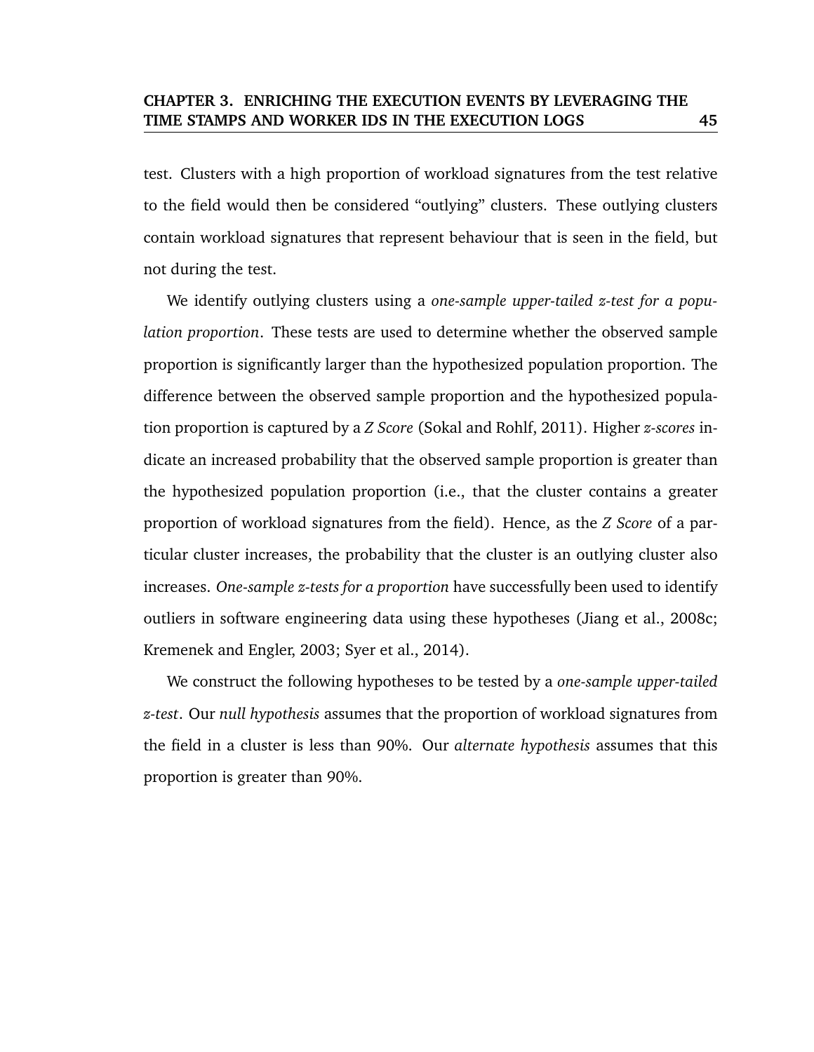test. Clusters with a high proportion of workload signatures from the test relative to the field would then be considered "outlying" clusters. These outlying clusters contain workload signatures that represent behaviour that is seen in the field, but not during the test.

We identify outlying clusters using a *one-sample upper-tailed z-test for a population proportion*. These tests are used to determine whether the observed sample proportion is significantly larger than the hypothesized population proportion. The difference between the observed sample proportion and the hypothesized population proportion is captured by a *Z Score* (Sokal and Rohlf, 2011). Higher *z-scores* indicate an increased probability that the observed sample proportion is greater than the hypothesized population proportion (i.e., that the cluster contains a greater proportion of workload signatures from the field). Hence, as the *Z Score* of a particular cluster increases, the probability that the cluster is an outlying cluster also increases. *One-sample z-tests for a proportion* have successfully been used to identify outliers in software engineering data using these hypotheses (Jiang et al., 2008c; Kremenek and Engler, 2003; Syer et al., 2014).

We construct the following hypotheses to be tested by a *one-sample upper-tailed z-test*. Our *null hypothesis* assumes that the proportion of workload signatures from the field in a cluster is less than 90%. Our *alternate hypothesis* assumes that this proportion is greater than 90%.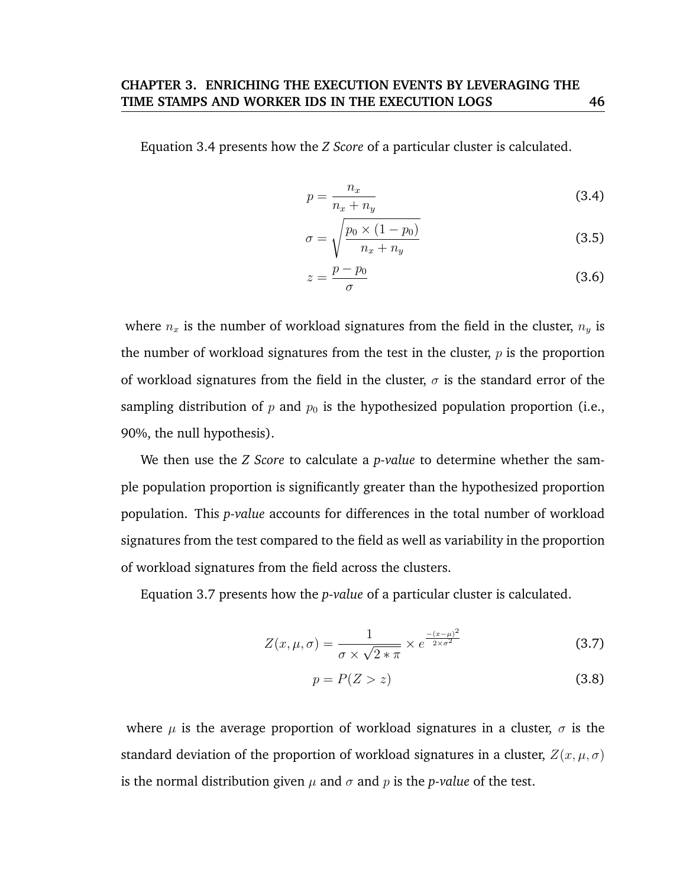Equation 3.4 presents how the *Z Score* of a particular cluster is calculated.

$$p = \frac{n_x}{n_x + n_y} \tag{3.4}$$

$$\sigma = \sqrt{\frac{p_0 \times (1 - p_0)}{n_x + n_y}} \tag{3.5}$$

$$z = \frac{p - p_0}{\sigma} \tag{3.6}$$

where $n_x$ is the number of workload signatures from the field in the cluster, $n_y$ is the number of workload signatures from the test in the cluster, $p$ is the proportion of workload signatures from the field in the cluster, $\sigma$ is the standard error of the sampling distribution of $p$ and $p_0$ is the hypothesized population proportion (i.e., 90%, the null hypothesis).

We then use the *Z Score* to calculate a *p-value* to determine whether the sample population proportion is significantly greater than the hypothesized proportion population. This *p-value* accounts for differences in the total number of workload signatures from the test compared to the field as well as variability in the proportion of workload signatures from the field across the clusters.

Equation 3.7 presents how the *p-value* of a particular cluster is calculated.

$$Z(x, \mu, \sigma) = \frac{1}{\sigma \times \sqrt{2 * \pi}} \times e^{\frac{-(x-\mu)^2}{2 \times \sigma^2}} \tag{3.7}$$

$$p = P(Z > z) \tag{3.8}$$

where $\mu$ is the average proportion of workload signatures in a cluster, $\sigma$ is the standard deviation of the proportion of workload signatures in a cluster, $Z(x, \mu, \sigma)$ is the normal distribution given $\mu$ and $\sigma$ and $p$ is the *p-value* of the test.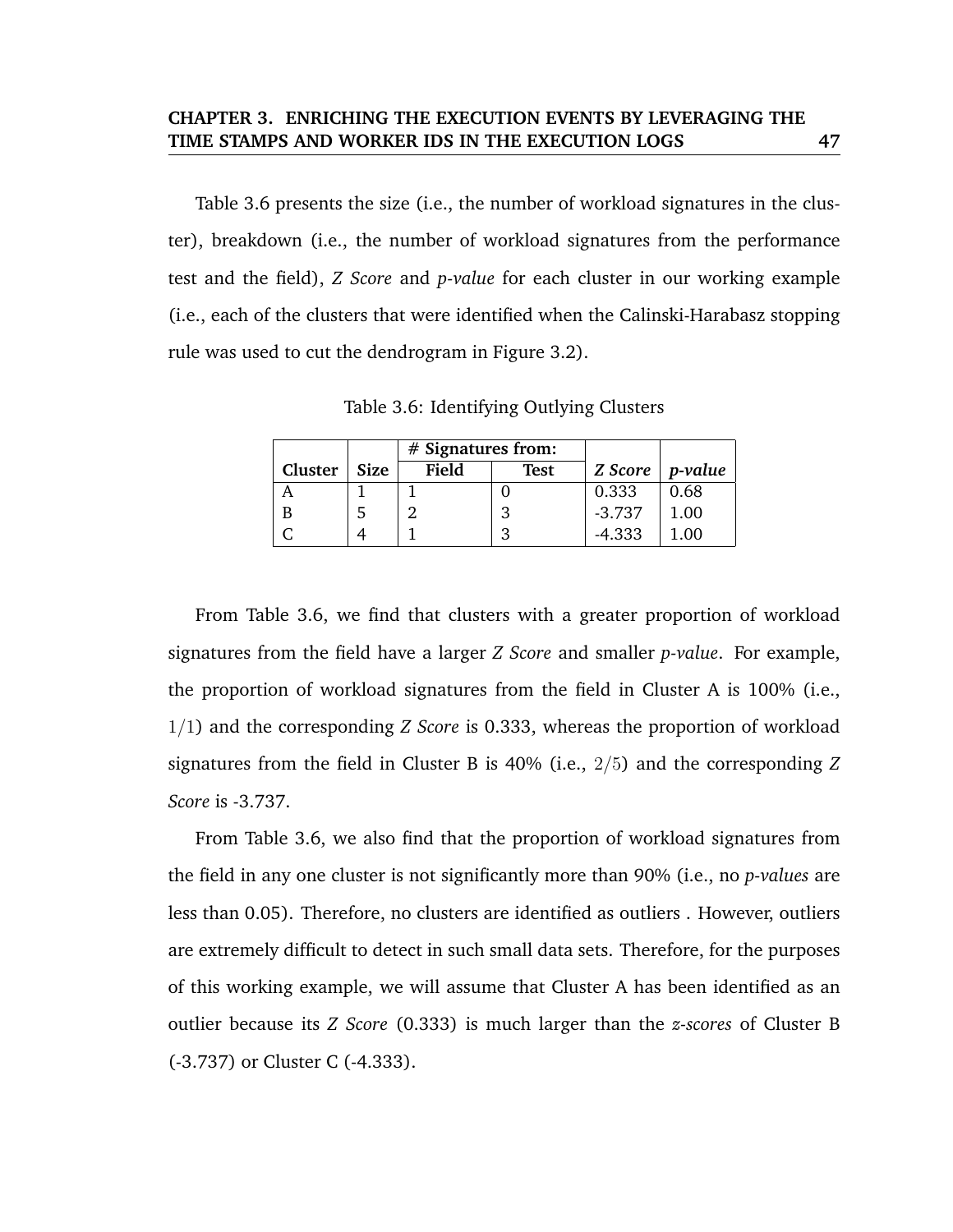Table 3.6 presents the size (i.e., the number of workload signatures in the cluster), breakdown (i.e., the number of workload signatures from the performance test and the field), *Z Score* and *p-value* for each cluster in our working example (i.e., each of the clusters that were identified when the Calinski-Harabasz stopping rule was used to cut the dendrogram in Figure 3.2).

Table 3.6: Identifying Outlying Clusters

| | | # Signatures from: | | | |
|---|---|---|---|---|---|
| **Cluster** | **Size** | **Field** | **Test** | ***Z Score*** | ***p-value*** |
| A | 1 | 1 | 0 | 0.333 | 0.68 |
| B | 5 | 2 | 3 | -3.737 | 1.00 |
| C | 4 | 1 | 3 | -4.333 | 1.00 |

From Table 3.6, we find that clusters with a greater proportion of workload signatures from the field have a larger *Z Score* and smaller *p-value*. For example, the proportion of workload signatures from the field in Cluster A is 100% (i.e., $1/1$) and the corresponding *Z Score* is 0.333, whereas the proportion of workload signatures from the field in Cluster B is 40% (i.e., $2/5$) and the corresponding *Z Score* is -3.737.

From Table 3.6, we also find that the proportion of workload signatures from the field in any one cluster is not significantly more than 90% (i.e., no *p-values* are less than 0.05). Therefore, no clusters are identified as outliers . However, outliers are extremely difficult to detect in such small data sets. Therefore, for the purposes of this working example, we will assume that Cluster A has been identified as an outlier because its *Z Score* (0.333) is much larger than the *z-scores* of Cluster B (-3.737) or Cluster C (-4.333).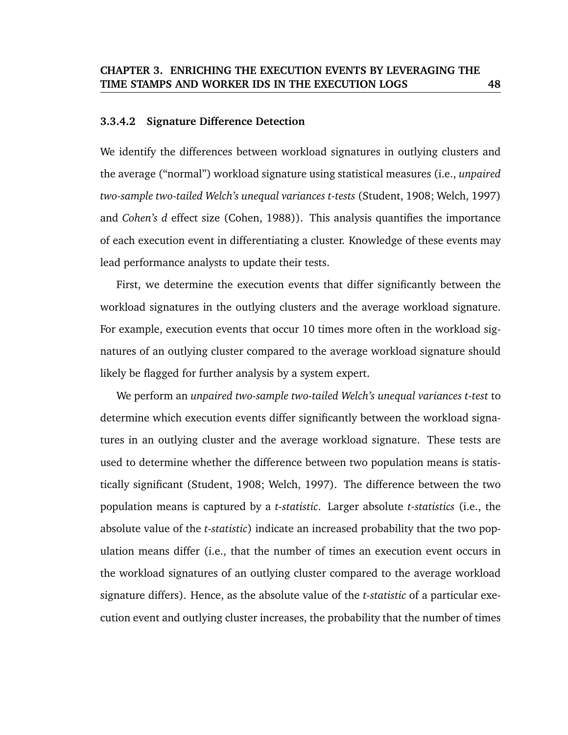#### 3.3.4.2 Signature Difference Detection

We identify the differences between workload signatures in outlying clusters and the average ("normal") workload signature using statistical measures (i.e., *unpaired two-sample two-tailed Welch's unequal variances t-tests* (Student, 1908; Welch, 1997) and *Cohen's d* effect size (Cohen, 1988)). This analysis quantifies the importance of each execution event in differentiating a cluster. Knowledge of these events may lead performance analysts to update their tests.

First, we determine the execution events that differ significantly between the workload signatures in the outlying clusters and the average workload signature. For example, execution events that occur 10 times more often in the workload signatures of an outlying cluster compared to the average workload signature should likely be flagged for further analysis by a system expert.

We perform an *unpaired two-sample two-tailed Welch's unequal variances t-test* to determine which execution events differ significantly between the workload signatures in an outlying cluster and the average workload signature. These tests are used to determine whether the difference between two population means is statistically significant (Student, 1908; Welch, 1997). The difference between the two population means is captured by a *t-statistic*. Larger absolute *t-statistics* (i.e., the absolute value of the *t-statistic*) indicate an increased probability that the two population means differ (i.e., that the number of times an execution event occurs in the workload signatures of an outlying cluster compared to the average workload signature differs). Hence, as the absolute value of the *t-statistic* of a particular execution event and outlying cluster increases, the probability that the number of times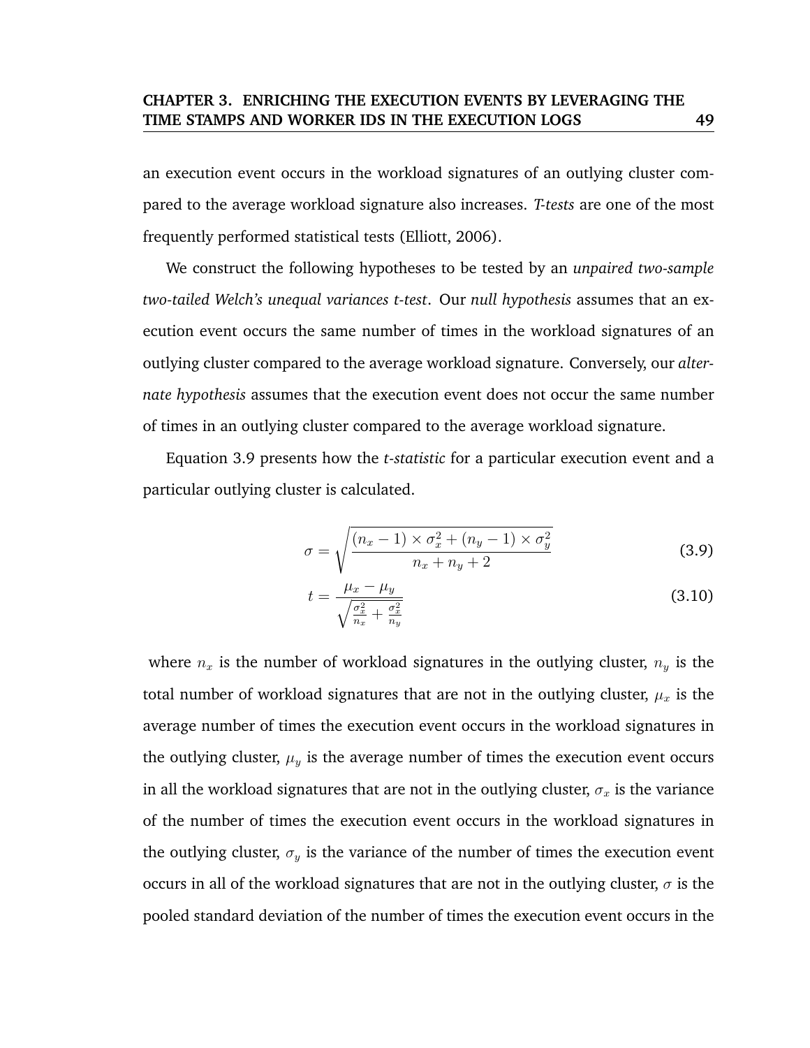an execution event occurs in the workload signatures of an outlying cluster compared to the average workload signature also increases. *T-tests* are one of the most frequently performed statistical tests (Elliott, 2006).

We construct the following hypotheses to be tested by an *unpaired two-sample two-tailed Welch's unequal variances t-test*. Our *null hypothesis* assumes that an execution event occurs the same number of times in the workload signatures of an outlying cluster compared to the average workload signature. Conversely, our *alternate hypothesis* assumes that the execution event does not occur the same number of times in an outlying cluster compared to the average workload signature.

Equation 3.9 presents how the *t-statistic* for a particular execution event and a particular outlying cluster is calculated.

$$\sigma = \sqrt{\frac{(n_x - 1) \times \sigma_x^2 + (n_y - 1) \times \sigma_y^2}{n_x + n_y + 2}} \tag{3.9}$$

$$t = \frac{\mu_x - \mu_y}{\sqrt{\frac{\sigma_x^2}{n_x} + \frac{\sigma_x^2}{n_y}}} \tag{3.10}$$

where $n_x$ is the number of workload signatures in the outlying cluster, $n_y$ is the total number of workload signatures that are not in the outlying cluster, $\mu_x$ is the average number of times the execution event occurs in the workload signatures in the outlying cluster, $\mu_y$ is the average number of times the execution event occurs in all the workload signatures that are not in the outlying cluster, $\sigma_x$ is the variance of the number of times the execution event occurs in the workload signatures in the outlying cluster, $\sigma_y$ is the variance of the number of times the execution event occurs in all of the workload signatures that are not in the outlying cluster, $\sigma$ is the pooled standard deviation of the number of times the execution event occurs in the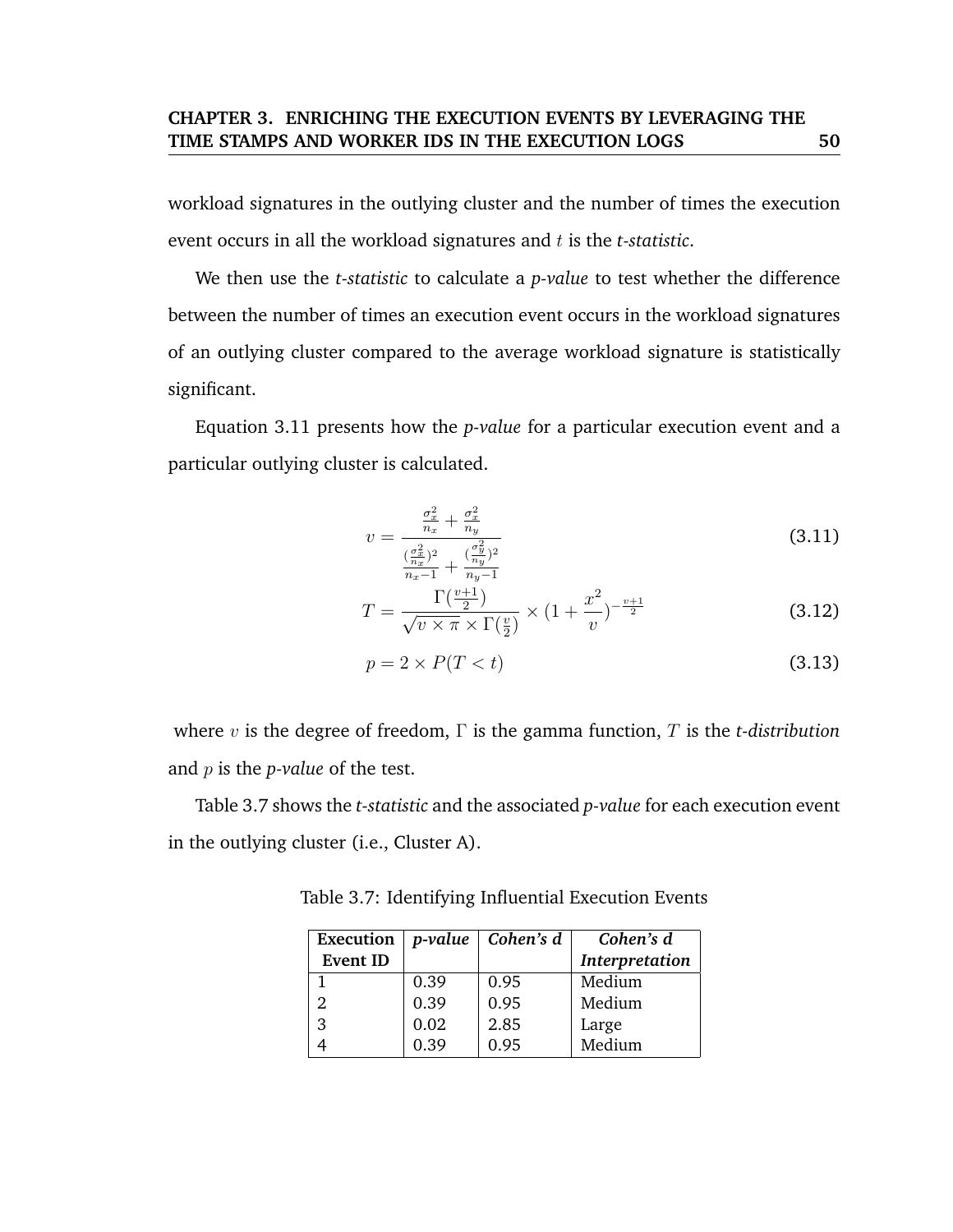workload signatures in the outlying cluster and the number of times the execution event occurs in all the workload signatures and $t$ is the *t-statistic*.

We then use the *t-statistic* to calculate a *p-value* to test whether the difference between the number of times an execution event occurs in the workload signatures of an outlying cluster compared to the average workload signature is statistically significant.

Equation 3.11 presents how the *p-value* for a particular execution event and a particular outlying cluster is calculated.

$$v = \frac{\frac{\sigma_x^2}{n_x} + \frac{\sigma_x^2}{n_y}}{\frac{(\frac{\sigma_x^2}{n_x})^2}{n_x - 1} + \frac{(\frac{\sigma_y^2}{n_y})^2}{n_y - 1}} \tag{3.11}$$

$$T = \frac{\Gamma(\frac{v+1}{2})}{\sqrt{v \times \pi} \times \Gamma(\frac{v}{2})} \times (1 + \frac{x^2}{v})^{-\frac{v+1}{2}} \tag{3.12}$$

$$p = 2 \times P(T < t) \tag{3.13}$$

where $v$ is the degree of freedom, $\Gamma$ is the gamma function, $T$ is the *t-distribution* and $p$ is the *p-value* of the test.

Table 3.7 shows the *t-statistic* and the associated *p-value* for each execution event in the outlying cluster (i.e., Cluster A).

Table 3.7: Identifying Influential Execution Events

| Execution Event ID | *p-value* | *Cohen's d* | *Cohen's d Interpretation* |
|---|---|---|---|
| 1 | 0.39 | 0.95 | Medium |
| 2 | 0.39 | 0.95 | Medium |
| 3 | 0.02 | 2.85 | Large |
| 4 | 0.39 | 0.95 | Medium |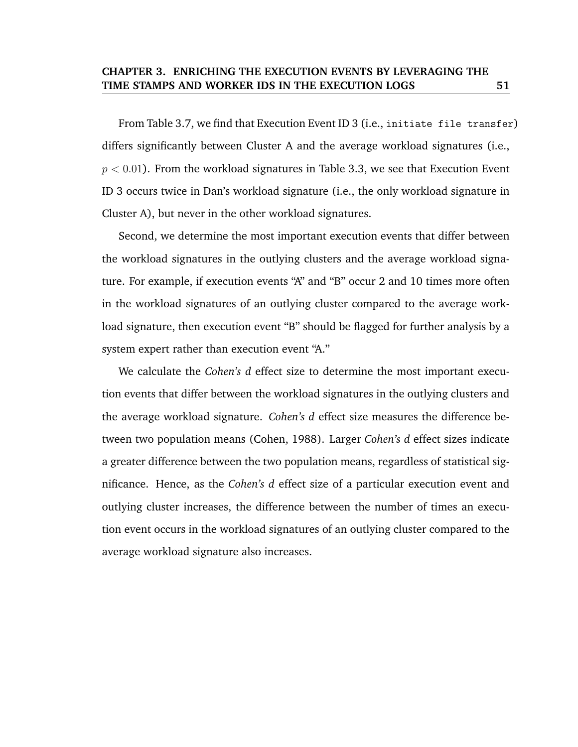From Table 3.7, we find that Execution Event ID 3 (i.e., `initiate file transfer`) differs significantly between Cluster A and the average workload signatures (i.e., $p < 0.01$). From the workload signatures in Table 3.3, we see that Execution Event ID 3 occurs twice in Dan's workload signature (i.e., the only workload signature in Cluster A), but never in the other workload signatures.

Second, we determine the most important execution events that differ between the workload signatures in the outlying clusters and the average workload signature. For example, if execution events "A" and "B" occur 2 and 10 times more often in the workload signatures of an outlying cluster compared to the average workload signature, then execution event "B" should be flagged for further analysis by a system expert rather than execution event "A."

We calculate the *Cohen's d* effect size to determine the most important execution events that differ between the workload signatures in the outlying clusters and the average workload signature. *Cohen's d* effect size measures the difference between two population means (Cohen, 1988). Larger *Cohen's d* effect sizes indicate a greater difference between the two population means, regardless of statistical significance. Hence, as the *Cohen's d* effect size of a particular execution event and outlying cluster increases, the difference between the number of times an execution event occurs in the workload signatures of an outlying cluster compared to the average workload signature also increases.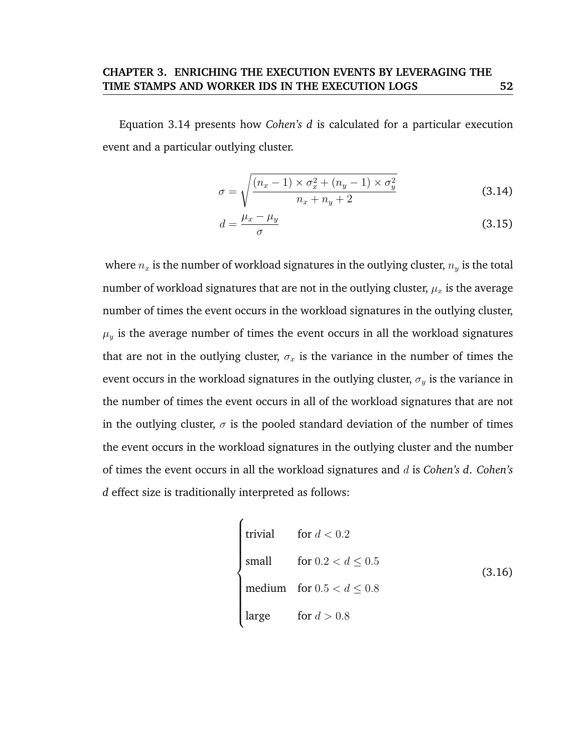Equation 3.14 presents how *Cohen's d* is calculated for a particular execution event and a particular outlying cluster.

$$\sigma = \sqrt{\frac{(n_x - 1) \times \sigma_x^2 + (n_y - 1) \times \sigma_y^2}{n_x + n_y + 2}} \tag{3.14}$$

$$d = \frac{\mu_x - \mu_y}{\sigma} \tag{3.15}$$

where $n_x$ is the number of workload signatures in the outlying cluster, $n_y$ is the total number of workload signatures that are not in the outlying cluster, $\mu_x$ is the average number of times the event occurs in the workload signatures in the outlying cluster, $\mu_y$ is the average number of times the event occurs in all the workload signatures that are not in the outlying cluster, $\sigma_x$ is the variance in the number of times the event occurs in the workload signatures in the outlying cluster, $\sigma_y$ is the variance in the number of times the event occurs in all of the workload signatures that are not in the outlying cluster, $\sigma$ is the pooled standard deviation of the number of times the event occurs in the workload signatures in the outlying cluster and the number of times the event occurs in all the workload signatures and $d$ is *Cohen's d*. *Cohen's d* effect size is traditionally interpreted as follows:

$$\begin{cases} \text{trivial} & \text{for } d < 0.2 \\ \text{small} & \text{for } 0.2 < d \leq 0.5 \\ \text{medium} & \text{for } 0.5 < d \leq 0.8 \\ \text{large} & \text{for } d > 0.8 \end{cases} \tag{3.16}$$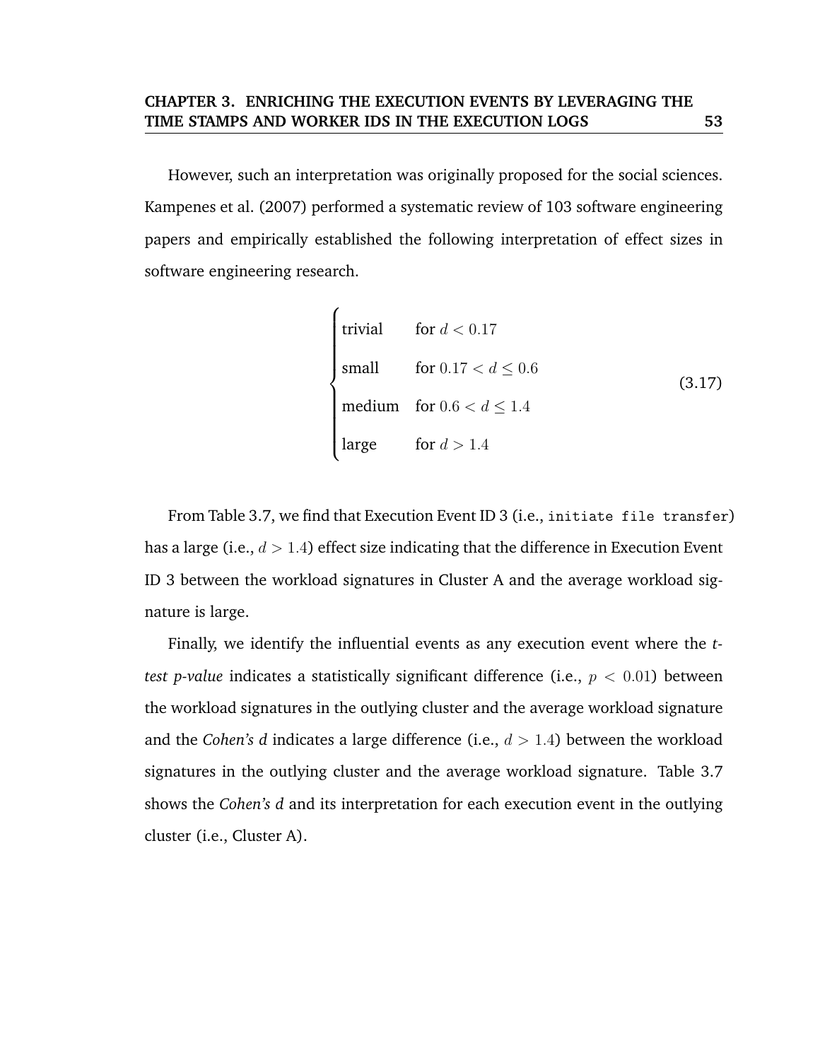However, such an interpretation was originally proposed for the social sciences. Kampenes et al. (2007) performed a systematic review of 103 software engineering papers and empirically established the following interpretation of effect sizes in software engineering research.

$$
\begin{cases}
\text{trivial} & \text{for } d < 0.17 \\
\text{small} & \text{for } 0.17 < d \leq 0.6 \\
\text{medium} & \text{for } 0.6 < d \leq 1.4 \\
\text{large} & \text{for } d > 1.4
\end{cases}
\tag{3.17}
$$

From Table 3.7, we find that Execution Event ID 3 (i.e., `initiate file transfer`) has a large (i.e., $d > 1.4$) effect size indicating that the difference in Execution Event ID 3 between the workload signatures in Cluster A and the average workload signature is large.

Finally, we identify the influential events as any execution event where the *t-test p-value* indicates a statistically significant difference (i.e., $p < 0.01$) between the workload signatures in the outlying cluster and the average workload signature and the *Cohen's d* indicates a large difference (i.e., $d > 1.4$) between the workload signatures in the outlying cluster and the average workload signature. Table 3.7 shows the *Cohen's d* and its interpretation for each execution event in the outlying cluster (i.e., Cluster A).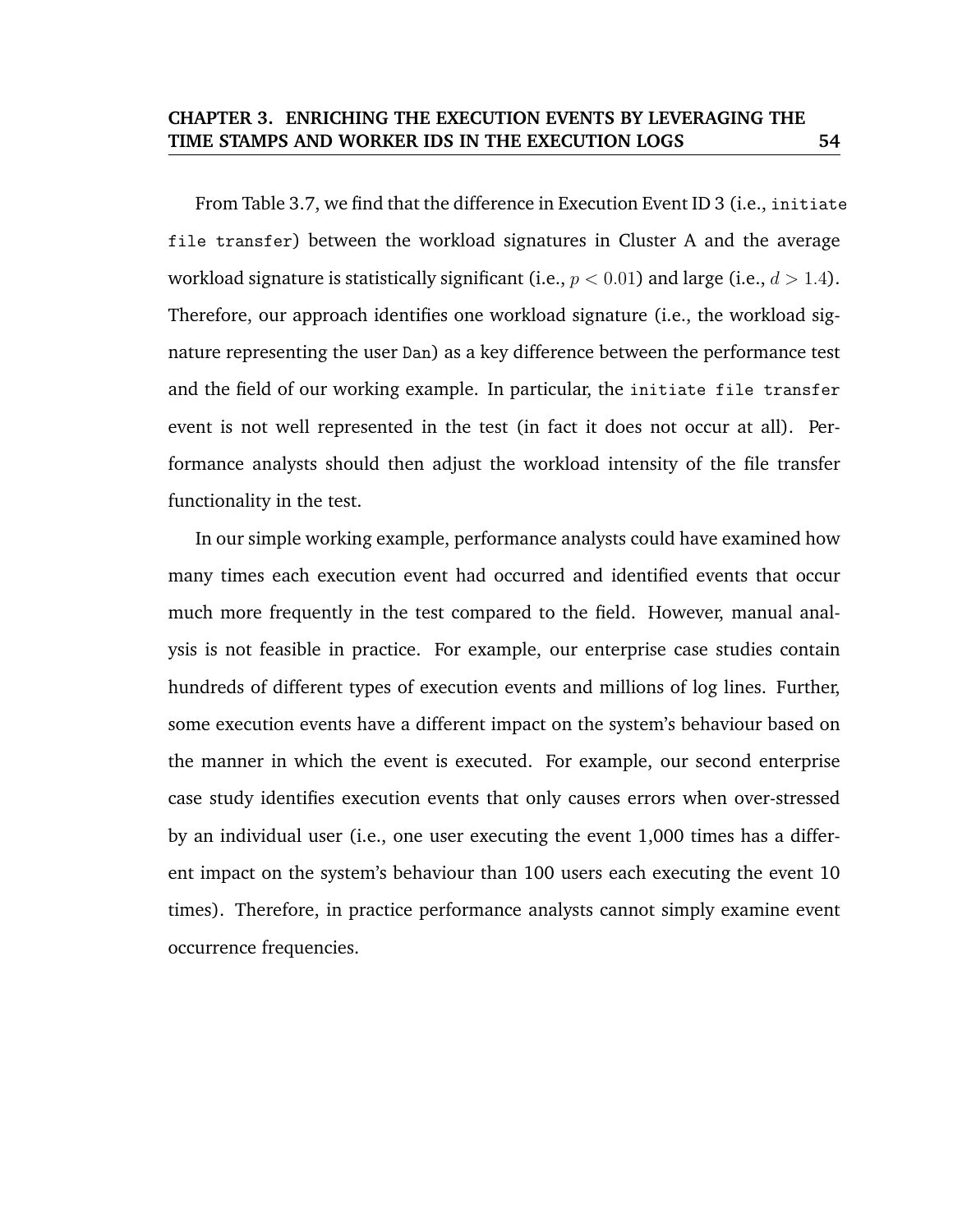From Table 3.7, we find that the difference in Execution Event ID 3 (i.e., `initiate file transfer`) between the workload signatures in Cluster A and the average workload signature is statistically significant (i.e., $p < 0.01$) and large (i.e., $d > 1.4$). Therefore, our approach identifies one workload signature (i.e., the workload signature representing the user `Dan`) as a key difference between the performance test and the field of our working example. In particular, the `initiate file transfer` event is not well represented in the test (in fact it does not occur at all). Performance analysts should then adjust the workload intensity of the file transfer functionality in the test.

In our simple working example, performance analysts could have examined how many times each execution event had occurred and identified events that occur much more frequently in the test compared to the field. However, manual analysis is not feasible in practice. For example, our enterprise case studies contain hundreds of different types of execution events and millions of log lines. Further, some execution events have a different impact on the system's behaviour based on the manner in which the event is executed. For example, our second enterprise case study identifies execution events that only causes errors when over-stressed by an individual user (i.e., one user executing the event 1,000 times has a different impact on the system's behaviour than 100 users each executing the event 10 times). Therefore, in practice performance analysts cannot simply examine event occurrence frequencies.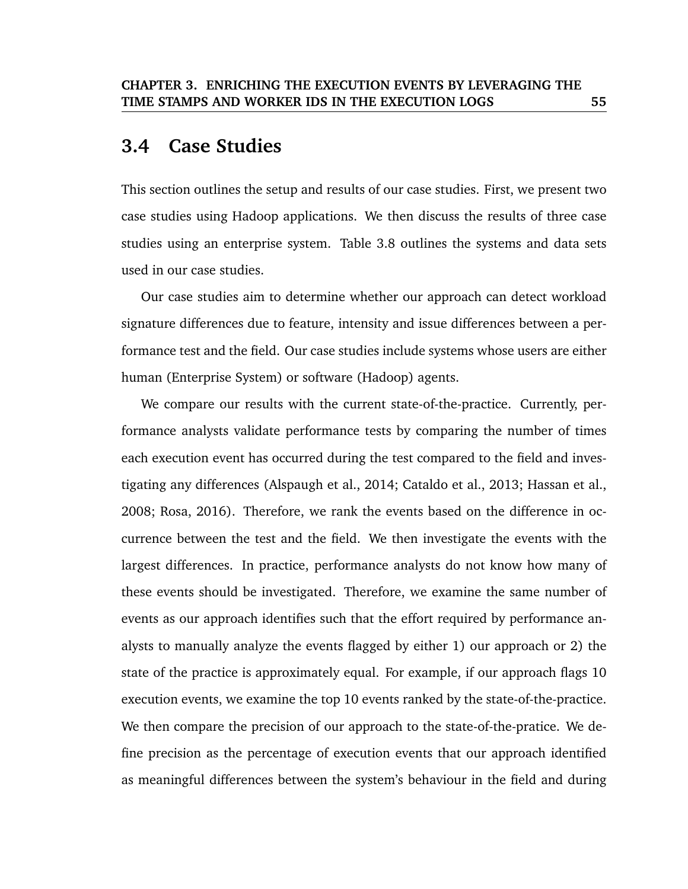## 3.4 Case Studies

This section outlines the setup and results of our case studies. First, we present two case studies using Hadoop applications. We then discuss the results of three case studies using an enterprise system. Table 3.8 outlines the systems and data sets used in our case studies.

Our case studies aim to determine whether our approach can detect workload signature differences due to feature, intensity and issue differences between a performance test and the field. Our case studies include systems whose users are either human (Enterprise System) or software (Hadoop) agents.

We compare our results with the current state-of-the-practice. Currently, performance analysts validate performance tests by comparing the number of times each execution event has occurred during the test compared to the field and investigating any differences (Alspaugh et al., 2014; Cataldo et al., 2013; Hassan et al., 2008; Rosa, 2016). Therefore, we rank the events based on the difference in occurrence between the test and the field. We then investigate the events with the largest differences. In practice, performance analysts do not know how many of these events should be investigated. Therefore, we examine the same number of events as our approach identifies such that the effort required by performance analysts to manually analyze the events flagged by either 1) our approach or 2) the state of the practice is approximately equal. For example, if our approach flags 10 execution events, we examine the top 10 events ranked by the state-of-the-practice. We then compare the precision of our approach to the state-of-the-pratice. We define precision as the percentage of execution events that our approach identified as meaningful differences between the system's behaviour in the field and during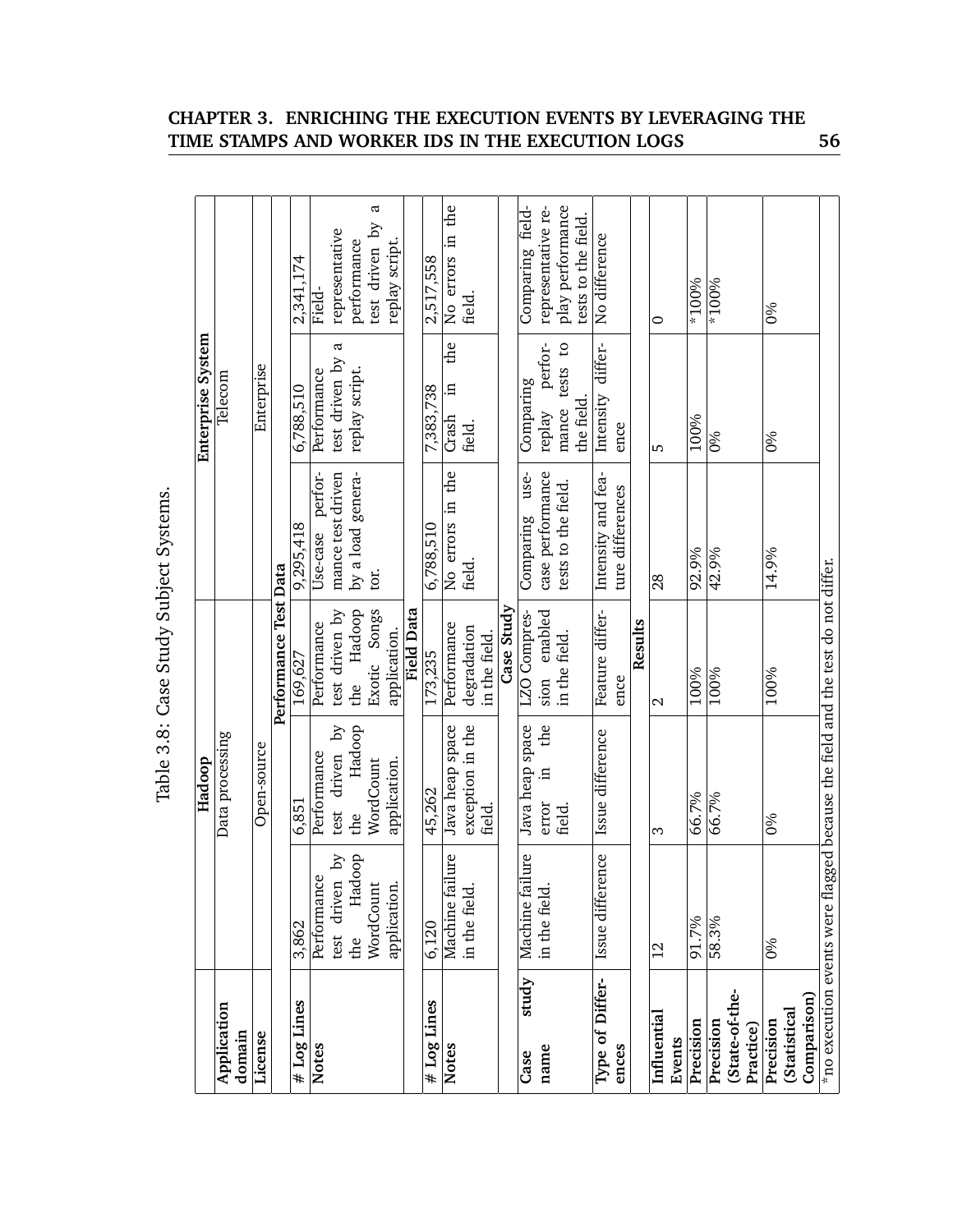Table 3.8: Case Study Subject Systems.

| | Hadoop | | | Enterprise System | | |
|---|---|---|---|---|---|---|
| **Application domain** | Data processing | | | Telecom | | |
| **License** | Open-source | | | Enterprise | | |
| **Performance Test Data** | | | | | | |
| **# Log Lines** | 3,862 | 6,851 | 169,627 | 9,295,418 | 6,788,510 | 2,341,174 |
| **Notes** | Performance test driven by the Hadoop WordCount application. | Performance test driven by the Hadoop WordCount application. | Performance test driven by the Hadoop Exotic Songs application. | Use-case performance test driven by a load generator. | Performance test driven by a replay script. | Field-representative performance test driven by a replay script. |
| **Field Data** | | | | | | |
| **# Log Lines** | 6,120 | 45,262 | 173,235 | 6,788,510 | 7,383,738 | 2,517,558 |
| **Notes** | Machine failure in the field. | Java heap space exception in the field. | Performance degradation in the field. | No errors in the field. | Crash in the field. | No errors in the field. |
| **Case Study** | | | | | | |
| **Case study name** | Machine failure in the field. | Java heap space error in the field. | LZO Compression enabled in the field. | Comparing use-case performance tests to the field. | Comparing replay performance tests to the field. | Comparing field-representative replay performance tests to the field. |
| **Type of Differences** | Issue difference | Issue difference | Feature difference | Intensity and feature differences | Intensity difference | No difference |
| **Results** | | | | | | |
| **Influential Events** | 12 | 3 | 2 | 28 | 5 | 0 |
| **Precision** | 91.7% | 66.7% | 100% | 92.9% | 100% | *100% |
| **Precision (State-of-the-Practice)** | 58.3% | 66.7% | 100% | 42.9% | 0% | *100% |
| **Precision (Statistical Comparison)** | 0% | 0% | 100% | 14.9% | 0% | 0% |

*no execution events were flagged because the field and the test do not differ.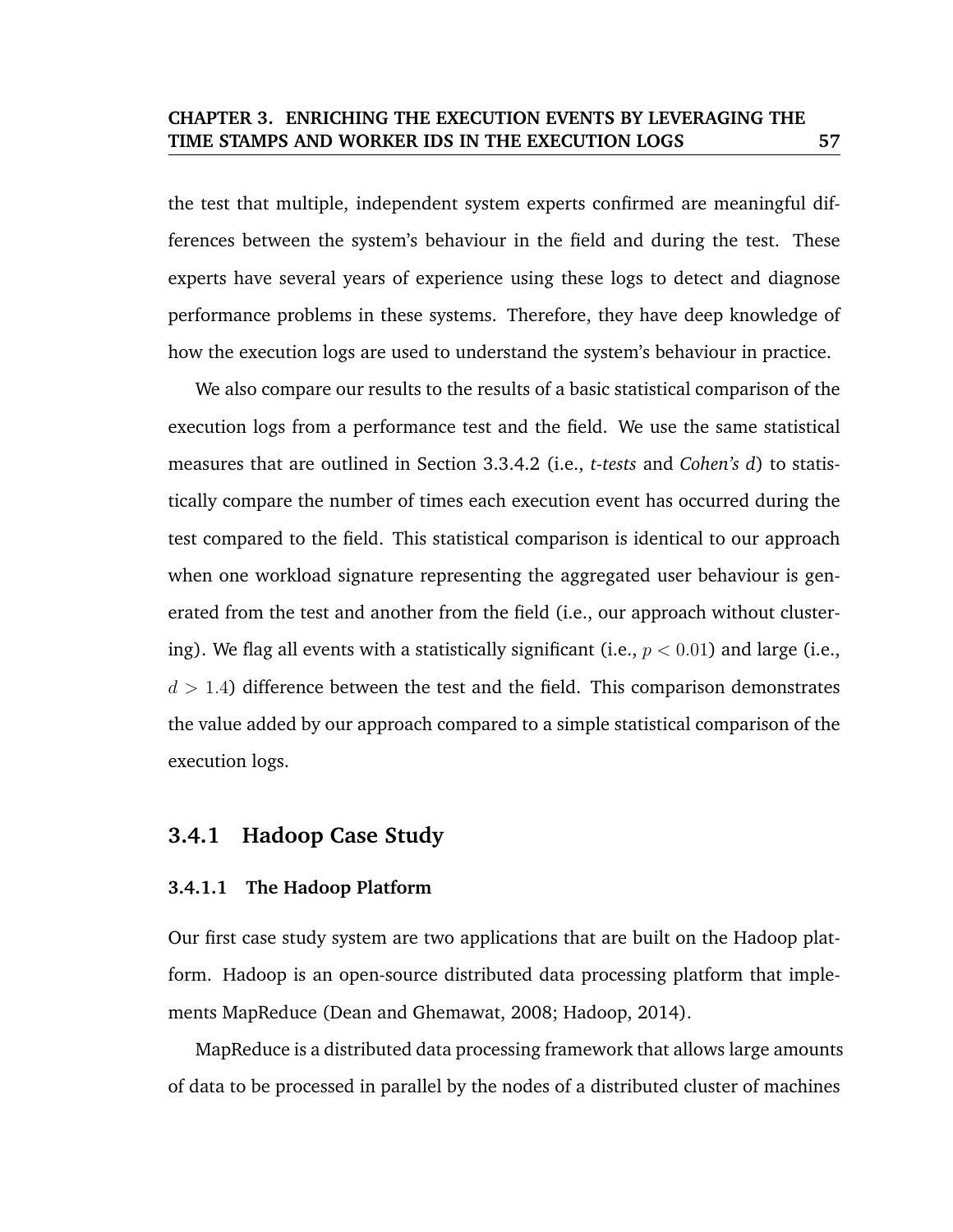the test that multiple, independent system experts confirmed are meaningful differences between the system's behaviour in the field and during the test. These experts have several years of experience using these logs to detect and diagnose performance problems in these systems. Therefore, they have deep knowledge of how the execution logs are used to understand the system's behaviour in practice.

We also compare our results to the results of a basic statistical comparison of the execution logs from a performance test and the field. We use the same statistical measures that are outlined in Section 3.3.4.2 (i.e., *t-tests* and *Cohen's d*) to statistically compare the number of times each execution event has occurred during the test compared to the field. This statistical comparison is identical to our approach when one workload signature representing the aggregated user behaviour is generated from the test and another from the field (i.e., our approach without clustering). We flag all events with a statistically significant (i.e., $p < 0.01$) and large (i.e., $d > 1.4$) difference between the test and the field. This comparison demonstrates the value added by our approach compared to a simple statistical comparison of the execution logs.

### 3.4.1 Hadoop Case Study

#### 3.4.1.1 The Hadoop Platform

Our first case study system are two applications that are built on the Hadoop platform. Hadoop is an open-source distributed data processing platform that implements MapReduce (Dean and Ghemawat, 2008; Hadoop, 2014).

MapReduce is a distributed data processing framework that allows large amounts of data to be processed in parallel by the nodes of a distributed cluster of machines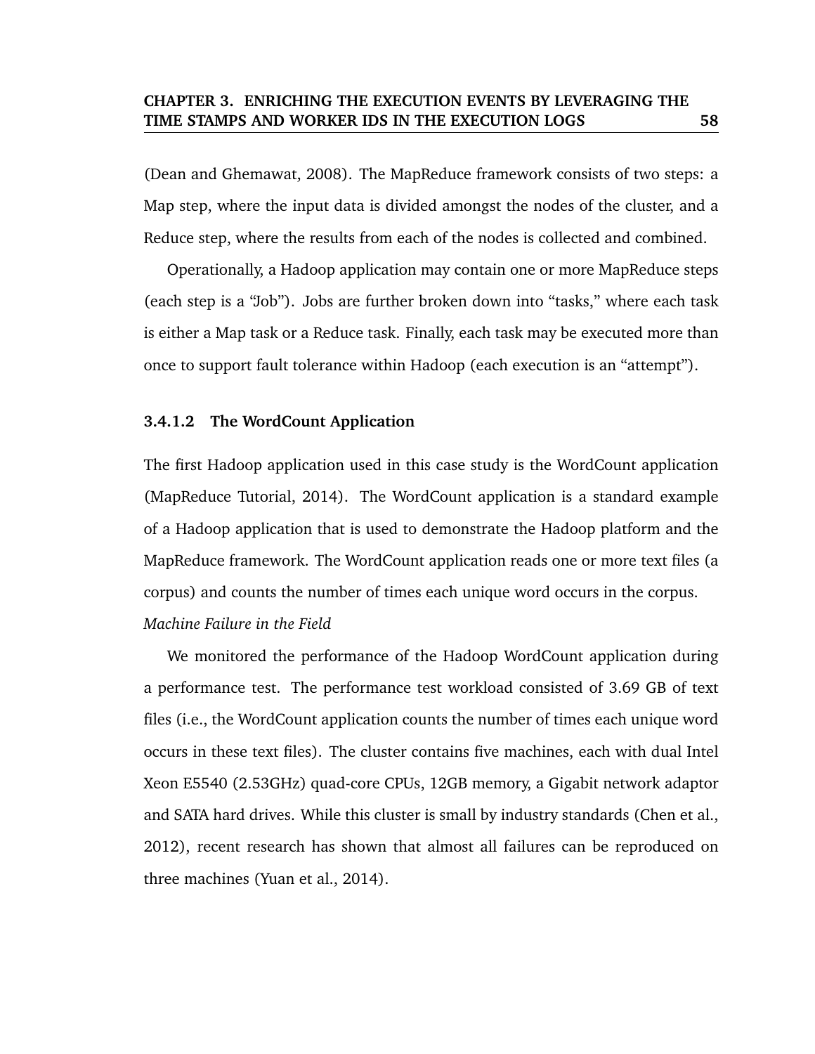(Dean and Ghemawat, 2008). The MapReduce framework consists of two steps: a Map step, where the input data is divided amongst the nodes of the cluster, and a Reduce step, where the results from each of the nodes is collected and combined.

Operationally, a Hadoop application may contain one or more MapReduce steps (each step is a "Job"). Jobs are further broken down into "tasks," where each task is either a Map task or a Reduce task. Finally, each task may be executed more than once to support fault tolerance within Hadoop (each execution is an "attempt").

#### 3.4.1.2 The WordCount Application

The first Hadoop application used in this case study is the WordCount application (MapReduce Tutorial, 2014). The WordCount application is a standard example of a Hadoop application that is used to demonstrate the Hadoop platform and the MapReduce framework. The WordCount application reads one or more text files (a corpus) and counts the number of times each unique word occurs in the corpus.

*Machine Failure in the Field*

We monitored the performance of the Hadoop WordCount application during a performance test. The performance test workload consisted of 3.69 GB of text files (i.e., the WordCount application counts the number of times each unique word occurs in these text files). The cluster contains five machines, each with dual Intel Xeon E5540 (2.53GHz) quad-core CPUs, 12GB memory, a Gigabit network adaptor and SATA hard drives. While this cluster is small by industry standards (Chen et al., 2012), recent research has shown that almost all failures can be reproduced on three machines (Yuan et al., 2014).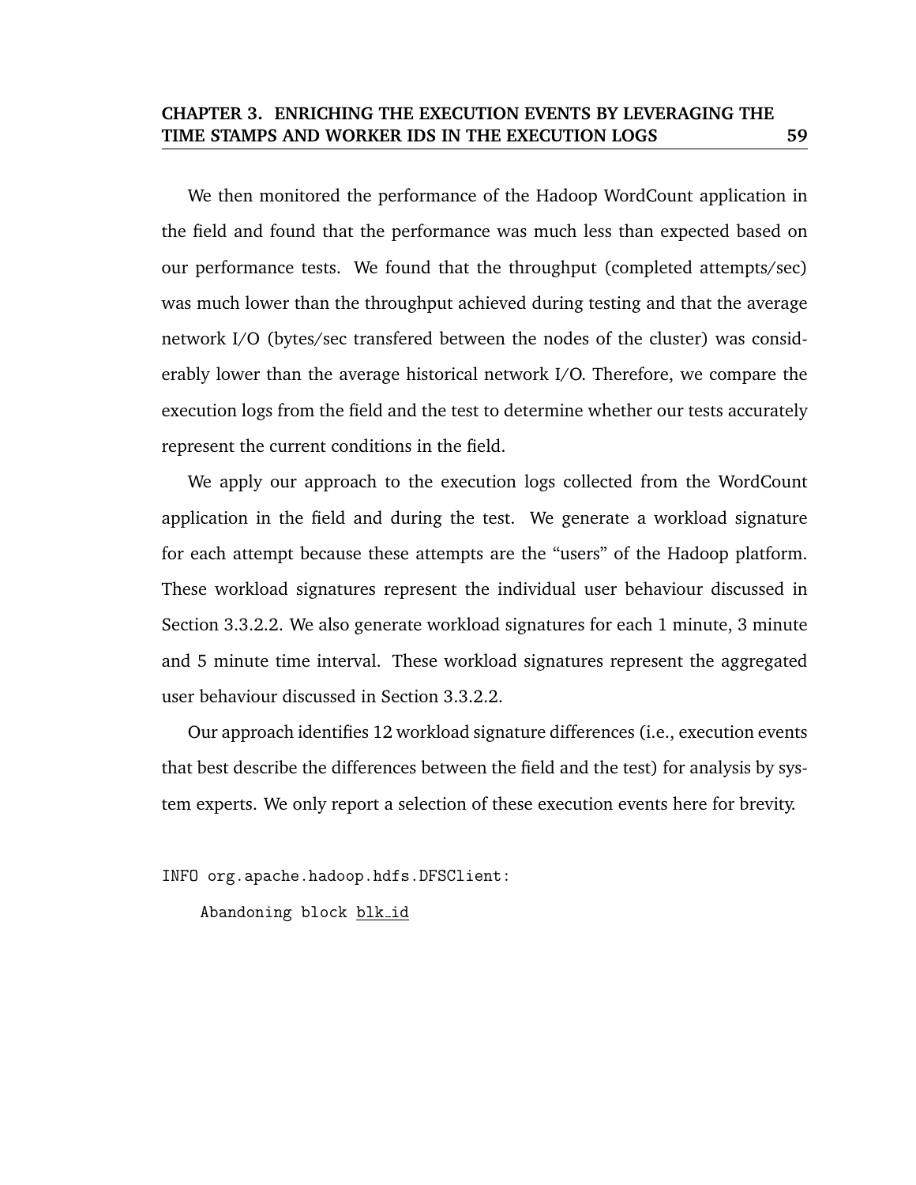We then monitored the performance of the Hadoop WordCount application in the field and found that the performance was much less than expected based on our performance tests. We found that the throughput (completed attempts/sec) was much lower than the throughput achieved during testing and that the average network I/O (bytes/sec transfered between the nodes of the cluster) was considerably lower than the average historical network I/O. Therefore, we compare the execution logs from the field and the test to determine whether our tests accurately represent the current conditions in the field.

We apply our approach to the execution logs collected from the WordCount application in the field and during the test. We generate a workload signature for each attempt because these attempts are the "users" of the Hadoop platform. These workload signatures represent the individual user behaviour discussed in Section 3.3.2.2. We also generate workload signatures for each 1 minute, 3 minute and 5 minute time interval. These workload signatures represent the aggregated user behaviour discussed in Section 3.3.2.2.

Our approach identifies 12 workload signature differences (i.e., execution events that best describe the differences between the field and the test) for analysis by system experts. We only report a selection of these execution events here for brevity.

```
INFO org.apache.hadoop.hdfs.DFSClient:
    Abandoning block blk_id
```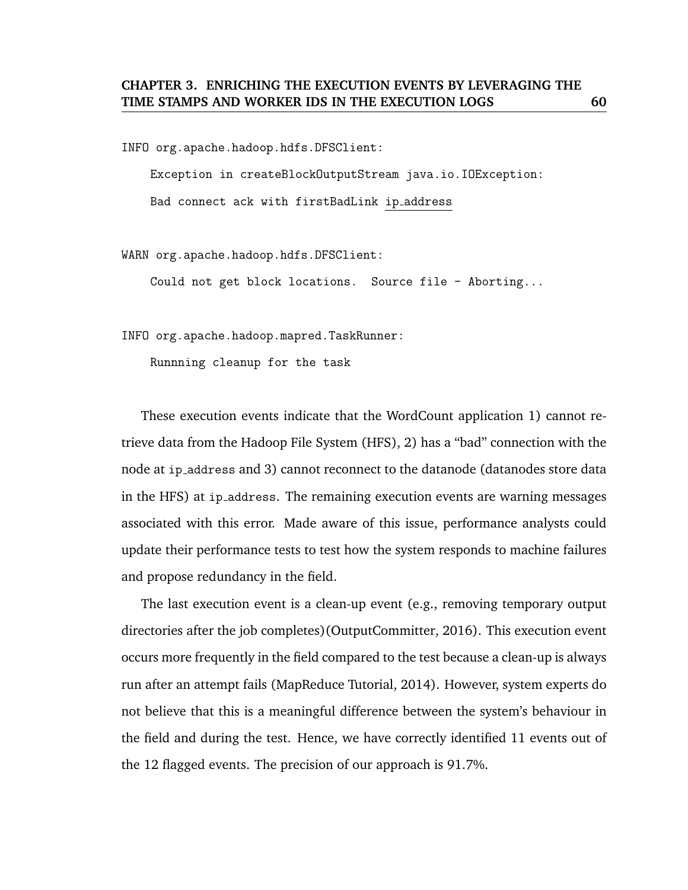```
INFO org.apache.hadoop.hdfs.DFSClient:
    Exception in createBlockOutputStream java.io.IOException:
    Bad connect ack with firstBadLink ip_address

WARN org.apache.hadoop.hdfs.DFSClient:
    Could not get block locations.  Source file - Aborting...

INFO org.apache.hadoop.mapred.TaskRunner:
    Runnning cleanup for the task
```

These execution events indicate that the WordCount application 1) cannot retrieve data from the Hadoop File System (HFS), 2) has a "bad" connection with the node at `ip_address` and 3) cannot reconnect to the datanode (datanodes store data in the HFS) at `ip_address`. The remaining execution events are warning messages associated with this error. Made aware of this issue, performance analysts could update their performance tests to test how the system responds to machine failures and propose redundancy in the field.

The last execution event is a clean-up event (e.g., removing temporary output directories after the job completes)(OutputCommitter, 2016). This execution event occurs more frequently in the field compared to the test because a clean-up is always run after an attempt fails (MapReduce Tutorial, 2014). However, system experts do not believe that this is a meaningful difference between the system's behaviour in the field and during the test. Hence, we have correctly identified 11 events out of the 12 flagged events. The precision of our approach is 91.7%.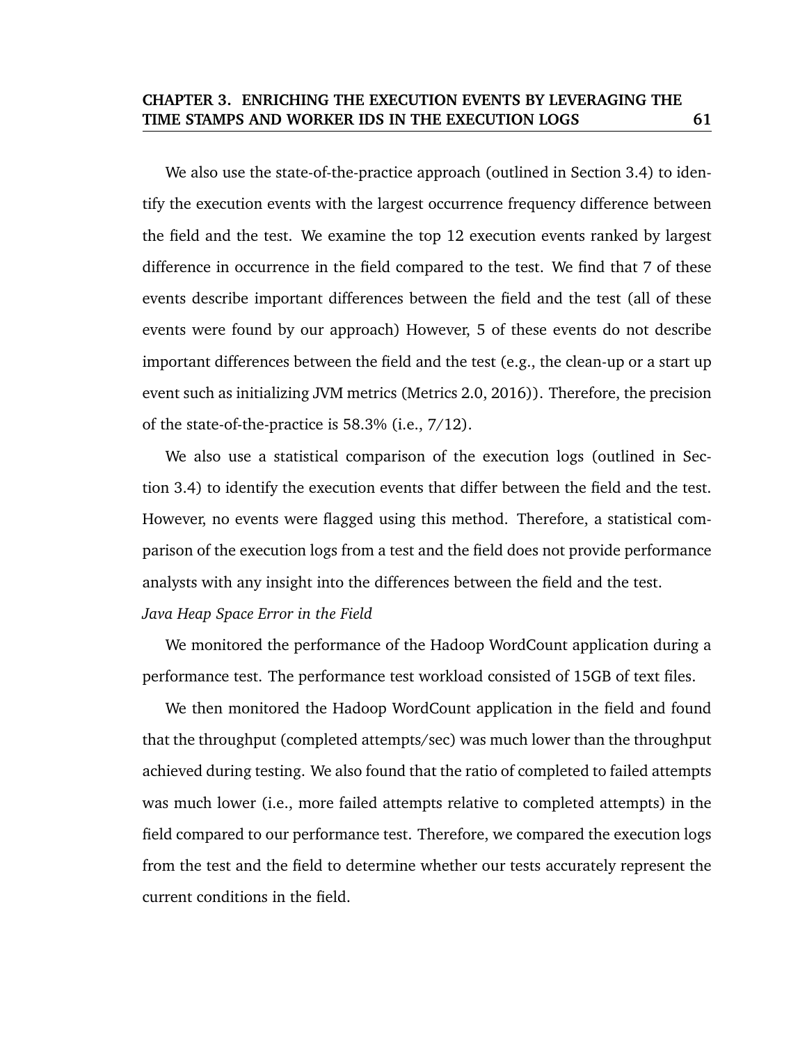We also use the state-of-the-practice approach (outlined in Section 3.4) to identify the execution events with the largest occurrence frequency difference between the field and the test. We examine the top 12 execution events ranked by largest difference in occurrence in the field compared to the test. We find that 7 of these events describe important differences between the field and the test (all of these events were found by our approach) However, 5 of these events do not describe important differences between the field and the test (e.g., the clean-up or a start up event such as initializing JVM metrics (Metrics 2.0, 2016)). Therefore, the precision of the state-of-the-practice is 58.3% (i.e., 7/12).

We also use a statistical comparison of the execution logs (outlined in Section 3.4) to identify the execution events that differ between the field and the test. However, no events were flagged using this method. Therefore, a statistical comparison of the execution logs from a test and the field does not provide performance analysts with any insight into the differences between the field and the test.

*Java Heap Space Error in the Field*

We monitored the performance of the Hadoop WordCount application during a performance test. The performance test workload consisted of 15GB of text files.

We then monitored the Hadoop WordCount application in the field and found that the throughput (completed attempts/sec) was much lower than the throughput achieved during testing. We also found that the ratio of completed to failed attempts was much lower (i.e., more failed attempts relative to completed attempts) in the field compared to our performance test. Therefore, we compared the execution logs from the test and the field to determine whether our tests accurately represent the current conditions in the field.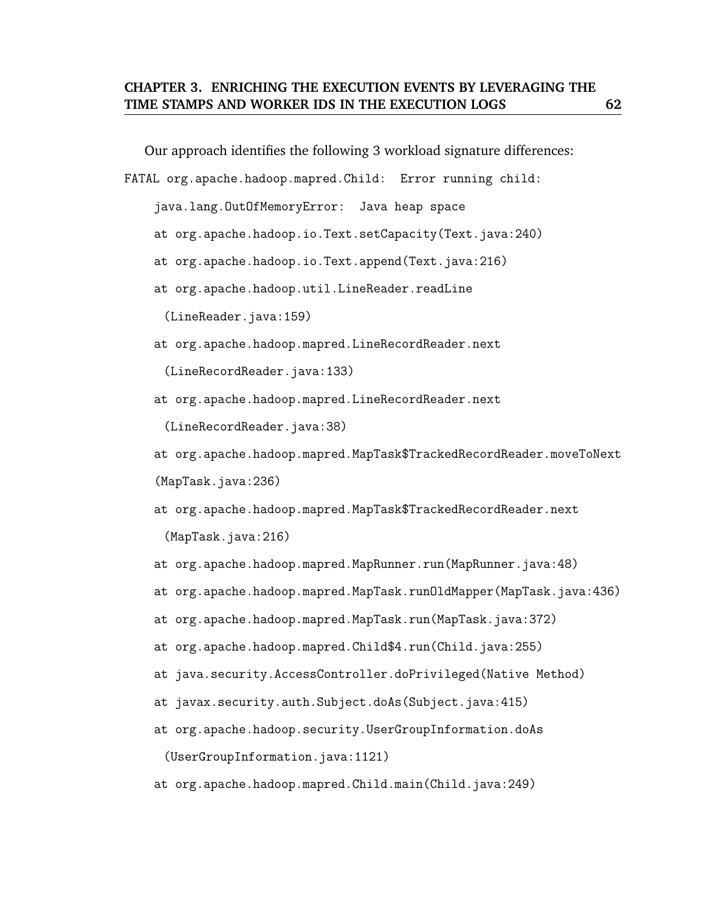Our approach identifies the following 3 workload signature differences:

```
FATAL org.apache.hadoop.mapred.Child:  Error running child:
    java.lang.OutOfMemoryError:  Java heap space
    at org.apache.hadoop.io.Text.setCapacity(Text.java:240)
    at org.apache.hadoop.io.Text.append(Text.java:216)
    at org.apache.hadoop.util.LineReader.readLine
      (LineReader.java:159)
    at org.apache.hadoop.mapred.LineRecordReader.next
      (LineRecordReader.java:133)
    at org.apache.hadoop.mapred.LineRecordReader.next
      (LineRecordReader.java:38)
    at org.apache.hadoop.mapred.MapTask$TrackedRecordReader.moveToNext
    (MapTask.java:236)
    at org.apache.hadoop.mapred.MapTask$TrackedRecordReader.next
      (MapTask.java:216)
    at org.apache.hadoop.mapred.MapRunner.run(MapRunner.java:48)
    at org.apache.hadoop.mapred.MapTask.runOldMapper(MapTask.java:436)
    at org.apache.hadoop.mapred.MapTask.run(MapTask.java:372)
    at org.apache.hadoop.mapred.Child$4.run(Child.java:255)
    at java.security.AccessController.doPrivileged(Native Method)
    at javax.security.auth.Subject.doAs(Subject.java:415)
    at org.apache.hadoop.security.UserGroupInformation.doAs
      (UserGroupInformation.java:1121)
    at org.apache.hadoop.mapred.Child.main(Child.java:249)
```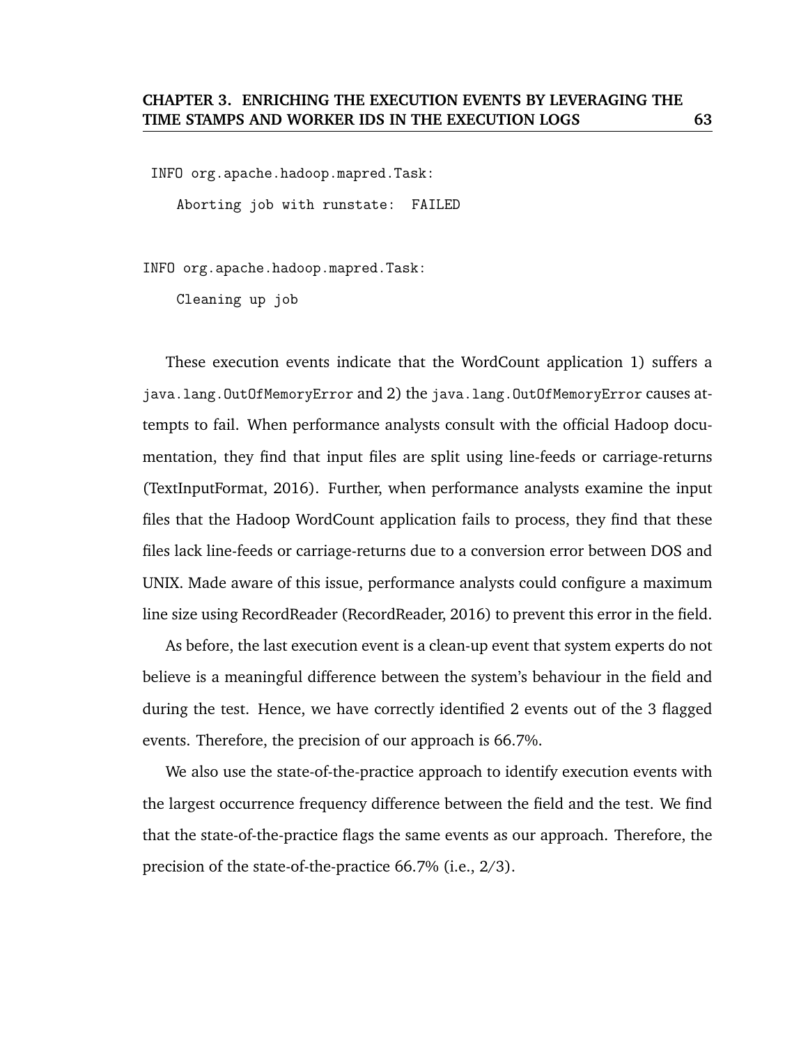```
INFO org.apache.hadoop.mapred.Task:
    Aborting job with runstate:  FAILED

INFO org.apache.hadoop.mapred.Task:
    Cleaning up job
```

These execution events indicate that the WordCount application 1) suffers a `java.lang.OutOfMemoryError` and 2) the `java.lang.OutOfMemoryError` causes attempts to fail. When performance analysts consult with the official Hadoop documentation, they find that input files are split using line-feeds or carriage-returns (TextInputFormat, 2016). Further, when performance analysts examine the input files that the Hadoop WordCount application fails to process, they find that these files lack line-feeds or carriage-returns due to a conversion error between DOS and UNIX. Made aware of this issue, performance analysts could configure a maximum line size using RecordReader (RecordReader, 2016) to prevent this error in the field.

As before, the last execution event is a clean-up event that system experts do not believe is a meaningful difference between the system's behaviour in the field and during the test. Hence, we have correctly identified 2 events out of the 3 flagged events. Therefore, the precision of our approach is 66.7%.

We also use the state-of-the-practice approach to identify execution events with the largest occurrence frequency difference between the field and the test. We find that the state-of-the-practice flags the same events as our approach. Therefore, the precision of the state-of-the-practice 66.7% (i.e., 2/3).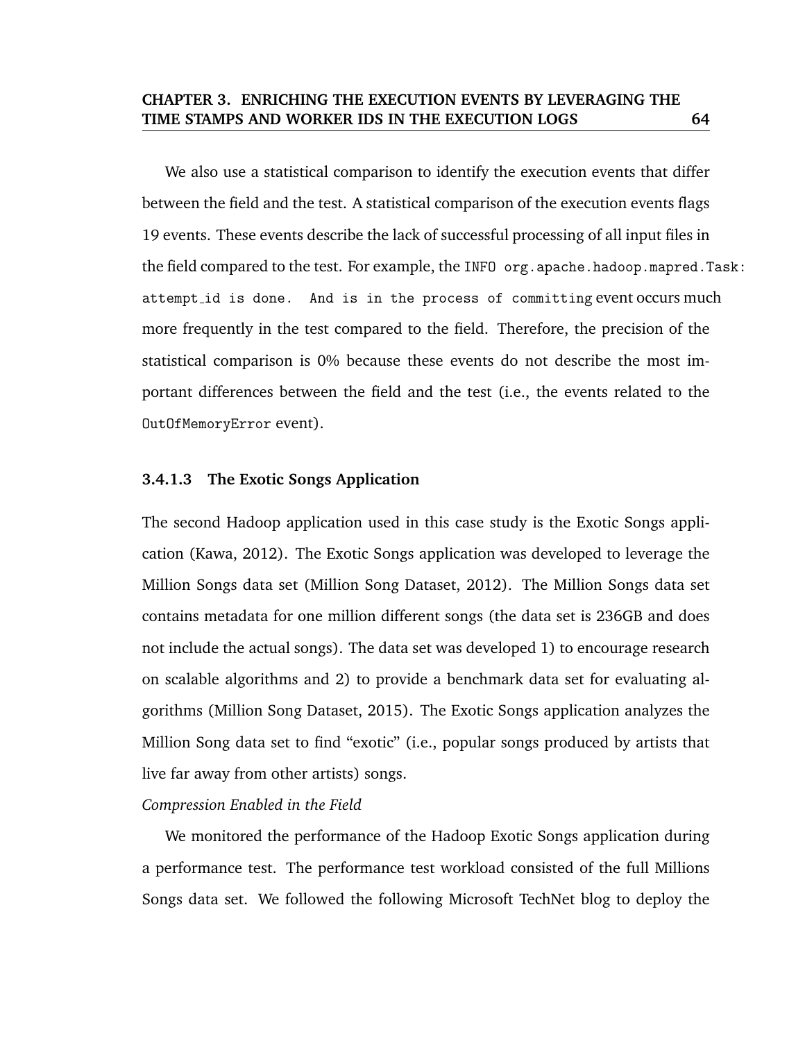We also use a statistical comparison to identify the execution events that differ between the field and the test. A statistical comparison of the execution events flags 19 events. These events describe the lack of successful processing of all input files in the field compared to the test. For example, the `INFO org.apache.hadoop.mapred.Task: attempt_id is done. And is in the process of committing` event occurs much more frequently in the test compared to the field. Therefore, the precision of the statistical comparison is 0% because these events do not describe the most important differences between the field and the test (i.e., the events related to the `OutOfMemoryError` event).

#### 3.4.1.3 The Exotic Songs Application

The second Hadoop application used in this case study is the Exotic Songs application (Kawa, 2012). The Exotic Songs application was developed to leverage the Million Songs data set (Million Song Dataset, 2012). The Million Songs data set contains metadata for one million different songs (the data set is 236GB and does not include the actual songs). The data set was developed 1) to encourage research on scalable algorithms and 2) to provide a benchmark data set for evaluating algorithms (Million Song Dataset, 2015). The Exotic Songs application analyzes the Million Song data set to find "exotic" (i.e., popular songs produced by artists that live far away from other artists) songs.

*Compression Enabled in the Field*

We monitored the performance of the Hadoop Exotic Songs application during a performance test. The performance test workload consisted of the full Millions Songs data set. We followed the following Microsoft TechNet blog to deploy the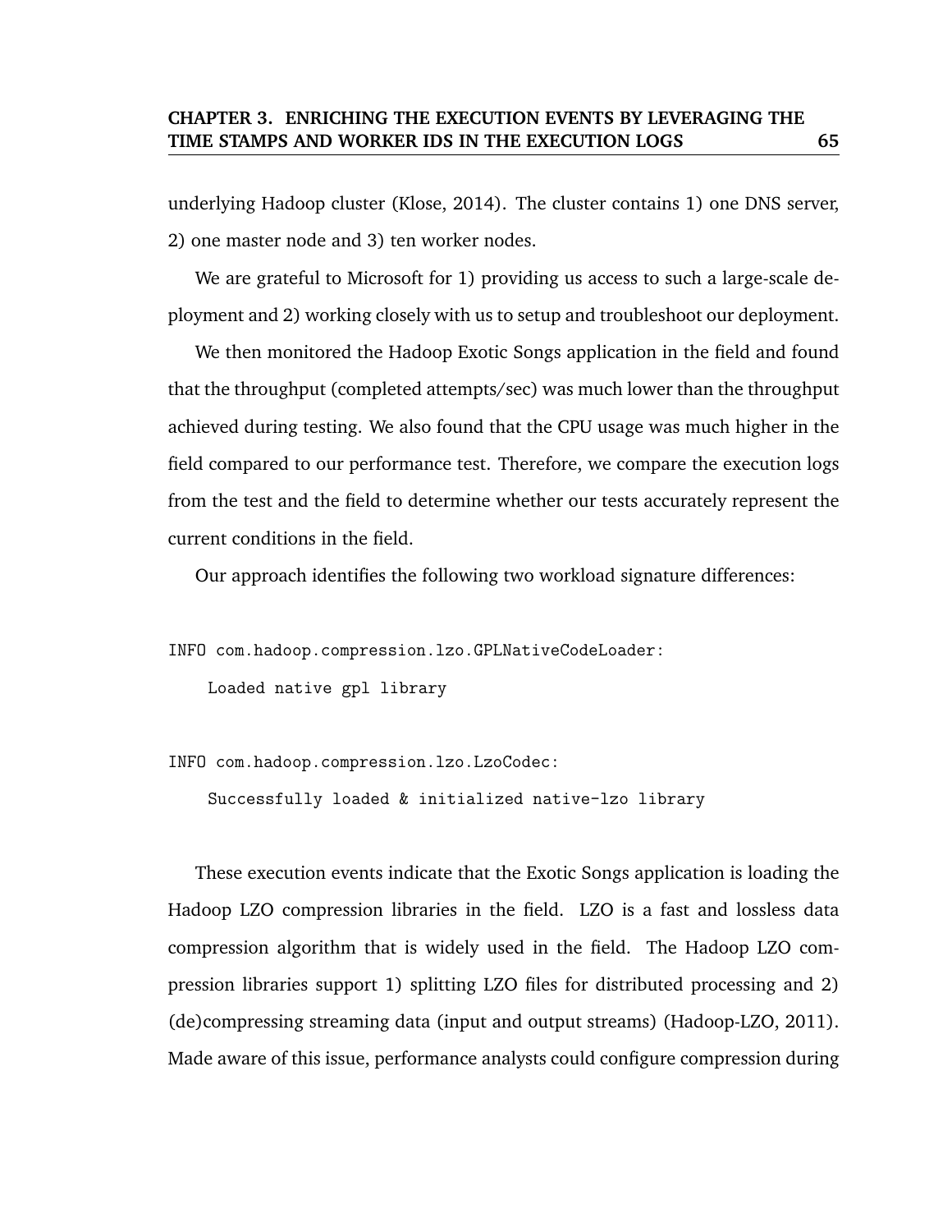underlying Hadoop cluster (Klose, 2014). The cluster contains 1) one DNS server, 2) one master node and 3) ten worker nodes.

We are grateful to Microsoft for 1) providing us access to such a large-scale deployment and 2) working closely with us to setup and troubleshoot our deployment.

We then monitored the Hadoop Exotic Songs application in the field and found that the throughput (completed attempts/sec) was much lower than the throughput achieved during testing. We also found that the CPU usage was much higher in the field compared to our performance test. Therefore, we compare the execution logs from the test and the field to determine whether our tests accurately represent the current conditions in the field.

Our approach identifies the following two workload signature differences:

```
INFO com.hadoop.compression.lzo.GPLNativeCodeLoader:
    Loaded native gpl library
```

```
INFO com.hadoop.compression.lzo.LzoCodec:
    Successfully loaded & initialized native-lzo library
```

These execution events indicate that the Exotic Songs application is loading the Hadoop LZO compression libraries in the field. LZO is a fast and lossless data compression algorithm that is widely used in the field. The Hadoop LZO compression libraries support 1) splitting LZO files for distributed processing and 2) (de)compressing streaming data (input and output streams) (Hadoop-LZO, 2011). Made aware of this issue, performance analysts could configure compression during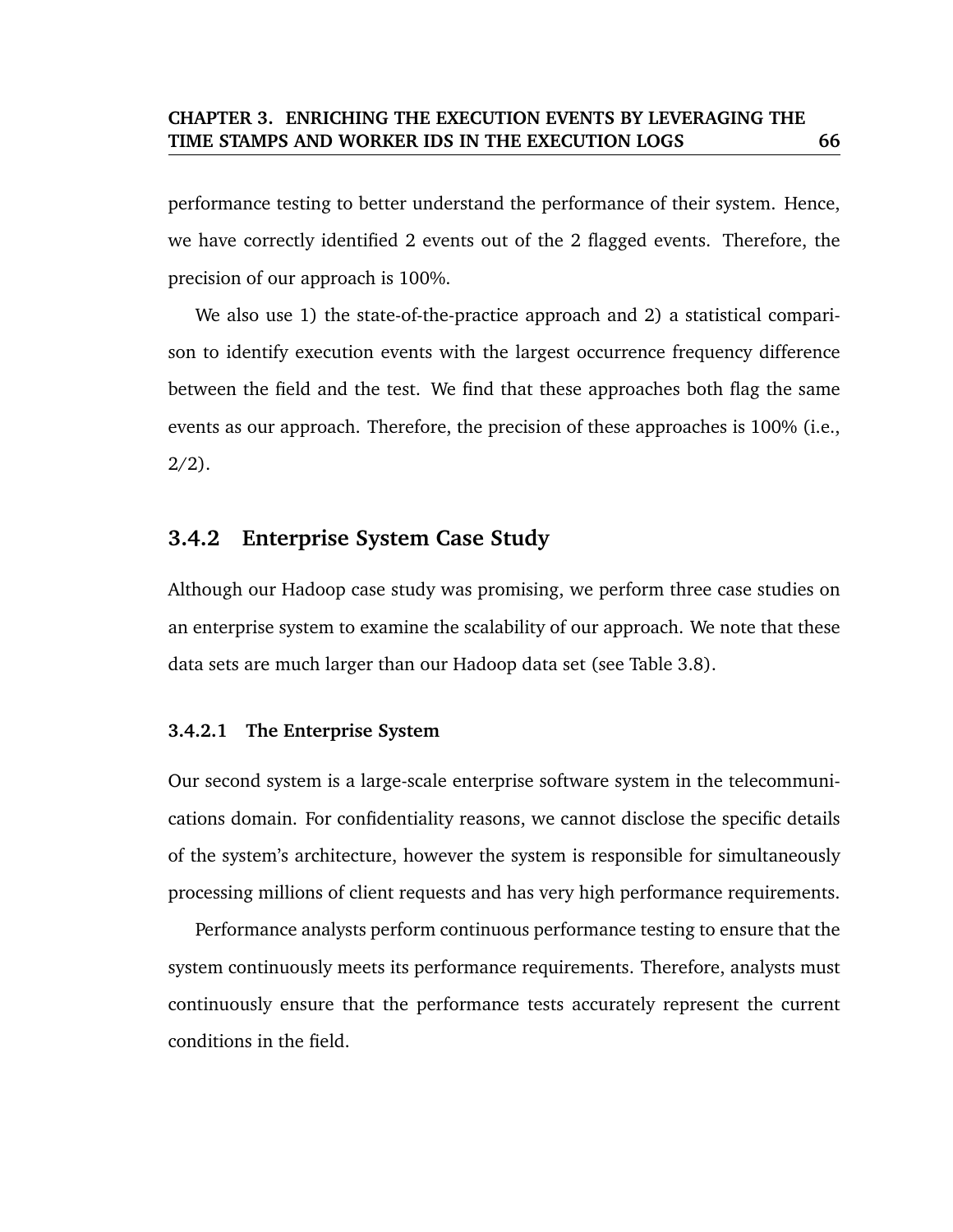performance testing to better understand the performance of their system. Hence, we have correctly identified 2 events out of the 2 flagged events. Therefore, the precision of our approach is 100%.

We also use 1) the state-of-the-practice approach and 2) a statistical comparison to identify execution events with the largest occurrence frequency difference between the field and the test. We find that these approaches both flag the same events as our approach. Therefore, the precision of these approaches is 100% (i.e., 2/2).

### 3.4.2 Enterprise System Case Study

Although our Hadoop case study was promising, we perform three case studies on an enterprise system to examine the scalability of our approach. We note that these data sets are much larger than our Hadoop data set (see Table 3.8).

#### 3.4.2.1 The Enterprise System

Our second system is a large-scale enterprise software system in the telecommunications domain. For confidentiality reasons, we cannot disclose the specific details of the system's architecture, however the system is responsible for simultaneously processing millions of client requests and has very high performance requirements.

Performance analysts perform continuous performance testing to ensure that the system continuously meets its performance requirements. Therefore, analysts must continuously ensure that the performance tests accurately represent the current conditions in the field.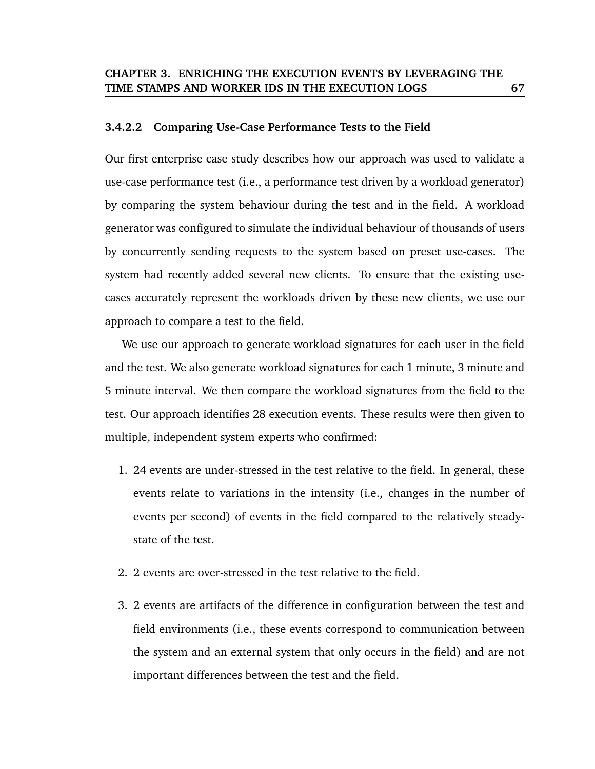#### 3.4.2.2 Comparing Use-Case Performance Tests to the Field

Our first enterprise case study describes how our approach was used to validate a use-case performance test (i.e., a performance test driven by a workload generator) by comparing the system behaviour during the test and in the field. A workload generator was configured to simulate the individual behaviour of thousands of users by concurrently sending requests to the system based on preset use-cases. The system had recently added several new clients. To ensure that the existing use-cases accurately represent the workloads driven by these new clients, we use our approach to compare a test to the field.

We use our approach to generate workload signatures for each user in the field and the test. We also generate workload signatures for each 1 minute, 3 minute and 5 minute interval. We then compare the workload signatures from the field to the test. Our approach identifies 28 execution events. These results were then given to multiple, independent system experts who confirmed:

1. 24 events are under-stressed in the test relative to the field. In general, these events relate to variations in the intensity (i.e., changes in the number of events per second) of events in the field compared to the relatively steady-state of the test.

2. 2 events are over-stressed in the test relative to the field.

3. 2 events are artifacts of the difference in configuration between the test and field environments (i.e., these events correspond to communication between the system and an external system that only occurs in the field) and are not important differences between the test and the field.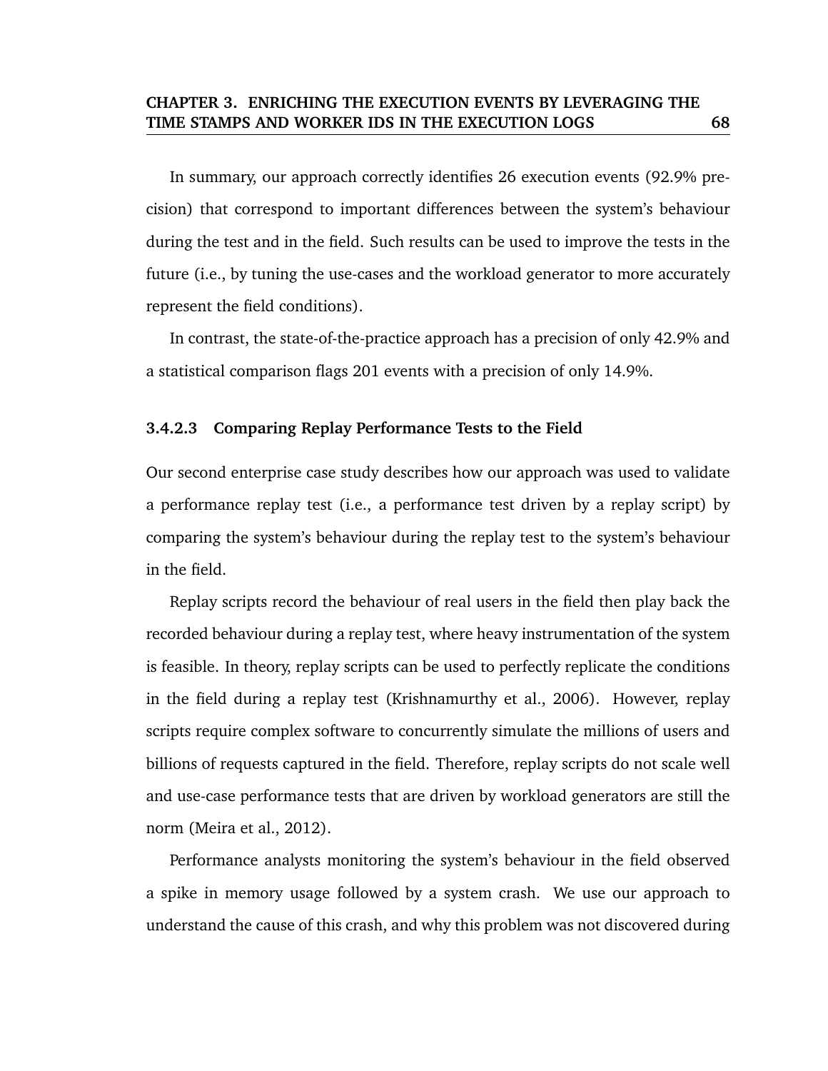In summary, our approach correctly identifies 26 execution events (92.9% precision) that correspond to important differences between the system's behaviour during the test and in the field. Such results can be used to improve the tests in the future (i.e., by tuning the use-cases and the workload generator to more accurately represent the field conditions).

In contrast, the state-of-the-practice approach has a precision of only 42.9% and a statistical comparison flags 201 events with a precision of only 14.9%.

#### 3.4.2.3 Comparing Replay Performance Tests to the Field

Our second enterprise case study describes how our approach was used to validate a performance replay test (i.e., a performance test driven by a replay script) by comparing the system's behaviour during the replay test to the system's behaviour in the field.

Replay scripts record the behaviour of real users in the field then play back the recorded behaviour during a replay test, where heavy instrumentation of the system is feasible. In theory, replay scripts can be used to perfectly replicate the conditions in the field during a replay test (Krishnamurthy et al., 2006). However, replay scripts require complex software to concurrently simulate the millions of users and billions of requests captured in the field. Therefore, replay scripts do not scale well and use-case performance tests that are driven by workload generators are still the norm (Meira et al., 2012).

Performance analysts monitoring the system's behaviour in the field observed a spike in memory usage followed by a system crash. We use our approach to understand the cause of this crash, and why this problem was not discovered during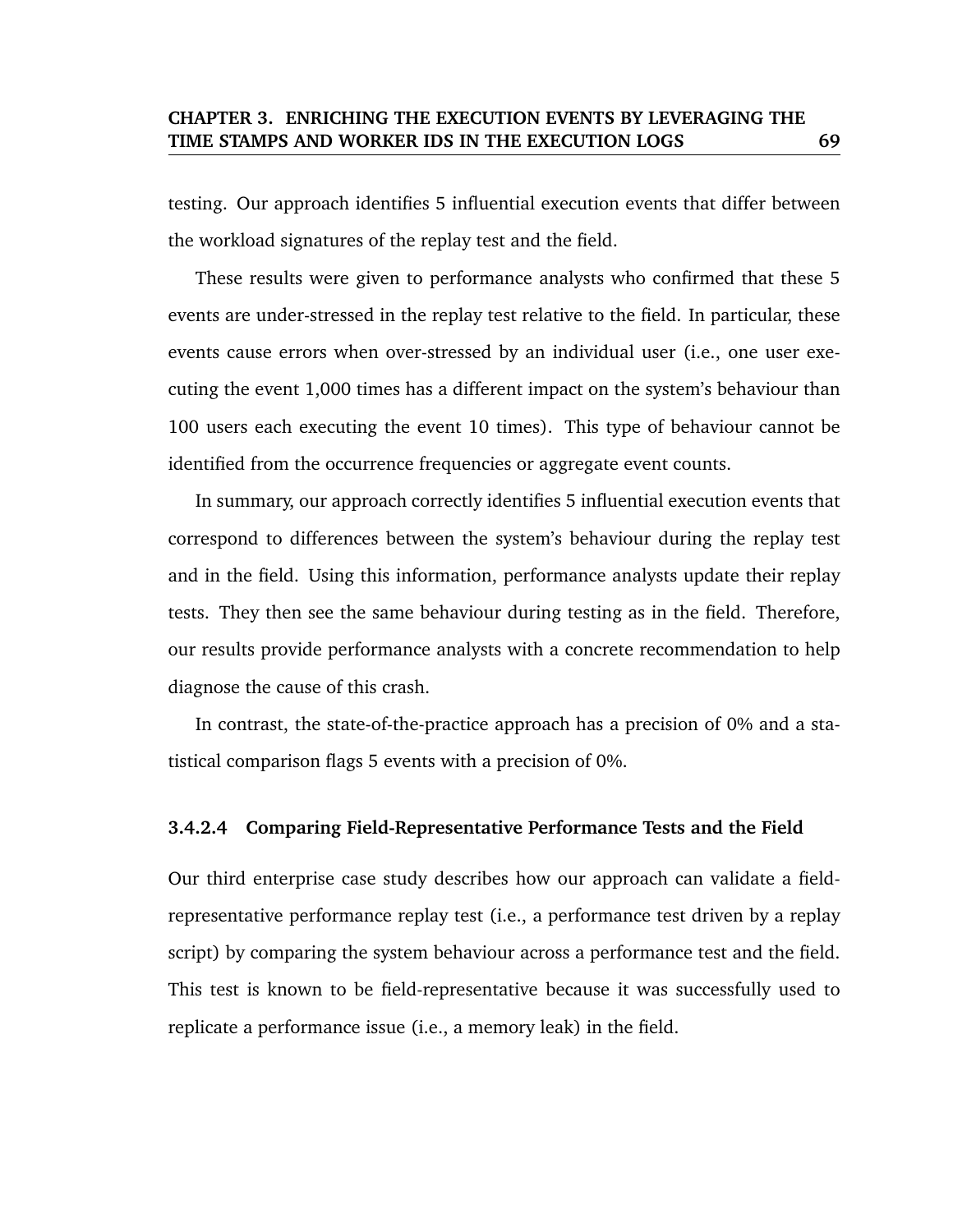testing. Our approach identifies 5 influential execution events that differ between the workload signatures of the replay test and the field.

These results were given to performance analysts who confirmed that these 5 events are under-stressed in the replay test relative to the field. In particular, these events cause errors when over-stressed by an individual user (i.e., one user executing the event 1,000 times has a different impact on the system's behaviour than 100 users each executing the event 10 times). This type of behaviour cannot be identified from the occurrence frequencies or aggregate event counts.

In summary, our approach correctly identifies 5 influential execution events that correspond to differences between the system's behaviour during the replay test and in the field. Using this information, performance analysts update their replay tests. They then see the same behaviour during testing as in the field. Therefore, our results provide performance analysts with a concrete recommendation to help diagnose the cause of this crash.

In contrast, the state-of-the-practice approach has a precision of 0% and a statistical comparison flags 5 events with a precision of 0%.

#### 3.4.2.4 Comparing Field-Representative Performance Tests and the Field

Our third enterprise case study describes how our approach can validate a field-representative performance replay test (i.e., a performance test driven by a replay script) by comparing the system behaviour across a performance test and the field. This test is known to be field-representative because it was successfully used to replicate a performance issue (i.e., a memory leak) in the field.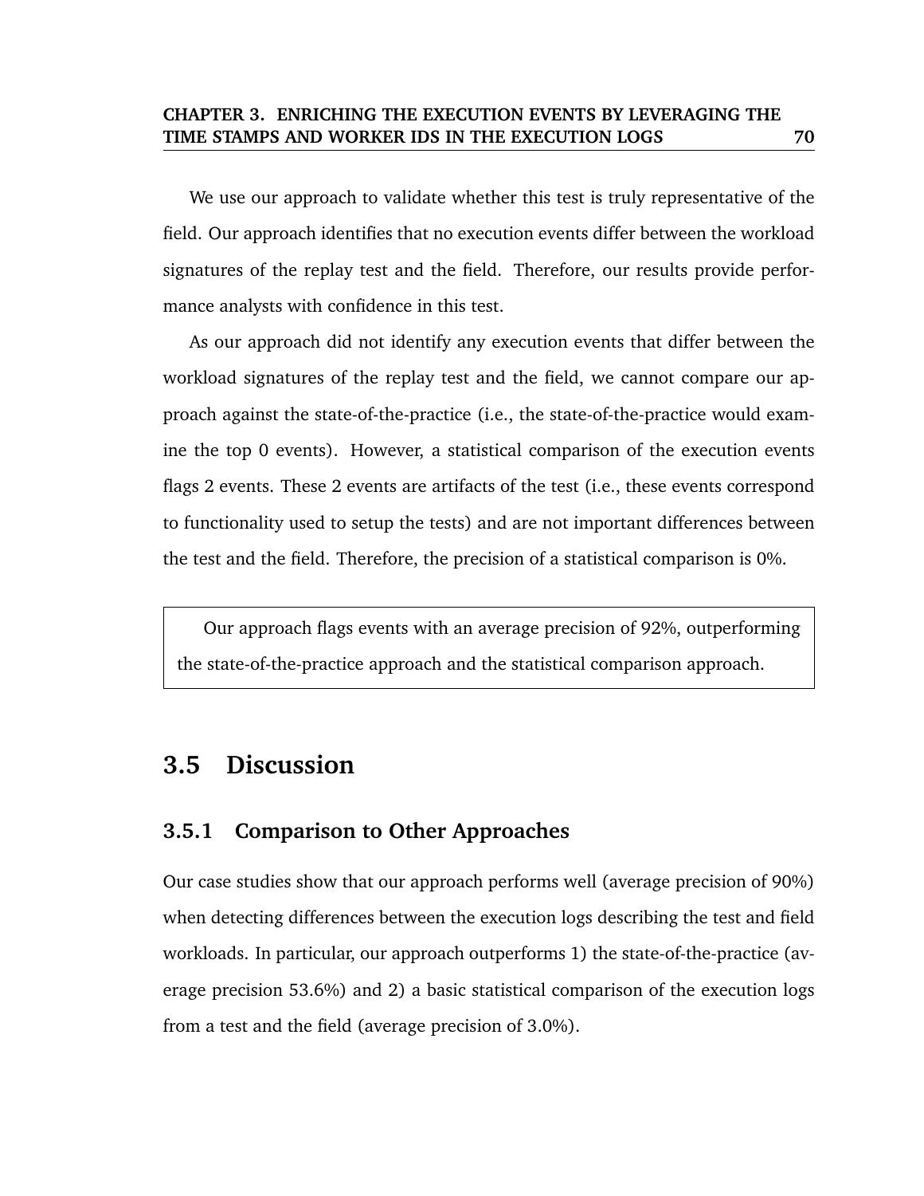We use our approach to validate whether this test is truly representative of the field. Our approach identifies that no execution events differ between the workload signatures of the replay test and the field. Therefore, our results provide performance analysts with confidence in this test.

As our approach did not identify any execution events that differ between the workload signatures of the replay test and the field, we cannot compare our approach against the state-of-the-practice (i.e., the state-of-the-practice would examine the top 0 events). However, a statistical comparison of the execution events flags 2 events. These 2 events are artifacts of the test (i.e., these events correspond to functionality used to setup the tests) and are not important differences between the test and the field. Therefore, the precision of a statistical comparison is 0%.

> Our approach flags events with an average precision of 92%, outperforming the state-of-the-practice approach and the statistical comparison approach.

## 3.5 Discussion

### 3.5.1 Comparison to Other Approaches

Our case studies show that our approach performs well (average precision of 90%) when detecting differences between the execution logs describing the test and field workloads. In particular, our approach outperforms 1) the state-of-the-practice (average precision 53.6%) and 2) a basic statistical comparison of the execution logs from a test and the field (average precision of 3.0%).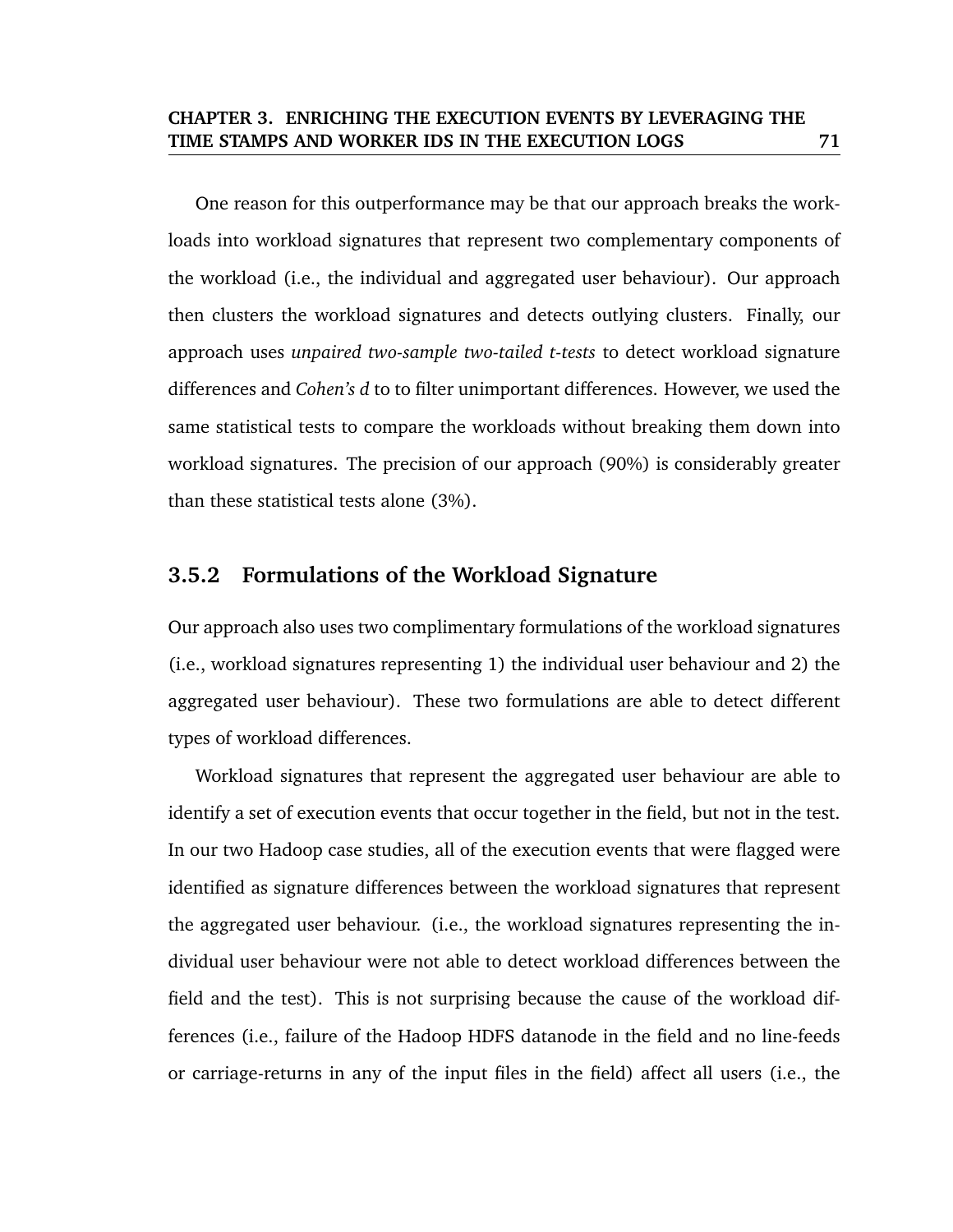One reason for this outperformance may be that our approach breaks the workloads into workload signatures that represent two complementary components of the workload (i.e., the individual and aggregated user behaviour). Our approach then clusters the workload signatures and detects outlying clusters. Finally, our approach uses *unpaired two-sample two-tailed t-tests* to detect workload signature differences and *Cohen's d* to to filter unimportant differences. However, we used the same statistical tests to compare the workloads without breaking them down into workload signatures. The precision of our approach (90%) is considerably greater than these statistical tests alone (3%).

### 3.5.2 Formulations of the Workload Signature

Our approach also uses two complimentary formulations of the workload signatures (i.e., workload signatures representing 1) the individual user behaviour and 2) the aggregated user behaviour). These two formulations are able to detect different types of workload differences.

Workload signatures that represent the aggregated user behaviour are able to identify a set of execution events that occur together in the field, but not in the test. In our two Hadoop case studies, all of the execution events that were flagged were identified as signature differences between the workload signatures that represent the aggregated user behaviour. (i.e., the workload signatures representing the individual user behaviour were not able to detect workload differences between the field and the test). This is not surprising because the cause of the workload differences (i.e., failure of the Hadoop HDFS datanode in the field and no line-feeds or carriage-returns in any of the input files in the field) affect all users (i.e., the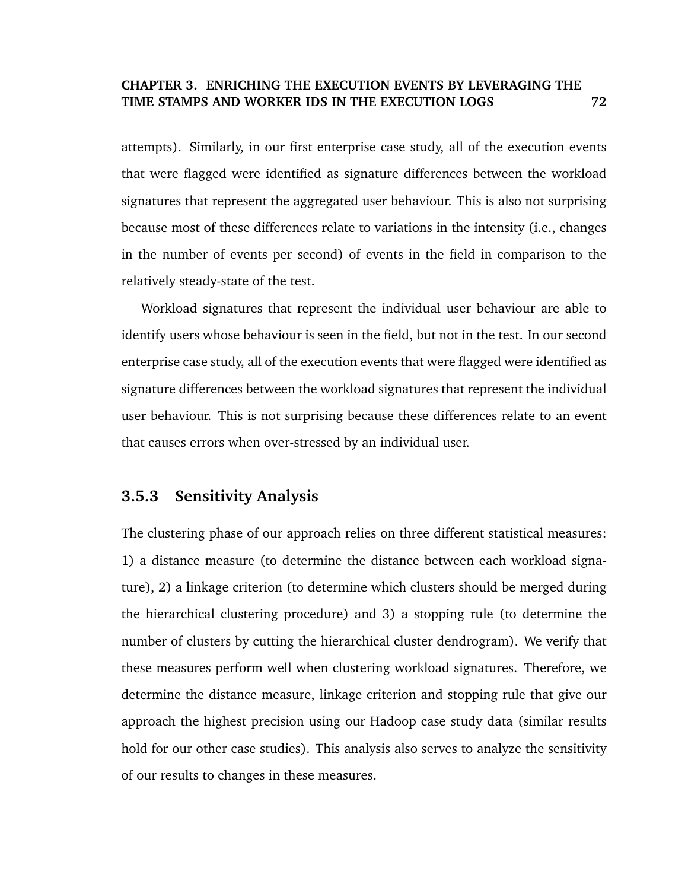attempts). Similarly, in our first enterprise case study, all of the execution events that were flagged were identified as signature differences between the workload signatures that represent the aggregated user behaviour. This is also not surprising because most of these differences relate to variations in the intensity (i.e., changes in the number of events per second) of events in the field in comparison to the relatively steady-state of the test.

Workload signatures that represent the individual user behaviour are able to identify users whose behaviour is seen in the field, but not in the test. In our second enterprise case study, all of the execution events that were flagged were identified as signature differences between the workload signatures that represent the individual user behaviour. This is not surprising because these differences relate to an event that causes errors when over-stressed by an individual user.

### 3.5.3 Sensitivity Analysis

The clustering phase of our approach relies on three different statistical measures: 1) a distance measure (to determine the distance between each workload signature), 2) a linkage criterion (to determine which clusters should be merged during the hierarchical clustering procedure) and 3) a stopping rule (to determine the number of clusters by cutting the hierarchical cluster dendrogram). We verify that these measures perform well when clustering workload signatures. Therefore, we determine the distance measure, linkage criterion and stopping rule that give our approach the highest precision using our Hadoop case study data (similar results hold for our other case studies). This analysis also serves to analyze the sensitivity of our results to changes in these measures.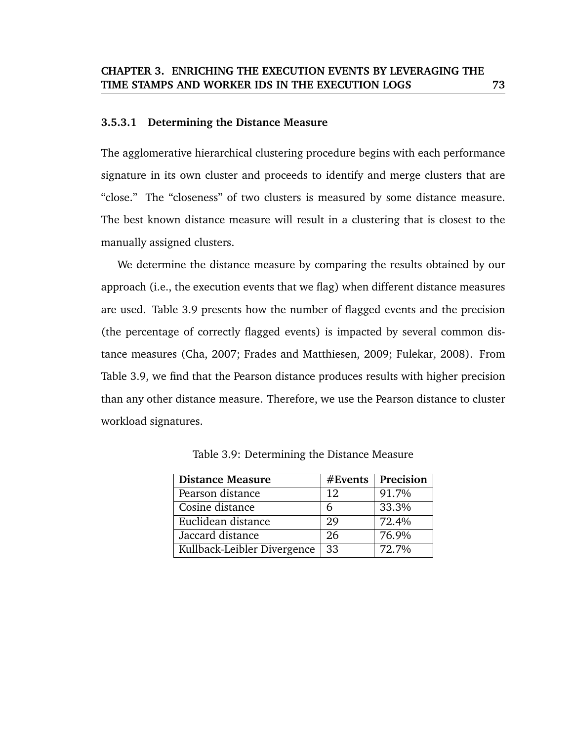#### 3.5.3.1 Determining the Distance Measure

The agglomerative hierarchical clustering procedure begins with each performance signature in its own cluster and proceeds to identify and merge clusters that are "close." The "closeness" of two clusters is measured by some distance measure. The best known distance measure will result in a clustering that is closest to the manually assigned clusters.

We determine the distance measure by comparing the results obtained by our approach (i.e., the execution events that we flag) when different distance measures are used. Table 3.9 presents how the number of flagged events and the precision (the percentage of correctly flagged events) is impacted by several common distance measures (Cha, 2007; Frades and Matthiesen, 2009; Fulekar, 2008). From Table 3.9, we find that the Pearson distance produces results with higher precision than any other distance measure. Therefore, we use the Pearson distance to cluster workload signatures.

Table 3.9: Determining the Distance Measure

| Distance Measure | #Events | Precision |
|---|---|---|
| Pearson distance | 12 | 91.7% |
| Cosine distance | 6 | 33.3% |
| Euclidean distance | 29 | 72.4% |
| Jaccard distance | 26 | 76.9% |
| Kullback-Leibler Divergence | 33 | 72.7% |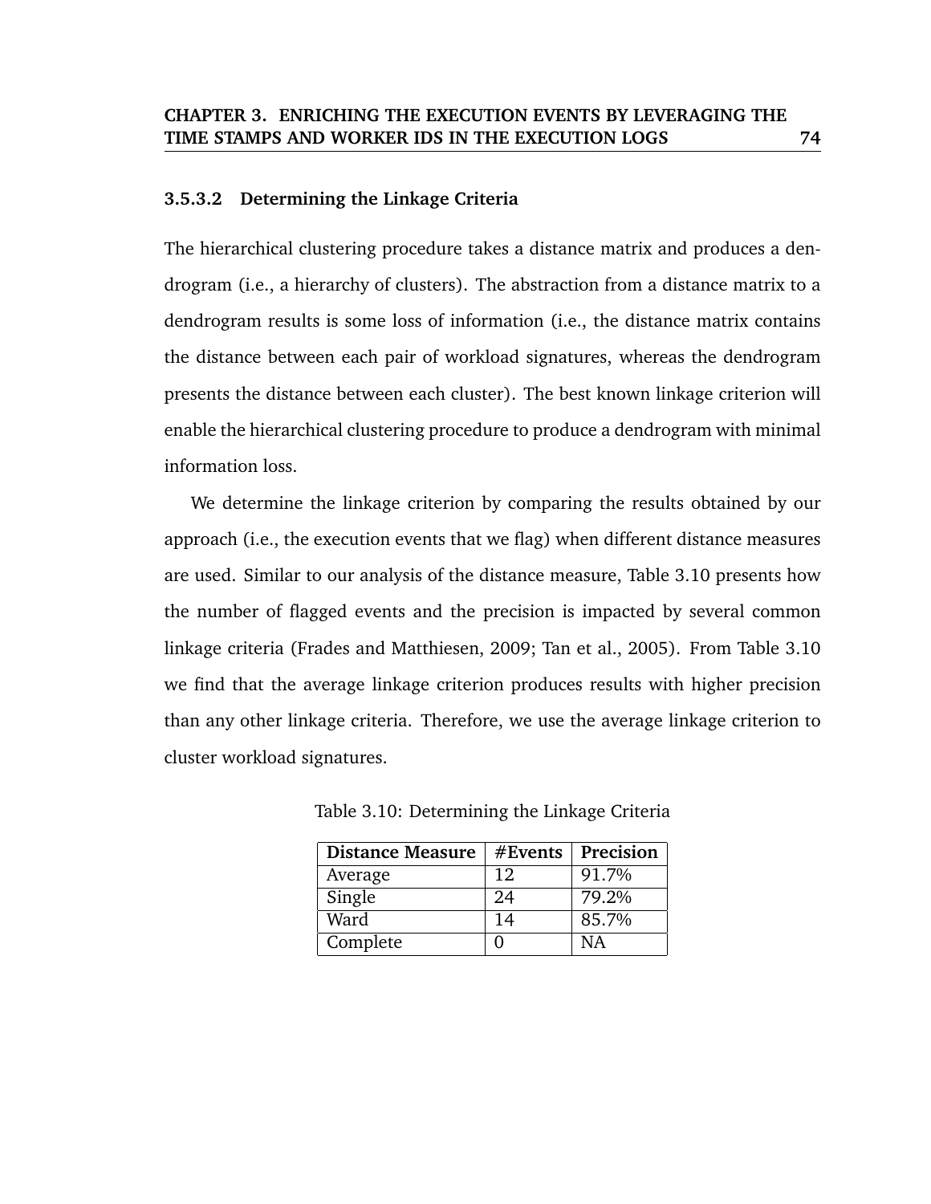#### 3.5.3.2 Determining the Linkage Criteria

The hierarchical clustering procedure takes a distance matrix and produces a dendrogram (i.e., a hierarchy of clusters). The abstraction from a distance matrix to a dendrogram results is some loss of information (i.e., the distance matrix contains the distance between each pair of workload signatures, whereas the dendrogram presents the distance between each cluster). The best known linkage criterion will enable the hierarchical clustering procedure to produce a dendrogram with minimal information loss.

We determine the linkage criterion by comparing the results obtained by our approach (i.e., the execution events that we flag) when different distance measures are used. Similar to our analysis of the distance measure, Table 3.10 presents how the number of flagged events and the precision is impacted by several common linkage criteria (Frades and Matthiesen, 2009; Tan et al., 2005). From Table 3.10 we find that the average linkage criterion produces results with higher precision than any other linkage criteria. Therefore, we use the average linkage criterion to cluster workload signatures.

Table 3.10: Determining the Linkage Criteria

| **Distance Measure** | **#Events** | **Precision** |
|---|---|---|
| Average | 12 | 91.7% |
| Single | 24 | 79.2% |
| Ward | 14 | 85.7% |
| Complete | 0 | NA |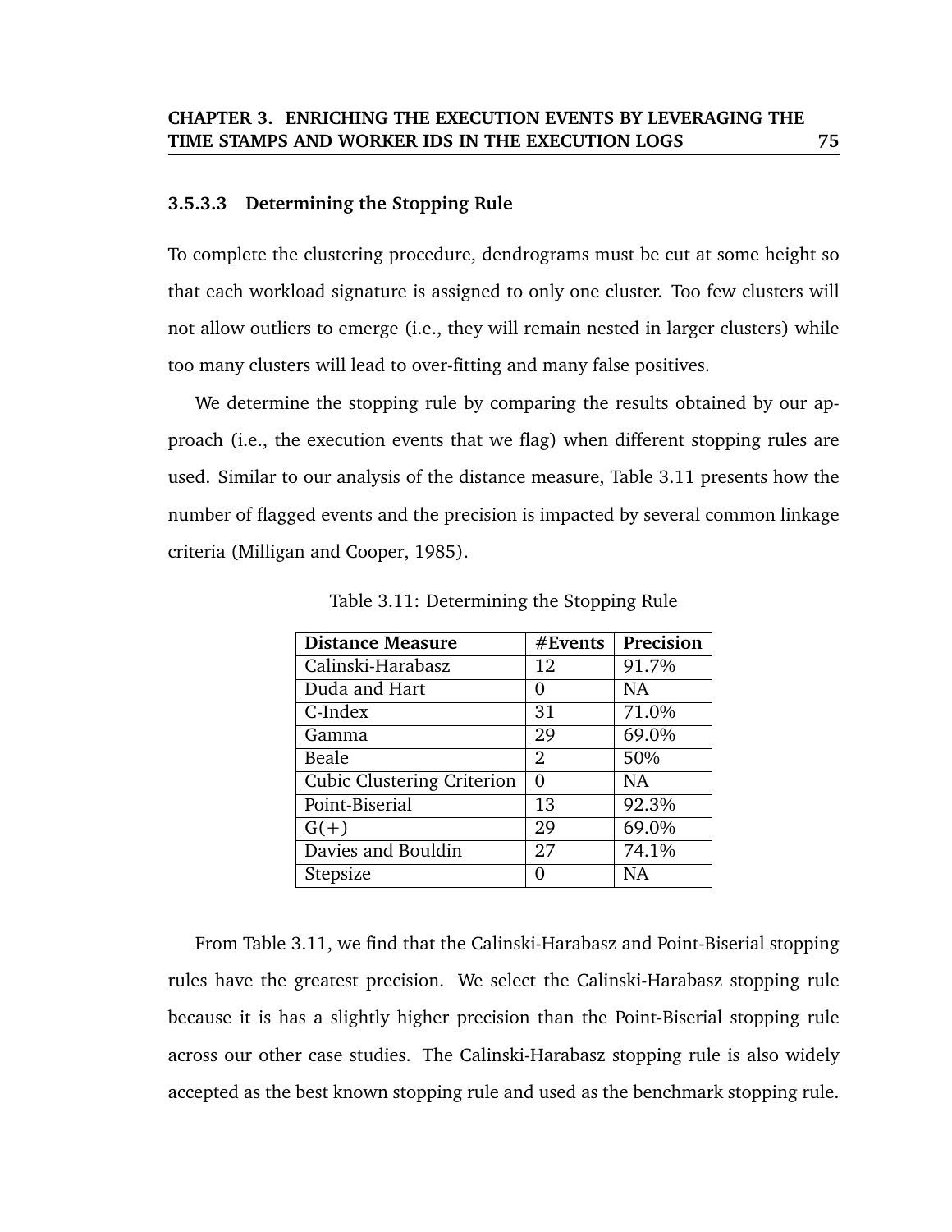#### 3.5.3.3 Determining the Stopping Rule

To complete the clustering procedure, dendrograms must be cut at some height so that each workload signature is assigned to only one cluster. Too few clusters will not allow outliers to emerge (i.e., they will remain nested in larger clusters) while too many clusters will lead to over-fitting and many false positives.

We determine the stopping rule by comparing the results obtained by our approach (i.e., the execution events that we flag) when different stopping rules are used. Similar to our analysis of the distance measure, Table 3.11 presents how the number of flagged events and the precision is impacted by several common linkage criteria (Milligan and Cooper, 1985).

Table 3.11: Determining the Stopping Rule

| Distance Measure | #Events | Precision |
|---|---|---|
| Calinski-Harabasz | 12 | 91.7% |
| Duda and Hart | 0 | NA |
| C-Index | 31 | 71.0% |
| Gamma | 29 | 69.0% |
| Beale | 2 | 50% |
| Cubic Clustering Criterion | 0 | NA |
| Point-Biserial | 13 | 92.3% |
| G(+) | 29 | 69.0% |
| Davies and Bouldin | 27 | 74.1% |
| Stepsize | 0 | NA |

From Table 3.11, we find that the Calinski-Harabasz and Point-Biserial stopping rules have the greatest precision. We select the Calinski-Harabasz stopping rule because it is has a slightly higher precision than the Point-Biserial stopping rule across our other case studies. The Calinski-Harabasz stopping rule is also widely accepted as the best known stopping rule and used as the benchmark stopping rule.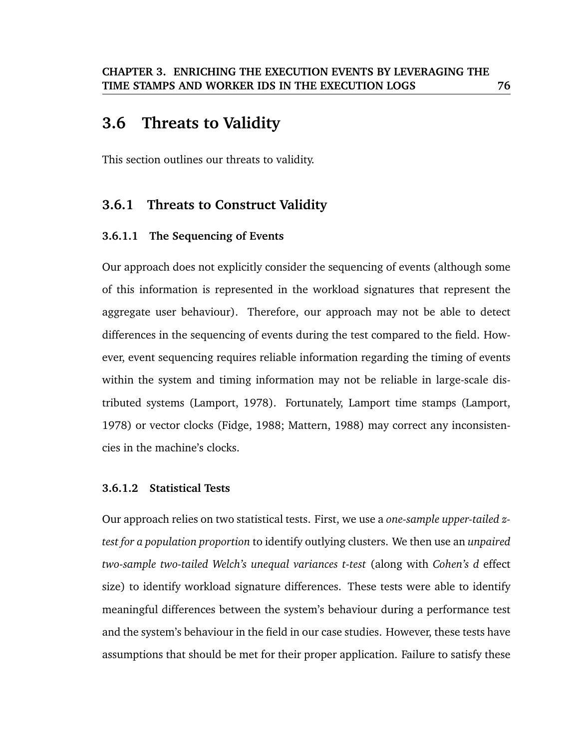## 3.6 Threats to Validity

This section outlines our threats to validity.

### 3.6.1 Threats to Construct Validity

#### 3.6.1.1 The Sequencing of Events

Our approach does not explicitly consider the sequencing of events (although some of this information is represented in the workload signatures that represent the aggregate user behaviour). Therefore, our approach may not be able to detect differences in the sequencing of events during the test compared to the field. However, event sequencing requires reliable information regarding the timing of events within the system and timing information may not be reliable in large-scale distributed systems (Lamport, 1978). Fortunately, Lamport time stamps (Lamport, 1978) or vector clocks (Fidge, 1988; Mattern, 1988) may correct any inconsistencies in the machine's clocks.

#### 3.6.1.2 Statistical Tests

Our approach relies on two statistical tests. First, we use a *one-sample upper-tailed z-test for a population proportion* to identify outlying clusters. We then use an *unpaired two-sample two-tailed Welch's unequal variances t-test* (along with *Cohen's d* effect size) to identify workload signature differences. These tests were able to identify meaningful differences between the system's behaviour during a performance test and the system's behaviour in the field in our case studies. However, these tests have assumptions that should be met for their proper application. Failure to satisfy these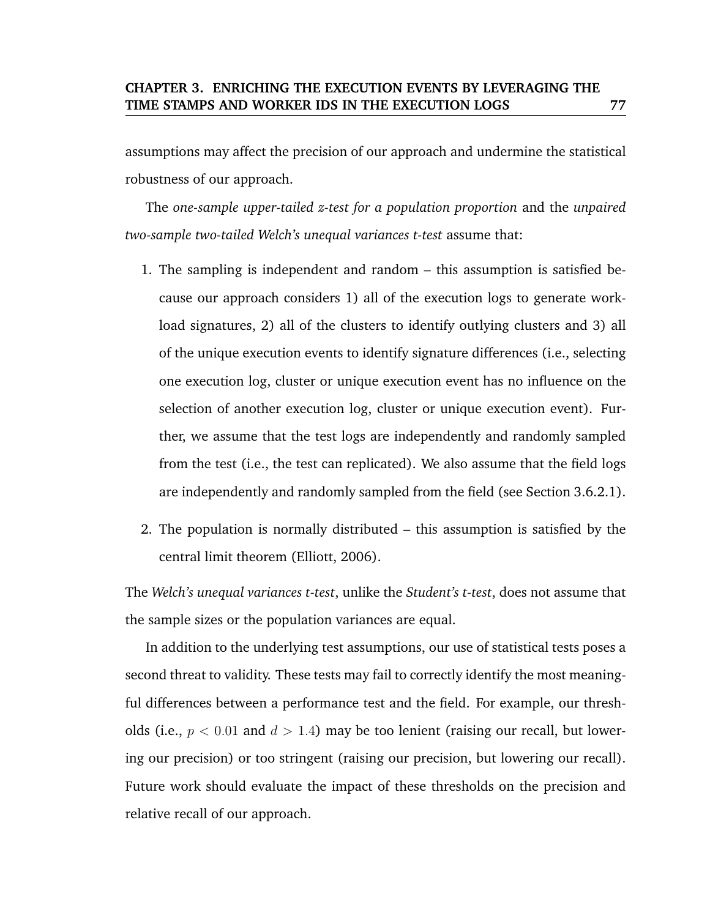assumptions may affect the precision of our approach and undermine the statistical robustness of our approach.

The *one-sample upper-tailed z-test for a population proportion* and the *unpaired two-sample two-tailed Welch's unequal variances t-test* assume that:

1. The sampling is independent and random – this assumption is satisfied because our approach considers 1) all of the execution logs to generate workload signatures, 2) all of the clusters to identify outlying clusters and 3) all of the unique execution events to identify signature differences (i.e., selecting one execution log, cluster or unique execution event has no influence on the selection of another execution log, cluster or unique execution event). Further, we assume that the test logs are independently and randomly sampled from the test (i.e., the test can replicated). We also assume that the field logs are independently and randomly sampled from the field (see Section 3.6.2.1).

2. The population is normally distributed – this assumption is satisfied by the central limit theorem (Elliott, 2006).

The *Welch's unequal variances t-test*, unlike the *Student's t-test*, does not assume that the sample sizes or the population variances are equal.

In addition to the underlying test assumptions, our use of statistical tests poses a second threat to validity. These tests may fail to correctly identify the most meaningful differences between a performance test and the field. For example, our thresholds (i.e., $p < 0.01$ and $d > 1.4$) may be too lenient (raising our recall, but lowering our precision) or too stringent (raising our precision, but lowering our recall). Future work should evaluate the impact of these thresholds on the precision and relative recall of our approach.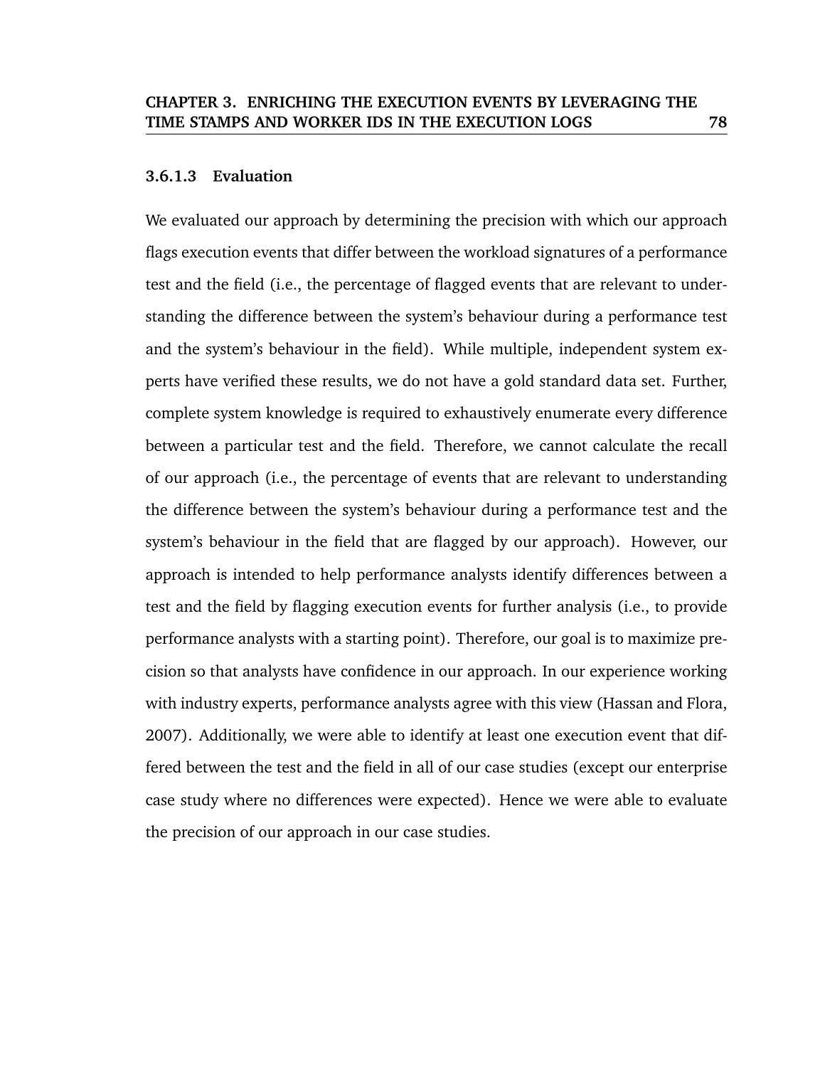#### 3.6.1.3 Evaluation

We evaluated our approach by determining the precision with which our approach flags execution events that differ between the workload signatures of a performance test and the field (i.e., the percentage of flagged events that are relevant to understanding the difference between the system's behaviour during a performance test and the system's behaviour in the field). While multiple, independent system experts have verified these results, we do not have a gold standard data set. Further, complete system knowledge is required to exhaustively enumerate every difference between a particular test and the field. Therefore, we cannot calculate the recall of our approach (i.e., the percentage of events that are relevant to understanding the difference between the system's behaviour during a performance test and the system's behaviour in the field that are flagged by our approach). However, our approach is intended to help performance analysts identify differences between a test and the field by flagging execution events for further analysis (i.e., to provide performance analysts with a starting point). Therefore, our goal is to maximize precision so that analysts have confidence in our approach. In our experience working with industry experts, performance analysts agree with this view (Hassan and Flora, 2007). Additionally, we were able to identify at least one execution event that differed between the test and the field in all of our case studies (except our enterprise case study where no differences were expected). Hence we were able to evaluate the precision of our approach in our case studies.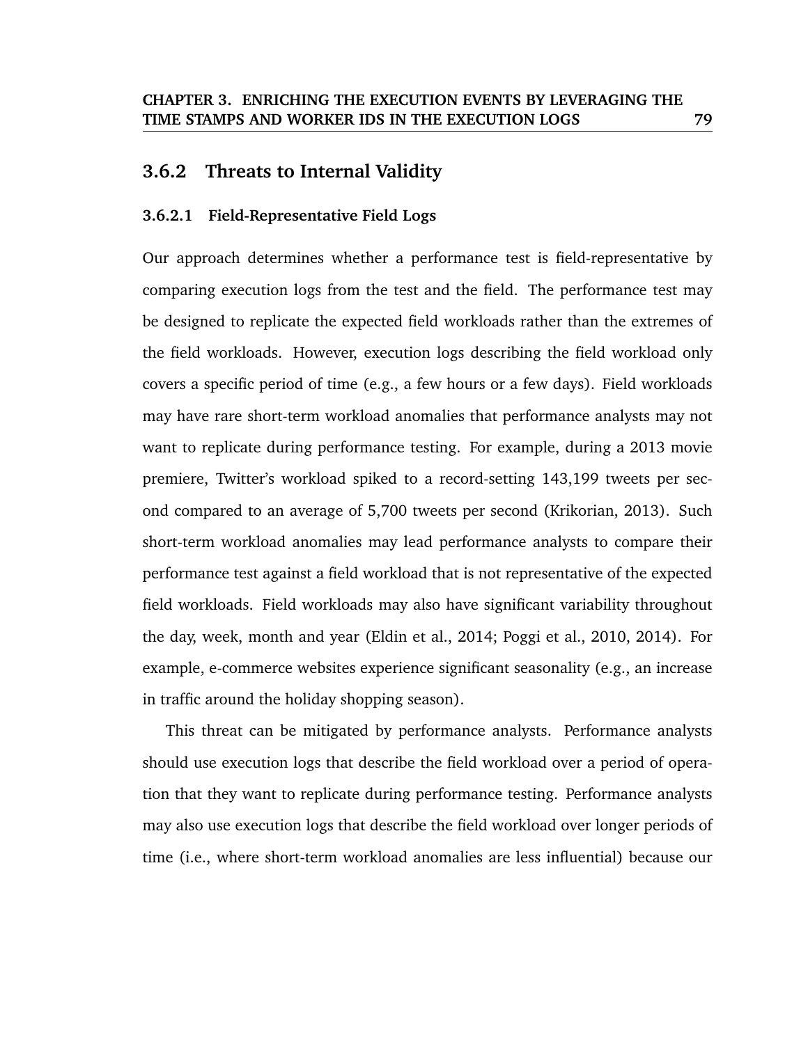### 3.6.2 Threats to Internal Validity

#### 3.6.2.1 Field-Representative Field Logs

Our approach determines whether a performance test is field-representative by comparing execution logs from the test and the field. The performance test may be designed to replicate the expected field workloads rather than the extremes of the field workloads. However, execution logs describing the field workload only covers a specific period of time (e.g., a few hours or a few days). Field workloads may have rare short-term workload anomalies that performance analysts may not want to replicate during performance testing. For example, during a 2013 movie premiere, Twitter's workload spiked to a record-setting 143,199 tweets per second compared to an average of 5,700 tweets per second (Krikorian, 2013). Such short-term workload anomalies may lead performance analysts to compare their performance test against a field workload that is not representative of the expected field workloads. Field workloads may also have significant variability throughout the day, week, month and year (Eldin et al., 2014; Poggi et al., 2010, 2014). For example, e-commerce websites experience significant seasonality (e.g., an increase in traffic around the holiday shopping season).

This threat can be mitigated by performance analysts. Performance analysts should use execution logs that describe the field workload over a period of operation that they want to replicate during performance testing. Performance analysts may also use execution logs that describe the field workload over longer periods of time (i.e., where short-term workload anomalies are less influential) because our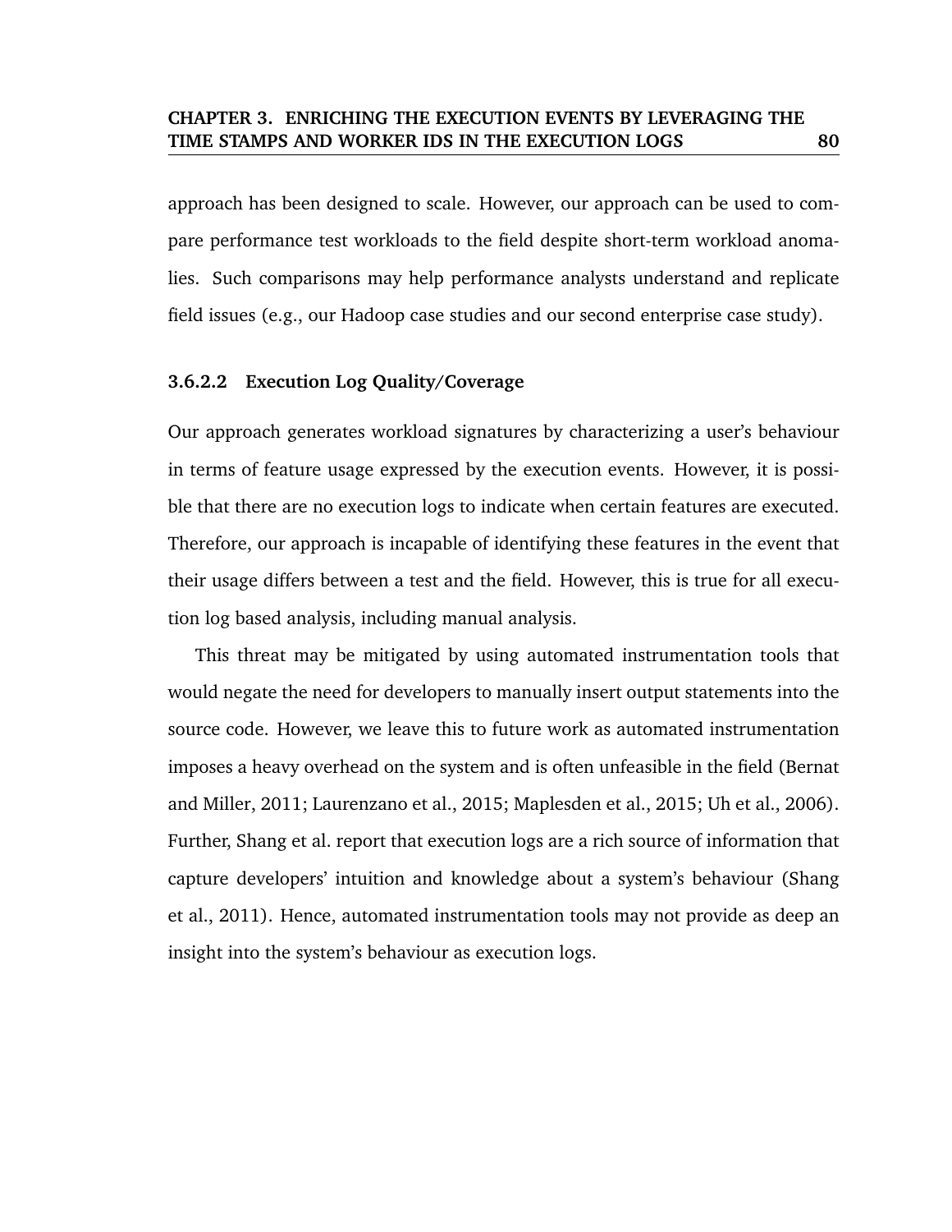approach has been designed to scale. However, our approach can be used to compare performance test workloads to the field despite short-term workload anomalies. Such comparisons may help performance analysts understand and replicate field issues (e.g., our Hadoop case studies and our second enterprise case study).

#### 3.6.2.2 Execution Log Quality/Coverage

Our approach generates workload signatures by characterizing a user's behaviour in terms of feature usage expressed by the execution events. However, it is possible that there are no execution logs to indicate when certain features are executed. Therefore, our approach is incapable of identifying these features in the event that their usage differs between a test and the field. However, this is true for all execution log based analysis, including manual analysis.

This threat may be mitigated by using automated instrumentation tools that would negate the need for developers to manually insert output statements into the source code. However, we leave this to future work as automated instrumentation imposes a heavy overhead on the system and is often unfeasible in the field (Bernat and Miller, 2011; Laurenzano et al., 2015; Maplesden et al., 2015; Uh et al., 2006). Further, Shang et al. report that execution logs are a rich source of information that capture developers' intuition and knowledge about a system's behaviour (Shang et al., 2011). Hence, automated instrumentation tools may not provide as deep an insight into the system's behaviour as execution logs.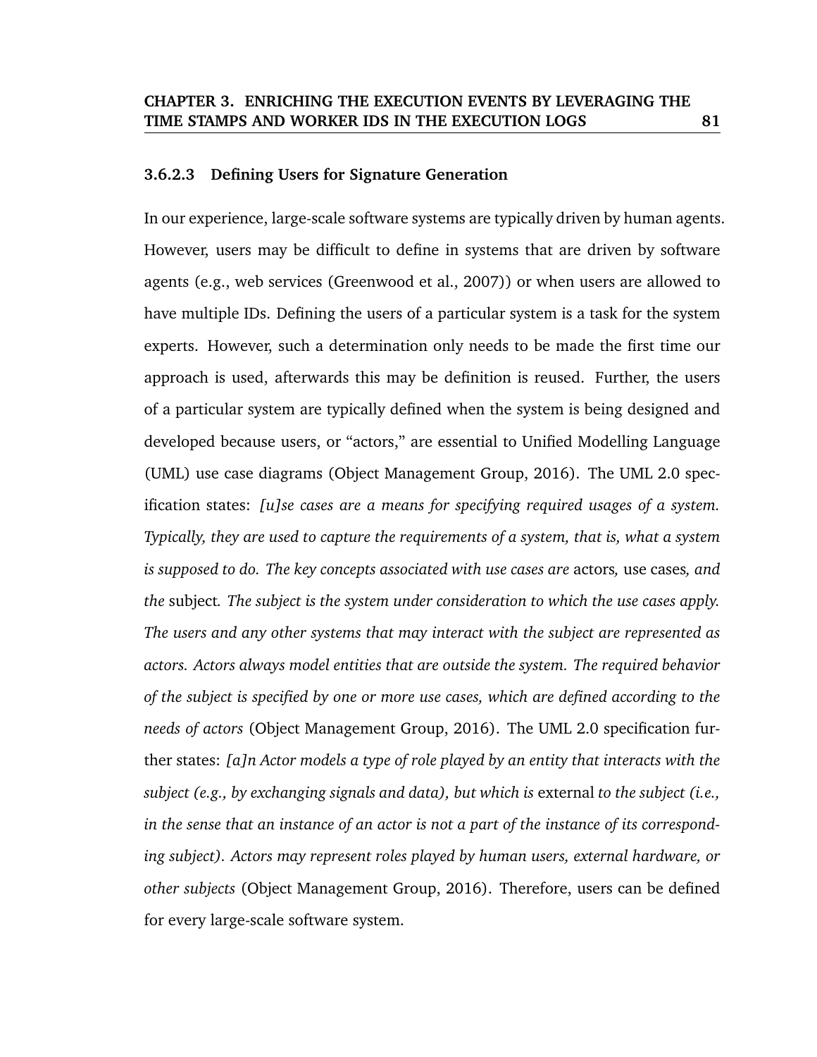#### 3.6.2.3 Defining Users for Signature Generation

In our experience, large-scale software systems are typically driven by human agents. However, users may be difficult to define in systems that are driven by software agents (e.g., web services (Greenwood et al., 2007)) or when users are allowed to have multiple IDs. Defining the users of a particular system is a task for the system experts. However, such a determination only needs to be made the first time our approach is used, afterwards this may be definition is reused. Further, the users of a particular system are typically defined when the system is being designed and developed because users, or "actors," are essential to Unified Modelling Language (UML) use case diagrams (Object Management Group, 2016). The UML 2.0 specification states: *[u]se cases are a means for specifying required usages of a system. Typically, they are used to capture the requirements of a system, that is, what a system is supposed to do. The key concepts associated with use cases are* actors*,* use cases*, and the* subject*. The subject is the system under consideration to which the use cases apply. The users and any other systems that may interact with the subject are represented as actors. Actors always model entities that are outside the system. The required behavior of the subject is specified by one or more use cases, which are defined according to the needs of actors* (Object Management Group, 2016). The UML 2.0 specification further states: *[a]n Actor models a type of role played by an entity that interacts with the subject (e.g., by exchanging signals and data), but which is* external *to the subject (i.e., in the sense that an instance of an actor is not a part of the instance of its corresponding subject). Actors may represent roles played by human users, external hardware, or other subjects* (Object Management Group, 2016). Therefore, users can be defined for every large-scale software system.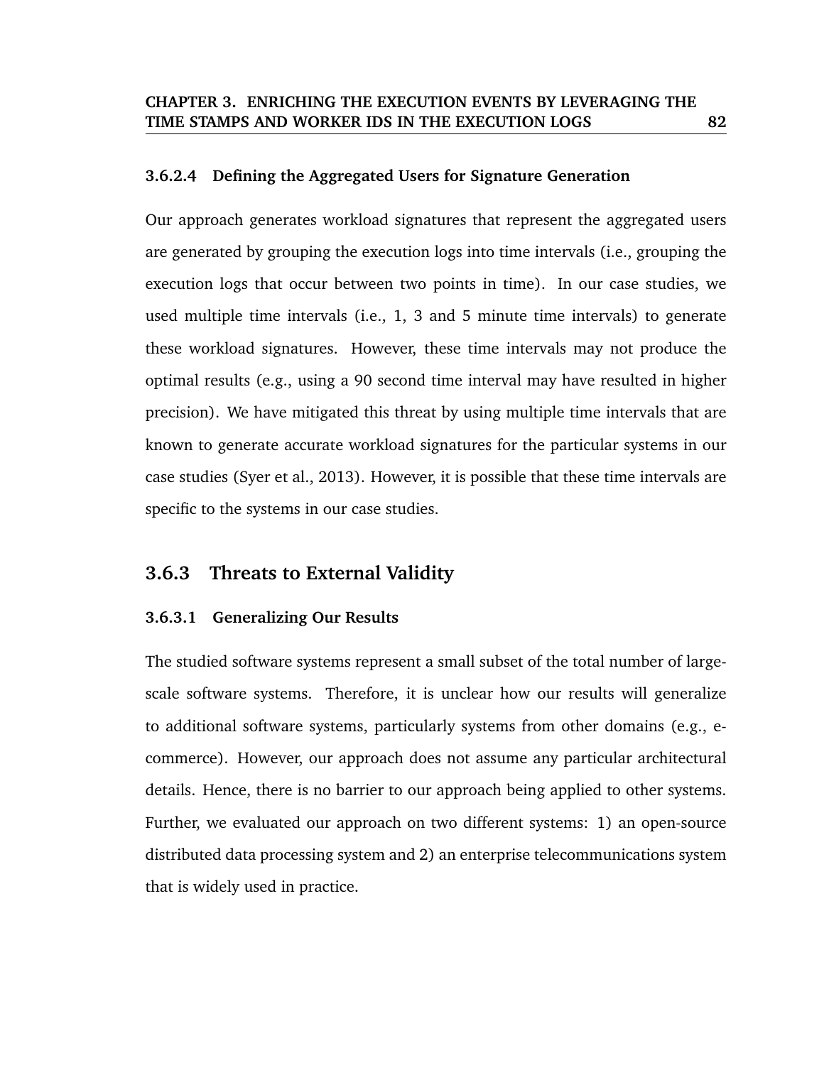#### 3.6.2.4 Defining the Aggregated Users for Signature Generation

Our approach generates workload signatures that represent the aggregated users are generated by grouping the execution logs into time intervals (i.e., grouping the execution logs that occur between two points in time). In our case studies, we used multiple time intervals (i.e., 1, 3 and 5 minute time intervals) to generate these workload signatures. However, these time intervals may not produce the optimal results (e.g., using a 90 second time interval may have resulted in higher precision). We have mitigated this threat by using multiple time intervals that are known to generate accurate workload signatures for the particular systems in our case studies (Syer et al., 2013). However, it is possible that these time intervals are specific to the systems in our case studies.

### 3.6.3 Threats to External Validity

#### 3.6.3.1 Generalizing Our Results

The studied software systems represent a small subset of the total number of large-scale software systems. Therefore, it is unclear how our results will generalize to additional software systems, particularly systems from other domains (e.g., e-commerce). However, our approach does not assume any particular architectural details. Hence, there is no barrier to our approach being applied to other systems. Further, we evaluated our approach on two different systems: 1) an open-source distributed data processing system and 2) an enterprise telecommunications system that is widely used in practice.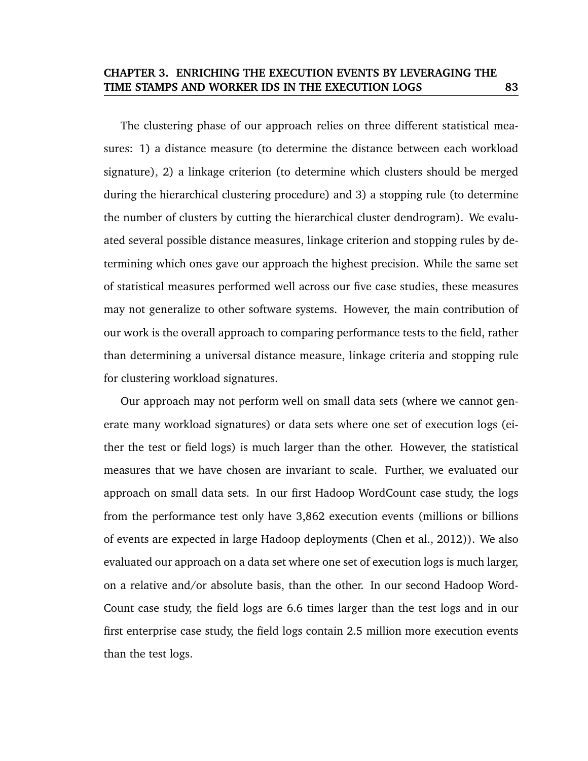The clustering phase of our approach relies on three different statistical measures: 1) a distance measure (to determine the distance between each workload signature), 2) a linkage criterion (to determine which clusters should be merged during the hierarchical clustering procedure) and 3) a stopping rule (to determine the number of clusters by cutting the hierarchical cluster dendrogram). We evaluated several possible distance measures, linkage criterion and stopping rules by determining which ones gave our approach the highest precision. While the same set of statistical measures performed well across our five case studies, these measures may not generalize to other software systems. However, the main contribution of our work is the overall approach to comparing performance tests to the field, rather than determining a universal distance measure, linkage criteria and stopping rule for clustering workload signatures.

Our approach may not perform well on small data sets (where we cannot generate many workload signatures) or data sets where one set of execution logs (either the test or field logs) is much larger than the other. However, the statistical measures that we have chosen are invariant to scale. Further, we evaluated our approach on small data sets. In our first Hadoop WordCount case study, the logs from the performance test only have 3,862 execution events (millions or billions of events are expected in large Hadoop deployments (Chen et al., 2012)). We also evaluated our approach on a data set where one set of execution logs is much larger, on a relative and/or absolute basis, than the other. In our second Hadoop WordCount case study, the field logs are 6.6 times larger than the test logs and in our first enterprise case study, the field logs contain 2.5 million more execution events than the test logs.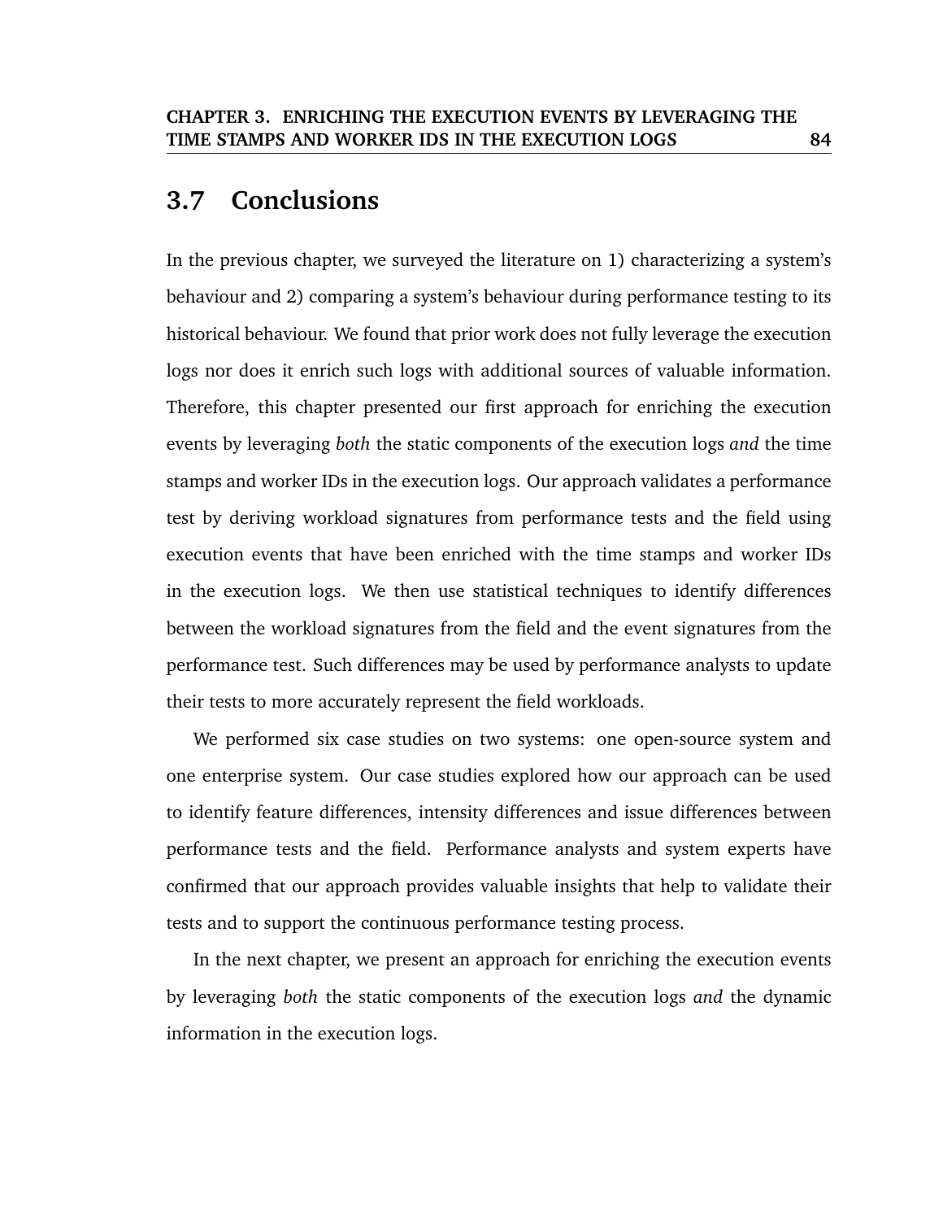## 3.7 Conclusions

In the previous chapter, we surveyed the literature on 1) characterizing a system's behaviour and 2) comparing a system's behaviour during performance testing to its historical behaviour. We found that prior work does not fully leverage the execution logs nor does it enrich such logs with additional sources of valuable information. Therefore, this chapter presented our first approach for enriching the execution events by leveraging *both* the static components of the execution logs *and* the time stamps and worker IDs in the execution logs. Our approach validates a performance test by deriving workload signatures from performance tests and the field using execution events that have been enriched with the time stamps and worker IDs in the execution logs. We then use statistical techniques to identify differences between the workload signatures from the field and the event signatures from the performance test. Such differences may be used by performance analysts to update their tests to more accurately represent the field workloads.

We performed six case studies on two systems: one open-source system and one enterprise system. Our case studies explored how our approach can be used to identify feature differences, intensity differences and issue differences between performance tests and the field. Performance analysts and system experts have confirmed that our approach provides valuable insights that help to validate their tests and to support the continuous performance testing process.

In the next chapter, we present an approach for enriching the execution events by leveraging *both* the static components of the execution logs *and* the dynamic information in the execution logs.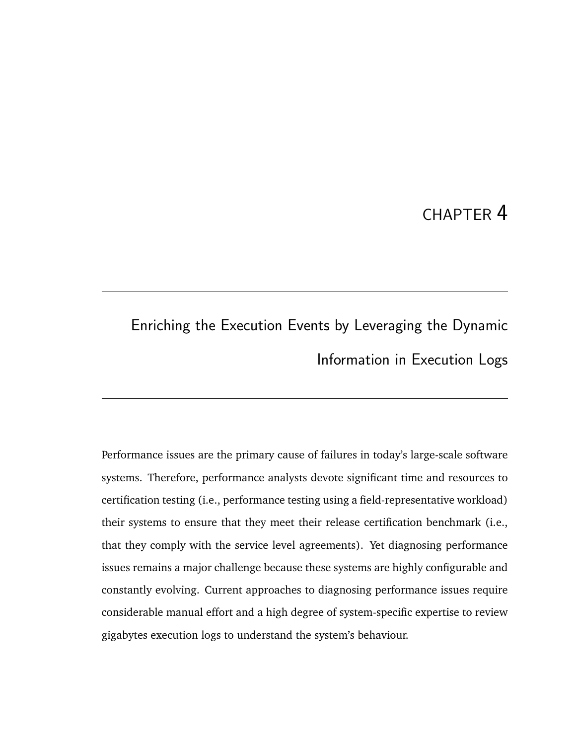# CHAPTER 4

# Enriching the Execution Events by Leveraging the Dynamic Information in Execution Logs

Performance issues are the primary cause of failures in today's large-scale software systems. Therefore, performance analysts devote significant time and resources to certification testing (i.e., performance testing using a field-representative workload) their systems to ensure that they meet their release certification benchmark (i.e., that they comply with the service level agreements). Yet diagnosing performance issues remains a major challenge because these systems are highly configurable and constantly evolving. Current approaches to diagnosing performance issues require considerable manual effort and a high degree of system-specific expertise to review gigabytes execution logs to understand the system's behaviour.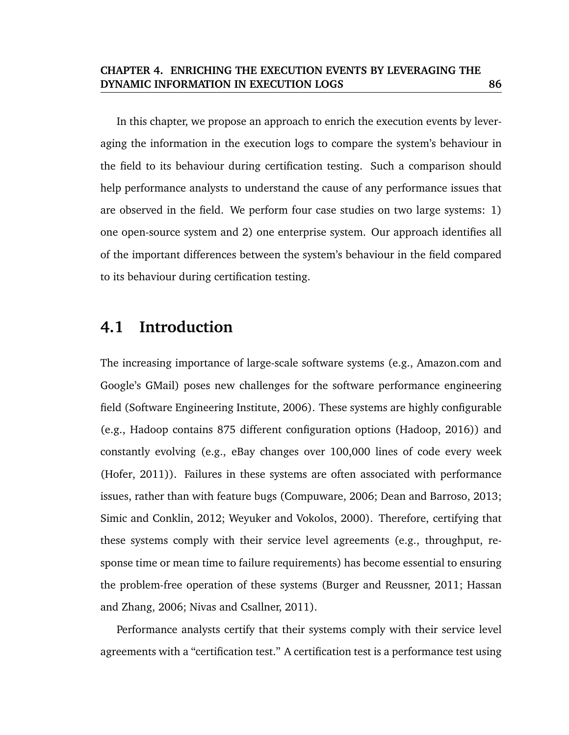In this chapter, we propose an approach to enrich the execution events by leveraging the information in the execution logs to compare the system's behaviour in the field to its behaviour during certification testing. Such a comparison should help performance analysts to understand the cause of any performance issues that are observed in the field. We perform four case studies on two large systems: 1) one open-source system and 2) one enterprise system. Our approach identifies all of the important differences between the system's behaviour in the field compared to its behaviour during certification testing.

## 4.1 Introduction

The increasing importance of large-scale software systems (e.g., Amazon.com and Google's GMail) poses new challenges for the software performance engineering field (Software Engineering Institute, 2006). These systems are highly configurable (e.g., Hadoop contains 875 different configuration options (Hadoop, 2016)) and constantly evolving (e.g., eBay changes over 100,000 lines of code every week (Hofer, 2011)). Failures in these systems are often associated with performance issues, rather than with feature bugs (Compuware, 2006; Dean and Barroso, 2013; Simic and Conklin, 2012; Weyuker and Vokolos, 2000). Therefore, certifying that these systems comply with their service level agreements (e.g., throughput, response time or mean time to failure requirements) has become essential to ensuring the problem-free operation of these systems (Burger and Reussner, 2011; Hassan and Zhang, 2006; Nivas and Csallner, 2011).

Performance analysts certify that their systems comply with their service level agreements with a "certification test." A certification test is a performance test using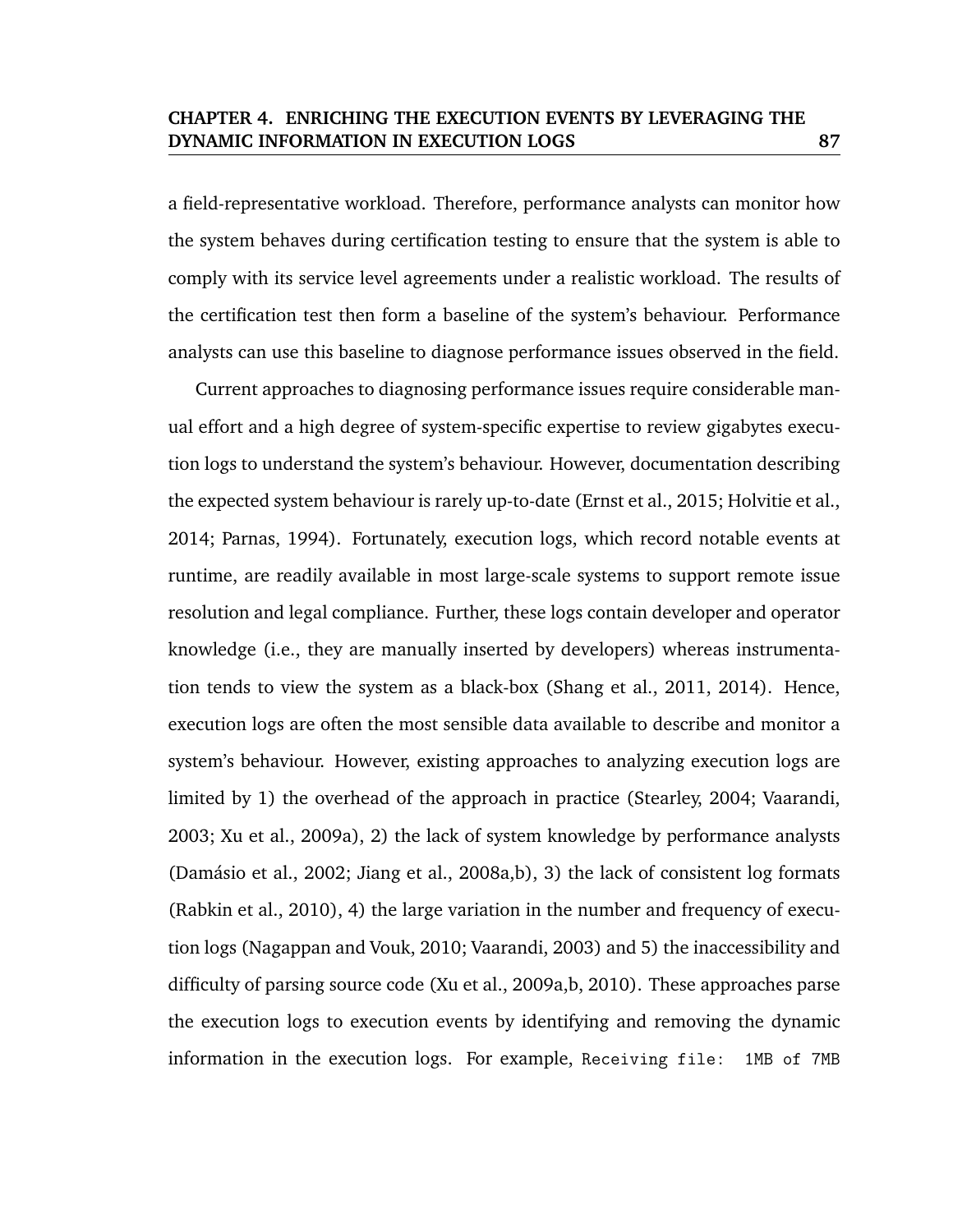a field-representative workload. Therefore, performance analysts can monitor how the system behaves during certification testing to ensure that the system is able to comply with its service level agreements under a realistic workload. The results of the certification test then form a baseline of the system's behaviour. Performance analysts can use this baseline to diagnose performance issues observed in the field.

Current approaches to diagnosing performance issues require considerable manual effort and a high degree of system-specific expertise to review gigabytes execution logs to understand the system's behaviour. However, documentation describing the expected system behaviour is rarely up-to-date (Ernst et al., 2015; Holvitie et al., 2014; Parnas, 1994). Fortunately, execution logs, which record notable events at runtime, are readily available in most large-scale systems to support remote issue resolution and legal compliance. Further, these logs contain developer and operator knowledge (i.e., they are manually inserted by developers) whereas instrumentation tends to view the system as a black-box (Shang et al., 2011, 2014). Hence, execution logs are often the most sensible data available to describe and monitor a system's behaviour. However, existing approaches to analyzing execution logs are limited by 1) the overhead of the approach in practice (Stearley, 2004; Vaarandi, 2003; Xu et al., 2009a), 2) the lack of system knowledge by performance analysts (Damásio et al., 2002; Jiang et al., 2008a,b), 3) the lack of consistent log formats (Rabkin et al., 2010), 4) the large variation in the number and frequency of execution logs (Nagappan and Vouk, 2010; Vaarandi, 2003) and 5) the inaccessibility and difficulty of parsing source code (Xu et al., 2009a,b, 2010). These approaches parse the execution logs to execution events by identifying and removing the dynamic information in the execution logs. For example, `Receiving file: 1MB of 7MB`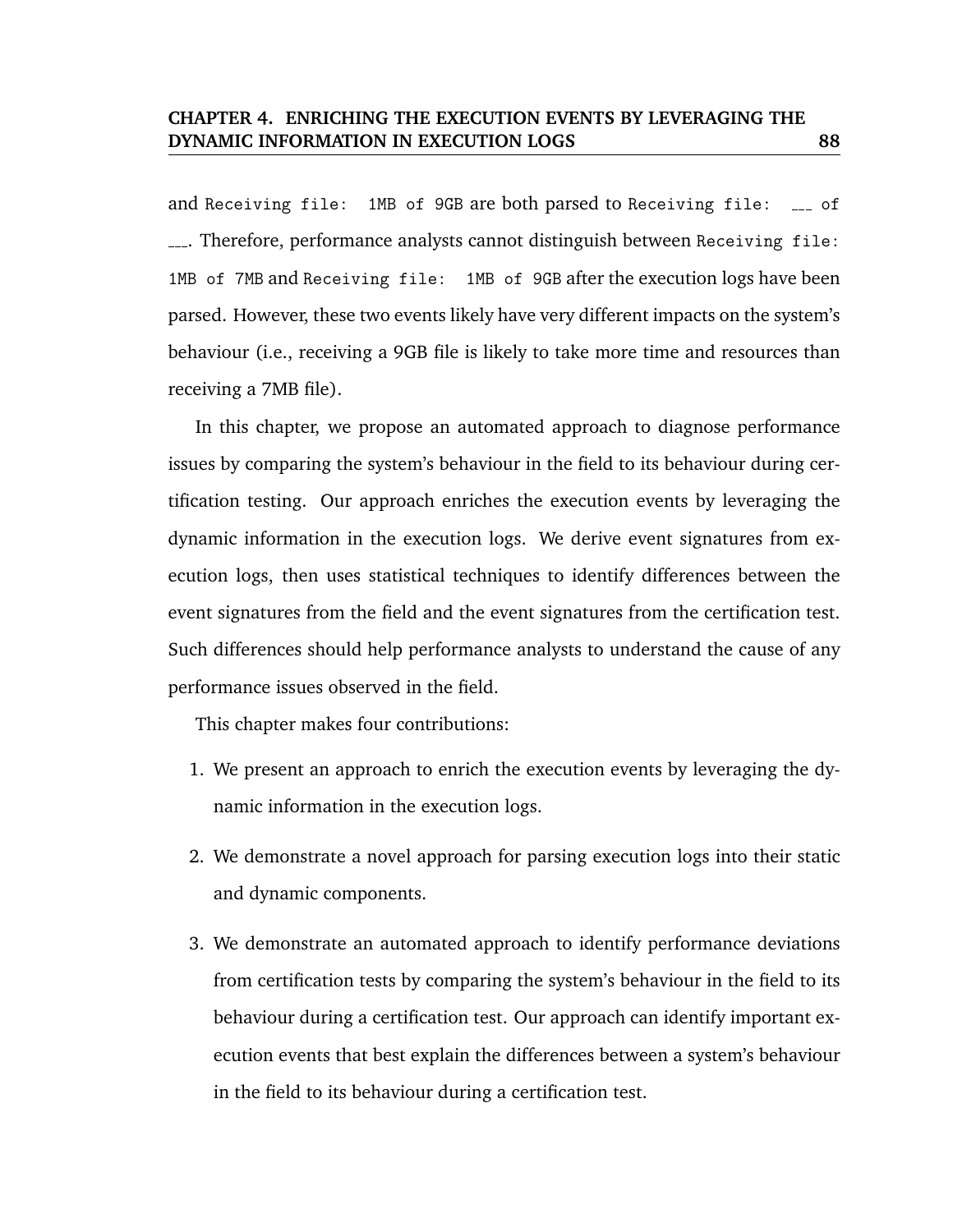and `Receiving file: 1MB of 9GB` are both parsed to `Receiving file: ___ of ___`. Therefore, performance analysts cannot distinguish between `Receiving file: 1MB of 7MB` and `Receiving file: 1MB of 9GB` after the execution logs have been parsed. However, these two events likely have very different impacts on the system's behaviour (i.e., receiving a 9GB file is likely to take more time and resources than receiving a 7MB file).

In this chapter, we propose an automated approach to diagnose performance issues by comparing the system's behaviour in the field to its behaviour during certification testing. Our approach enriches the execution events by leveraging the dynamic information in the execution logs. We derive event signatures from execution logs, then uses statistical techniques to identify differences between the event signatures from the field and the event signatures from the certification test. Such differences should help performance analysts to understand the cause of any performance issues observed in the field.

This chapter makes four contributions:

1. We present an approach to enrich the execution events by leveraging the dynamic information in the execution logs.
2. We demonstrate a novel approach for parsing execution logs into their static and dynamic components.
3. We demonstrate an automated approach to identify performance deviations from certification tests by comparing the system's behaviour in the field to its behaviour during a certification test. Our approach can identify important execution events that best explain the differences between a system's behaviour in the field to its behaviour during a certification test.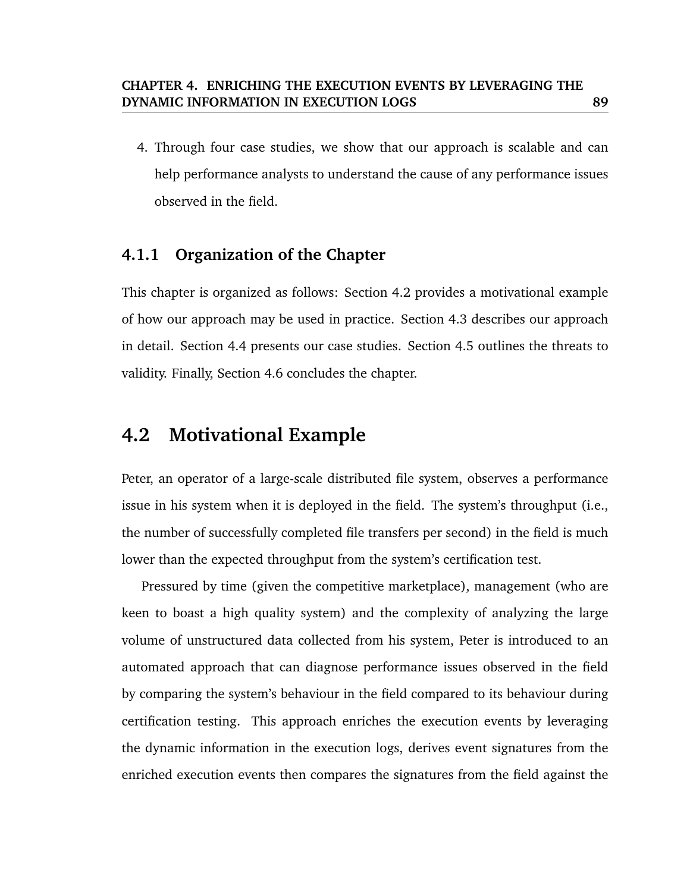4. Through four case studies, we show that our approach is scalable and can help performance analysts to understand the cause of any performance issues observed in the field.

### 4.1.1 Organization of the Chapter

This chapter is organized as follows: Section 4.2 provides a motivational example of how our approach may be used in practice. Section 4.3 describes our approach in detail. Section 4.4 presents our case studies. Section 4.5 outlines the threats to validity. Finally, Section 4.6 concludes the chapter.

## 4.2 Motivational Example

Peter, an operator of a large-scale distributed file system, observes a performance issue in his system when it is deployed in the field. The system's throughput (i.e., the number of successfully completed file transfers per second) in the field is much lower than the expected throughput from the system's certification test.

Pressured by time (given the competitive marketplace), management (who are keen to boast a high quality system) and the complexity of analyzing the large volume of unstructured data collected from his system, Peter is introduced to an automated approach that can diagnose performance issues observed in the field by comparing the system's behaviour in the field compared to its behaviour during certification testing. This approach enriches the execution events by leveraging the dynamic information in the execution logs, derives event signatures from the enriched execution events then compares the signatures from the field against the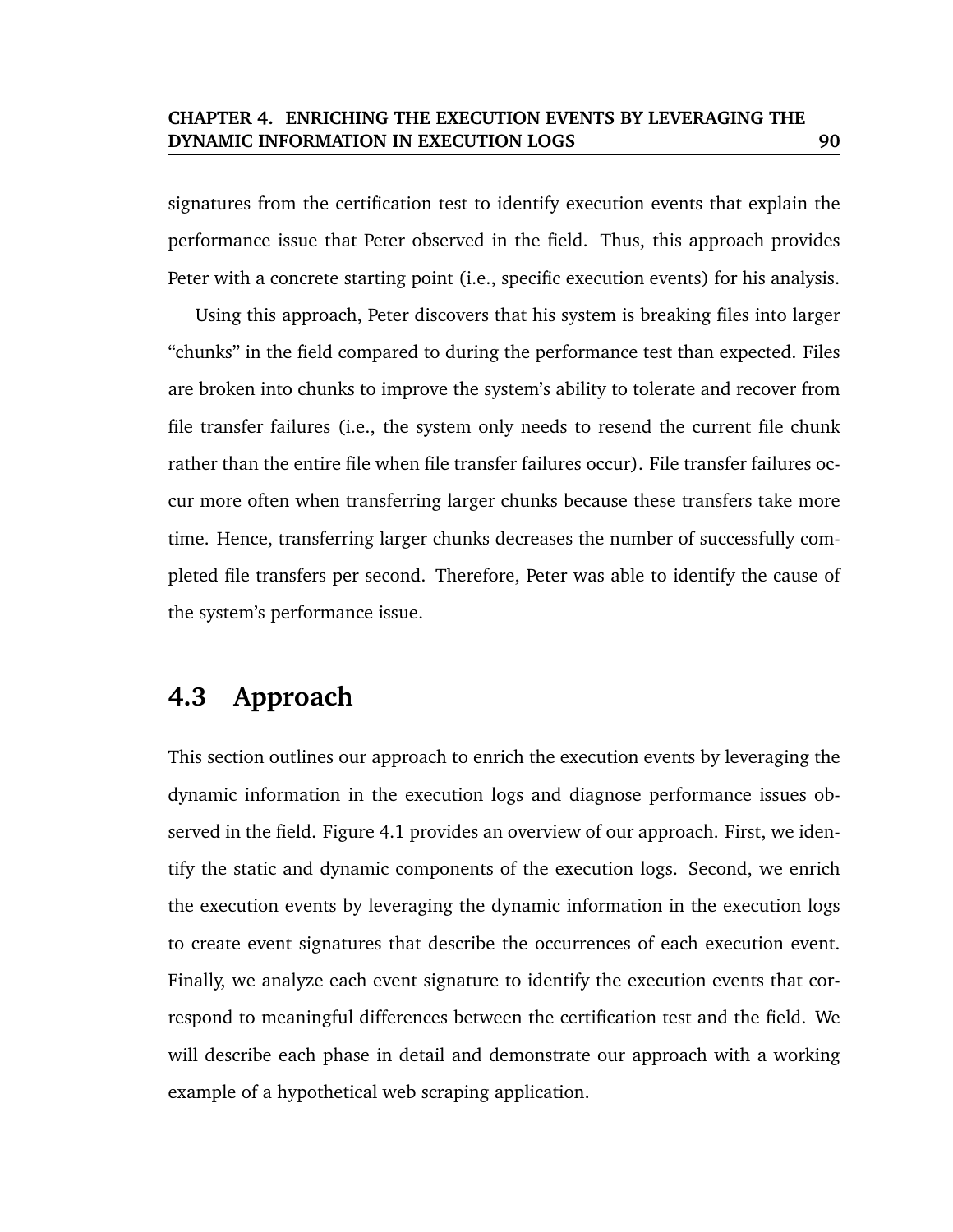signatures from the certification test to identify execution events that explain the performance issue that Peter observed in the field. Thus, this approach provides Peter with a concrete starting point (i.e., specific execution events) for his analysis.

Using this approach, Peter discovers that his system is breaking files into larger "chunks" in the field compared to during the performance test than expected. Files are broken into chunks to improve the system's ability to tolerate and recover from file transfer failures (i.e., the system only needs to resend the current file chunk rather than the entire file when file transfer failures occur). File transfer failures occur more often when transferring larger chunks because these transfers take more time. Hence, transferring larger chunks decreases the number of successfully completed file transfers per second. Therefore, Peter was able to identify the cause of the system's performance issue.

## 4.3 Approach

This section outlines our approach to enrich the execution events by leveraging the dynamic information in the execution logs and diagnose performance issues observed in the field. Figure 4.1 provides an overview of our approach. First, we identify the static and dynamic components of the execution logs. Second, we enrich the execution events by leveraging the dynamic information in the execution logs to create event signatures that describe the occurrences of each execution event. Finally, we analyze each event signature to identify the execution events that correspond to meaningful differences between the certification test and the field. We will describe each phase in detail and demonstrate our approach with a working example of a hypothetical web scraping application.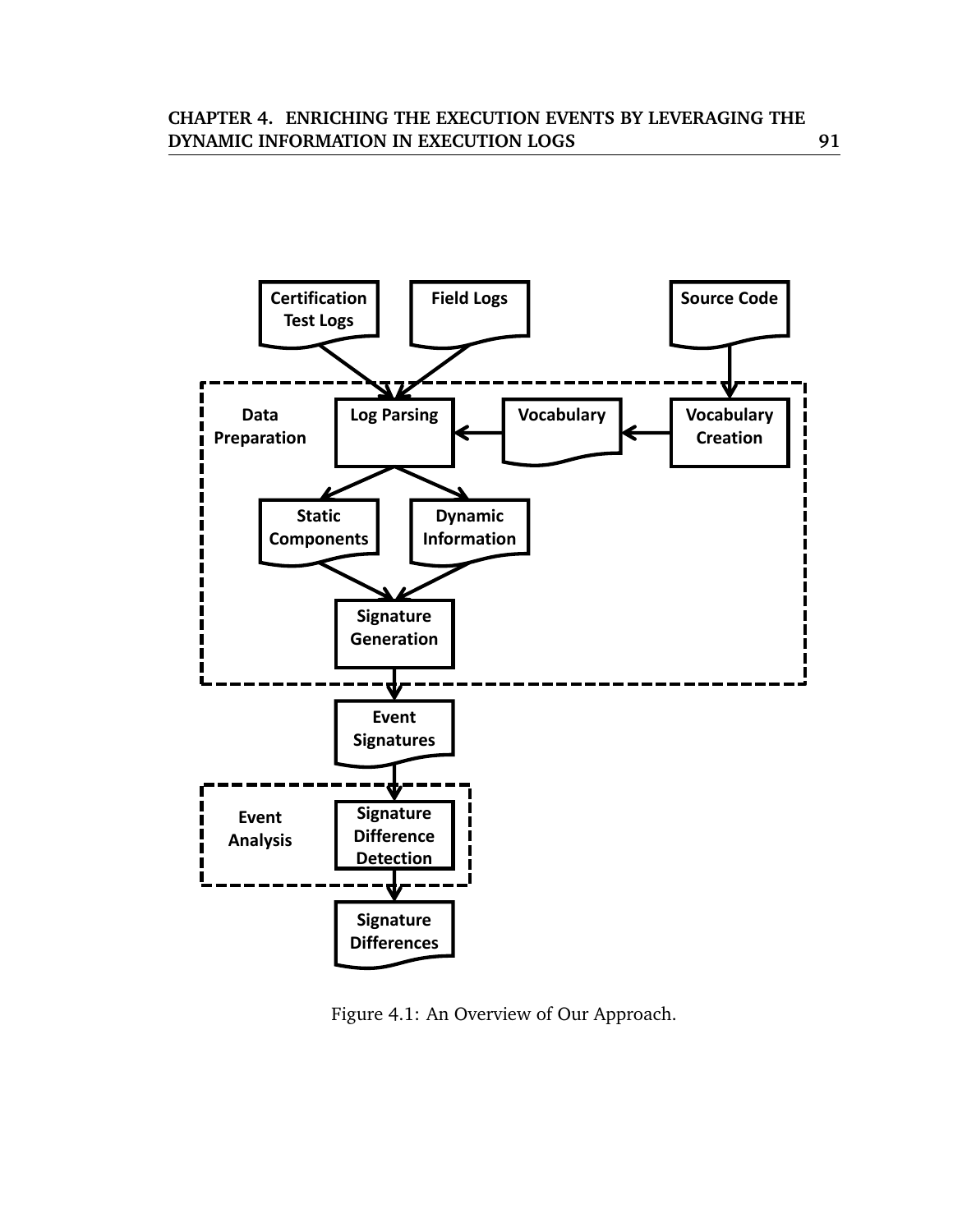Figure 4.1: An Overview of Our Approach.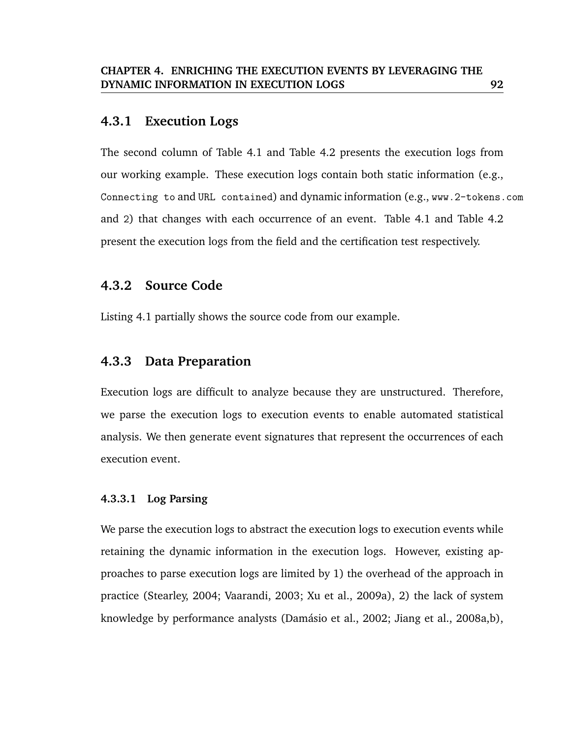### 4.3.1 Execution Logs

The second column of Table 4.1 and Table 4.2 presents the execution logs from our working example. These execution logs contain both static information (e.g., `Connecting to` and `URL contained`) and dynamic information (e.g., `www.2-tokens.com` and `2`) that changes with each occurrence of an event. Table 4.1 and Table 4.2 present the execution logs from the field and the certification test respectively.

### 4.3.2 Source Code

Listing 4.1 partially shows the source code from our example.

### 4.3.3 Data Preparation

Execution logs are difficult to analyze because they are unstructured. Therefore, we parse the execution logs to execution events to enable automated statistical analysis. We then generate event signatures that represent the occurrences of each execution event.

#### 4.3.3.1 Log Parsing

We parse the execution logs to abstract the execution logs to execution events while retaining the dynamic information in the execution logs. However, existing approaches to parse execution logs are limited by 1) the overhead of the approach in practice (Stearley, 2004; Vaarandi, 2003; Xu et al., 2009a), 2) the lack of system knowledge by performance analysts (Damásio et al., 2002; Jiang et al., 2008a,b),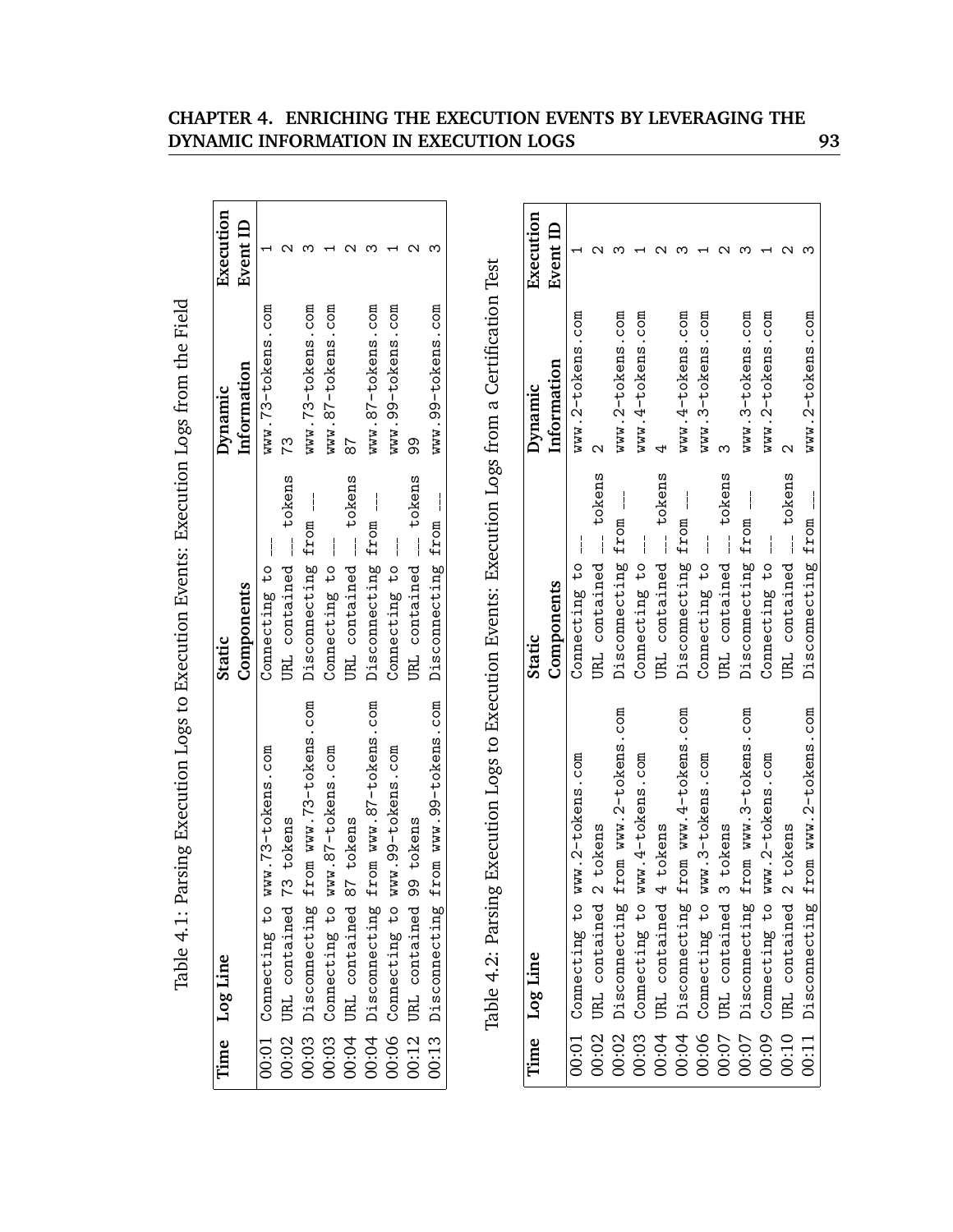Table 4.1: Parsing Execution Logs to Execution Events: Execution Logs from the Field

| Time | Log Line | Static Components | Dynamic Information | Execution Event ID |
|---|---|---|---|---|
| 00:01 | Connecting to www.73-tokens.com | Connecting to ___ | www.73-tokens.com | 1 |
| 00:02 | URL contained 73 tokens | URL contained ___ tokens | 73 | 2 |
| 00:03 | Disconnecting from www.73-tokens.com | Disconnecting from ___ | www.73-tokens.com | 3 |
| 00:03 | Connecting to www.87-tokens.com | Connecting to ___ | www.87-tokens.com | 1 |
| 00:04 | URL contained 87 tokens | URL contained ___ tokens | 87 | 2 |
| 00:04 | Disconnecting from www.87-tokens.com | Disconnecting from ___ | www.87-tokens.com | 3 |
| 00:06 | Connecting to www.99-tokens.com | Connecting to ___ | www.99-tokens.com | 1 |
| 00:12 | URL contained 99 tokens | URL contained ___ tokens | 99 | 2 |
| 00:13 | Disconnecting from www.99-tokens.com | Disconnecting from ___ | www.99-tokens.com | 3 |

Table 4.2: Parsing Execution Logs to Execution Events: Execution Logs from a Certification Test

| Time | Log Line | Static Components | Dynamic Information | Execution Event ID |
|---|---|---|---|---|
| 00:01 | Connecting to www.2-tokens.com | Connecting to ___ | www.2-tokens.com | 1 |
| 00:02 | URL contained 2 tokens | URL contained ___ tokens | 2 | 2 |
| 00:02 | Disconnecting from www.2-tokens.com | Disconnecting from ___ | www.2-tokens.com | 3 |
| 00:03 | Connecting to www.4-tokens.com | Connecting to ___ | www.4-tokens.com | 1 |
| 00:04 | URL contained 4 tokens | URL contained ___ tokens | 4 | 2 |
| 00:04 | Disconnecting from www.4-tokens.com | Disconnecting from ___ | www.4-tokens.com | 3 |
| 00:06 | Connecting to www.3-tokens.com | Connecting to ___ | www.3-tokens.com | 1 |
| 00:07 | URL contained 3 tokens | URL contained ___ tokens | 3 | 2 |
| 00:07 | Disconnecting from www.3-tokens.com | Disconnecting from ___ | www.3-tokens.com | 3 |
| 00:09 | Connecting to www.2-tokens.com | Connecting to ___ | www.2-tokens.com | 1 |
| 00:10 | URL contained 2 tokens | URL contained ___ tokens | 2 | 2 |
| 00:11 | Disconnecting from www.2-tokens.com | Disconnecting from ___ | www.2-tokens.com | 3 |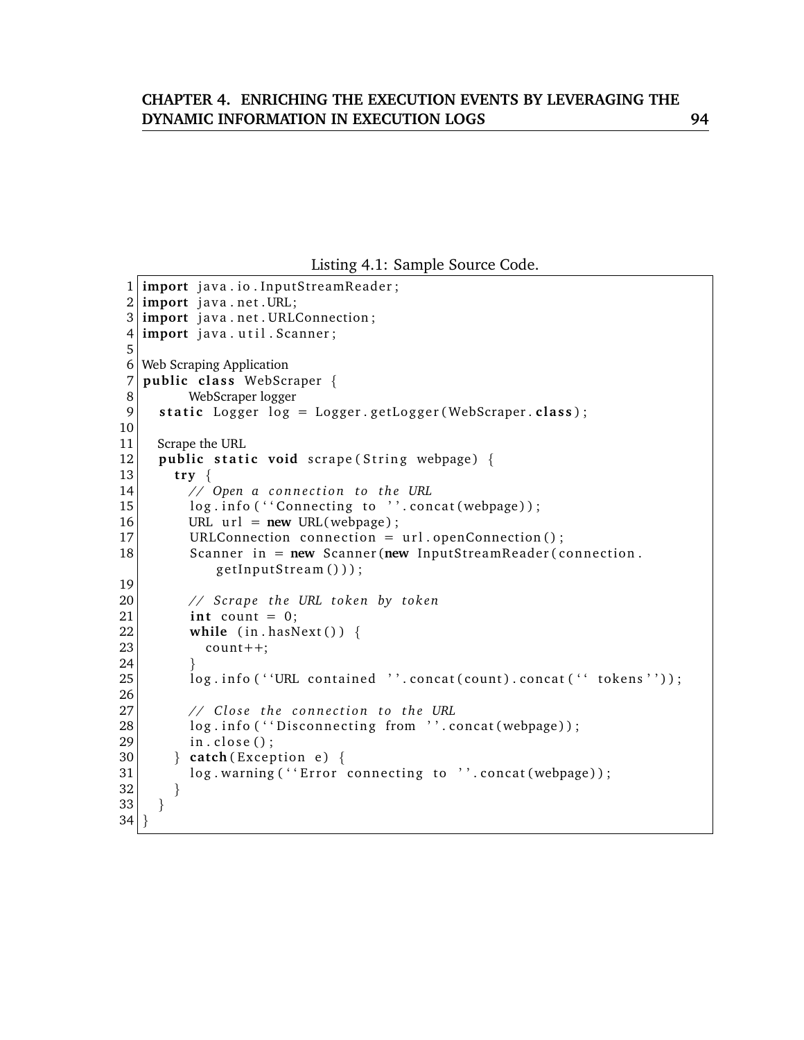Listing 4.1: Sample Source Code.

```
1  import java.io.InputStreamReader;
2  import java.net.URL;
3  import java.net.URLConnection;
4  import java.util.Scanner;
5
6  Web Scraping Application
7  public class WebScraper {
8          WebScraper logger
9    static Logger log = Logger.getLogger(WebScraper.class);
10
11   Scrape the URL
12   public static void scrape(String webpage) {
13     try {
14       // Open a connection to the URL
15       log.info(``Connecting to ''.concat(webpage));
16       URL url = new URL(webpage);
17       URLConnection connection = url.openConnection();
18       Scanner in = new Scanner(new InputStreamReader(connection.
             getInputStream()));
19
20       // Scrape the URL token by token
21       int count = 0;
22       while (in.hasNext()) {
23         count++;
24       }
25       log.info(``URL contained ''.concat(count).concat(`` tokens''));
26
27       // Close the connection to the URL
28       log.info(``Disconnecting from ''.concat(webpage));
29       in.close();
30     } catch(Exception e) {
31       log.warning(``Error connecting to ''.concat(webpage));
32     }
33   }
34 }
```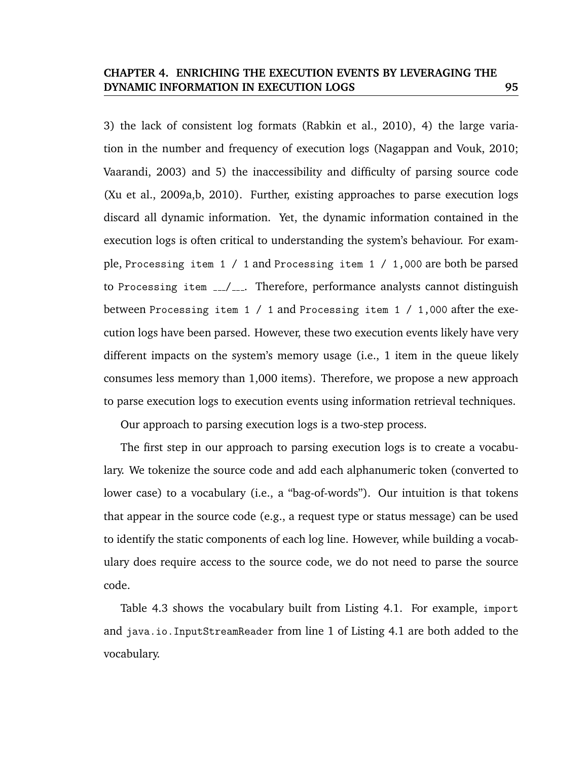3) the lack of consistent log formats (Rabkin et al., 2010), 4) the large variation in the number and frequency of execution logs (Nagappan and Vouk, 2010; Vaarandi, 2003) and 5) the inaccessibility and difficulty of parsing source code (Xu et al., 2009a,b, 2010). Further, existing approaches to parse execution logs discard all dynamic information. Yet, the dynamic information contained in the execution logs is often critical to understanding the system's behaviour. For example, `Processing item 1 / 1` and `Processing item 1 / 1,000` are both be parsed to `Processing item ___/___`. Therefore, performance analysts cannot distinguish between `Processing item 1 / 1` and `Processing item 1 / 1,000` after the execution logs have been parsed. However, these two execution events likely have very different impacts on the system's memory usage (i.e., 1 item in the queue likely consumes less memory than 1,000 items). Therefore, we propose a new approach to parse execution logs to execution events using information retrieval techniques.

Our approach to parsing execution logs is a two-step process.

The first step in our approach to parsing execution logs is to create a vocabulary. We tokenize the source code and add each alphanumeric token (converted to lower case) to a vocabulary (i.e., a "bag-of-words"). Our intuition is that tokens that appear in the source code (e.g., a request type or status message) can be used to identify the static components of each log line. However, while building a vocabulary does require access to the source code, we do not need to parse the source code.

Table 4.3 shows the vocabulary built from Listing 4.1. For example, `import` and `java.io.InputStreamReader` from line 1 of Listing 4.1 are both added to the vocabulary.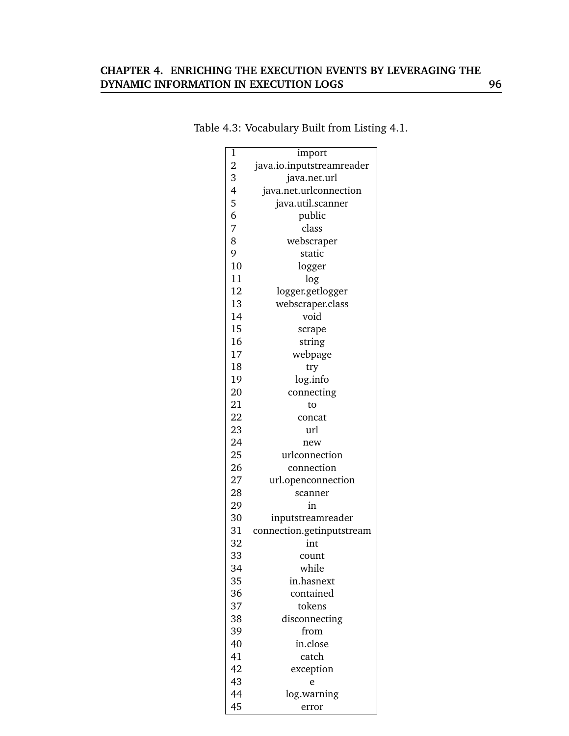Table 4.3: Vocabulary Built from Listing 4.1.

| | |
|---|---|
| 1 | import |
| 2 | java.io.inputstreamreader |
| 3 | java.net.url |
| 4 | java.net.urlconnection |
| 5 | java.util.scanner |
| 6 | public |
| 7 | class |
| 8 | webscraper |
| 9 | static |
| 10 | logger |
| 11 | log |
| 12 | logger.getlogger |
| 13 | webscraper.class |
| 14 | void |
| 15 | scrape |
| 16 | string |
| 17 | webpage |
| 18 | try |
| 19 | log.info |
| 20 | connecting |
| 21 | to |
| 22 | concat |
| 23 | url |
| 24 | new |
| 25 | urlconnection |
| 26 | connection |
| 27 | url.openconnection |
| 28 | scanner |
| 29 | in |
| 30 | inputstreamreader |
| 31 | connection.getinputstream |
| 32 | int |
| 33 | count |
| 34 | while |
| 35 | in.hasnext |
| 36 | contained |
| 37 | tokens |
| 38 | disconnecting |
| 39 | from |
| 40 | in.close |
| 41 | catch |
| 42 | exception |
| 43 | e |
| 44 | log.warning |
| 45 | error |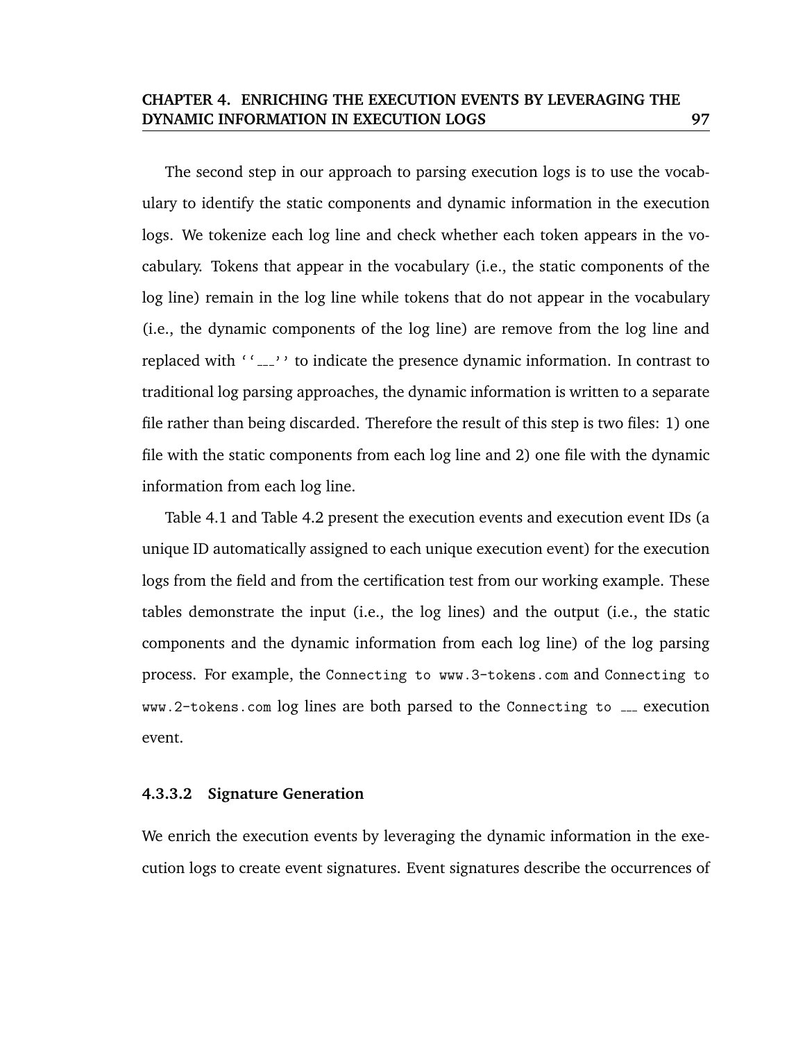The second step in our approach to parsing execution logs is to use the vocabulary to identify the static components and dynamic information in the execution logs. We tokenize each log line and check whether each token appears in the vocabulary. Tokens that appear in the vocabulary (i.e., the static components of the log line) remain in the log line while tokens that do not appear in the vocabulary (i.e., the dynamic components of the log line) are remove from the log line and replaced with ``___'' to indicate the presence dynamic information. In contrast to traditional log parsing approaches, the dynamic information is written to a separate file rather than being discarded. Therefore the result of this step is two files: 1) one file with the static components from each log line and 2) one file with the dynamic information from each log line.

Table 4.1 and Table 4.2 present the execution events and execution event IDs (a unique ID automatically assigned to each unique execution event) for the execution logs from the field and from the certification test from our working example. These tables demonstrate the input (i.e., the log lines) and the output (i.e., the static components and the dynamic information from each log line) of the log parsing process. For example, the `Connecting to www.3-tokens.com` and `Connecting to www.2-tokens.com` log lines are both parsed to the `Connecting to ___` execution event.

#### 4.3.3.2 Signature Generation

We enrich the execution events by leveraging the dynamic information in the execution logs to create event signatures. Event signatures describe the occurrences of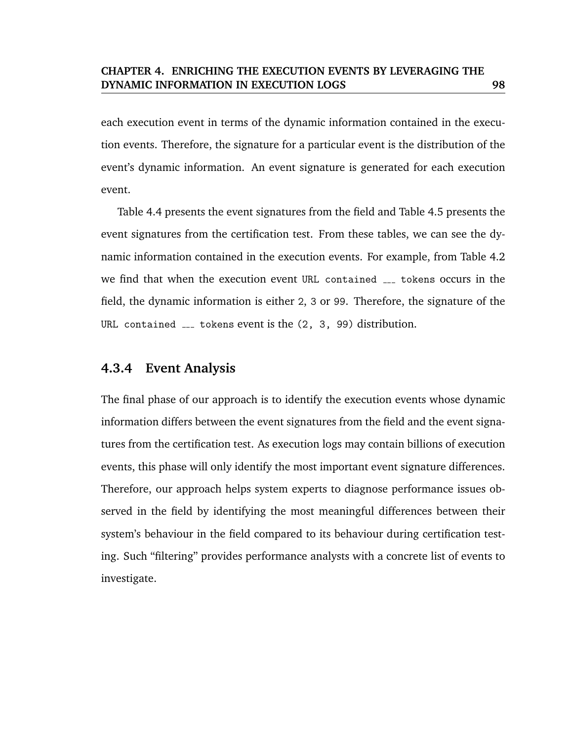each execution event in terms of the dynamic information contained in the execution events. Therefore, the signature for a particular event is the distribution of the event's dynamic information. An event signature is generated for each execution event.

Table 4.4 presents the event signatures from the field and Table 4.5 presents the event signatures from the certification test. From these tables, we can see the dynamic information contained in the execution events. For example, from Table 4.2 we find that when the execution event `URL contained ___ tokens` occurs in the field, the dynamic information is either `2`, `3` or `99`. Therefore, the signature of the `URL contained ___ tokens` event is the `(2, 3, 99)` distribution.

### 4.3.4 Event Analysis

The final phase of our approach is to identify the execution events whose dynamic information differs between the event signatures from the field and the event signatures from the certification test. As execution logs may contain billions of execution events, this phase will only identify the most important event signature differences. Therefore, our approach helps system experts to diagnose performance issues observed in the field by identifying the most meaningful differences between their system's behaviour in the field compared to its behaviour during certification testing. Such "filtering" provides performance analysts with a concrete list of events to investigate.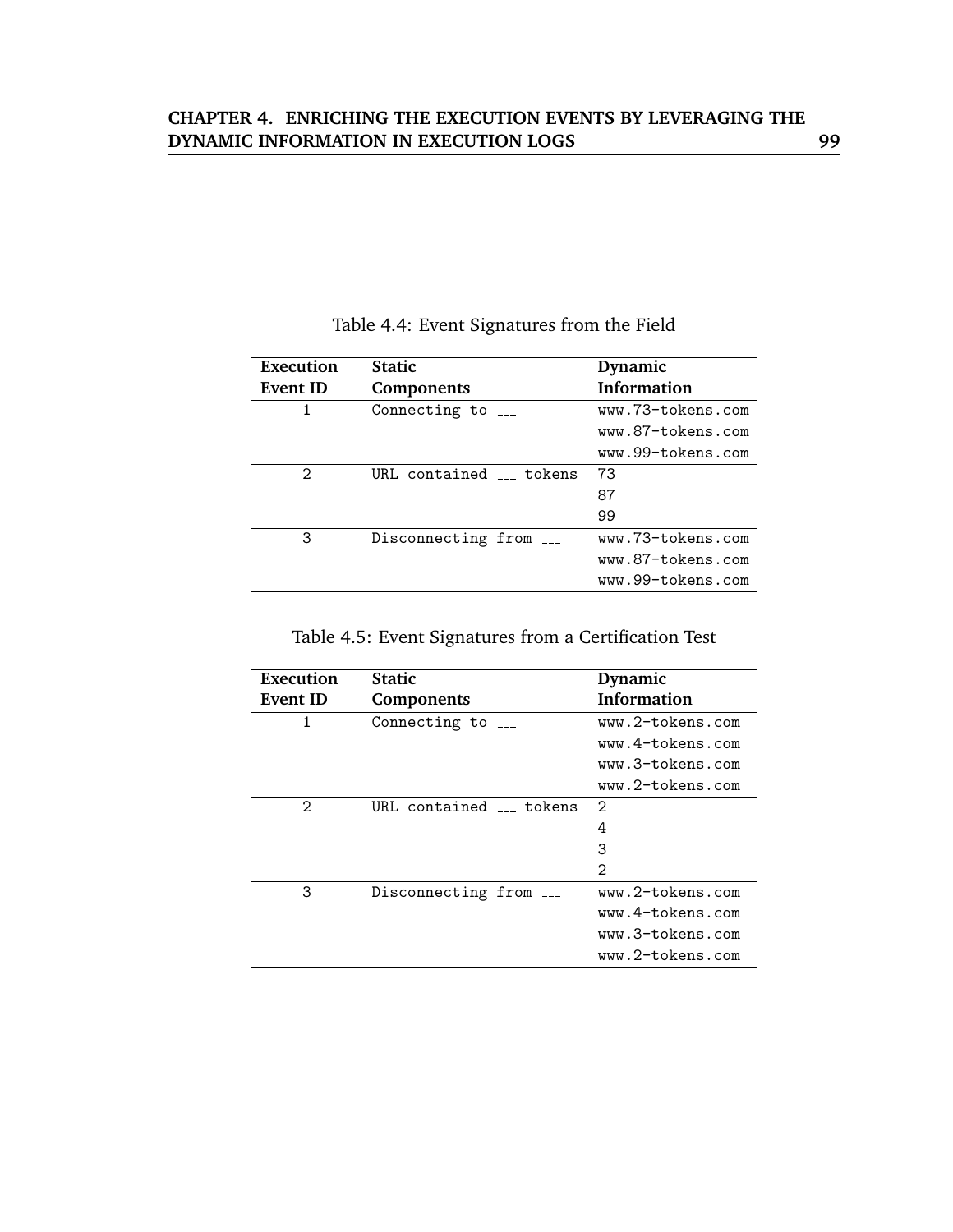Table 4.4: Event Signatures from the Field

| Execution Event ID | Static Components | Dynamic Information |
|---|---|---|
| 1 | Connecting to ___ | www.73-tokens.com<br>www.87-tokens.com<br>www.99-tokens.com |
| 2 | URL contained ___ tokens | 73<br>87<br>99 |
| 3 | Disconnecting from ___ | www.73-tokens.com<br>www.87-tokens.com<br>www.99-tokens.com |

Table 4.5: Event Signatures from a Certification Test

| Execution Event ID | Static Components | Dynamic Information |
|---|---|---|
| 1 | Connecting to ___ | www.2-tokens.com<br>www.4-tokens.com<br>www.3-tokens.com<br>www.2-tokens.com |
| 2 | URL contained ___ tokens | 2<br>4<br>3<br>2 |
| 3 | Disconnecting from ___ | www.2-tokens.com<br>www.4-tokens.com<br>www.3-tokens.com<br>www.2-tokens.com |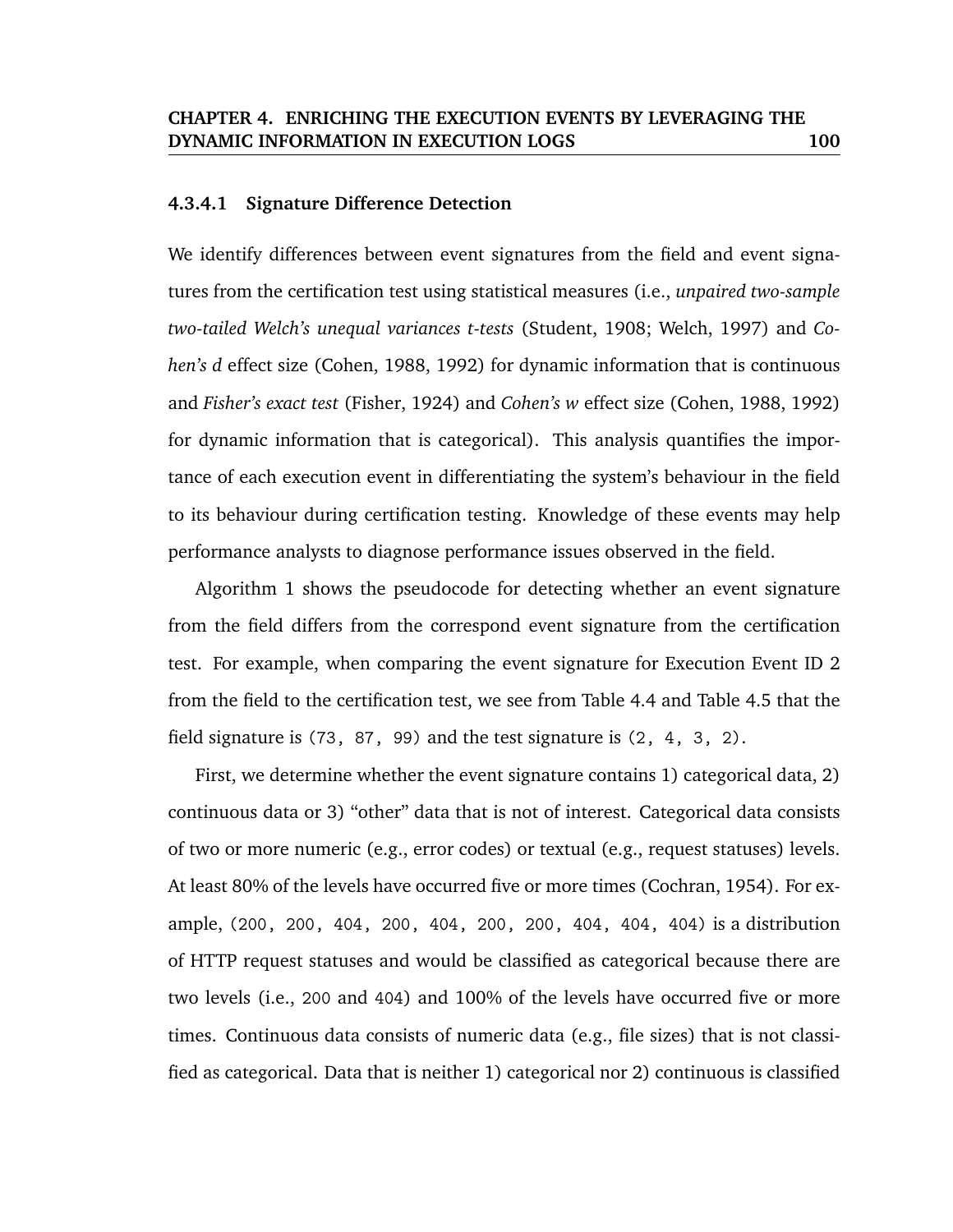#### 4.3.4.1 Signature Difference Detection

We identify differences between event signatures from the field and event signatures from the certification test using statistical measures (i.e., *unpaired two-sample two-tailed Welch's unequal variances t-tests* (Student, 1908; Welch, 1997) and *Cohen's d* effect size (Cohen, 1988, 1992) for dynamic information that is continuous and *Fisher's exact test* (Fisher, 1924) and *Cohen's w* effect size (Cohen, 1988, 1992) for dynamic information that is categorical). This analysis quantifies the importance of each execution event in differentiating the system's behaviour in the field to its behaviour during certification testing. Knowledge of these events may help performance analysts to diagnose performance issues observed in the field.

Algorithm 1 shows the pseudocode for detecting whether an event signature from the field differs from the correspond event signature from the certification test. For example, when comparing the event signature for Execution Event ID 2 from the field to the certification test, we see from Table 4.4 and Table 4.5 that the field signature is `(73, 87, 99)` and the test signature is `(2, 4, 3, 2)`.

First, we determine whether the event signature contains 1) categorical data, 2) continuous data or 3) "other" data that is not of interest. Categorical data consists of two or more numeric (e.g., error codes) or textual (e.g., request statuses) levels. At least 80% of the levels have occurred five or more times (Cochran, 1954). For example, `(200, 200, 404, 200, 404, 200, 200, 404, 404, 404)` is a distribution of HTTP request statuses and would be classified as categorical because there are two levels (i.e., `200` and `404`) and 100% of the levels have occurred five or more times. Continuous data consists of numeric data (e.g., file sizes) that is not classified as categorical. Data that is neither 1) categorical nor 2) continuous is classified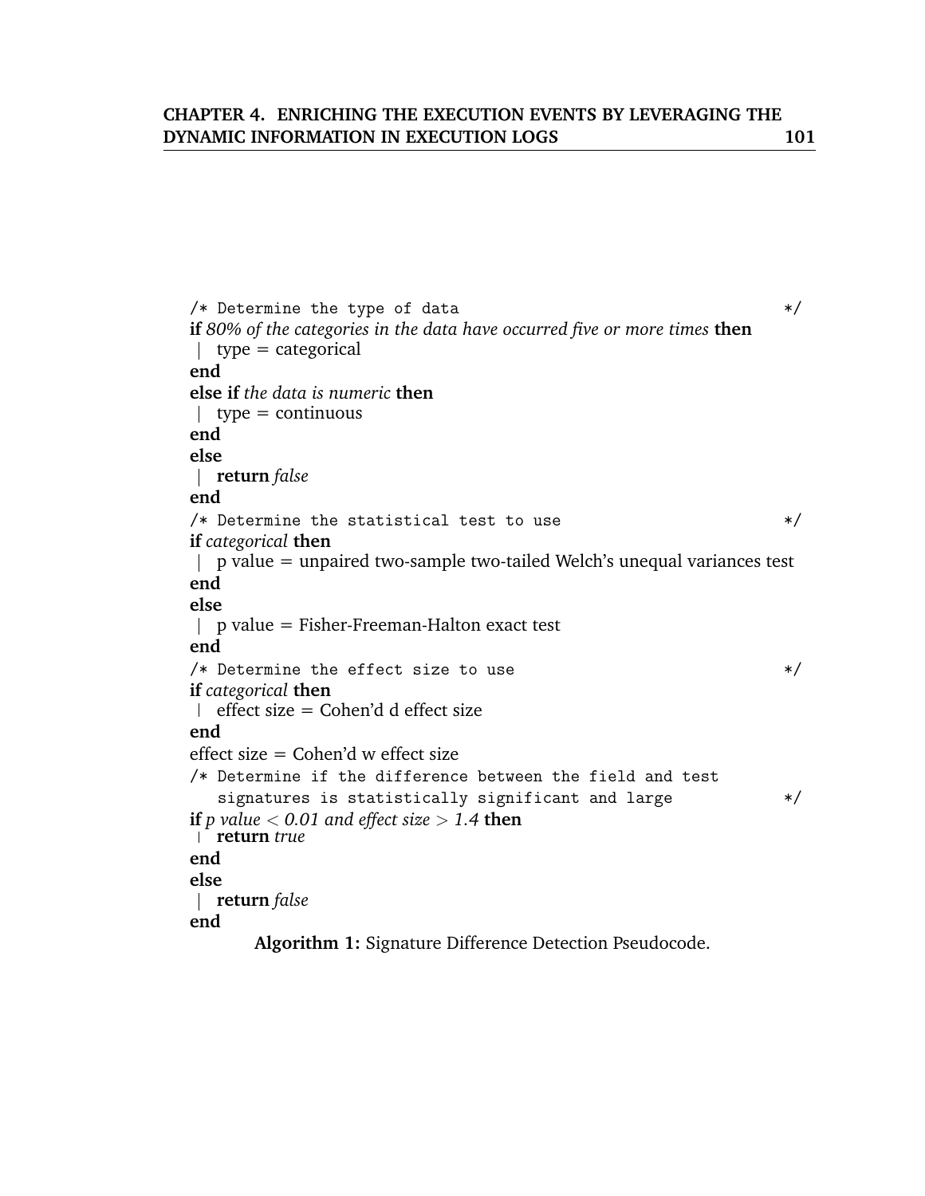```
/* Determine the type of data */
if 80% of the categories in the data have occurred five or more times then
|  type = categorical
end
else if the data is numeric then
|  type = continuous
end
else
|  return false
end
/* Determine the statistical test to use */
if categorical then
|  p value = unpaired two-sample two-tailed Welch's unequal variances test
end
else
|  p value = Fisher-Freeman-Halton exact test
end
/* Determine the effect size to use */
if categorical then
|  effect size = Cohen'd d effect size
end
effect size = Cohen'd w effect size
/* Determine if the difference between the field and test
   signatures is statistically significant and large */
if p value < 0.01 and effect size > 1.4 then
|  return true
end
else
|  return false
end
```

**Algorithm 1:** Signature Difference Detection Pseudocode.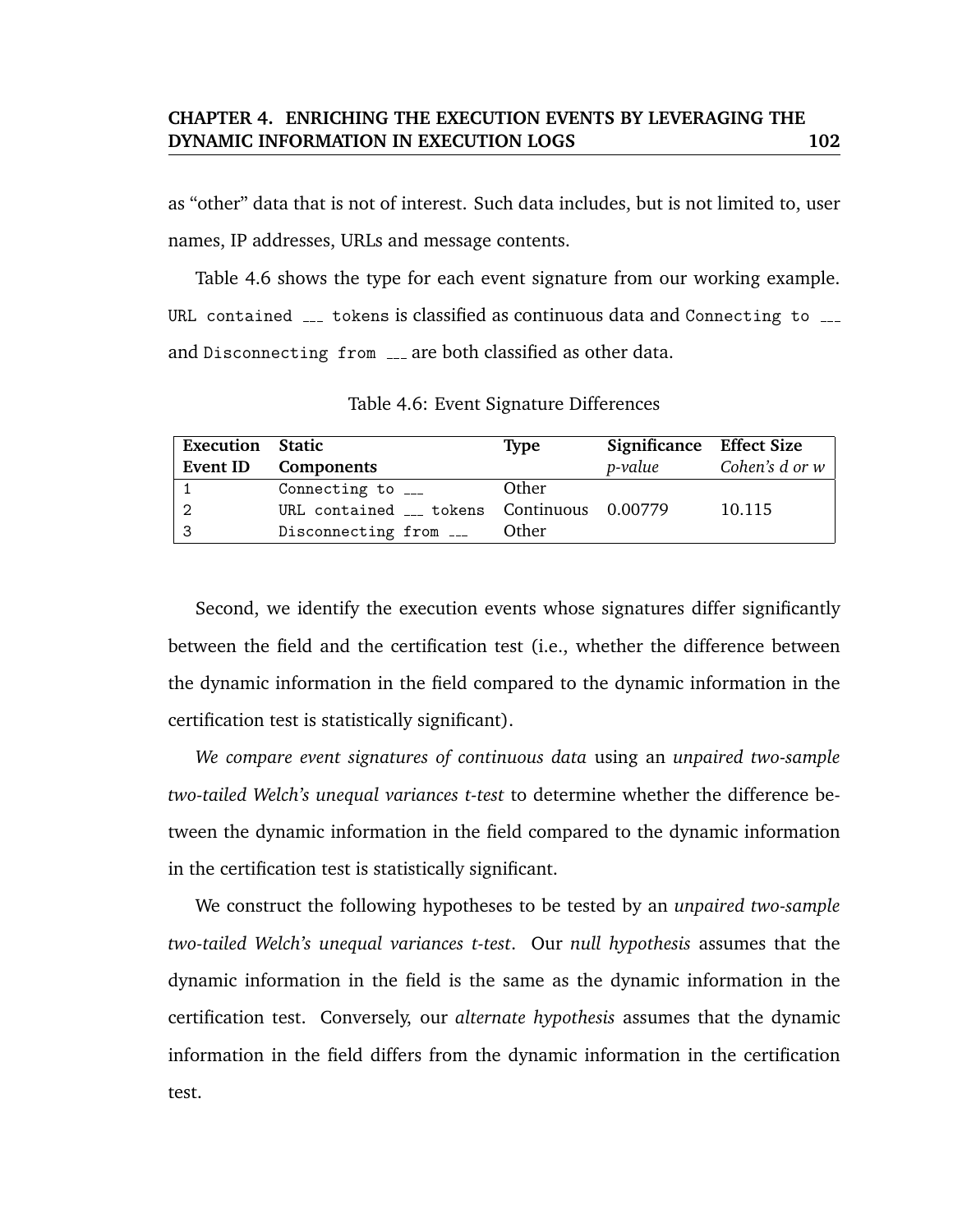as "other" data that is not of interest. Such data includes, but is not limited to, user names, IP addresses, URLs and message contents.

Table 4.6 shows the type for each event signature from our working example. `URL contained ___ tokens` is classified as continuous data and `Connecting to ___` and `Disconnecting from ___` are both classified as other data.

Table 4.6: Event Signature Differences

| **Execution Event ID** | **Static Components** | **Type** | **Significance** *p-value* | **Effect Size** *Cohen's d or w* |
|---|---|---|---|---|
| 1 | `Connecting to ___` | Other | | |
| 2 | `URL contained ___ tokens` | Continuous | 0.00779 | 10.115 |
| 3 | `Disconnecting from ___` | Other | | |

Second, we identify the execution events whose signatures differ significantly between the field and the certification test (i.e., whether the difference between the dynamic information in the field compared to the dynamic information in the certification test is statistically significant).

*We compare event signatures of continuous data* using an *unpaired two-sample two-tailed Welch's unequal variances t-test* to determine whether the difference between the dynamic information in the field compared to the dynamic information in the certification test is statistically significant.

We construct the following hypotheses to be tested by an *unpaired two-sample two-tailed Welch's unequal variances t-test*. Our *null hypothesis* assumes that the dynamic information in the field is the same as the dynamic information in the certification test. Conversely, our *alternate hypothesis* assumes that the dynamic information in the field differs from the dynamic information in the certification test.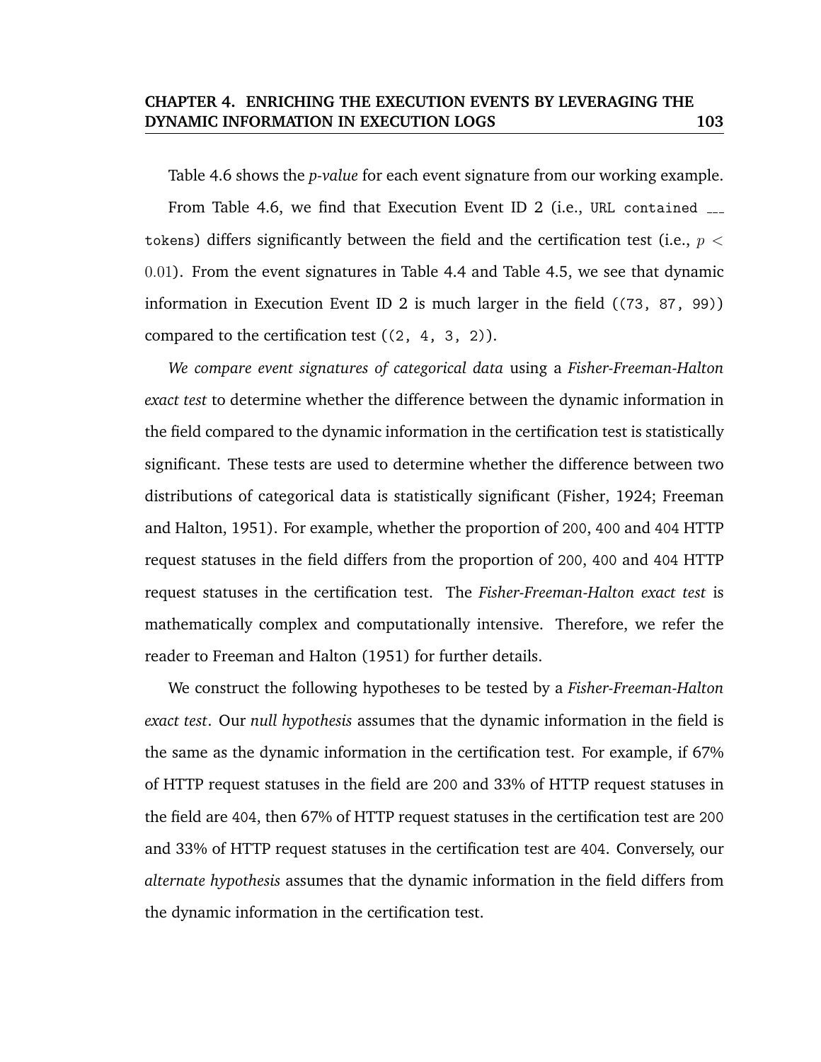Table 4.6 shows the *p-value* for each event signature from our working example.

From Table 4.6, we find that Execution Event ID 2 (i.e., `URL contained ___ tokens`) differs significantly between the field and the certification test (i.e., $p < 0.01$). From the event signatures in Table 4.4 and Table 4.5, we see that dynamic information in Execution Event ID 2 is much larger in the field (`(73, 87, 99)`) compared to the certification test (`(2, 4, 3, 2)`).

*We compare event signatures of categorical data* using a *Fisher-Freeman-Halton exact test* to determine whether the difference between the dynamic information in the field compared to the dynamic information in the certification test is statistically significant. These tests are used to determine whether the difference between two distributions of categorical data is statistically significant (Fisher, 1924; Freeman and Halton, 1951). For example, whether the proportion of `200`, `400` and `404` HTTP request statuses in the field differs from the proportion of `200`, `400` and `404` HTTP request statuses in the certification test. The *Fisher-Freeman-Halton exact test* is mathematically complex and computationally intensive. Therefore, we refer the reader to Freeman and Halton (1951) for further details.

We construct the following hypotheses to be tested by a *Fisher-Freeman-Halton exact test*. Our *null hypothesis* assumes that the dynamic information in the field is the same as the dynamic information in the certification test. For example, if 67% of HTTP request statuses in the field are `200` and 33% of HTTP request statuses in the field are `404`, then 67% of HTTP request statuses in the certification test are `200` and 33% of HTTP request statuses in the certification test are `404`. Conversely, our *alternate hypothesis* assumes that the dynamic information in the field differs from the dynamic information in the certification test.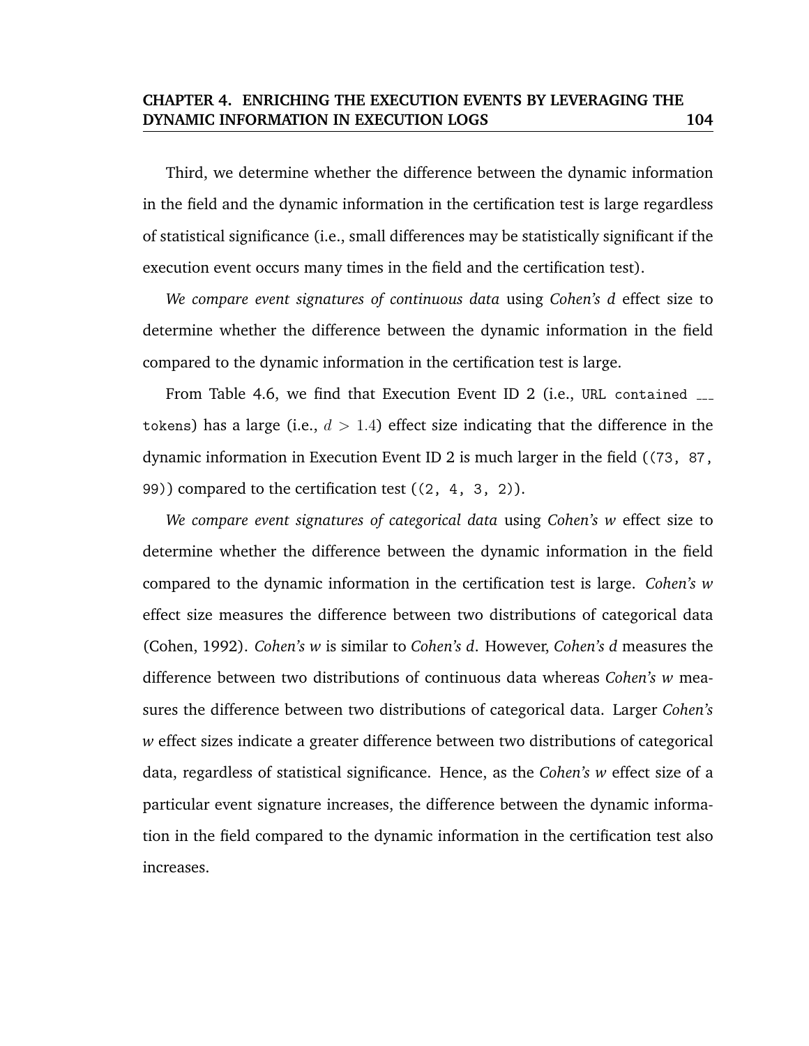Third, we determine whether the difference between the dynamic information in the field and the dynamic information in the certification test is large regardless of statistical significance (i.e., small differences may be statistically significant if the execution event occurs many times in the field and the certification test).

*We compare event signatures of continuous data* using *Cohen's d* effect size to determine whether the difference between the dynamic information in the field compared to the dynamic information in the certification test is large.

From Table 4.6, we find that Execution Event ID 2 (i.e., `URL contained ___ tokens`) has a large (i.e., $d > 1.4$) effect size indicating that the difference in the dynamic information in Execution Event ID 2 is much larger in the field (`(73, 87, 99)`) compared to the certification test (`(2, 4, 3, 2)`).

*We compare event signatures of categorical data* using *Cohen's w* effect size to determine whether the difference between the dynamic information in the field compared to the dynamic information in the certification test is large. *Cohen's w* effect size measures the difference between two distributions of categorical data (Cohen, 1992). *Cohen's w* is similar to *Cohen's d*. However, *Cohen's d* measures the difference between two distributions of continuous data whereas *Cohen's w* measures the difference between two distributions of categorical data. Larger *Cohen's w* effect sizes indicate a greater difference between two distributions of categorical data, regardless of statistical significance. Hence, as the *Cohen's w* effect size of a particular event signature increases, the difference between the dynamic information in the field compared to the dynamic information in the certification test also increases.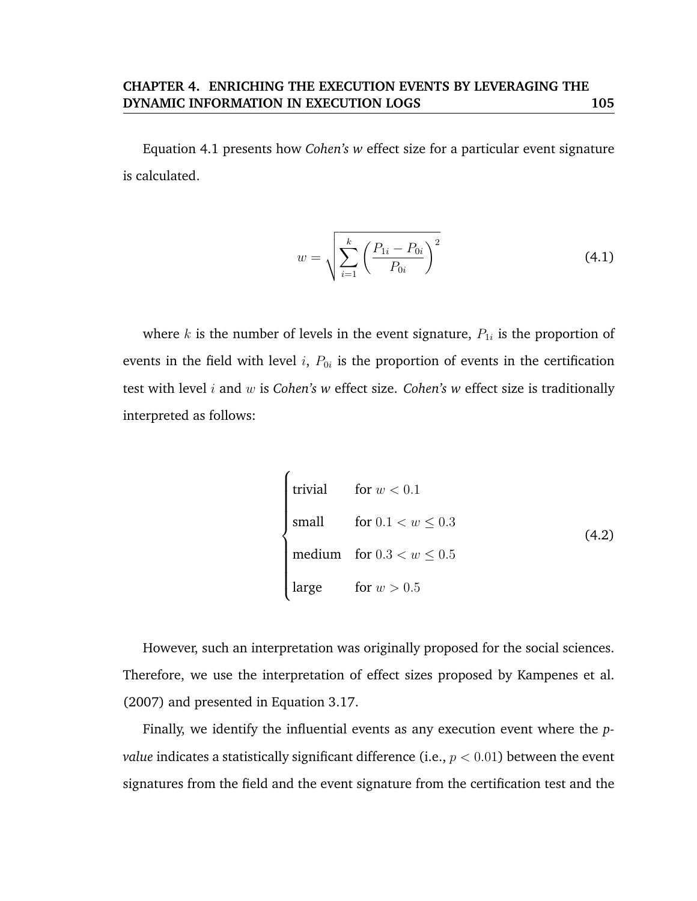Equation 4.1 presents how *Cohen's w* effect size for a particular event signature is calculated.

$$w = \sqrt{\sum_{i=1}^{k} \left( \frac{P_{1i} - P_{0i}}{P_{0i}} \right)^2} \tag{4.1}$$

where $k$ is the number of levels in the event signature, $P_{1i}$ is the proportion of events in the field with level $i$, $P_{0i}$ is the proportion of events in the certification test with level $i$ and $w$ is *Cohen's w* effect size. *Cohen's w* effect size is traditionally interpreted as follows:

$$\begin{cases} \text{trivial} & \text{for } w < 0.1 \\ \text{small} & \text{for } 0.1 < w \leq 0.3 \\ \text{medium} & \text{for } 0.3 < w \leq 0.5 \\ \text{large} & \text{for } w > 0.5 \end{cases} \tag{4.2}$$

However, such an interpretation was originally proposed for the social sciences. Therefore, we use the interpretation of effect sizes proposed by Kampenes et al. (2007) and presented in Equation 3.17.

Finally, we identify the influential events as any execution event where the *p-value* indicates a statistically significant difference (i.e., $p < 0.01$) between the event signatures from the field and the event signature from the certification test and the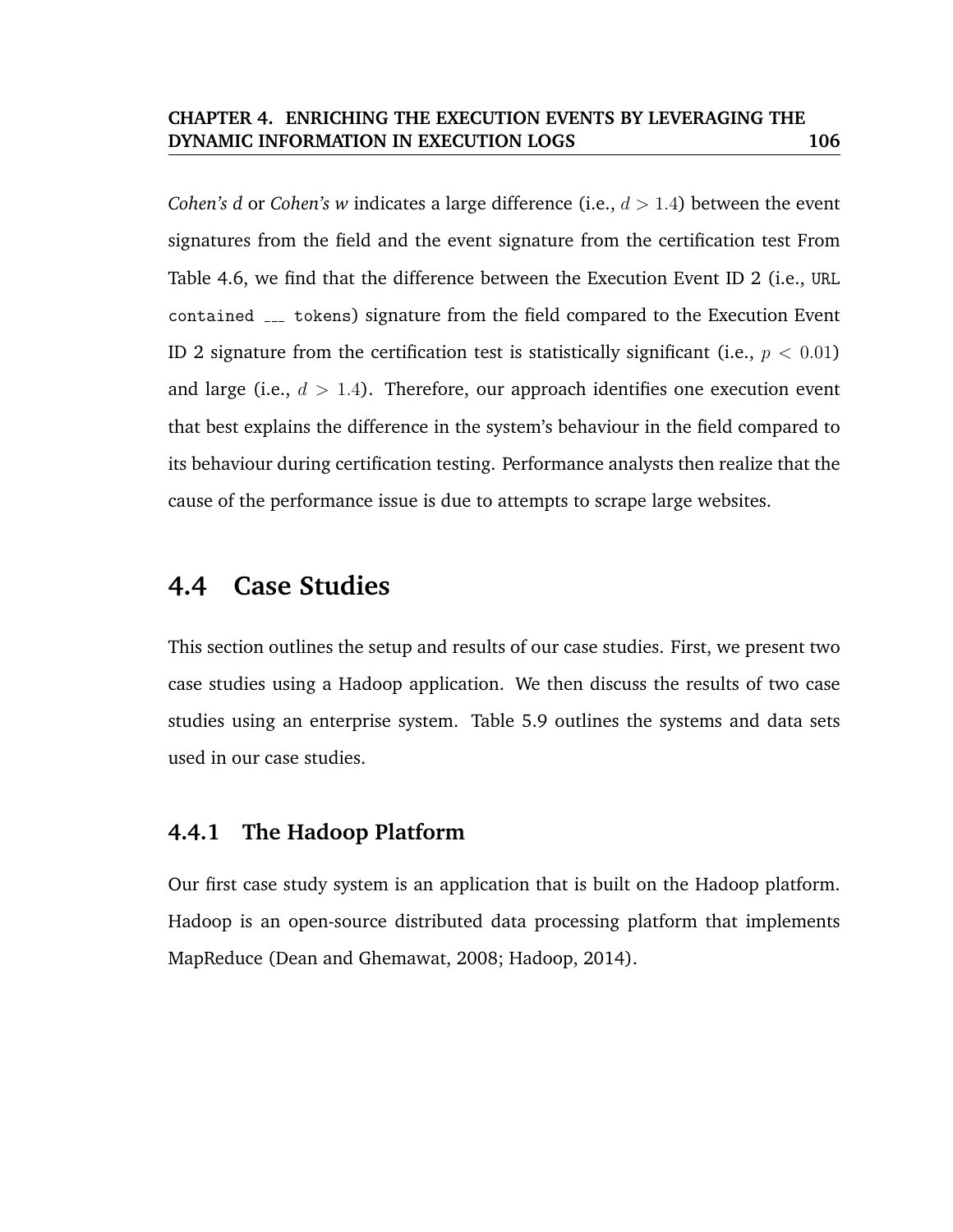*Cohen's d* or *Cohen's w* indicates a large difference (i.e., $d > 1.4$) between the event signatures from the field and the event signature from the certification test From Table 4.6, we find that the difference between the Execution Event ID 2 (i.e., `URL contained ___ tokens`) signature from the field compared to the Execution Event ID 2 signature from the certification test is statistically significant (i.e., $p < 0.01$) and large (i.e., $d > 1.4$). Therefore, our approach identifies one execution event that best explains the difference in the system's behaviour in the field compared to its behaviour during certification testing. Performance analysts then realize that the cause of the performance issue is due to attempts to scrape large websites.

## 4.4 Case Studies

This section outlines the setup and results of our case studies. First, we present two case studies using a Hadoop application. We then discuss the results of two case studies using an enterprise system. Table 5.9 outlines the systems and data sets used in our case studies.

### 4.4.1 The Hadoop Platform

Our first case study system is an application that is built on the Hadoop platform. Hadoop is an open-source distributed data processing platform that implements MapReduce (Dean and Ghemawat, 2008; Hadoop, 2014).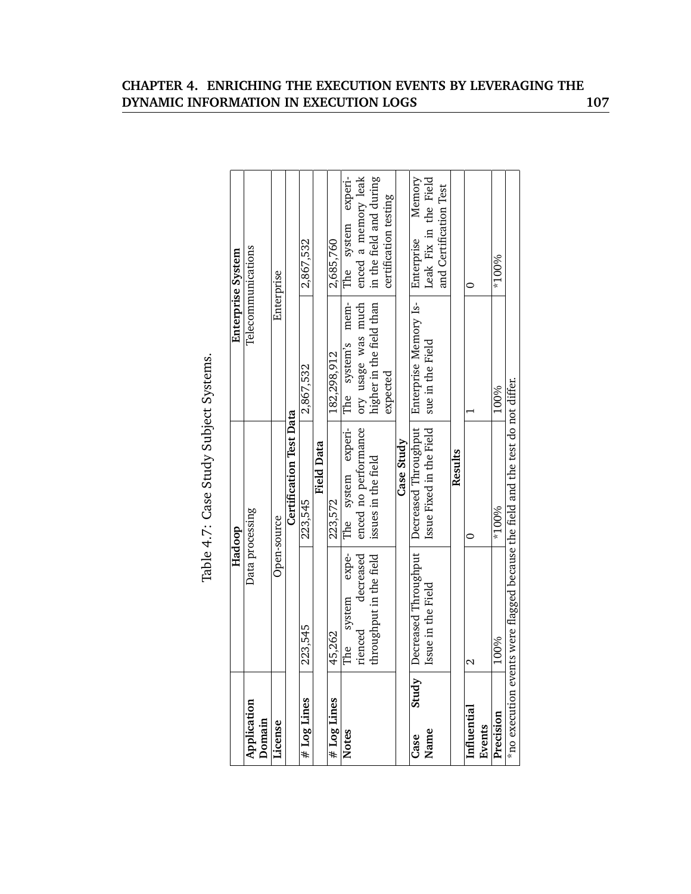Table 4.7: Case Study Subject Systems.

| | Hadoop | | Enterprise System | |
|---|---|---|---|---|
| **Application Domain** | Data processing | | Telecommunications | |
| **License** | Open-source | | Enterprise | |
| **Certification Test Data** | | | | |
| **# Log Lines** | 223,545 | 223,545 | 2,867,532 | 2,867,532 |
| **Field Data** | | | | |
| **# Log Lines** | 45,262 | 223,572 | 182,298,912 | 2,685,760 |
| **Notes** | The system experienced decreased throughput in the field | The system experienced no performance issues in the field | The system's memory usage was much higher in the field than expected | The system experienced a memory leak in the field and during certification testing |
| **Case Study** | | | | |
| **Case Study Name** | Decreased Throughput Issue in the Field | Decreased Throughput Issue Fixed in the Field | Enterprise Memory Issue in the Field | Enterprise Memory Leak Fix in the Field and Certification Test |
| **Results** | | | | |
| **Influential Events** | 2 | 0 | 1 | 0 |
| **Precision** | 100% | *100% | 100% | *100% |

*no execution events were flagged because the field and the test do not differ.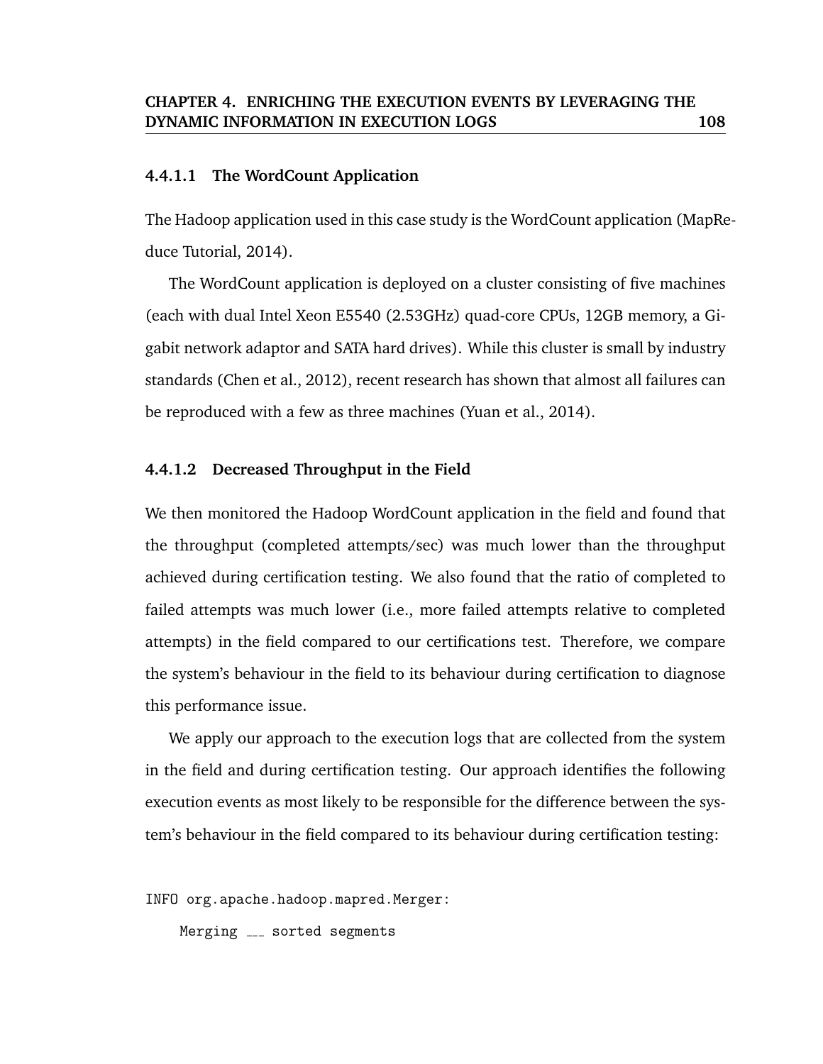#### 4.4.1.1 The WordCount Application

The Hadoop application used in this case study is the WordCount application (MapReduce Tutorial, 2014).

The WordCount application is deployed on a cluster consisting of five machines (each with dual Intel Xeon E5540 (2.53GHz) quad-core CPUs, 12GB memory, a Gigabit network adaptor and SATA hard drives). While this cluster is small by industry standards (Chen et al., 2012), recent research has shown that almost all failures can be reproduced with a few as three machines (Yuan et al., 2014).

#### 4.4.1.2 Decreased Throughput in the Field

We then monitored the Hadoop WordCount application in the field and found that the throughput (completed attempts/sec) was much lower than the throughput achieved during certification testing. We also found that the ratio of completed to failed attempts was much lower (i.e., more failed attempts relative to completed attempts) in the field compared to our certifications test. Therefore, we compare the system's behaviour in the field to its behaviour during certification to diagnose this performance issue.

We apply our approach to the execution logs that are collected from the system in the field and during certification testing. Our approach identifies the following execution events as most likely to be responsible for the difference between the system's behaviour in the field compared to its behaviour during certification testing:

```
INFO org.apache.hadoop.mapred.Merger:
    Merging ___ sorted segments
```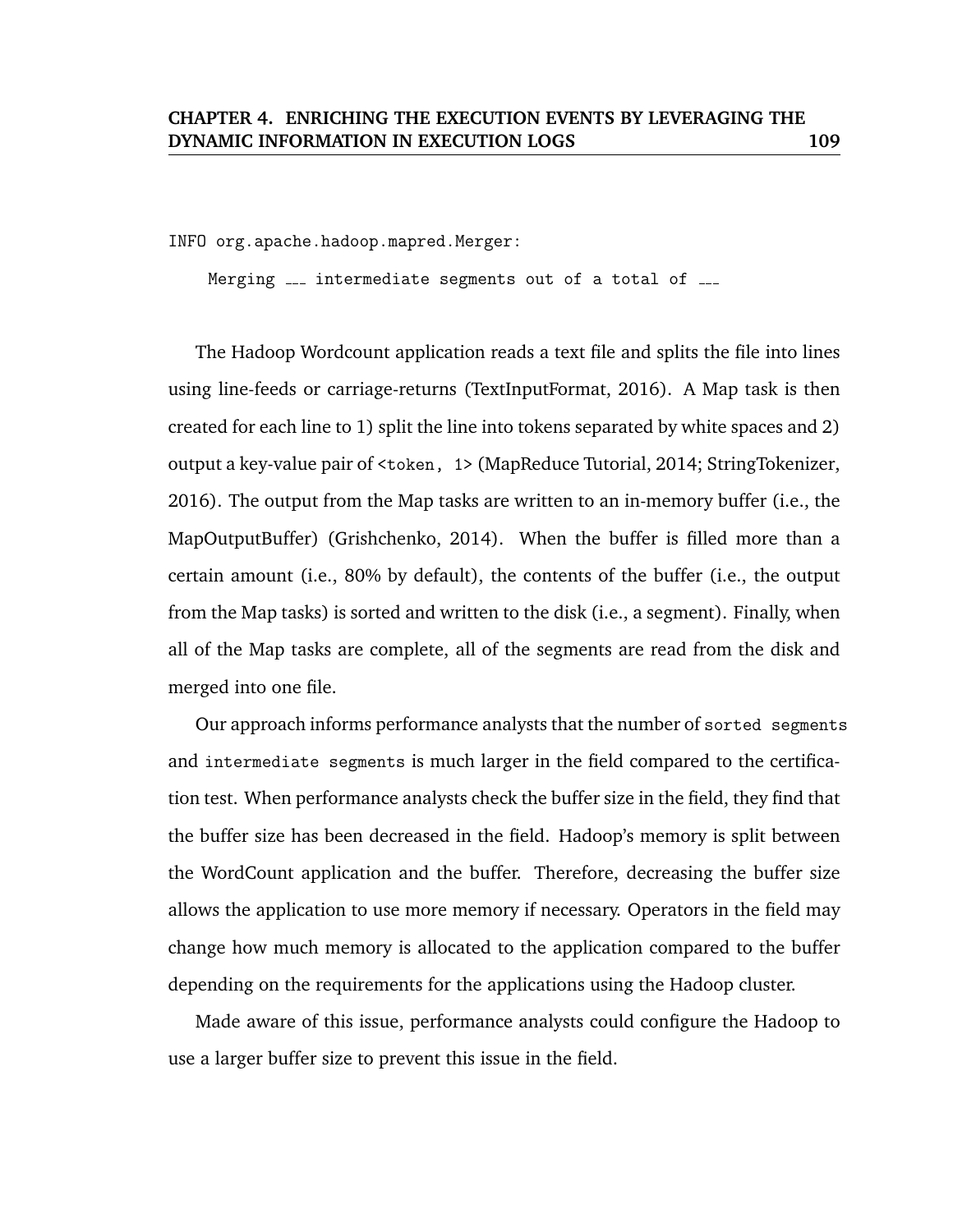```
INFO org.apache.hadoop.mapred.Merger:

    Merging ___ intermediate segments out of a total of ___
```

The Hadoop Wordcount application reads a text file and splits the file into lines using line-feeds or carriage-returns (TextInputFormat, 2016). A Map task is then created for each line to 1) split the line into tokens separated by white spaces and 2) output a key-value pair of `<token, 1>` (MapReduce Tutorial, 2014; StringTokenizer, 2016). The output from the Map tasks are written to an in-memory buffer (i.e., the MapOutputBuffer) (Grishchenko, 2014). When the buffer is filled more than a certain amount (i.e., 80% by default), the contents of the buffer (i.e., the output from the Map tasks) is sorted and written to the disk (i.e., a segment). Finally, when all of the Map tasks are complete, all of the segments are read from the disk and merged into one file.

Our approach informs performance analysts that the number of `sorted segments` and `intermediate segments` is much larger in the field compared to the certification test. When performance analysts check the buffer size in the field, they find that the buffer size has been decreased in the field. Hadoop's memory is split between the WordCount application and the buffer. Therefore, decreasing the buffer size allows the application to use more memory if necessary. Operators in the field may change how much memory is allocated to the application compared to the buffer depending on the requirements for the applications using the Hadoop cluster.

Made aware of this issue, performance analysts could configure the Hadoop to use a larger buffer size to prevent this issue in the field.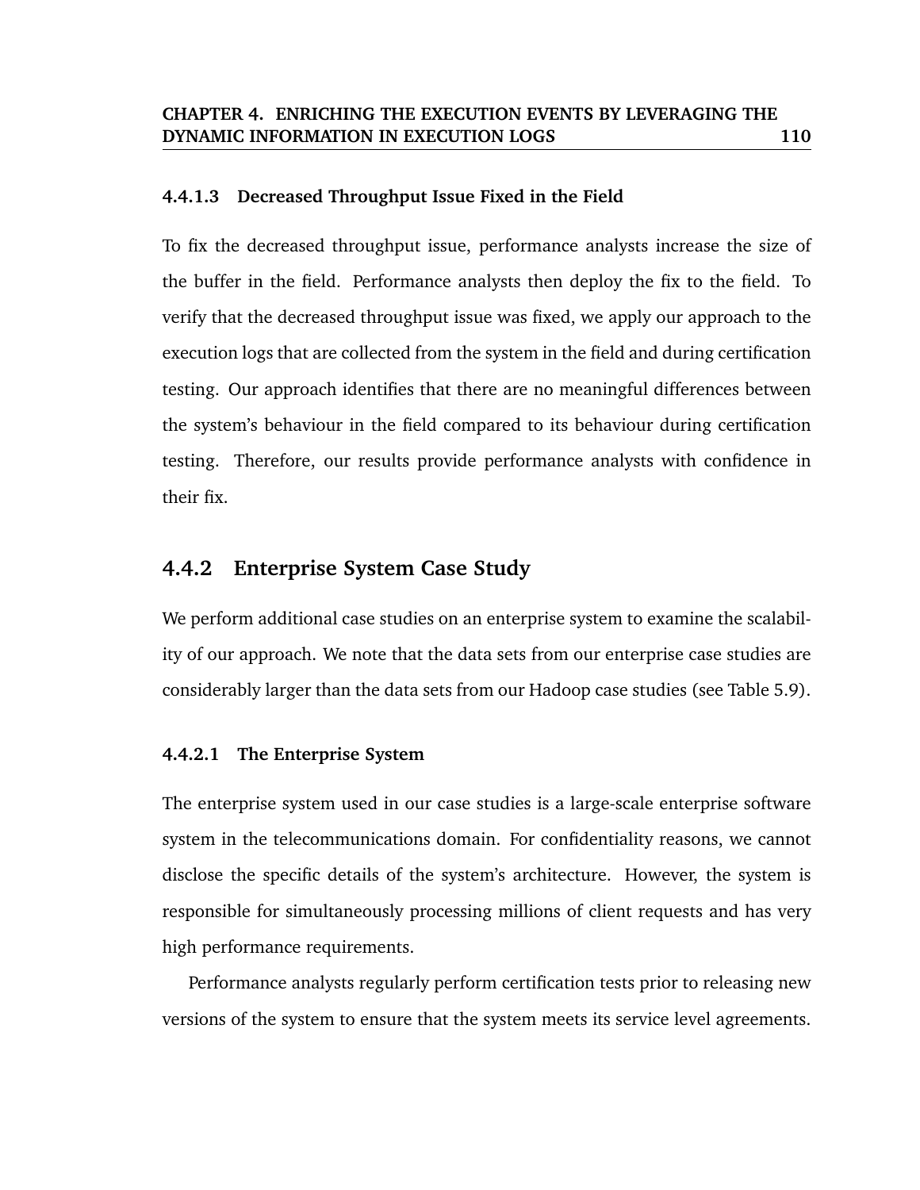#### 4.4.1.3 Decreased Throughput Issue Fixed in the Field

To fix the decreased throughput issue, performance analysts increase the size of the buffer in the field. Performance analysts then deploy the fix to the field. To verify that the decreased throughput issue was fixed, we apply our approach to the execution logs that are collected from the system in the field and during certification testing. Our approach identifies that there are no meaningful differences between the system's behaviour in the field compared to its behaviour during certification testing. Therefore, our results provide performance analysts with confidence in their fix.

### 4.4.2 Enterprise System Case Study

We perform additional case studies on an enterprise system to examine the scalability of our approach. We note that the data sets from our enterprise case studies are considerably larger than the data sets from our Hadoop case studies (see Table 5.9).

#### 4.4.2.1 The Enterprise System

The enterprise system used in our case studies is a large-scale enterprise software system in the telecommunications domain. For confidentiality reasons, we cannot disclose the specific details of the system's architecture. However, the system is responsible for simultaneously processing millions of client requests and has very high performance requirements.

Performance analysts regularly perform certification tests prior to releasing new versions of the system to ensure that the system meets its service level agreements.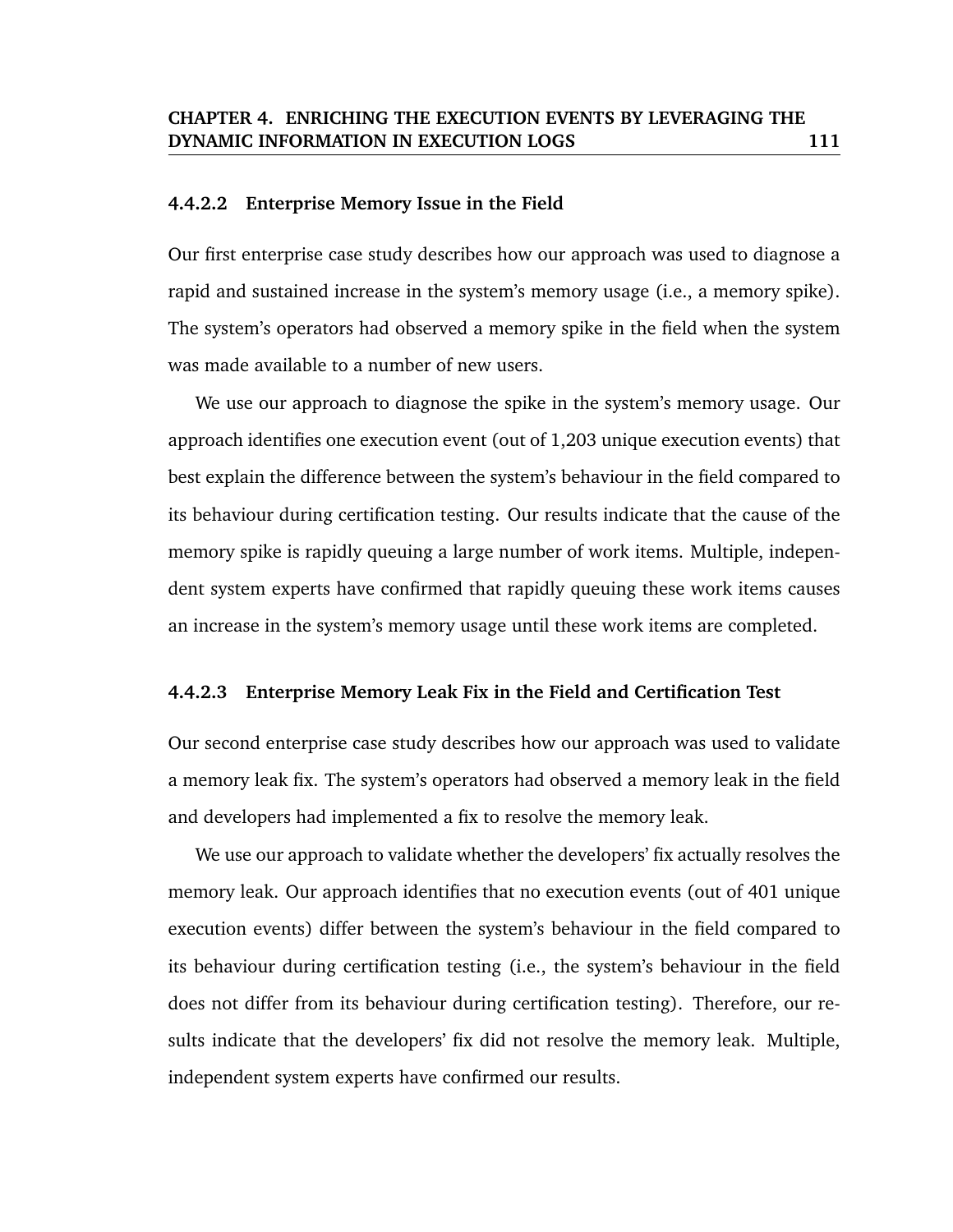#### 4.4.2.2 Enterprise Memory Issue in the Field

Our first enterprise case study describes how our approach was used to diagnose a rapid and sustained increase in the system's memory usage (i.e., a memory spike). The system's operators had observed a memory spike in the field when the system was made available to a number of new users.

We use our approach to diagnose the spike in the system's memory usage. Our approach identifies one execution event (out of 1,203 unique execution events) that best explain the difference between the system's behaviour in the field compared to its behaviour during certification testing. Our results indicate that the cause of the memory spike is rapidly queuing a large number of work items. Multiple, independent system experts have confirmed that rapidly queuing these work items causes an increase in the system's memory usage until these work items are completed.

#### 4.4.2.3 Enterprise Memory Leak Fix in the Field and Certification Test

Our second enterprise case study describes how our approach was used to validate a memory leak fix. The system's operators had observed a memory leak in the field and developers had implemented a fix to resolve the memory leak.

We use our approach to validate whether the developers' fix actually resolves the memory leak. Our approach identifies that no execution events (out of 401 unique execution events) differ between the system's behaviour in the field compared to its behaviour during certification testing (i.e., the system's behaviour in the field does not differ from its behaviour during certification testing). Therefore, our results indicate that the developers' fix did not resolve the memory leak. Multiple, independent system experts have confirmed our results.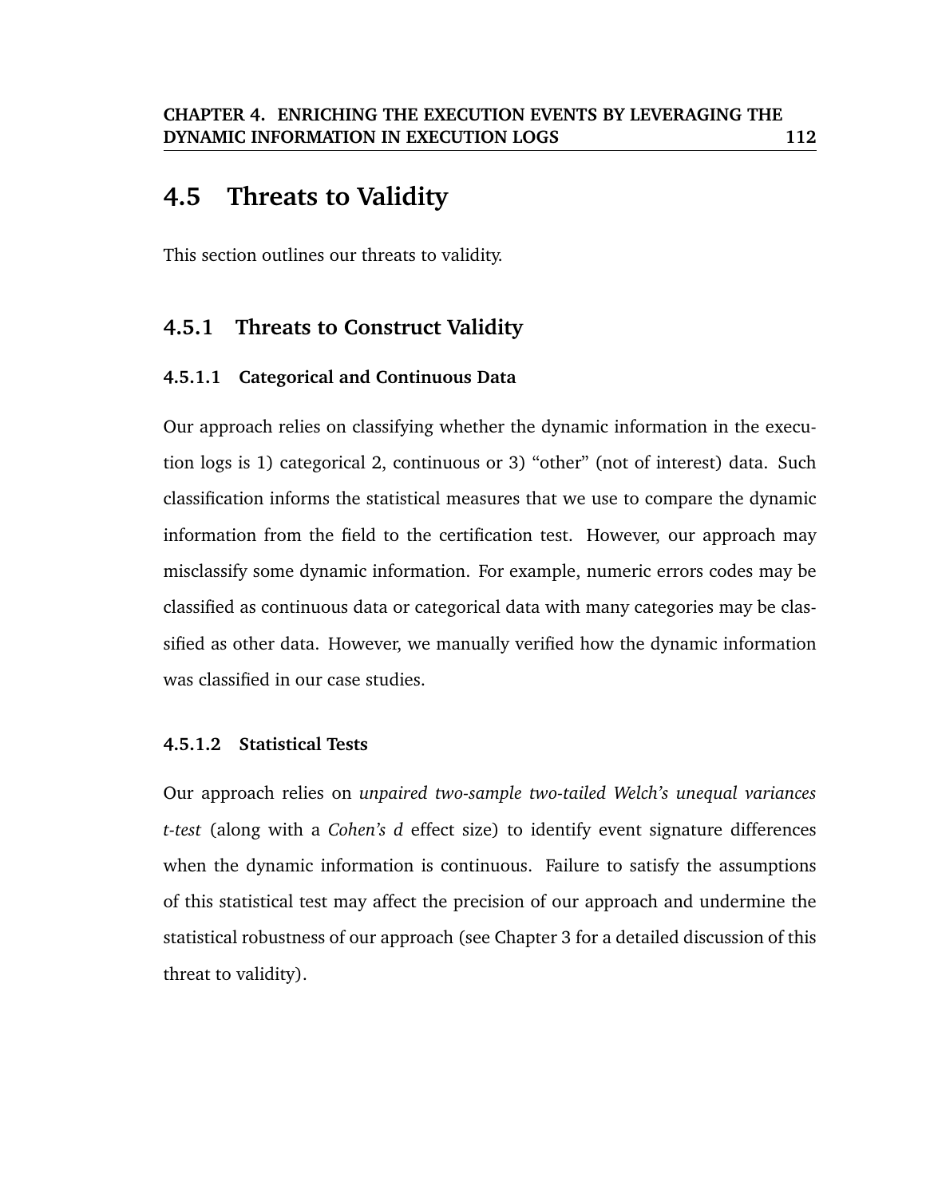## 4.5 Threats to Validity

This section outlines our threats to validity.

### 4.5.1 Threats to Construct Validity

#### 4.5.1.1 Categorical and Continuous Data

Our approach relies on classifying whether the dynamic information in the execution logs is 1) categorical 2, continuous or 3) "other" (not of interest) data. Such classification informs the statistical measures that we use to compare the dynamic information from the field to the certification test. However, our approach may misclassify some dynamic information. For example, numeric errors codes may be classified as continuous data or categorical data with many categories may be classified as other data. However, we manually verified how the dynamic information was classified in our case studies.

#### 4.5.1.2 Statistical Tests

Our approach relies on *unpaired two-sample two-tailed Welch's unequal variances t-test* (along with a *Cohen's d* effect size) to identify event signature differences when the dynamic information is continuous. Failure to satisfy the assumptions of this statistical test may affect the precision of our approach and undermine the statistical robustness of our approach (see Chapter 3 for a detailed discussion of this threat to validity).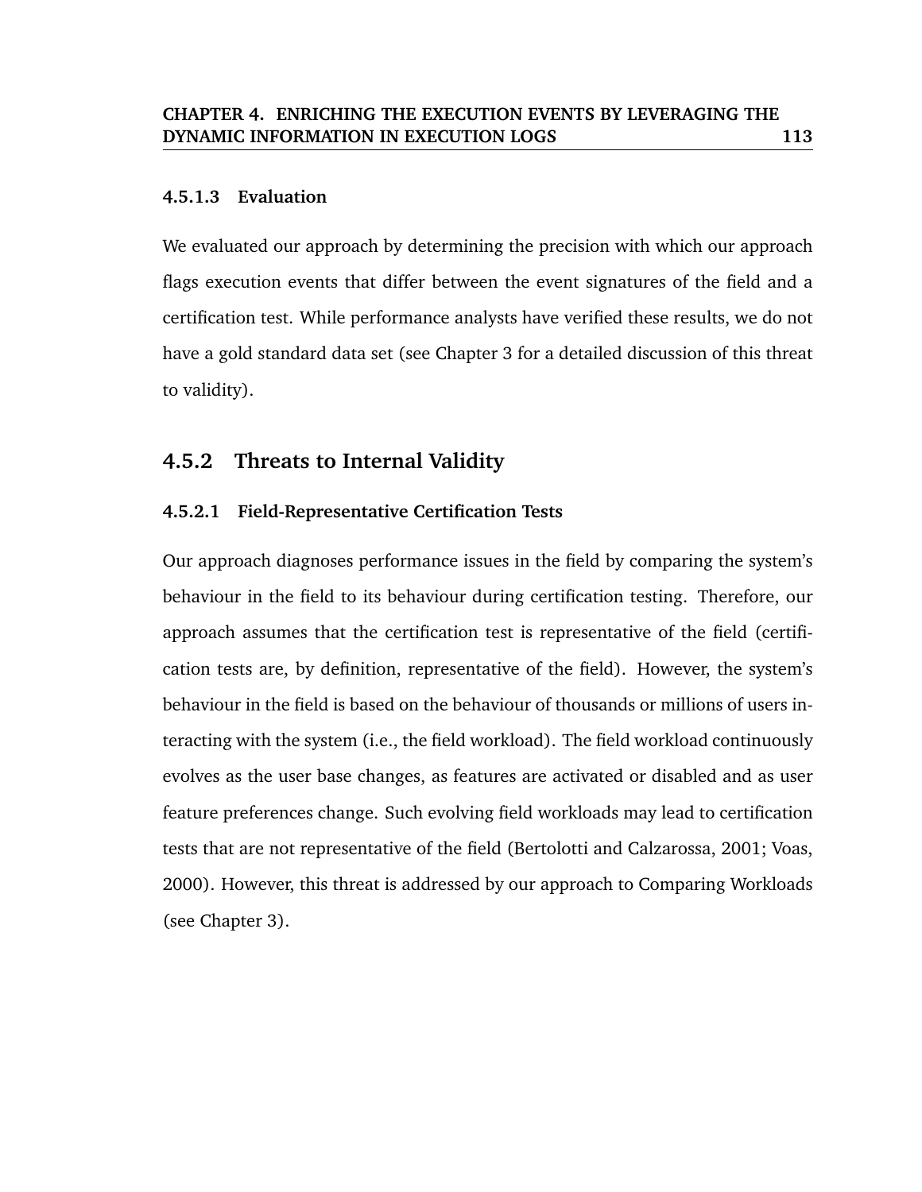#### 4.5.1.3 Evaluation

We evaluated our approach by determining the precision with which our approach flags execution events that differ between the event signatures of the field and a certification test. While performance analysts have verified these results, we do not have a gold standard data set (see Chapter 3 for a detailed discussion of this threat to validity).

### 4.5.2 Threats to Internal Validity

#### 4.5.2.1 Field-Representative Certification Tests

Our approach diagnoses performance issues in the field by comparing the system's behaviour in the field to its behaviour during certification testing. Therefore, our approach assumes that the certification test is representative of the field (certification tests are, by definition, representative of the field). However, the system's behaviour in the field is based on the behaviour of thousands or millions of users interacting with the system (i.e., the field workload). The field workload continuously evolves as the user base changes, as features are activated or disabled and as user feature preferences change. Such evolving field workloads may lead to certification tests that are not representative of the field (Bertolotti and Calzarossa, 2001; Voas, 2000). However, this threat is addressed by our approach to Comparing Workloads (see Chapter 3).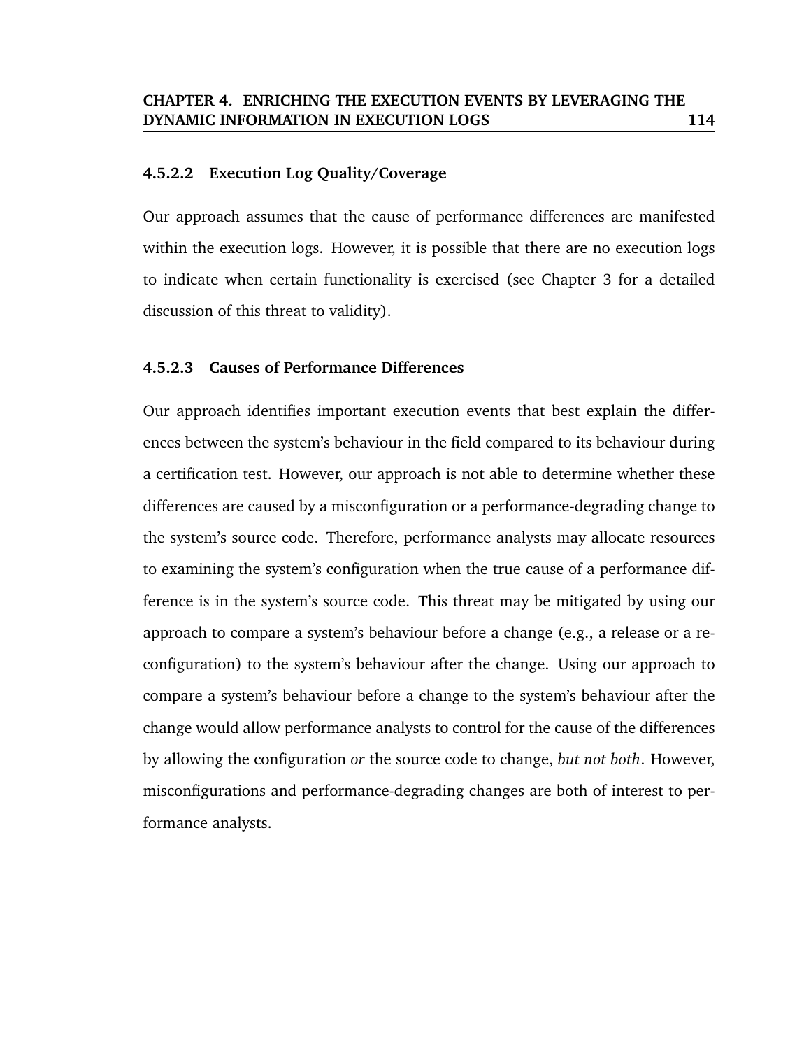#### 4.5.2.2 Execution Log Quality/Coverage

Our approach assumes that the cause of performance differences are manifested within the execution logs. However, it is possible that there are no execution logs to indicate when certain functionality is exercised (see Chapter 3 for a detailed discussion of this threat to validity).

#### 4.5.2.3 Causes of Performance Differences

Our approach identifies important execution events that best explain the differences between the system's behaviour in the field compared to its behaviour during a certification test. However, our approach is not able to determine whether these differences are caused by a misconfiguration or a performance-degrading change to the system's source code. Therefore, performance analysts may allocate resources to examining the system's configuration when the true cause of a performance difference is in the system's source code. This threat may be mitigated by using our approach to compare a system's behaviour before a change (e.g., a release or a reconfiguration) to the system's behaviour after the change. Using our approach to compare a system's behaviour before a change to the system's behaviour after the change would allow performance analysts to control for the cause of the differences by allowing the configuration *or* the source code to change, *but not both*. However, misconfigurations and performance-degrading changes are both of interest to performance analysts.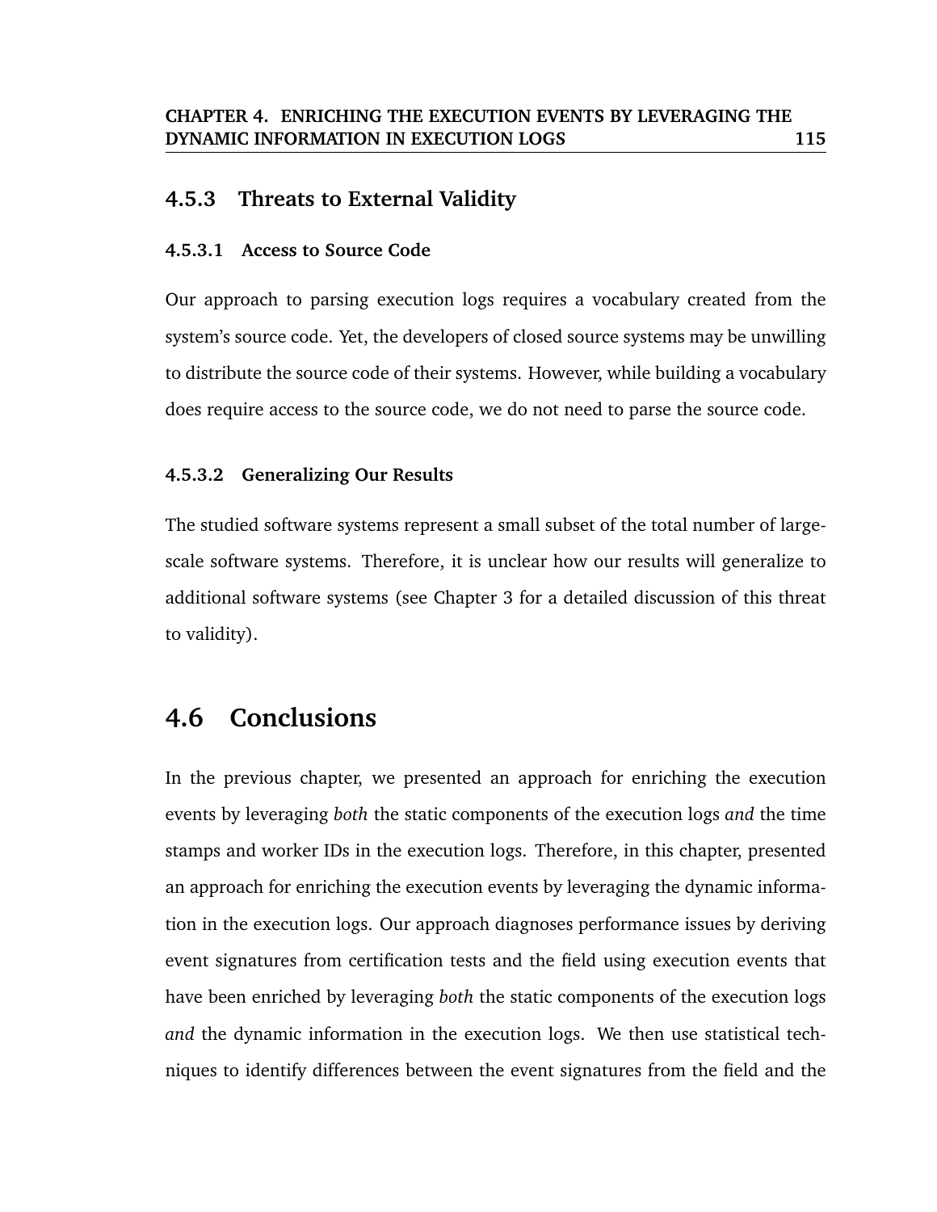### 4.5.3 Threats to External Validity

#### 4.5.3.1 Access to Source Code

Our approach to parsing execution logs requires a vocabulary created from the system's source code. Yet, the developers of closed source systems may be unwilling to distribute the source code of their systems. However, while building a vocabulary does require access to the source code, we do not need to parse the source code.

#### 4.5.3.2 Generalizing Our Results

The studied software systems represent a small subset of the total number of large-scale software systems. Therefore, it is unclear how our results will generalize to additional software systems (see Chapter 3 for a detailed discussion of this threat to validity).

## 4.6 Conclusions

In the previous chapter, we presented an approach for enriching the execution events by leveraging *both* the static components of the execution logs *and* the time stamps and worker IDs in the execution logs. Therefore, in this chapter, presented an approach for enriching the execution events by leveraging the dynamic information in the execution logs. Our approach diagnoses performance issues by deriving event signatures from certification tests and the field using execution events that have been enriched by leveraging *both* the static components of the execution logs *and* the dynamic information in the execution logs. We then use statistical techniques to identify differences between the event signatures from the field and the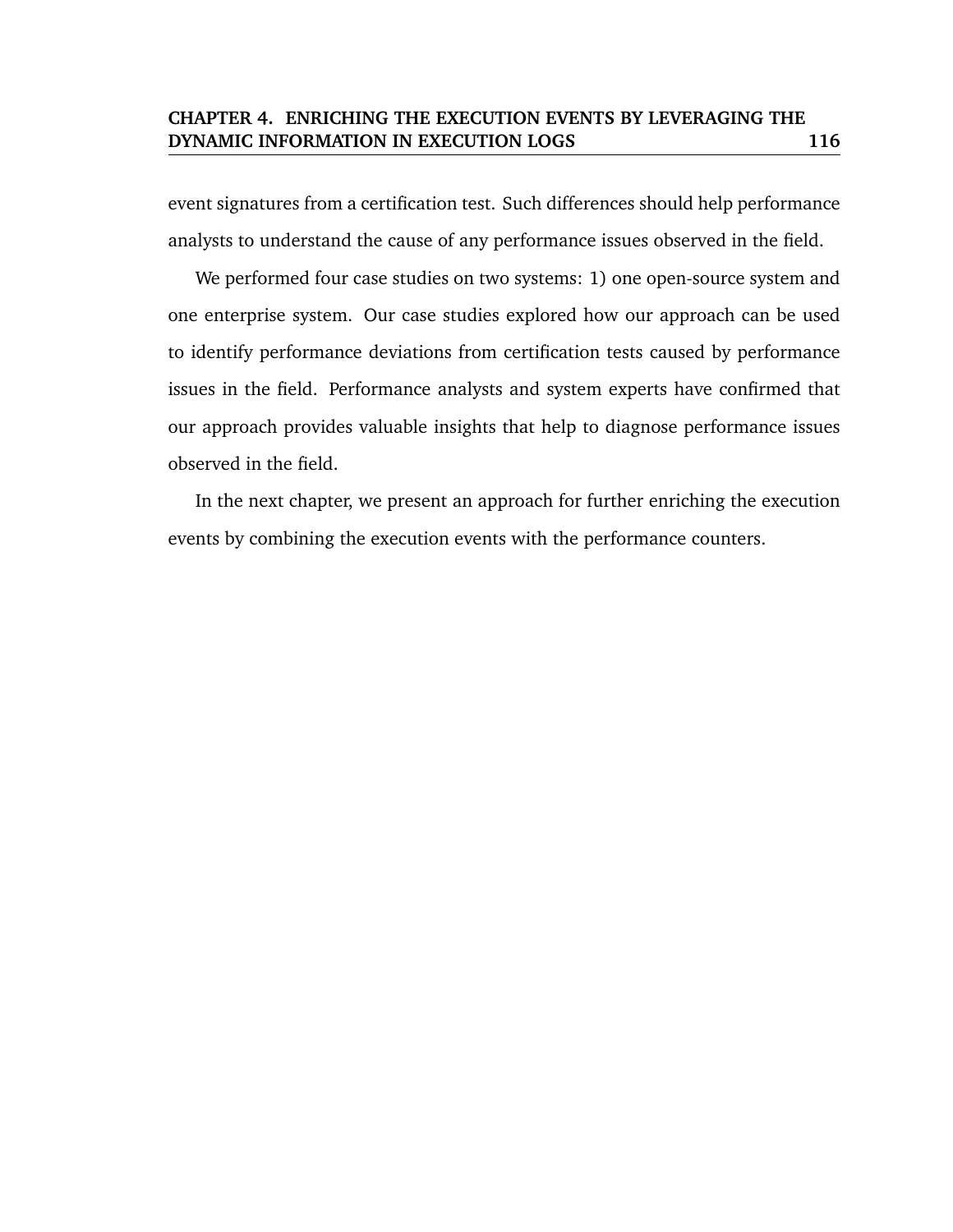event signatures from a certification test. Such differences should help performance analysts to understand the cause of any performance issues observed in the field.

We performed four case studies on two systems: 1) one open-source system and one enterprise system. Our case studies explored how our approach can be used to identify performance deviations from certification tests caused by performance issues in the field. Performance analysts and system experts have confirmed that our approach provides valuable insights that help to diagnose performance issues observed in the field.

In the next chapter, we present an approach for further enriching the execution events by combining the execution events with the performance counters.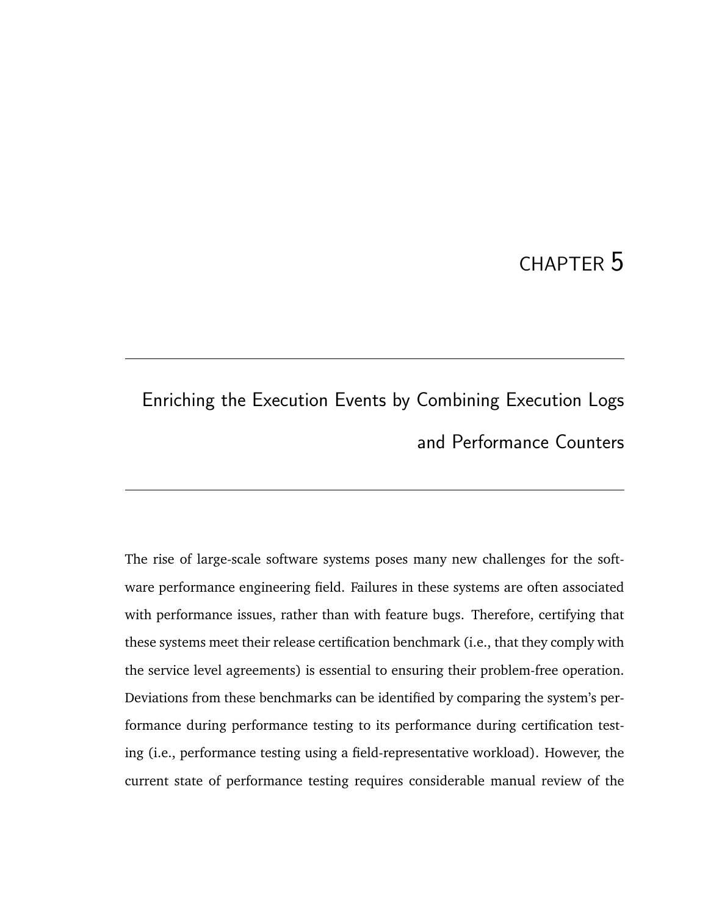# CHAPTER 5

## Enriching the Execution Events by Combining Execution Logs and Performance Counters

The rise of large-scale software systems poses many new challenges for the software performance engineering field. Failures in these systems are often associated with performance issues, rather than with feature bugs. Therefore, certifying that these systems meet their release certification benchmark (i.e., that they comply with the service level agreements) is essential to ensuring their problem-free operation. Deviations from these benchmarks can be identified by comparing the system's performance during performance testing to its performance during certification testing (i.e., performance testing using a field-representative workload). However, the current state of performance testing requires considerable manual review of the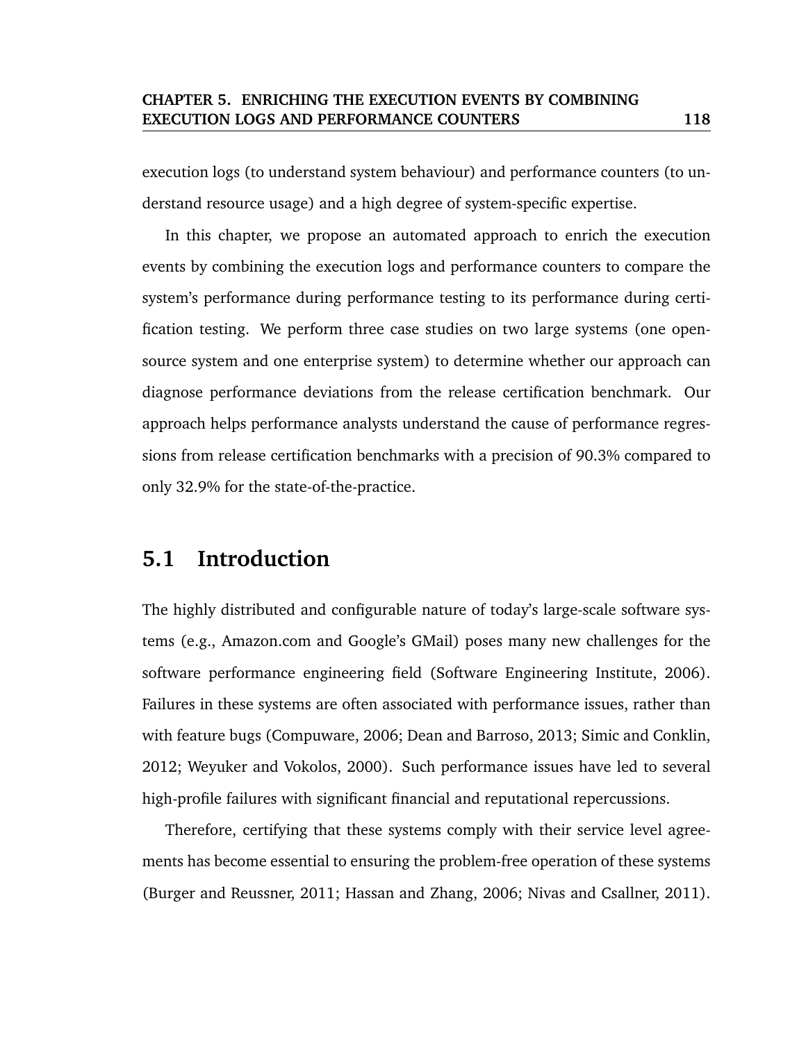execution logs (to understand system behaviour) and performance counters (to understand resource usage) and a high degree of system-specific expertise.

In this chapter, we propose an automated approach to enrich the execution events by combining the execution logs and performance counters to compare the system's performance during performance testing to its performance during certification testing. We perform three case studies on two large systems (one open-source system and one enterprise system) to determine whether our approach can diagnose performance deviations from the release certification benchmark. Our approach helps performance analysts understand the cause of performance regressions from release certification benchmarks with a precision of 90.3% compared to only 32.9% for the state-of-the-practice.

## 5.1 Introduction

The highly distributed and configurable nature of today's large-scale software systems (e.g., Amazon.com and Google's GMail) poses many new challenges for the software performance engineering field (Software Engineering Institute, 2006). Failures in these systems are often associated with performance issues, rather than with feature bugs (Compuware, 2006; Dean and Barroso, 2013; Simic and Conklin, 2012; Weyuker and Vokolos, 2000). Such performance issues have led to several high-profile failures with significant financial and reputational repercussions.

Therefore, certifying that these systems comply with their service level agreements has become essential to ensuring the problem-free operation of these systems (Burger and Reussner, 2011; Hassan and Zhang, 2006; Nivas and Csallner, 2011).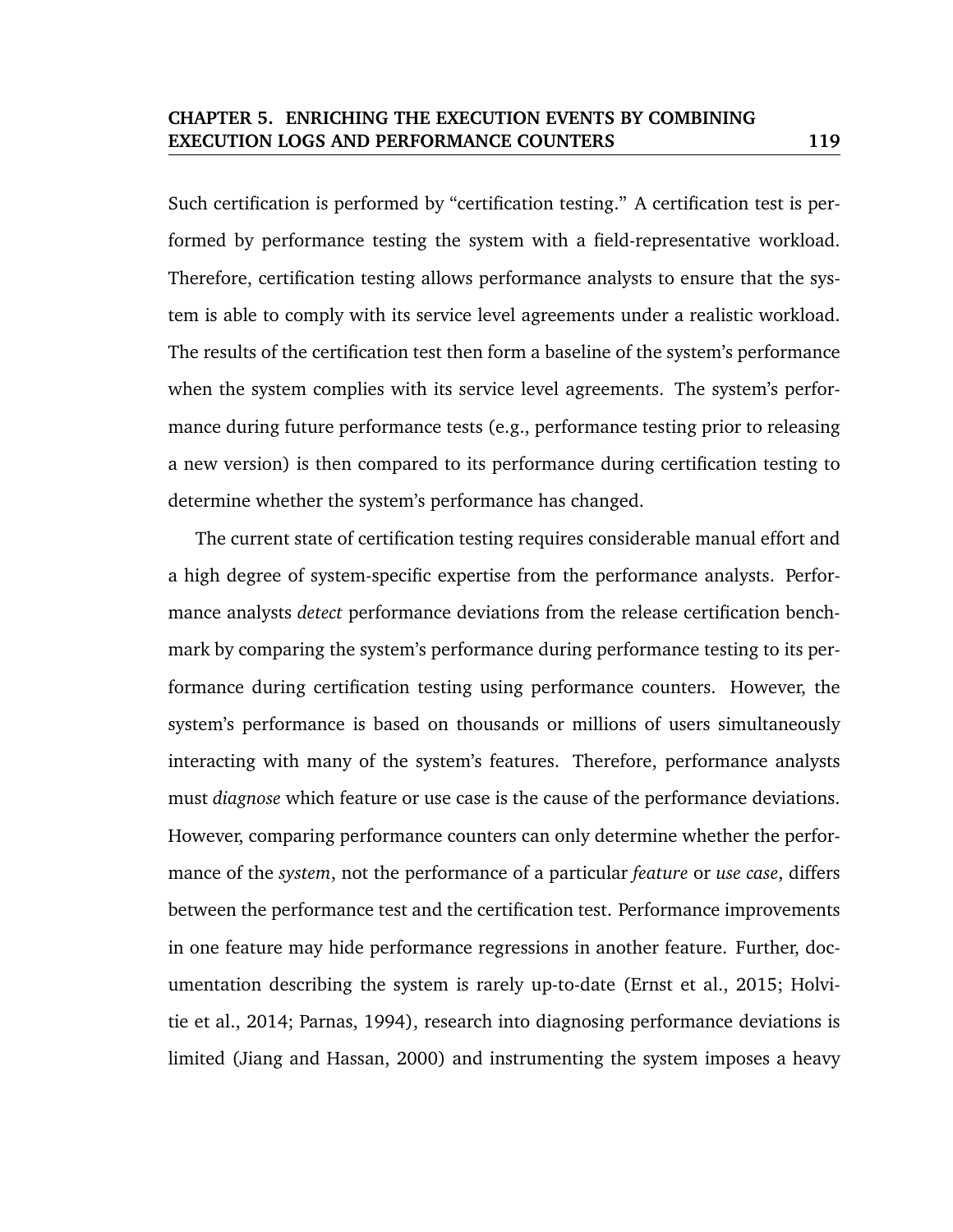Such certification is performed by "certification testing." A certification test is performed by performance testing the system with a field-representative workload. Therefore, certification testing allows performance analysts to ensure that the system is able to comply with its service level agreements under a realistic workload. The results of the certification test then form a baseline of the system's performance when the system complies with its service level agreements. The system's performance during future performance tests (e.g., performance testing prior to releasing a new version) is then compared to its performance during certification testing to determine whether the system's performance has changed.

The current state of certification testing requires considerable manual effort and a high degree of system-specific expertise from the performance analysts. Performance analysts *detect* performance deviations from the release certification benchmark by comparing the system's performance during performance testing to its performance during certification testing using performance counters. However, the system's performance is based on thousands or millions of users simultaneously interacting with many of the system's features. Therefore, performance analysts must *diagnose* which feature or use case is the cause of the performance deviations. However, comparing performance counters can only determine whether the performance of the *system*, not the performance of a particular *feature* or *use case*, differs between the performance test and the certification test. Performance improvements in one feature may hide performance regressions in another feature. Further, documentation describing the system is rarely up-to-date (Ernst et al., 2015; Holvitie et al., 2014; Parnas, 1994), research into diagnosing performance deviations is limited (Jiang and Hassan, 2000) and instrumenting the system imposes a heavy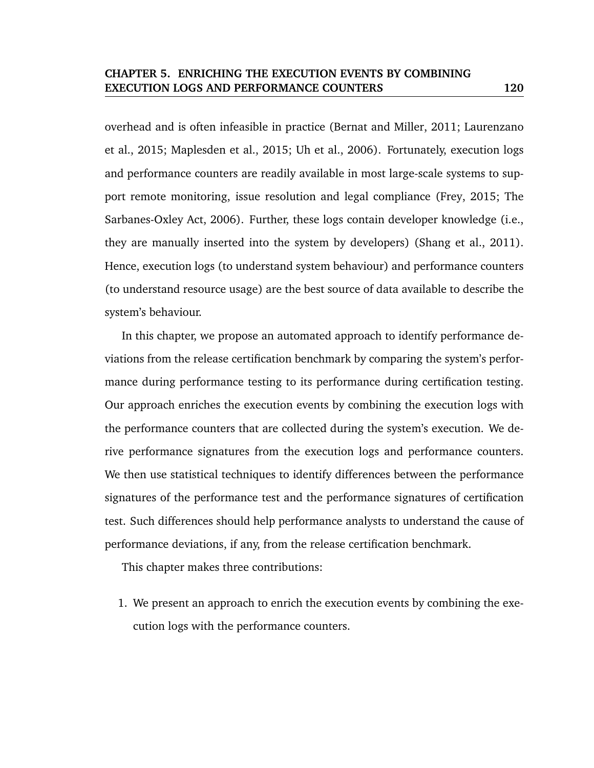overhead and is often infeasible in practice (Bernat and Miller, 2011; Laurenzano et al., 2015; Maplesden et al., 2015; Uh et al., 2006). Fortunately, execution logs and performance counters are readily available in most large-scale systems to support remote monitoring, issue resolution and legal compliance (Frey, 2015; The Sarbanes-Oxley Act, 2006). Further, these logs contain developer knowledge (i.e., they are manually inserted into the system by developers) (Shang et al., 2011). Hence, execution logs (to understand system behaviour) and performance counters (to understand resource usage) are the best source of data available to describe the system's behaviour.

In this chapter, we propose an automated approach to identify performance deviations from the release certification benchmark by comparing the system's performance during performance testing to its performance during certification testing. Our approach enriches the execution events by combining the execution logs with the performance counters that are collected during the system's execution. We derive performance signatures from the execution logs and performance counters. We then use statistical techniques to identify differences between the performance signatures of the performance test and the performance signatures of certification test. Such differences should help performance analysts to understand the cause of performance deviations, if any, from the release certification benchmark.

This chapter makes three contributions:

1. We present an approach to enrich the execution events by combining the execution logs with the performance counters.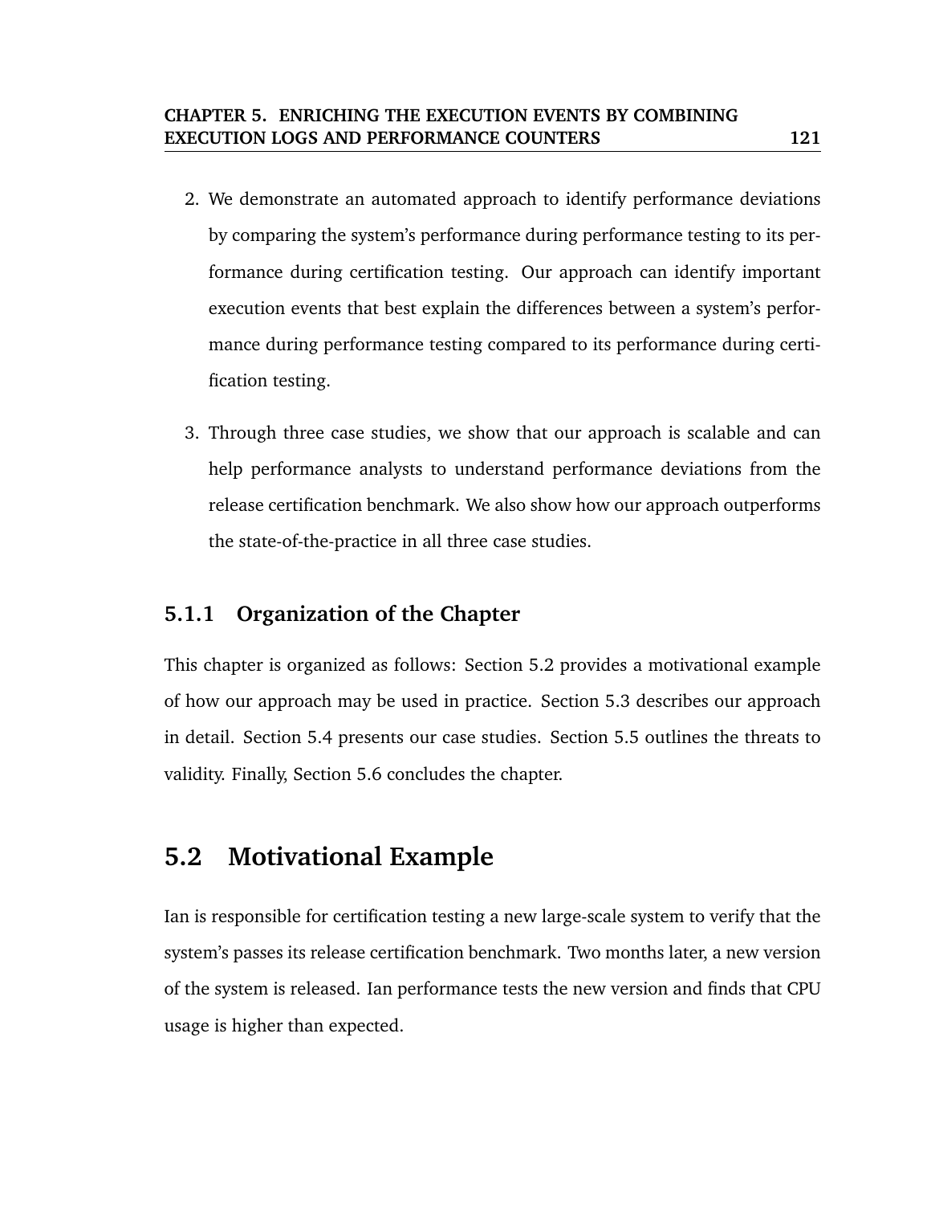2. We demonstrate an automated approach to identify performance deviations by comparing the system's performance during performance testing to its performance during certification testing. Our approach can identify important execution events that best explain the differences between a system's performance during performance testing compared to its performance during certification testing.

3. Through three case studies, we show that our approach is scalable and can help performance analysts to understand performance deviations from the release certification benchmark. We also show how our approach outperforms the state-of-the-practice in all three case studies.

### 5.1.1 Organization of the Chapter

This chapter is organized as follows: Section 5.2 provides a motivational example of how our approach may be used in practice. Section 5.3 describes our approach in detail. Section 5.4 presents our case studies. Section 5.5 outlines the threats to validity. Finally, Section 5.6 concludes the chapter.

## 5.2 Motivational Example

Ian is responsible for certification testing a new large-scale system to verify that the system's passes its release certification benchmark. Two months later, a new version of the system is released. Ian performance tests the new version and finds that CPU usage is higher than expected.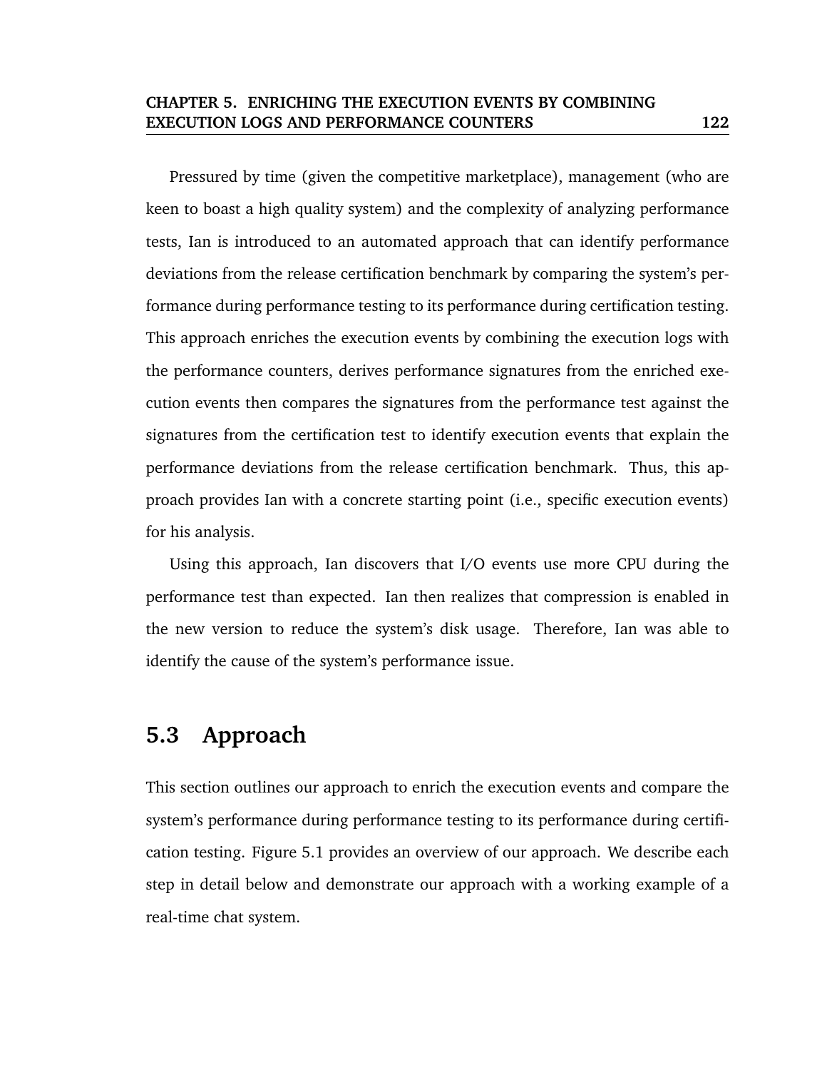Pressured by time (given the competitive marketplace), management (who are keen to boast a high quality system) and the complexity of analyzing performance tests, Ian is introduced to an automated approach that can identify performance deviations from the release certification benchmark by comparing the system's performance during performance testing to its performance during certification testing. This approach enriches the execution events by combining the execution logs with the performance counters, derives performance signatures from the enriched execution events then compares the signatures from the performance test against the signatures from the certification test to identify execution events that explain the performance deviations from the release certification benchmark. Thus, this approach provides Ian with a concrete starting point (i.e., specific execution events) for his analysis.

Using this approach, Ian discovers that I/O events use more CPU during the performance test than expected. Ian then realizes that compression is enabled in the new version to reduce the system's disk usage. Therefore, Ian was able to identify the cause of the system's performance issue.

## 5.3 Approach

This section outlines our approach to enrich the execution events and compare the system's performance during performance testing to its performance during certification testing. Figure 5.1 provides an overview of our approach. We describe each step in detail below and demonstrate our approach with a working example of a real-time chat system.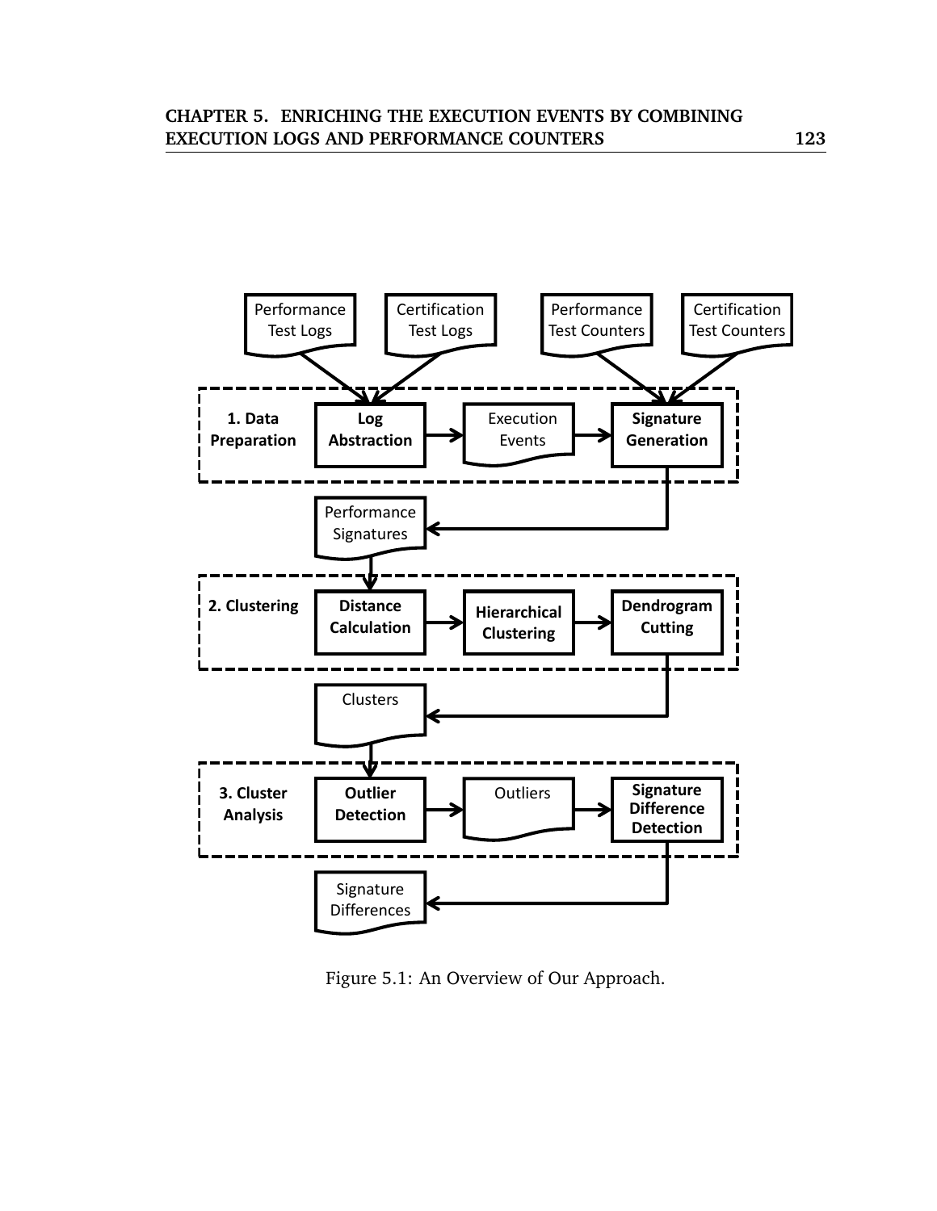Figure 5.1: An Overview of Our Approach.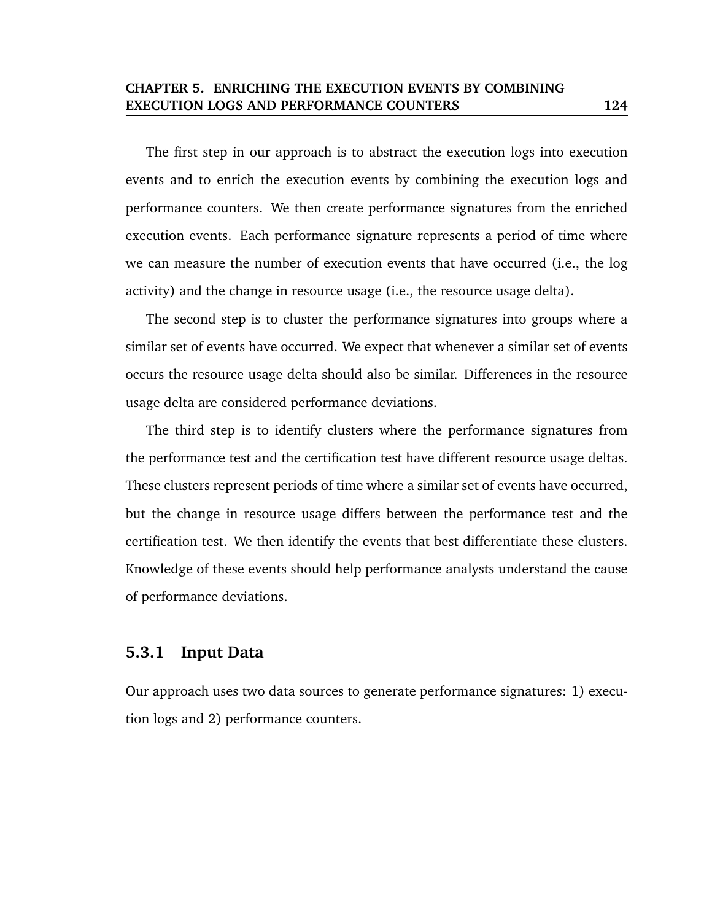The first step in our approach is to abstract the execution logs into execution events and to enrich the execution events by combining the execution logs and performance counters. We then create performance signatures from the enriched execution events. Each performance signature represents a period of time where we can measure the number of execution events that have occurred (i.e., the log activity) and the change in resource usage (i.e., the resource usage delta).

The second step is to cluster the performance signatures into groups where a similar set of events have occurred. We expect that whenever a similar set of events occurs the resource usage delta should also be similar. Differences in the resource usage delta are considered performance deviations.

The third step is to identify clusters where the performance signatures from the performance test and the certification test have different resource usage deltas. These clusters represent periods of time where a similar set of events have occurred, but the change in resource usage differs between the performance test and the certification test. We then identify the events that best differentiate these clusters. Knowledge of these events should help performance analysts understand the cause of performance deviations.

### 5.3.1 Input Data

Our approach uses two data sources to generate performance signatures: 1) execution logs and 2) performance counters.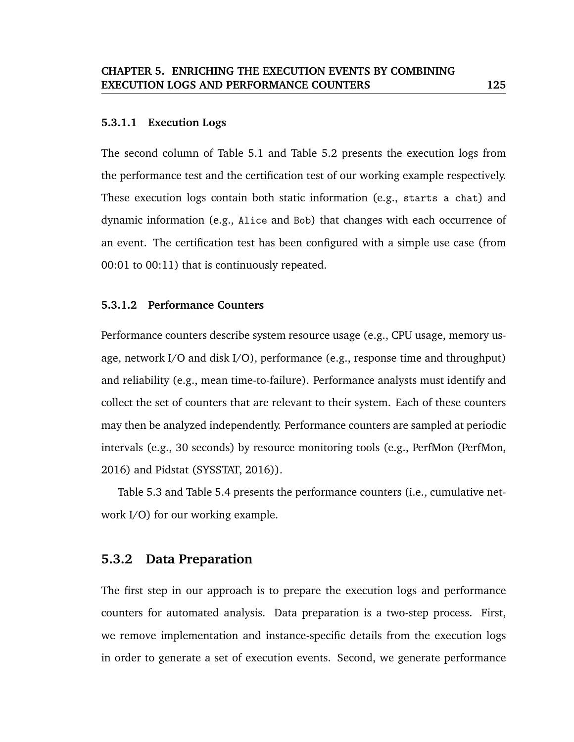#### 5.3.1.1 Execution Logs

The second column of Table 5.1 and Table 5.2 presents the execution logs from the performance test and the certification test of our working example respectively. These execution logs contain both static information (e.g., `starts a chat`) and dynamic information (e.g., `Alice` and `Bob`) that changes with each occurrence of an event. The certification test has been configured with a simple use case (from 00:01 to 00:11) that is continuously repeated.

#### 5.3.1.2 Performance Counters

Performance counters describe system resource usage (e.g., CPU usage, memory usage, network I/O and disk I/O), performance (e.g., response time and throughput) and reliability (e.g., mean time-to-failure). Performance analysts must identify and collect the set of counters that are relevant to their system. Each of these counters may then be analyzed independently. Performance counters are sampled at periodic intervals (e.g., 30 seconds) by resource monitoring tools (e.g., PerfMon (PerfMon, 2016) and Pidstat (SYSSTAT, 2016)).

Table 5.3 and Table 5.4 presents the performance counters (i.e., cumulative network I/O) for our working example.

### 5.3.2 Data Preparation

The first step in our approach is to prepare the execution logs and performance counters for automated analysis. Data preparation is a two-step process. First, we remove implementation and instance-specific details from the execution logs in order to generate a set of execution events. Second, we generate performance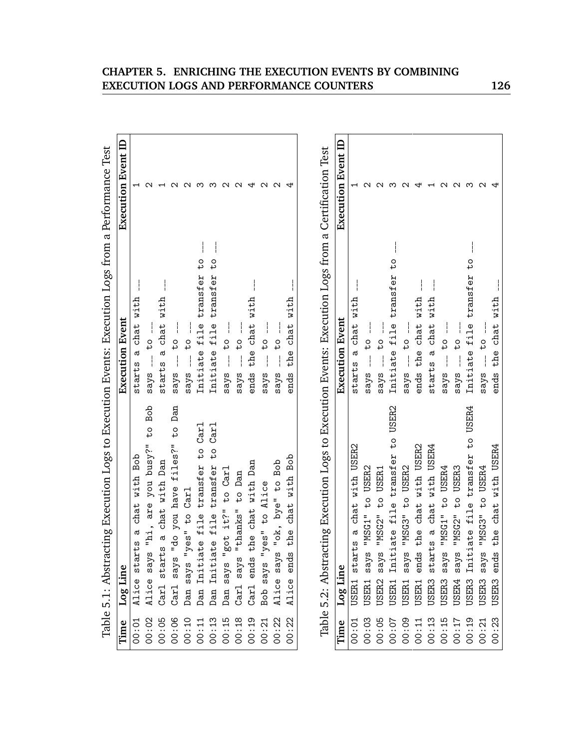Table 5.1: Abstracting Execution Logs to Execution Events: Execution Logs from a Performance Test

| Time | Log Line | Execution Event | Execution Event ID |
|---|---|---|---|
| 00:01 | Alice starts a chat with Bob | starts a chat with ___ | 1 |
| 00:02 | Alice says "hi, are you busy?" to Bob | says ___ to ___ | 2 |
| 00:05 | Carl starts a chat with Dan | starts a chat with ___ | 1 |
| 00:06 | Carl says "do you have files?" to Dan | says ___ to ___ | 2 |
| 00:10 | Dan says "yes" to Carl | says ___ to ___ | 2 |
| 00:11 | Dan Initiate file transfer to Carl | Initiate file transfer to ___ | 3 |
| 00:13 | Dan Initiate file transfer to Carl | Initiate file transfer to ___ | 3 |
| 00:15 | Dan says "got it?" to Carl | says ___ to ___ | 2 |
| 00:18 | Carl says "thanks" to Dan | says ___ to ___ | 2 |
| 00:19 | Carl ends the chat with Dan | ends the chat with ___ | 4 |
| 00:21 | Bob says "yes" to Alice | says ___ to ___ | 2 |
| 00:22 | Alice says "ok, bye" to Bob | says ___ to ___ | 2 |
| 00:22 | Alice ends the chat with Bob | ends the chat with ___ | 4 |

Table 5.2: Abstracting Execution Logs to Execution Events: Execution Logs from a Certification Test

| Time | Log Line | Execution Event | Execution Event ID |
|---|---|---|---|
| 00:01 | USER1 starts a chat with USER2 | starts a chat with ___ | 1 |
| 00:03 | USER1 says "MSG1" to USER2 | says ___ to ___ | 2 |
| 00:05 | USER2 says "MSG2" to USER1 | says ___ to ___ | 2 |
| 00:07 | USER1 Initiate file transfer to USER2 | Initiate file transfer to ___ | 3 |
| 00:09 | USER1 says "MSG3" to USER2 | says ___ to ___ | 2 |
| 00:11 | USER1 ends the chat with USER2 | ends the chat with ___ | 4 |
| 00:13 | USER3 starts a chat with USER4 | starts a chat with ___ | 1 |
| 00:15 | USER3 says "MSG1" to USER4 | says ___ to ___ | 2 |
| 00:17 | USER4 says "MSG2" to USER3 | says ___ to ___ | 2 |
| 00:19 | USER3 Initiate file transfer to USER4 | Initiate file transfer to ___ | 3 |
| 00:21 | USER3 says "MSG3" to USER4 | says ___ to ___ | 2 |
| 00:23 | USER3 ends the chat with USER4 | ends the chat with ___ | 4 |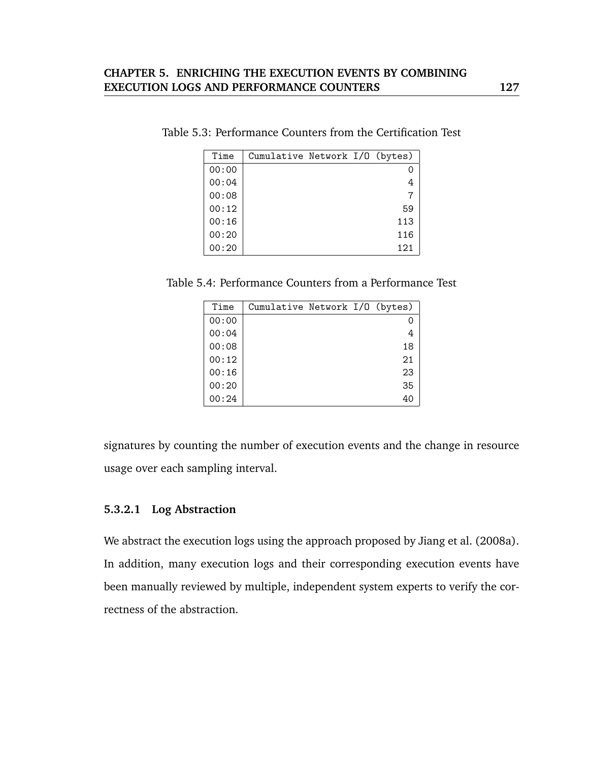Table 5.3: Performance Counters from the Certification Test

| Time | Cumulative Network I/O (bytes) |
|---|---|
| 00:00 | 0 |
| 00:04 | 4 |
| 00:08 | 7 |
| 00:12 | 59 |
| 00:16 | 113 |
| 00:20 | 116 |
| 00:20 | 121 |

Table 5.4: Performance Counters from a Performance Test

| Time | Cumulative Network I/O (bytes) |
|---|---|
| 00:00 | 0 |
| 00:04 | 4 |
| 00:08 | 18 |
| 00:12 | 21 |
| 00:16 | 23 |
| 00:20 | 35 |
| 00:24 | 40 |

signatures by counting the number of execution events and the change in resource usage over each sampling interval.

#### 5.3.2.1 Log Abstraction

We abstract the execution logs using the approach proposed by Jiang et al. (2008a). In addition, many execution logs and their corresponding execution events have been manually reviewed by multiple, independent system experts to verify the correctness of the abstraction.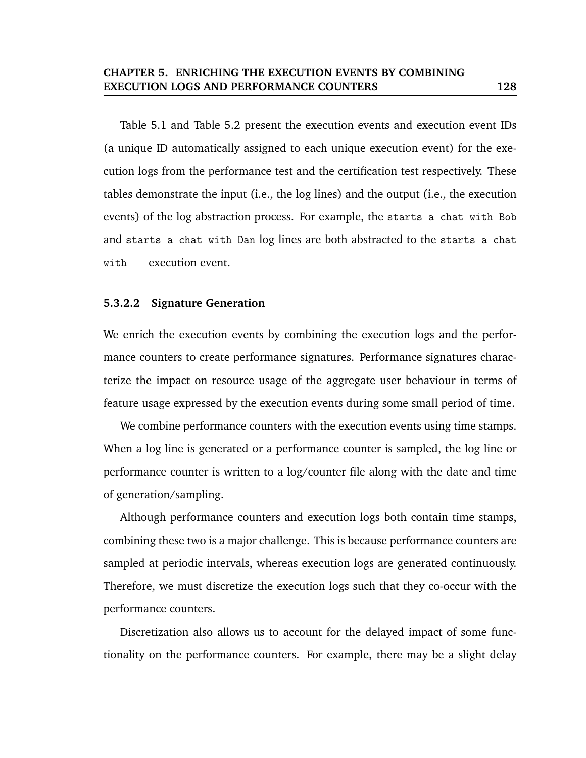Table 5.1 and Table 5.2 present the execution events and execution event IDs (a unique ID automatically assigned to each unique execution event) for the execution logs from the performance test and the certification test respectively. These tables demonstrate the input (i.e., the log lines) and the output (i.e., the execution events) of the log abstraction process. For example, the `starts a chat with Bob` and `starts a chat with Dan` log lines are both abstracted to the `starts a chat with ___` execution event.

#### 5.3.2.2 Signature Generation

We enrich the execution events by combining the execution logs and the performance counters to create performance signatures. Performance signatures characterize the impact on resource usage of the aggregate user behaviour in terms of feature usage expressed by the execution events during some small period of time.

We combine performance counters with the execution events using time stamps. When a log line is generated or a performance counter is sampled, the log line or performance counter is written to a log/counter file along with the date and time of generation/sampling.

Although performance counters and execution logs both contain time stamps, combining these two is a major challenge. This is because performance counters are sampled at periodic intervals, whereas execution logs are generated continuously. Therefore, we must discretize the execution logs such that they co-occur with the performance counters.

Discretization also allows us to account for the delayed impact of some functionality on the performance counters. For example, there may be a slight delay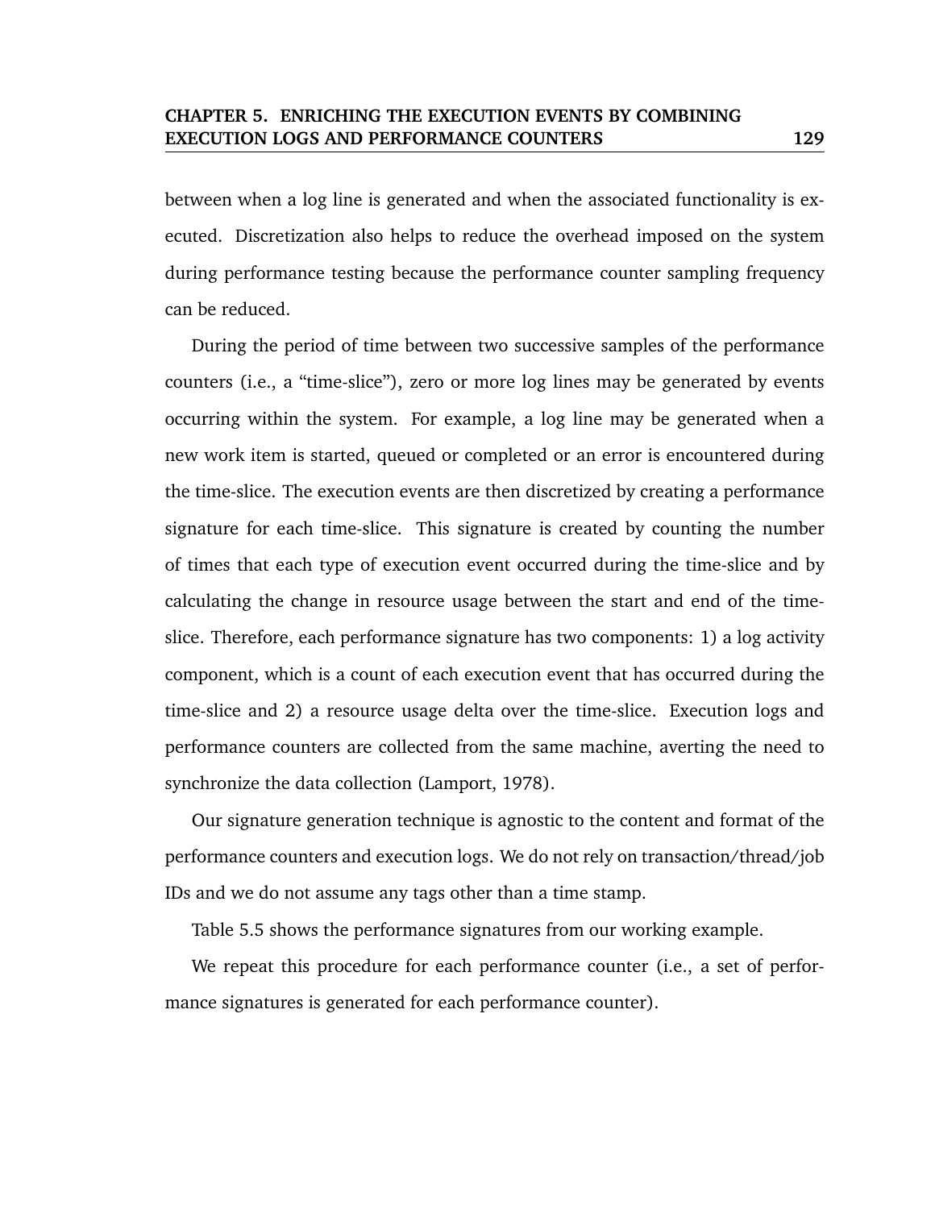between when a log line is generated and when the associated functionality is executed. Discretization also helps to reduce the overhead imposed on the system during performance testing because the performance counter sampling frequency can be reduced.

During the period of time between two successive samples of the performance counters (i.e., a "time-slice"), zero or more log lines may be generated by events occurring within the system. For example, a log line may be generated when a new work item is started, queued or completed or an error is encountered during the time-slice. The execution events are then discretized by creating a performance signature for each time-slice. This signature is created by counting the number of times that each type of execution event occurred during the time-slice and by calculating the change in resource usage between the start and end of the time-slice. Therefore, each performance signature has two components: 1) a log activity component, which is a count of each execution event that has occurred during the time-slice and 2) a resource usage delta over the time-slice. Execution logs and performance counters are collected from the same machine, averting the need to synchronize the data collection (Lamport, 1978).

Our signature generation technique is agnostic to the content and format of the performance counters and execution logs. We do not rely on transaction/thread/job IDs and we do not assume any tags other than a time stamp.

Table 5.5 shows the performance signatures from our working example.

We repeat this procedure for each performance counter (i.e., a set of performance signatures is generated for each performance counter).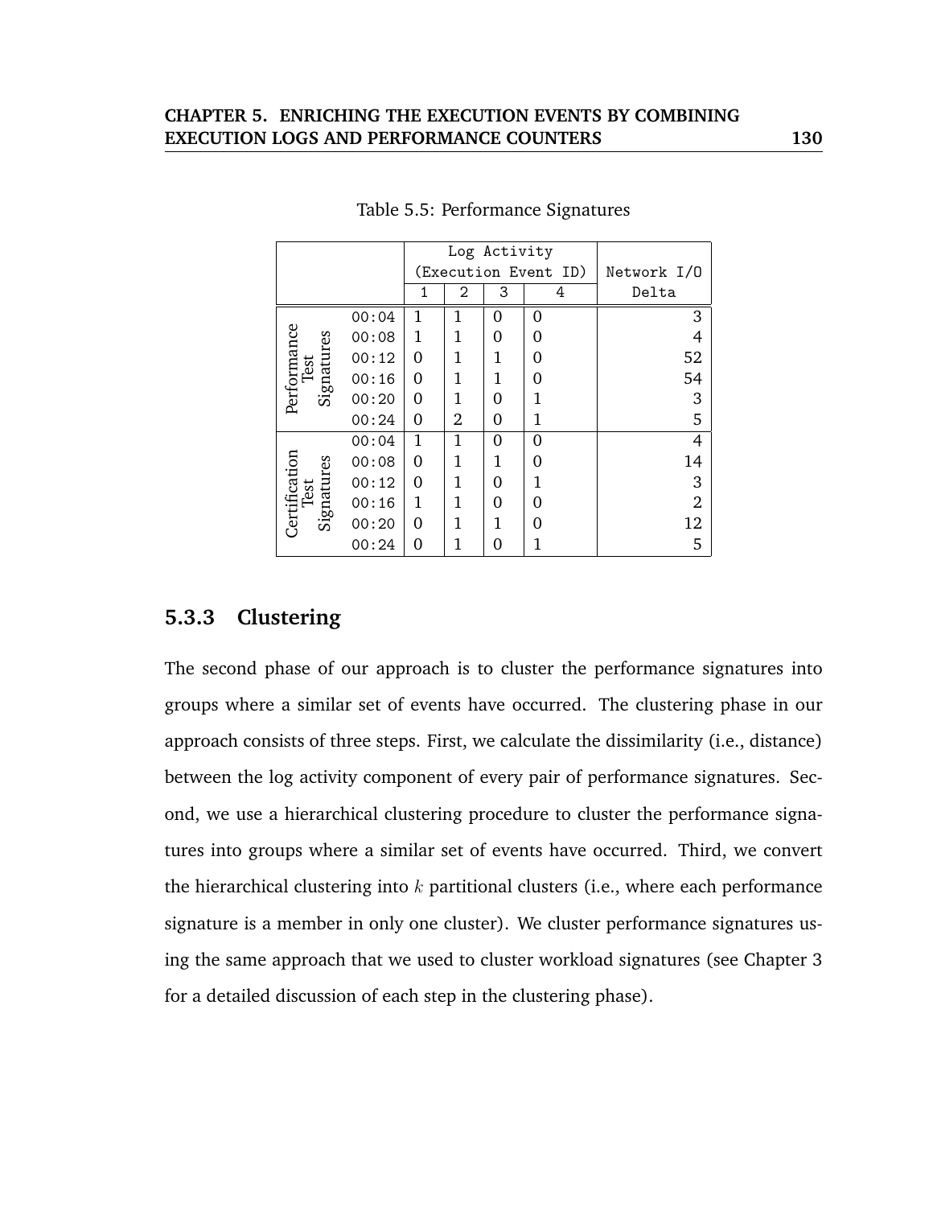Table 5.5: Performance Signatures

| | | Log Activity (Execution Event ID) | | | | Network I/O Delta |
|---|---|---|---|---|---|---|
| | | 1 | 2 | 3 | 4 | |
| Performance Test Signatures | 00:04 | 1 | 1 | 0 | 0 | 3 |
| | 00:08 | 1 | 1 | 0 | 0 | 4 |
| | 00:12 | 0 | 1 | 1 | 0 | 52 |
| | 00:16 | 0 | 1 | 1 | 0 | 54 |
| | 00:20 | 0 | 1 | 0 | 1 | 3 |
| | 00:24 | 0 | 2 | 0 | 1 | 5 |
| Certification Test Signatures | 00:04 | 1 | 1 | 0 | 0 | 4 |
| | 00:08 | 0 | 1 | 1 | 0 | 14 |
| | 00:12 | 0 | 1 | 0 | 1 | 3 |
| | 00:16 | 1 | 1 | 0 | 0 | 2 |
| | 00:20 | 0 | 1 | 1 | 0 | 12 |
| | 00:24 | 0 | 1 | 0 | 1 | 5 |

### 5.3.3 Clustering

The second phase of our approach is to cluster the performance signatures into groups where a similar set of events have occurred. The clustering phase in our approach consists of three steps. First, we calculate the dissimilarity (i.e., distance) between the log activity component of every pair of performance signatures. Second, we use a hierarchical clustering procedure to cluster the performance signatures into groups where a similar set of events have occurred. Third, we convert the hierarchical clustering into $k$ partitional clusters (i.e., where each performance signature is a member in only one cluster). We cluster performance signatures using the same approach that we used to cluster workload signatures (see Chapter 3 for a detailed discussion of each step in the clustering phase).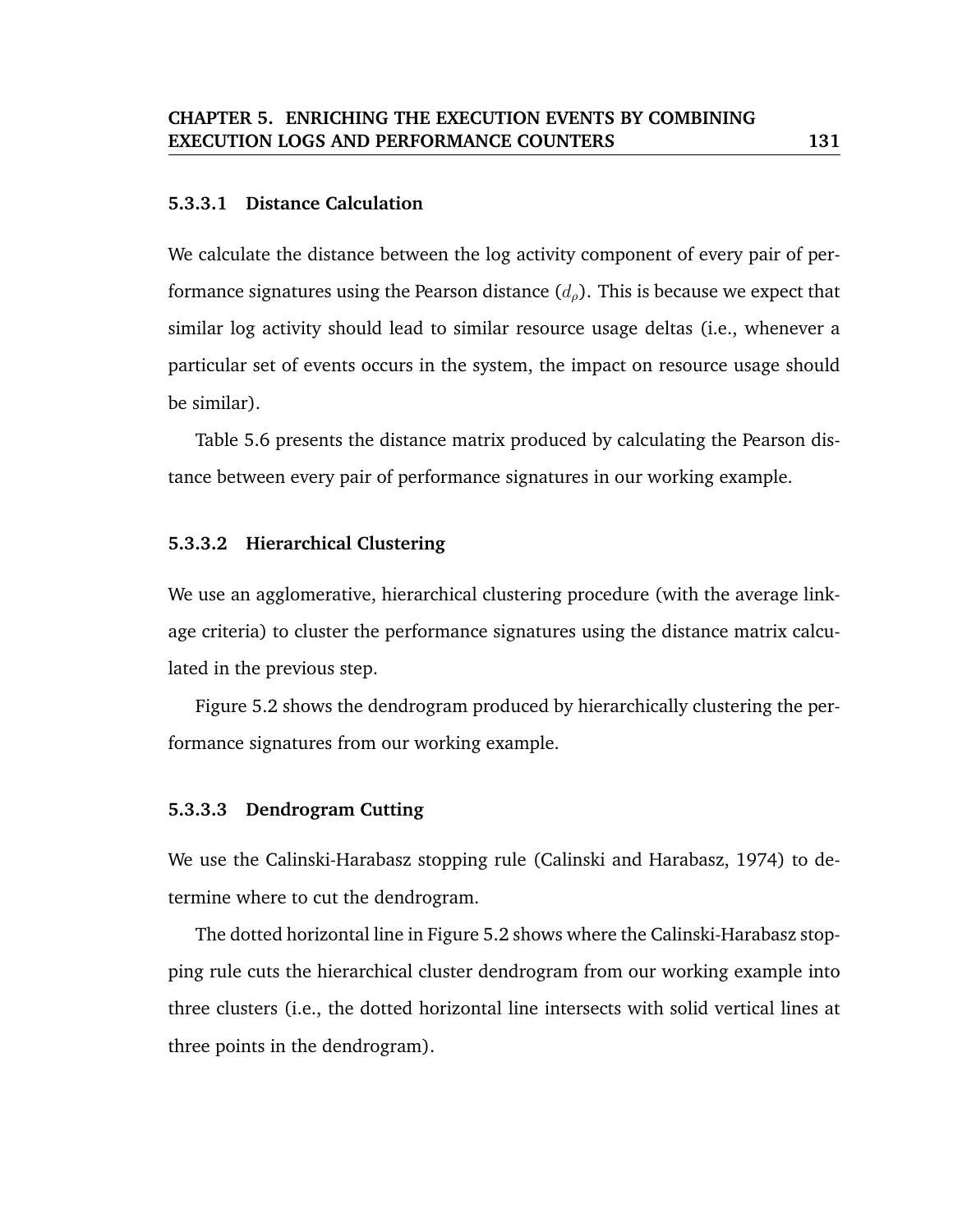#### 5.3.3.1 Distance Calculation

We calculate the distance between the log activity component of every pair of performance signatures using the Pearson distance ($d_\rho$). This is because we expect that similar log activity should lead to similar resource usage deltas (i.e., whenever a particular set of events occurs in the system, the impact on resource usage should be similar).

Table 5.6 presents the distance matrix produced by calculating the Pearson distance between every pair of performance signatures in our working example.

#### 5.3.3.2 Hierarchical Clustering

We use an agglomerative, hierarchical clustering procedure (with the average linkage criteria) to cluster the performance signatures using the distance matrix calculated in the previous step.

Figure 5.2 shows the dendrogram produced by hierarchically clustering the performance signatures from our working example.

#### 5.3.3.3 Dendrogram Cutting

We use the Calinski-Harabasz stopping rule (Calinski and Harabasz, 1974) to determine where to cut the dendrogram.

The dotted horizontal line in Figure 5.2 shows where the Calinski-Harabasz stopping rule cuts the hierarchical cluster dendrogram from our working example into three clusters (i.e., the dotted horizontal line intersects with solid vertical lines at three points in the dendrogram).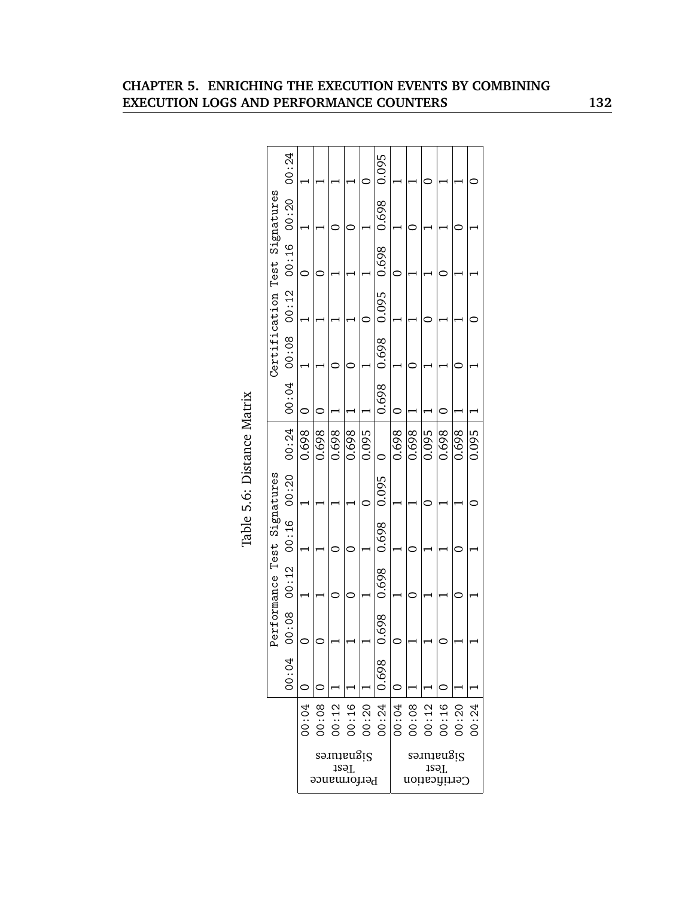Table 5.6: Distance Matrix

| | | Performance Test Signatures | | | | | | Certification Test Signatures | | | | | |
|---|---|---|---|---|---|---|---|---|---|---|---|---|---|
| | | 00:04 | 00:08 | 00:12 | 00:16 | 00:20 | 00:24 | 00:04 | 00:08 | 00:12 | 00:16 | 00:20 | 00:24 |
| Performance Test Signatures | 00:04 | 0 | 0 | 1 | 1 | 1 | 0.698 | 0 | 1 | 1 | 0 | 1 | 1 |
| | 00:08 | 0 | 0 | 1 | 1 | 1 | 0.698 | 0 | 1 | 1 | 0 | 1 | 1 |
| | 00:12 | 1 | 1 | 0 | 0 | 1 | 0.698 | 1 | 0 | 1 | 1 | 0 | 1 |
| | 00:16 | 1 | 1 | 0 | 0 | 1 | 0.698 | 1 | 0 | 1 | 1 | 0 | 1 |
| | 00:20 | 1 | 1 | 1 | 1 | 0 | 0.095 | 1 | 1 | 0 | 1 | 1 | 0 |
| | 00:24 | 0.698 | 0.698 | 0.698 | 0.698 | 0.095 | 0 | 0.698 | 0.698 | 0.095 | 0.698 | 0.698 | 0.095 |
| Certification Test Signatures | 00:04 | 0 | 0 | 1 | 1 | 1 | 0.698 | 0 | 1 | 1 | 0 | 1 | 1 |
| | 00:08 | 1 | 1 | 0 | 0 | 1 | 0.698 | 1 | 0 | 1 | 1 | 0 | 1 |
| | 00:12 | 1 | 1 | 1 | 1 | 0 | 0.095 | 1 | 1 | 0 | 1 | 1 | 0 |
| | 00:16 | 0 | 0 | 1 | 1 | 1 | 0.698 | 0 | 1 | 1 | 0 | 1 | 1 |
| | 00:20 | 1 | 1 | 0 | 0 | 1 | 0.698 | 1 | 0 | 1 | 1 | 0 | 1 |
| | 00:24 | 1 | 1 | 1 | 1 | 0 | 0.095 | 1 | 1 | 0 | 1 | 1 | 0 |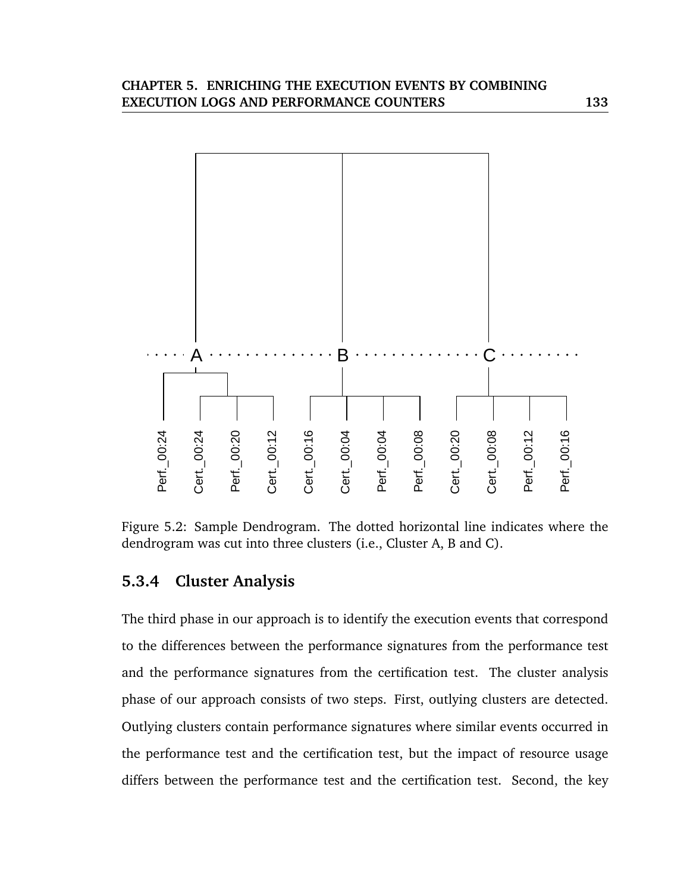Figure 5.2: Sample Dendrogram. The dotted horizontal line indicates where the dendrogram was cut into three clusters (i.e., Cluster A, B and C).

### 5.3.4 Cluster Analysis

The third phase in our approach is to identify the execution events that correspond to the differences between the performance signatures from the performance test and the performance signatures from the certification test. The cluster analysis phase of our approach consists of two steps. First, outlying clusters are detected. Outlying clusters contain performance signatures where similar events occurred in the performance test and the certification test, but the impact of resource usage differs between the performance test and the certification test. Second, the key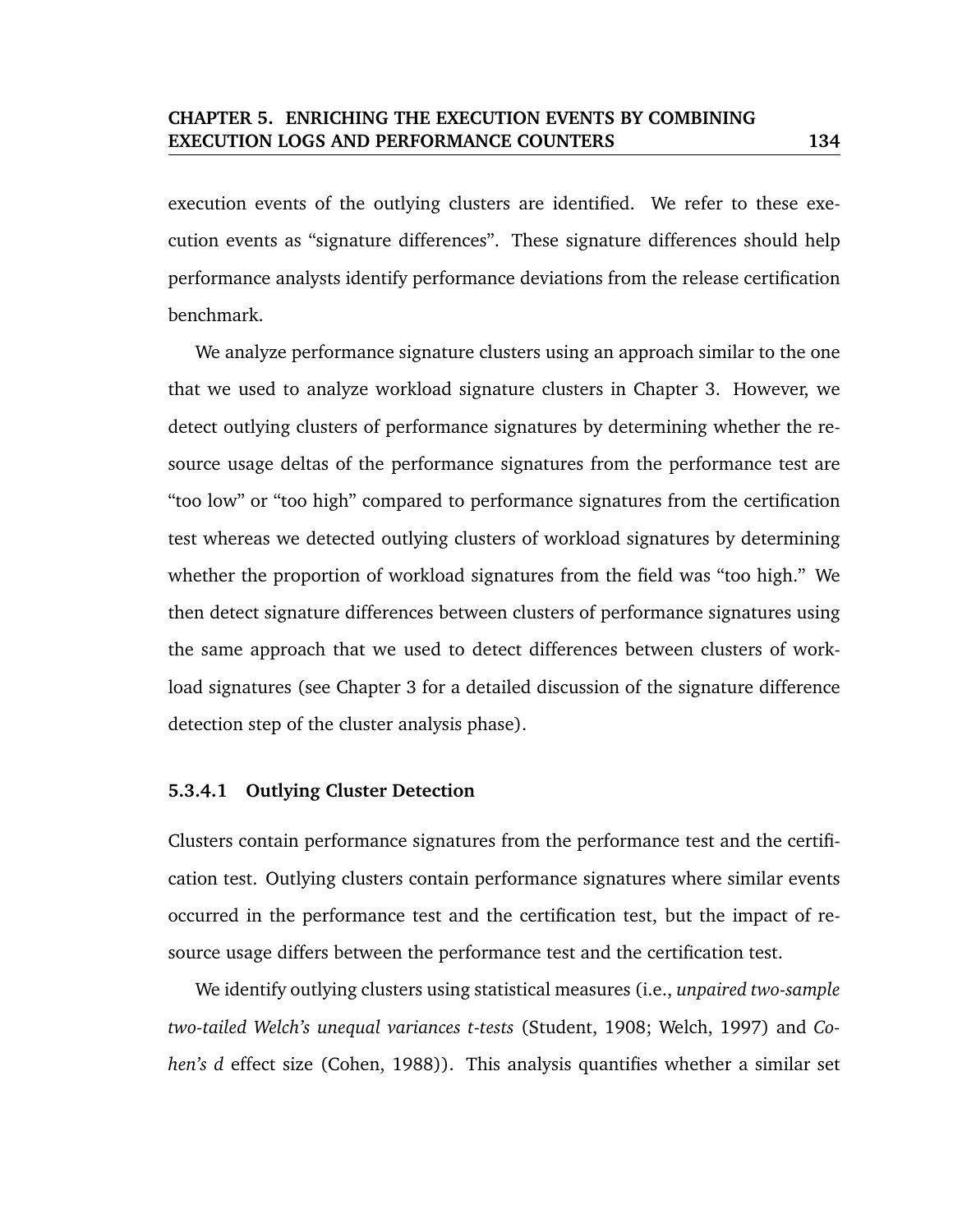execution events of the outlying clusters are identified. We refer to these execution events as "signature differences". These signature differences should help performance analysts identify performance deviations from the release certification benchmark.

We analyze performance signature clusters using an approach similar to the one that we used to analyze workload signature clusters in Chapter 3. However, we detect outlying clusters of performance signatures by determining whether the resource usage deltas of the performance signatures from the performance test are "too low" or "too high" compared to performance signatures from the certification test whereas we detected outlying clusters of workload signatures by determining whether the proportion of workload signatures from the field was "too high." We then detect signature differences between clusters of performance signatures using the same approach that we used to detect differences between clusters of workload signatures (see Chapter 3 for a detailed discussion of the signature difference detection step of the cluster analysis phase).

#### 5.3.4.1 Outlying Cluster Detection

Clusters contain performance signatures from the performance test and the certification test. Outlying clusters contain performance signatures where similar events occurred in the performance test and the certification test, but the impact of resource usage differs between the performance test and the certification test.

We identify outlying clusters using statistical measures (i.e., *unpaired two-sample two-tailed Welch's unequal variances t-tests* (Student, 1908; Welch, 1997) and *Cohen's d* effect size (Cohen, 1988)). This analysis quantifies whether a similar set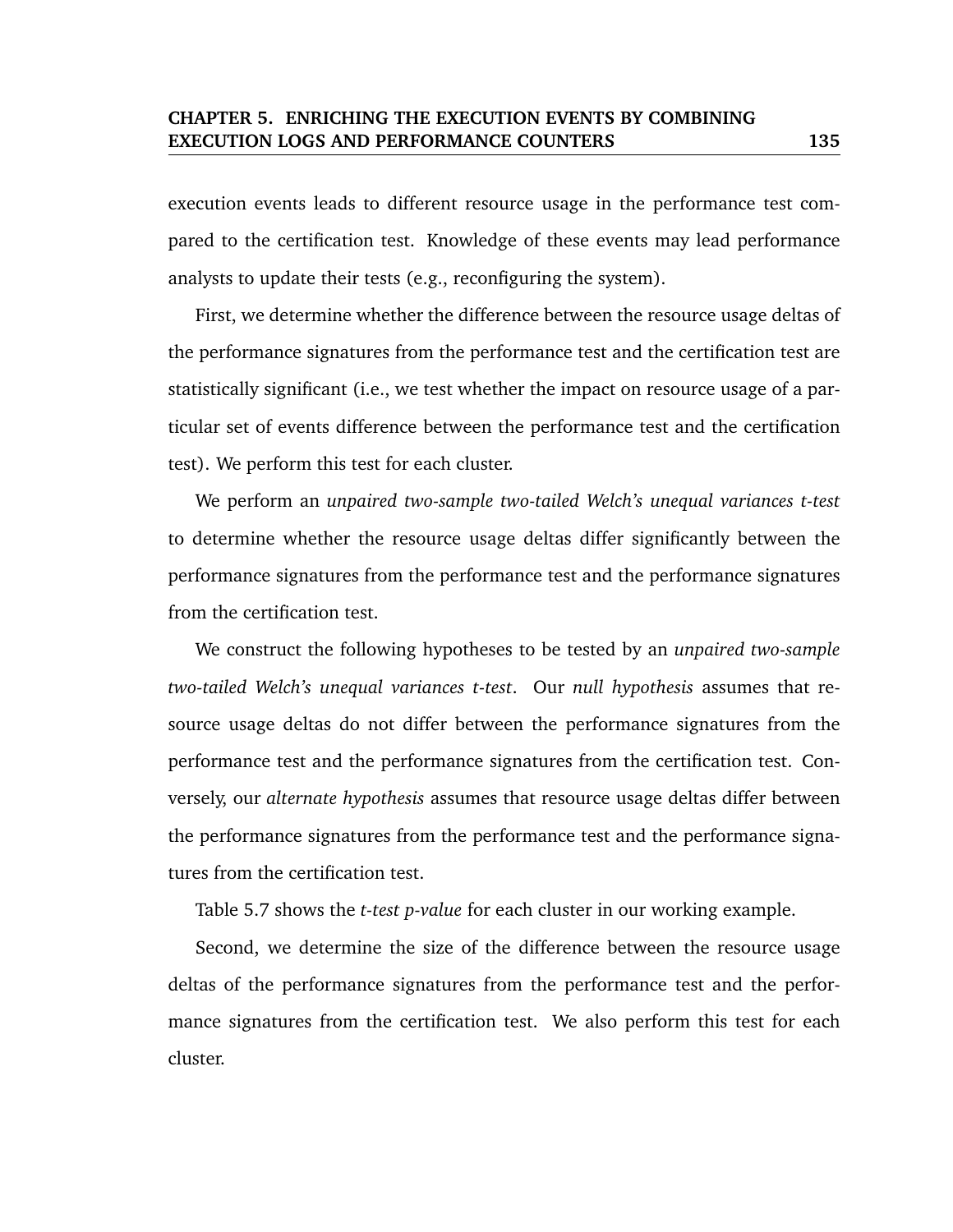execution events leads to different resource usage in the performance test compared to the certification test. Knowledge of these events may lead performance analysts to update their tests (e.g., reconfiguring the system).

First, we determine whether the difference between the resource usage deltas of the performance signatures from the performance test and the certification test are statistically significant (i.e., we test whether the impact on resource usage of a particular set of events difference between the performance test and the certification test). We perform this test for each cluster.

We perform an *unpaired two-sample two-tailed Welch's unequal variances t-test* to determine whether the resource usage deltas differ significantly between the performance signatures from the performance test and the performance signatures from the certification test.

We construct the following hypotheses to be tested by an *unpaired two-sample two-tailed Welch's unequal variances t-test*. Our *null hypothesis* assumes that resource usage deltas do not differ between the performance signatures from the performance test and the performance signatures from the certification test. Conversely, our *alternate hypothesis* assumes that resource usage deltas differ between the performance signatures from the performance test and the performance signatures from the certification test.

Table 5.7 shows the *t-test p-value* for each cluster in our working example.

Second, we determine the size of the difference between the resource usage deltas of the performance signatures from the performance test and the performance signatures from the certification test. We also perform this test for each cluster.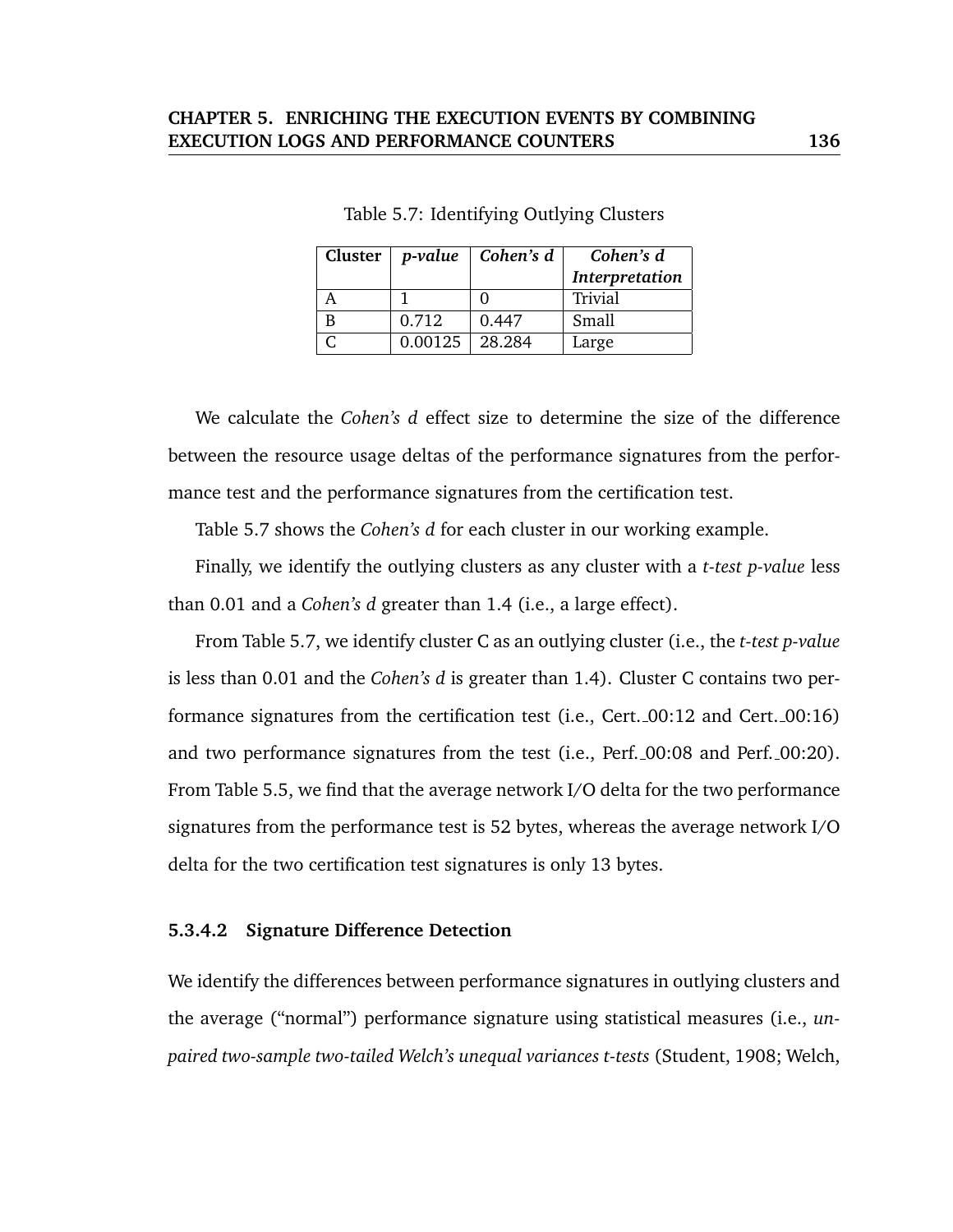Table 5.7: Identifying Outlying Clusters

| **Cluster** | ***p-value*** | ***Cohen's d*** | ***Cohen's d Interpretation*** |
|---|---|---|---|
| A | 1 | 0 | Trivial |
| B | 0.712 | 0.447 | Small |
| C | 0.00125 | 28.284 | Large |

We calculate the *Cohen's d* effect size to determine the size of the difference between the resource usage deltas of the performance signatures from the performance test and the performance signatures from the certification test.

Table 5.7 shows the *Cohen's d* for each cluster in our working example.

Finally, we identify the outlying clusters as any cluster with a *t-test p-value* less than 0.01 and a *Cohen's d* greater than 1.4 (i.e., a large effect).

From Table 5.7, we identify cluster C as an outlying cluster (i.e., the *t-test p-value* is less than 0.01 and the *Cohen's d* is greater than 1.4). Cluster C contains two performance signatures from the certification test (i.e., Cert._00:12 and Cert._00:16) and two performance signatures from the test (i.e., Perf._00:08 and Perf._00:20). From Table 5.5, we find that the average network I/O delta for the two performance signatures from the performance test is 52 bytes, whereas the average network I/O delta for the two certification test signatures is only 13 bytes.

#### 5.3.4.2 Signature Difference Detection

We identify the differences between performance signatures in outlying clusters and the average ("normal") performance signature using statistical measures (i.e., *unpaired two-sample two-tailed Welch's unequal variances t-tests* (Student, 1908; Welch,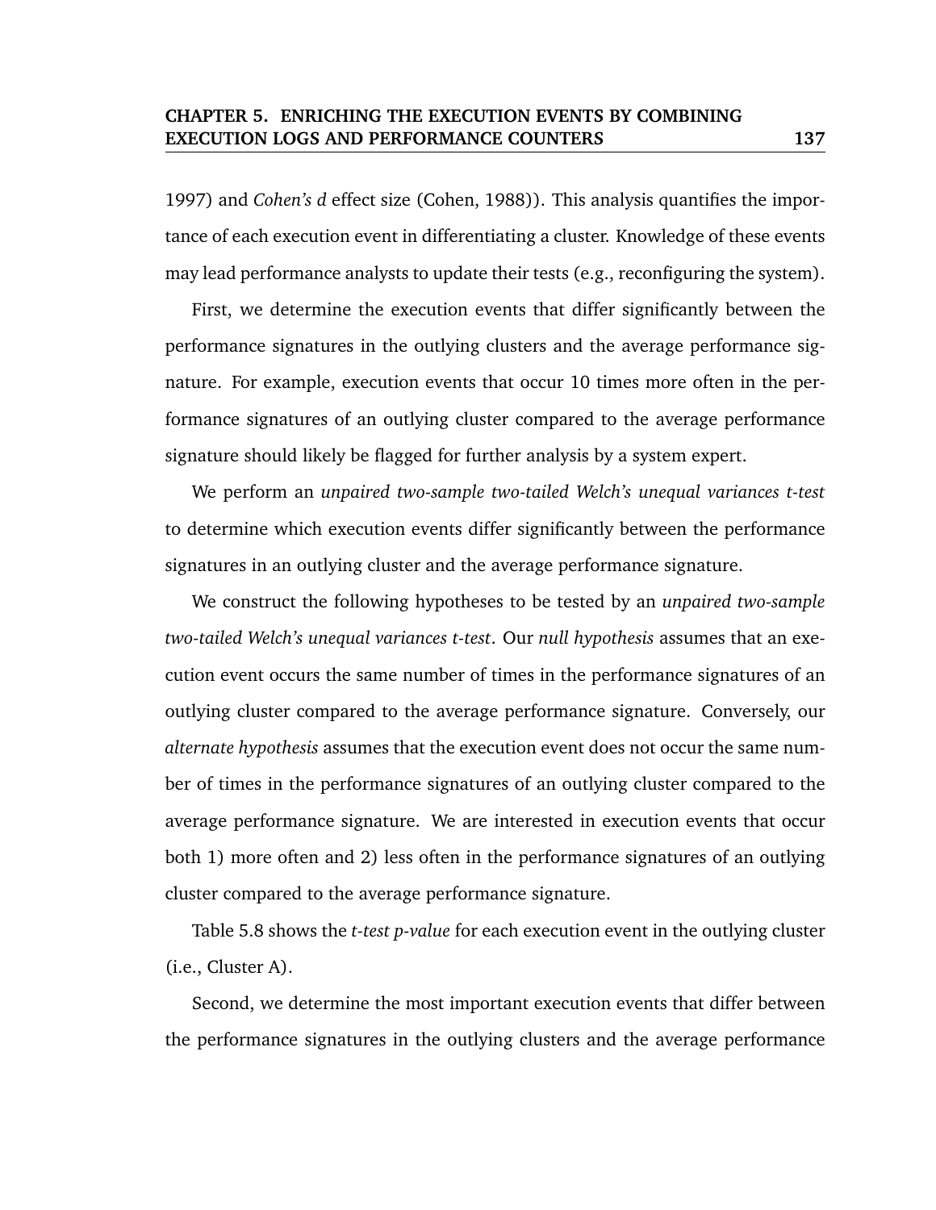1997) and *Cohen's d* effect size (Cohen, 1988)). This analysis quantifies the importance of each execution event in differentiating a cluster. Knowledge of these events may lead performance analysts to update their tests (e.g., reconfiguring the system).

First, we determine the execution events that differ significantly between the performance signatures in the outlying clusters and the average performance signature. For example, execution events that occur 10 times more often in the performance signatures of an outlying cluster compared to the average performance signature should likely be flagged for further analysis by a system expert.

We perform an *unpaired two-sample two-tailed Welch's unequal variances t-test* to determine which execution events differ significantly between the performance signatures in an outlying cluster and the average performance signature.

We construct the following hypotheses to be tested by an *unpaired two-sample two-tailed Welch's unequal variances t-test*. Our *null hypothesis* assumes that an execution event occurs the same number of times in the performance signatures of an outlying cluster compared to the average performance signature. Conversely, our *alternate hypothesis* assumes that the execution event does not occur the same number of times in the performance signatures of an outlying cluster compared to the average performance signature. We are interested in execution events that occur both 1) more often and 2) less often in the performance signatures of an outlying cluster compared to the average performance signature.

Table 5.8 shows the *t-test p-value* for each execution event in the outlying cluster (i.e., Cluster A).

Second, we determine the most important execution events that differ between the performance signatures in the outlying clusters and the average performance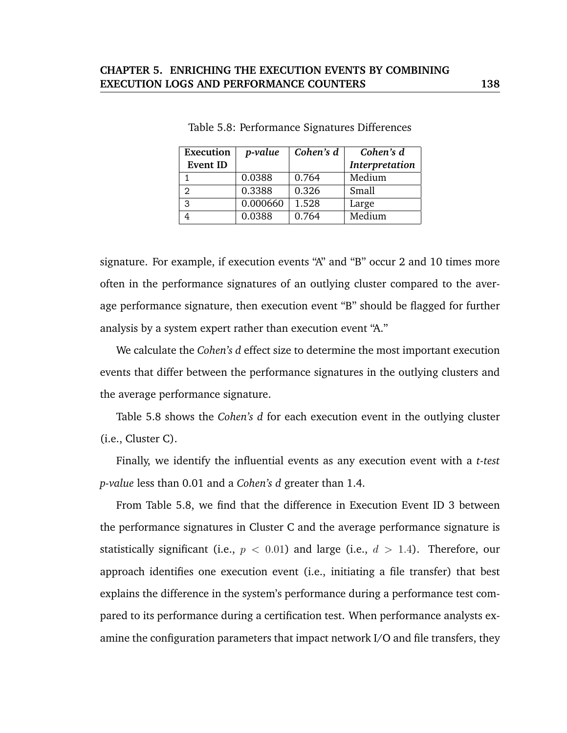Table 5.8: Performance Signatures Differences

| Execution Event ID | *p-value* | *Cohen's d* | *Cohen's d Interpretation* |
|---|---|---|---|
| 1 | 0.0388 | 0.764 | Medium |
| 2 | 0.3388 | 0.326 | Small |
| 3 | 0.000660 | 1.528 | Large |
| 4 | 0.0388 | 0.764 | Medium |

signature. For example, if execution events "A" and "B" occur 2 and 10 times more often in the performance signatures of an outlying cluster compared to the average performance signature, then execution event "B" should be flagged for further analysis by a system expert rather than execution event "A."

We calculate the *Cohen's d* effect size to determine the most important execution events that differ between the performance signatures in the outlying clusters and the average performance signature.

Table 5.8 shows the *Cohen's d* for each execution event in the outlying cluster (i.e., Cluster C).

Finally, we identify the influential events as any execution event with a *t-test p-value* less than 0.01 and a *Cohen's d* greater than 1.4.

From Table 5.8, we find that the difference in Execution Event ID 3 between the performance signatures in Cluster C and the average performance signature is statistically significant (i.e., $p < 0.01$) and large (i.e., $d > 1.4$). Therefore, our approach identifies one execution event (i.e., initiating a file transfer) that best explains the difference in the system's performance during a performance test compared to its performance during a certification test. When performance analysts examine the configuration parameters that impact network I/O and file transfers, they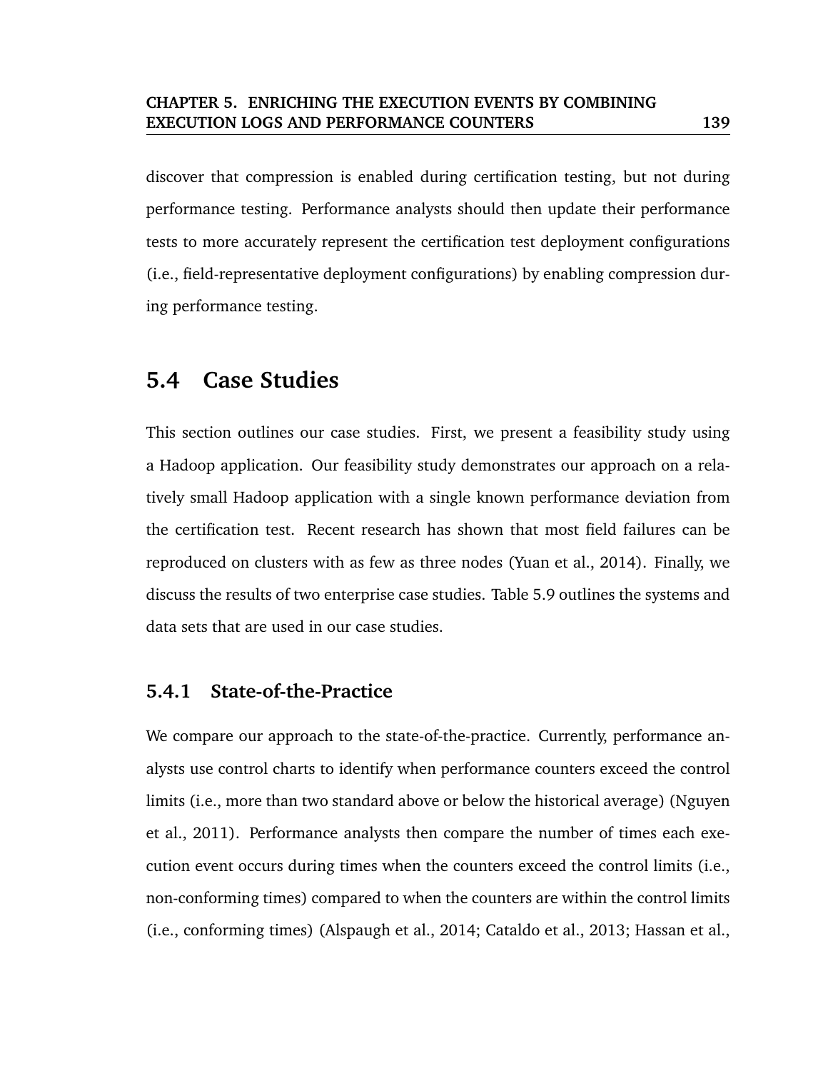discover that compression is enabled during certification testing, but not during performance testing. Performance analysts should then update their performance tests to more accurately represent the certification test deployment configurations (i.e., field-representative deployment configurations) by enabling compression during performance testing.

## 5.4 Case Studies

This section outlines our case studies. First, we present a feasibility study using a Hadoop application. Our feasibility study demonstrates our approach on a relatively small Hadoop application with a single known performance deviation from the certification test. Recent research has shown that most field failures can be reproduced on clusters with as few as three nodes (Yuan et al., 2014). Finally, we discuss the results of two enterprise case studies. Table 5.9 outlines the systems and data sets that are used in our case studies.

### 5.4.1 State-of-the-Practice

We compare our approach to the state-of-the-practice. Currently, performance analysts use control charts to identify when performance counters exceed the control limits (i.e., more than two standard above or below the historical average) (Nguyen et al., 2011). Performance analysts then compare the number of times each execution event occurs during times when the counters exceed the control limits (i.e., non-conforming times) compared to when the counters are within the control limits (i.e., conforming times) (Alspaugh et al., 2014; Cataldo et al., 2013; Hassan et al.,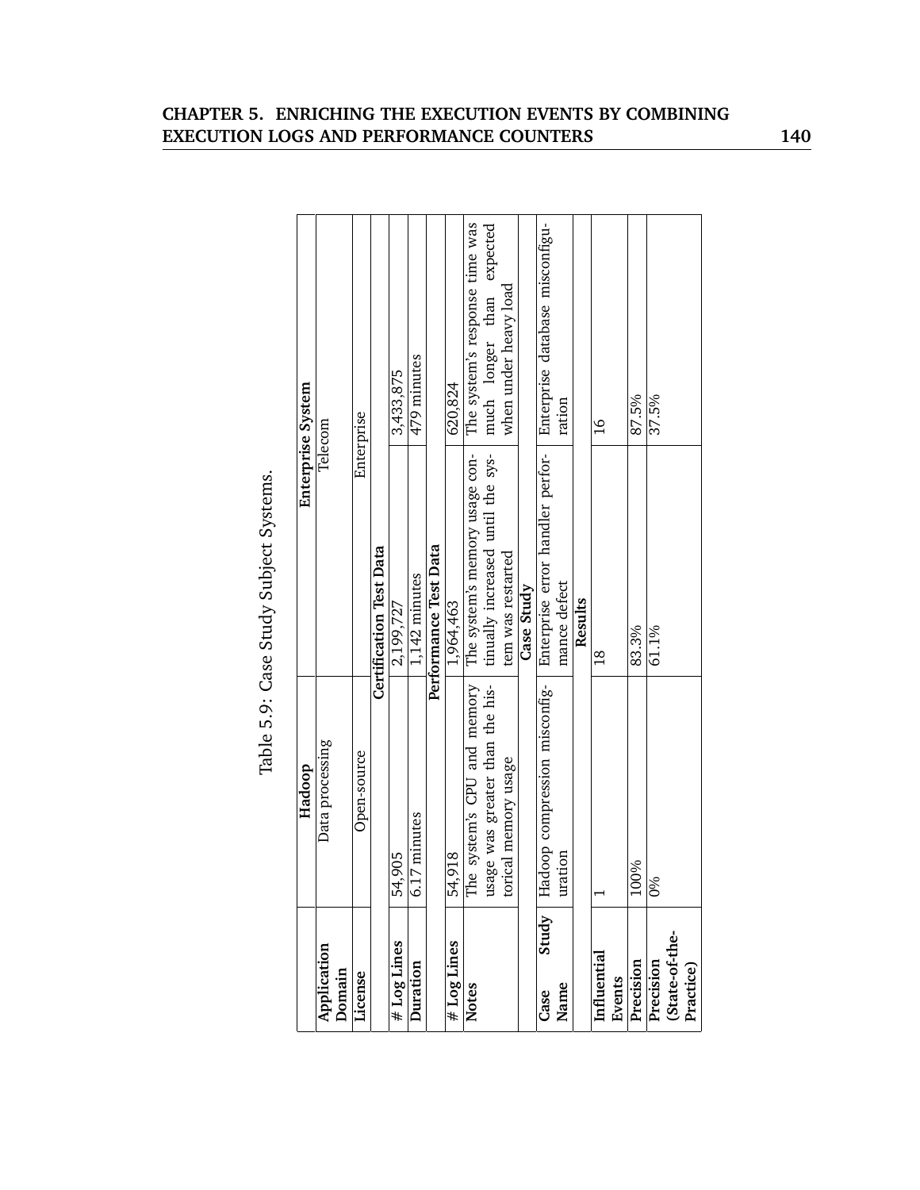Table 5.9: Case Study Subject Systems.

| | Hadoop | Enterprise System | |
|---|---|---|---|
| **Application Domain** | Data processing | Telecom | |
| **License** | Open-source | Enterprise | |
| | **Certification Test Data** | | |
| **# Log Lines** | 54,905 | 2,199,727 | 3,433,875 |
| **Duration** | 6.17 minutes | 1,142 minutes | 479 minutes |
| | **Performance Test Data** | | |
| **# Log Lines** | 54,918 | 1,964,463 | 620,824 |
| **Notes** | The system's CPU and memory usage was greater than the historical memory usage | The system's memory usage continually increased until the system was restarted | The system's response time was much longer than expected when under heavy load |
| | **Case Study** | | |
| **Case Study Name** | Hadoop compression misconfiguration | Enterprise error handler performance defect | Enterprise database misconfiguration |
| | **Results** | | |
| **Influential Events** | 1 | 18 | 16 |
| **Precision** | 100% | 83.3% | 87.5% |
| **Precision (State-of-the-Practice)** | 0% | 61.1% | 37.5% |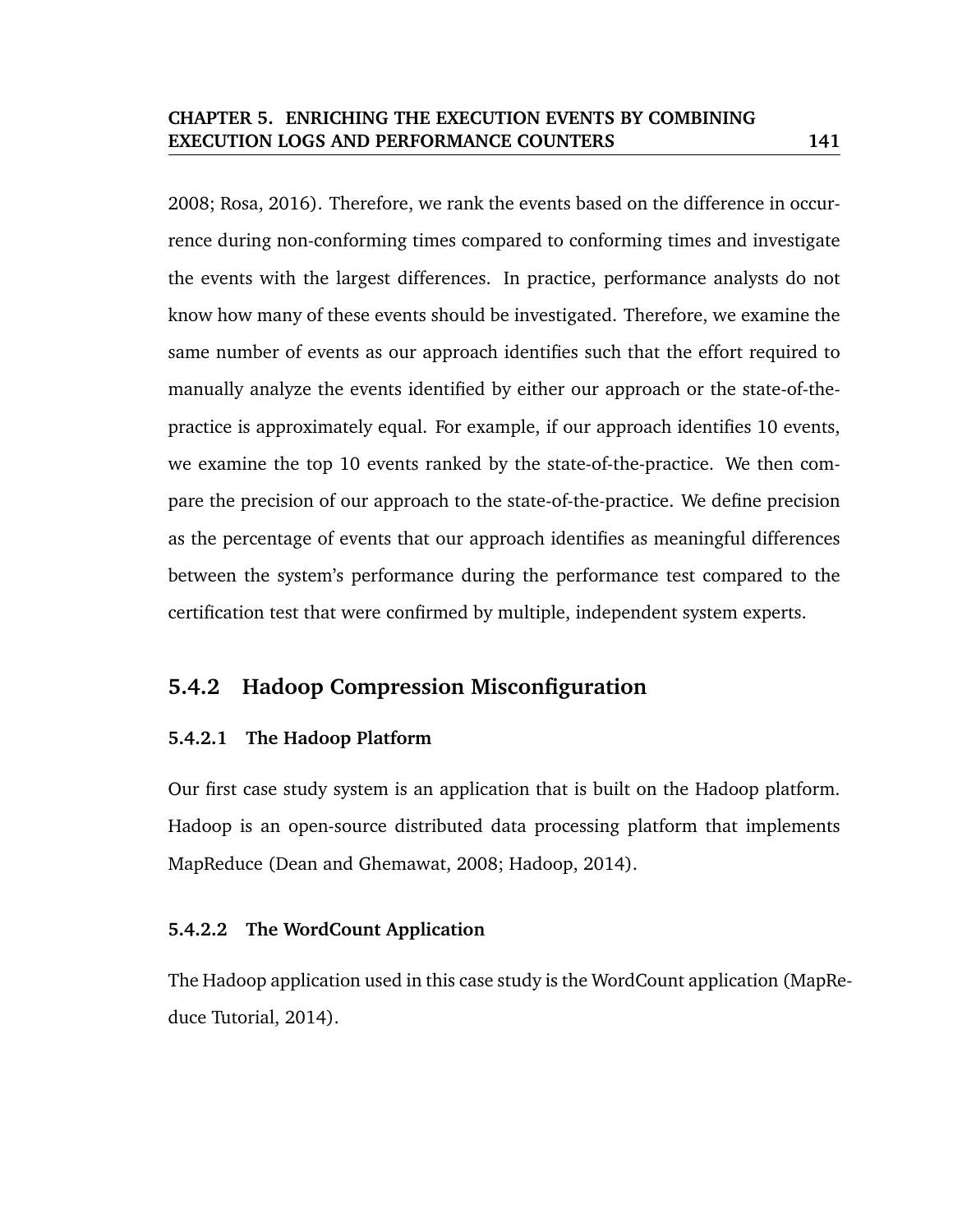2008; Rosa, 2016). Therefore, we rank the events based on the difference in occurrence during non-conforming times compared to conforming times and investigate the events with the largest differences. In practice, performance analysts do not know how many of these events should be investigated. Therefore, we examine the same number of events as our approach identifies such that the effort required to manually analyze the events identified by either our approach or the state-of-the-practice is approximately equal. For example, if our approach identifies 10 events, we examine the top 10 events ranked by the state-of-the-practice. We then compare the precision of our approach to the state-of-the-practice. We define precision as the percentage of events that our approach identifies as meaningful differences between the system's performance during the performance test compared to the certification test that were confirmed by multiple, independent system experts.

## 5.4.2 Hadoop Compression Misconfiguration

### 5.4.2.1 The Hadoop Platform

Our first case study system is an application that is built on the Hadoop platform. Hadoop is an open-source distributed data processing platform that implements MapReduce (Dean and Ghemawat, 2008; Hadoop, 2014).

### 5.4.2.2 The WordCount Application

The Hadoop application used in this case study is the WordCount application (MapReduce Tutorial, 2014).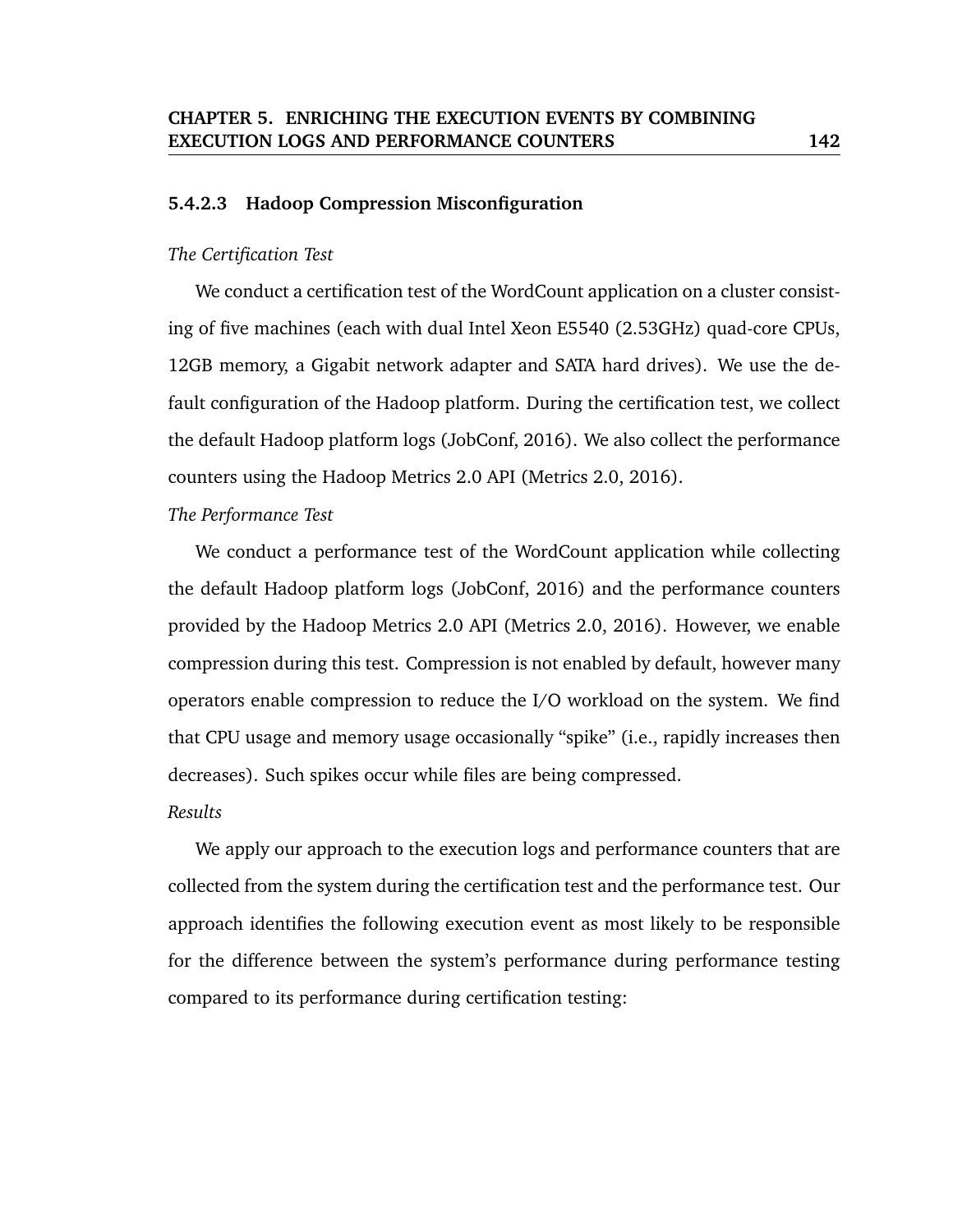#### 5.4.2.3 Hadoop Compression Misconfiguration

*The Certification Test*

We conduct a certification test of the WordCount application on a cluster consisting of five machines (each with dual Intel Xeon E5540 (2.53GHz) quad-core CPUs, 12GB memory, a Gigabit network adapter and SATA hard drives). We use the default configuration of the Hadoop platform. During the certification test, we collect the default Hadoop platform logs (JobConf, 2016). We also collect the performance counters using the Hadoop Metrics 2.0 API (Metrics 2.0, 2016).

*The Performance Test*

We conduct a performance test of the WordCount application while collecting the default Hadoop platform logs (JobConf, 2016) and the performance counters provided by the Hadoop Metrics 2.0 API (Metrics 2.0, 2016). However, we enable compression during this test. Compression is not enabled by default, however many operators enable compression to reduce the I/O workload on the system. We find that CPU usage and memory usage occasionally "spike" (i.e., rapidly increases then decreases). Such spikes occur while files are being compressed.

*Results*

We apply our approach to the execution logs and performance counters that are collected from the system during the certification test and the performance test. Our approach identifies the following execution event as most likely to be responsible for the difference between the system's performance during performance testing compared to its performance during certification testing: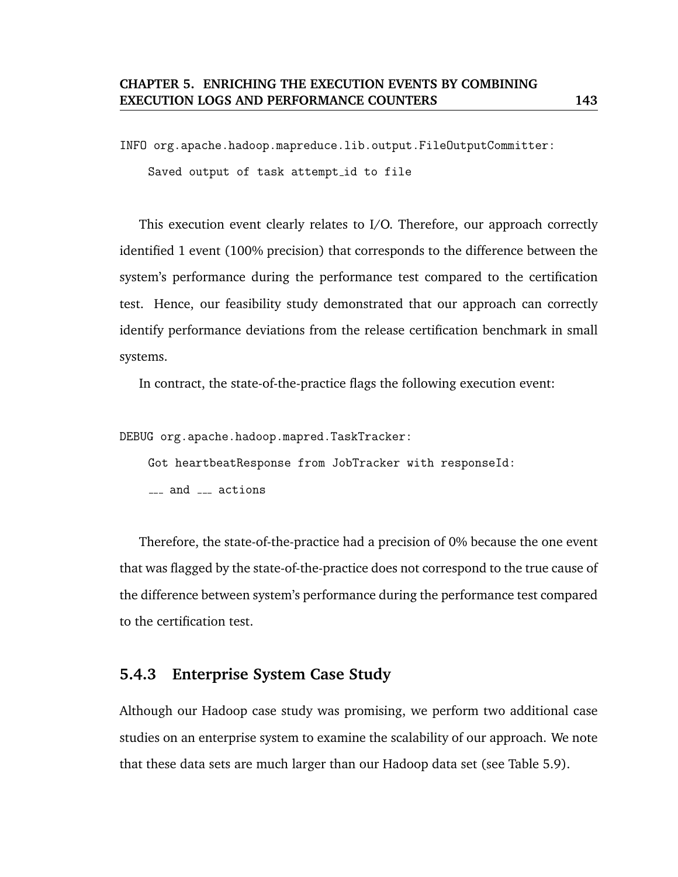```
INFO org.apache.hadoop.mapreduce.lib.output.FileOutputCommitter:
    Saved output of task attempt_id to file
```

This execution event clearly relates to I/O. Therefore, our approach correctly identified 1 event (100% precision) that corresponds to the difference between the system's performance during the performance test compared to the certification test. Hence, our feasibility study demonstrated that our approach can correctly identify performance deviations from the release certification benchmark in small systems.

In contract, the state-of-the-practice flags the following execution event:

```
DEBUG org.apache.hadoop.mapred.TaskTracker:
    Got heartbeatResponse from JobTracker with responseId:
    ___ and ___ actions
```

Therefore, the state-of-the-practice had a precision of 0% because the one event that was flagged by the state-of-the-practice does not correspond to the true cause of the difference between system's performance during the performance test compared to the certification test.

### 5.4.3 Enterprise System Case Study

Although our Hadoop case study was promising, we perform two additional case studies on an enterprise system to examine the scalability of our approach. We note that these data sets are much larger than our Hadoop data set (see Table 5.9).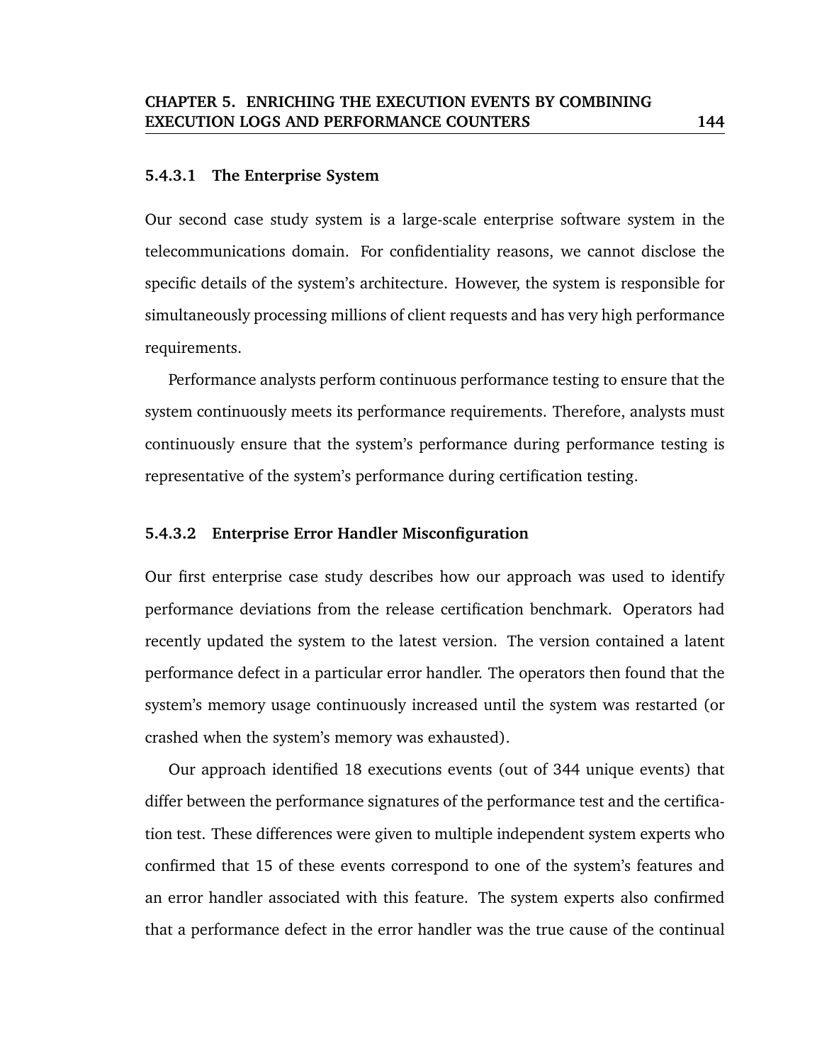#### 5.4.3.1 The Enterprise System

Our second case study system is a large-scale enterprise software system in the telecommunications domain. For confidentiality reasons, we cannot disclose the specific details of the system's architecture. However, the system is responsible for simultaneously processing millions of client requests and has very high performance requirements.

Performance analysts perform continuous performance testing to ensure that the system continuously meets its performance requirements. Therefore, analysts must continuously ensure that the system's performance during performance testing is representative of the system's performance during certification testing.

#### 5.4.3.2 Enterprise Error Handler Misconfiguration

Our first enterprise case study describes how our approach was used to identify performance deviations from the release certification benchmark. Operators had recently updated the system to the latest version. The version contained a latent performance defect in a particular error handler. The operators then found that the system's memory usage continuously increased until the system was restarted (or crashed when the system's memory was exhausted).

Our approach identified 18 executions events (out of 344 unique events) that differ between the performance signatures of the performance test and the certification test. These differences were given to multiple independent system experts who confirmed that 15 of these events correspond to one of the system's features and an error handler associated with this feature. The system experts also confirmed that a performance defect in the error handler was the true cause of the continual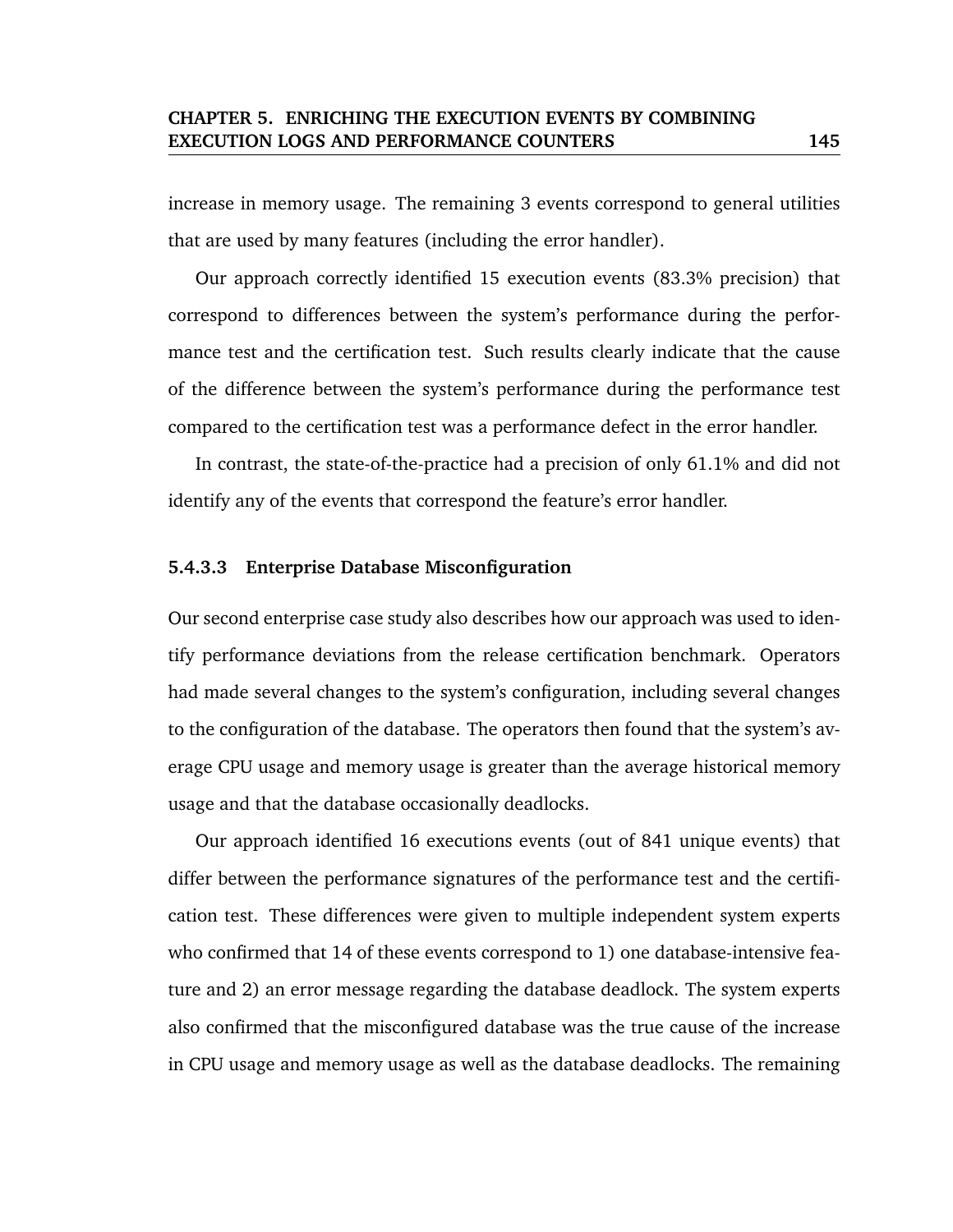increase in memory usage. The remaining 3 events correspond to general utilities that are used by many features (including the error handler).

Our approach correctly identified 15 execution events (83.3% precision) that correspond to differences between the system's performance during the performance test and the certification test. Such results clearly indicate that the cause of the difference between the system's performance during the performance test compared to the certification test was a performance defect in the error handler.

In contrast, the state-of-the-practice had a precision of only 61.1% and did not identify any of the events that correspond the feature's error handler.

#### 5.4.3.3 Enterprise Database Misconfiguration

Our second enterprise case study also describes how our approach was used to identify performance deviations from the release certification benchmark. Operators had made several changes to the system's configuration, including several changes to the configuration of the database. The operators then found that the system's average CPU usage and memory usage is greater than the average historical memory usage and that the database occasionally deadlocks.

Our approach identified 16 executions events (out of 841 unique events) that differ between the performance signatures of the performance test and the certification test. These differences were given to multiple independent system experts who confirmed that 14 of these events correspond to 1) one database-intensive feature and 2) an error message regarding the database deadlock. The system experts also confirmed that the misconfigured database was the true cause of the increase in CPU usage and memory usage as well as the database deadlocks. The remaining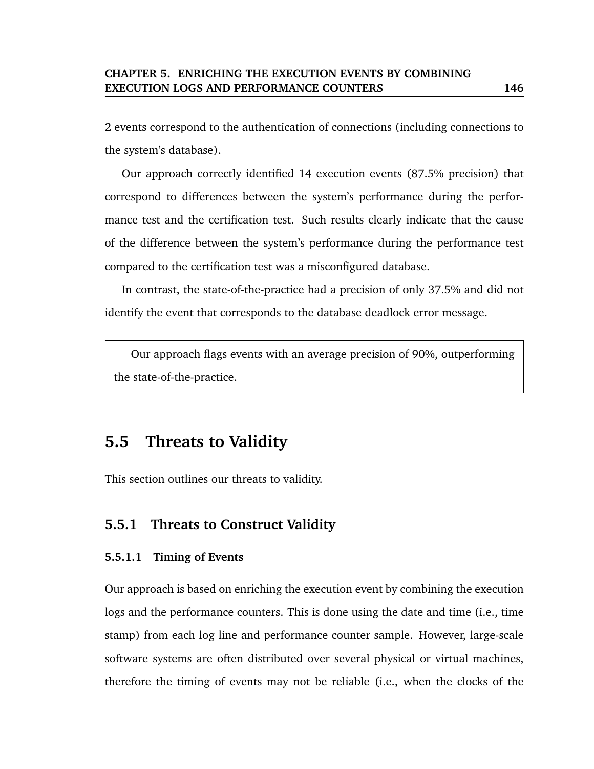2 events correspond to the authentication of connections (including connections to the system's database).

Our approach correctly identified 14 execution events (87.5% precision) that correspond to differences between the system's performance during the performance test and the certification test. Such results clearly indicate that the cause of the difference between the system's performance during the performance test compared to the certification test was a misconfigured database.

In contrast, the state-of-the-practice had a precision of only 37.5% and did not identify the event that corresponds to the database deadlock error message.

> Our approach flags events with an average precision of 90%, outperforming the state-of-the-practice.

## 5.5 Threats to Validity

This section outlines our threats to validity.

### 5.5.1 Threats to Construct Validity

#### 5.5.1.1 Timing of Events

Our approach is based on enriching the execution event by combining the execution logs and the performance counters. This is done using the date and time (i.e., time stamp) from each log line and performance counter sample. However, large-scale software systems are often distributed over several physical or virtual machines, therefore the timing of events may not be reliable (i.e., when the clocks of the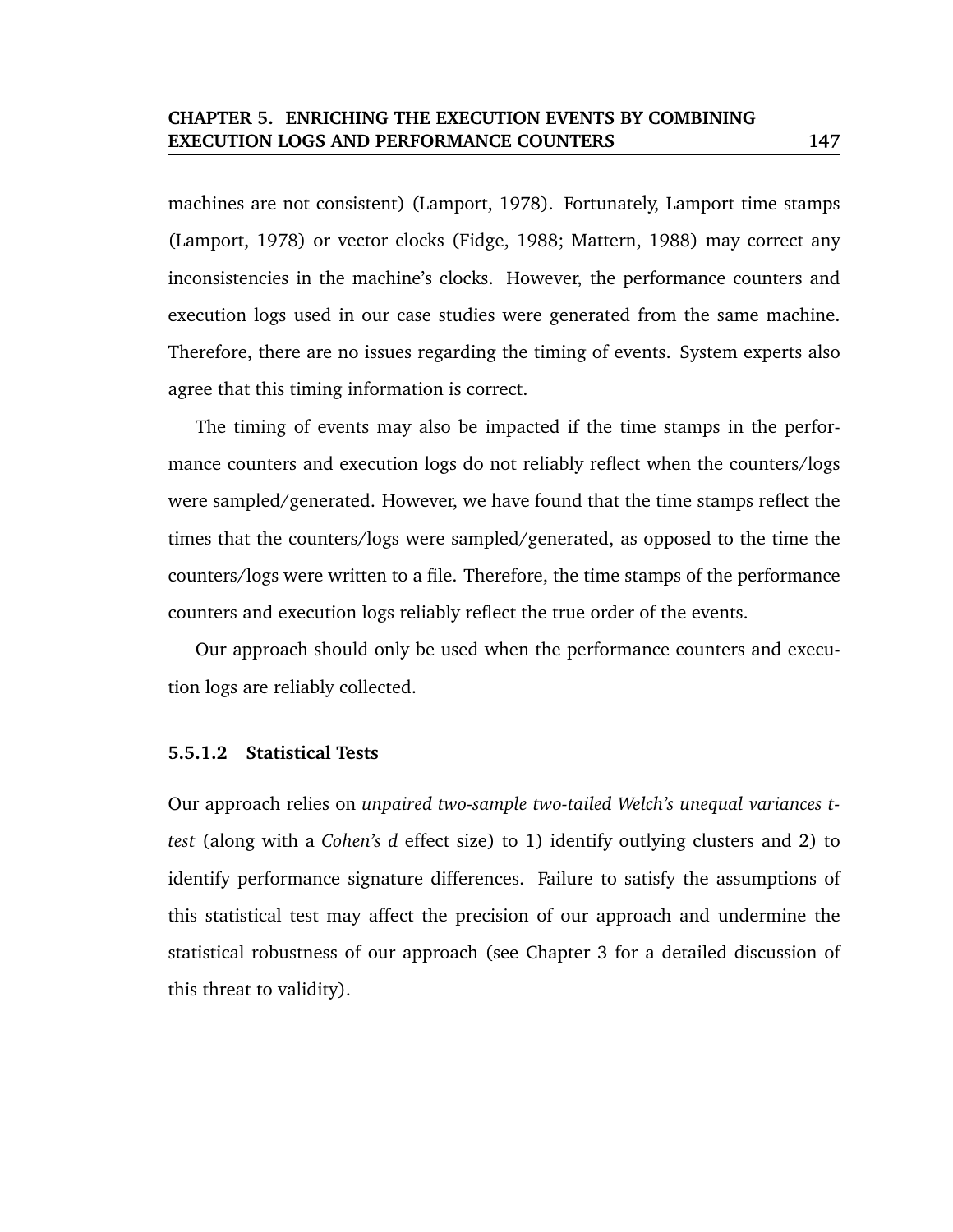machines are not consistent) (Lamport, 1978). Fortunately, Lamport time stamps (Lamport, 1978) or vector clocks (Fidge, 1988; Mattern, 1988) may correct any inconsistencies in the machine's clocks. However, the performance counters and execution logs used in our case studies were generated from the same machine. Therefore, there are no issues regarding the timing of events. System experts also agree that this timing information is correct.

The timing of events may also be impacted if the time stamps in the performance counters and execution logs do not reliably reflect when the counters/logs were sampled/generated. However, we have found that the time stamps reflect the times that the counters/logs were sampled/generated, as opposed to the time the counters/logs were written to a file. Therefore, the time stamps of the performance counters and execution logs reliably reflect the true order of the events.

Our approach should only be used when the performance counters and execution logs are reliably collected.

#### 5.5.1.2 Statistical Tests

Our approach relies on *unpaired two-sample two-tailed Welch's unequal variances t-test* (along with a *Cohen's d* effect size) to 1) identify outlying clusters and 2) to identify performance signature differences. Failure to satisfy the assumptions of this statistical test may affect the precision of our approach and undermine the statistical robustness of our approach (see Chapter 3 for a detailed discussion of this threat to validity).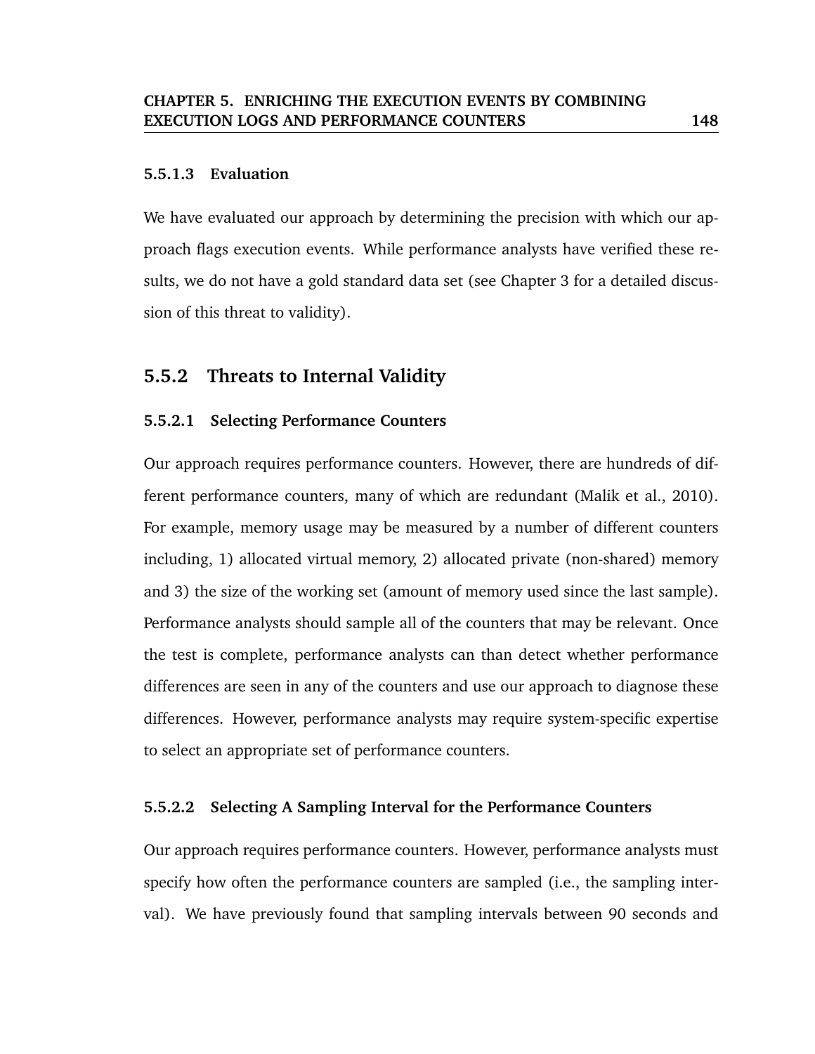#### 5.5.1.3 Evaluation

We have evaluated our approach by determining the precision with which our approach flags execution events. While performance analysts have verified these results, we do not have a gold standard data set (see Chapter 3 for a detailed discussion of this threat to validity).

### 5.5.2 Threats to Internal Validity

#### 5.5.2.1 Selecting Performance Counters

Our approach requires performance counters. However, there are hundreds of different performance counters, many of which are redundant (Malik et al., 2010). For example, memory usage may be measured by a number of different counters including, 1) allocated virtual memory, 2) allocated private (non-shared) memory and 3) the size of the working set (amount of memory used since the last sample). Performance analysts should sample all of the counters that may be relevant. Once the test is complete, performance analysts can than detect whether performance differences are seen in any of the counters and use our approach to diagnose these differences. However, performance analysts may require system-specific expertise to select an appropriate set of performance counters.

#### 5.5.2.2 Selecting A Sampling Interval for the Performance Counters

Our approach requires performance counters. However, performance analysts must specify how often the performance counters are sampled (i.e., the sampling interval). We have previously found that sampling intervals between 90 seconds and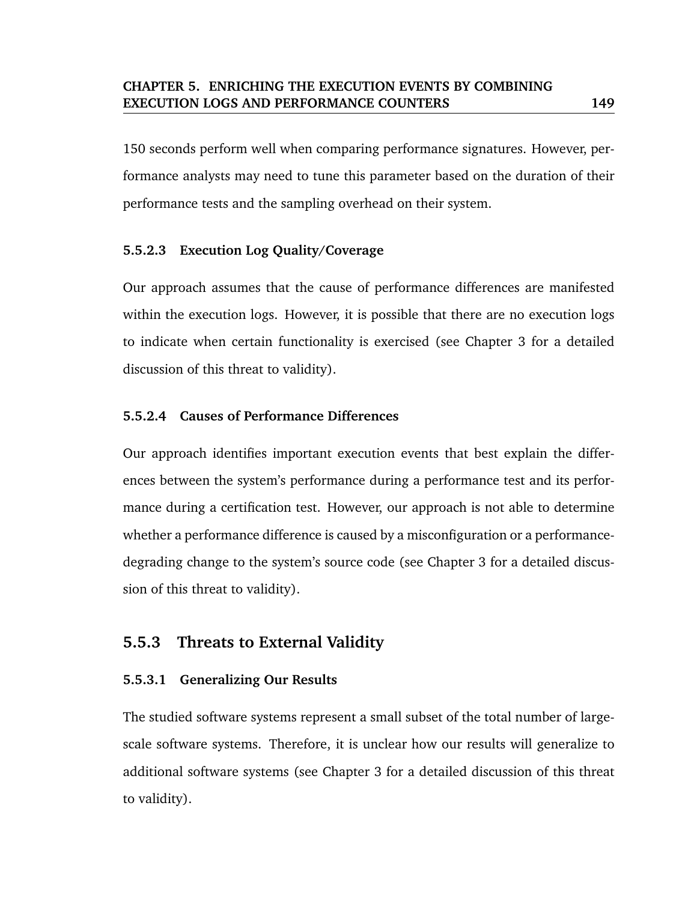150 seconds perform well when comparing performance signatures. However, performance analysts may need to tune this parameter based on the duration of their performance tests and the sampling overhead on their system.

#### 5.5.2.3 Execution Log Quality/Coverage

Our approach assumes that the cause of performance differences are manifested within the execution logs. However, it is possible that there are no execution logs to indicate when certain functionality is exercised (see Chapter 3 for a detailed discussion of this threat to validity).

#### 5.5.2.4 Causes of Performance Differences

Our approach identifies important execution events that best explain the differences between the system's performance during a performance test and its performance during a certification test. However, our approach is not able to determine whether a performance difference is caused by a misconfiguration or a performance-degrading change to the system's source code (see Chapter 3 for a detailed discussion of this threat to validity).

### 5.5.3 Threats to External Validity

#### 5.5.3.1 Generalizing Our Results

The studied software systems represent a small subset of the total number of large-scale software systems. Therefore, it is unclear how our results will generalize to additional software systems (see Chapter 3 for a detailed discussion of this threat to validity).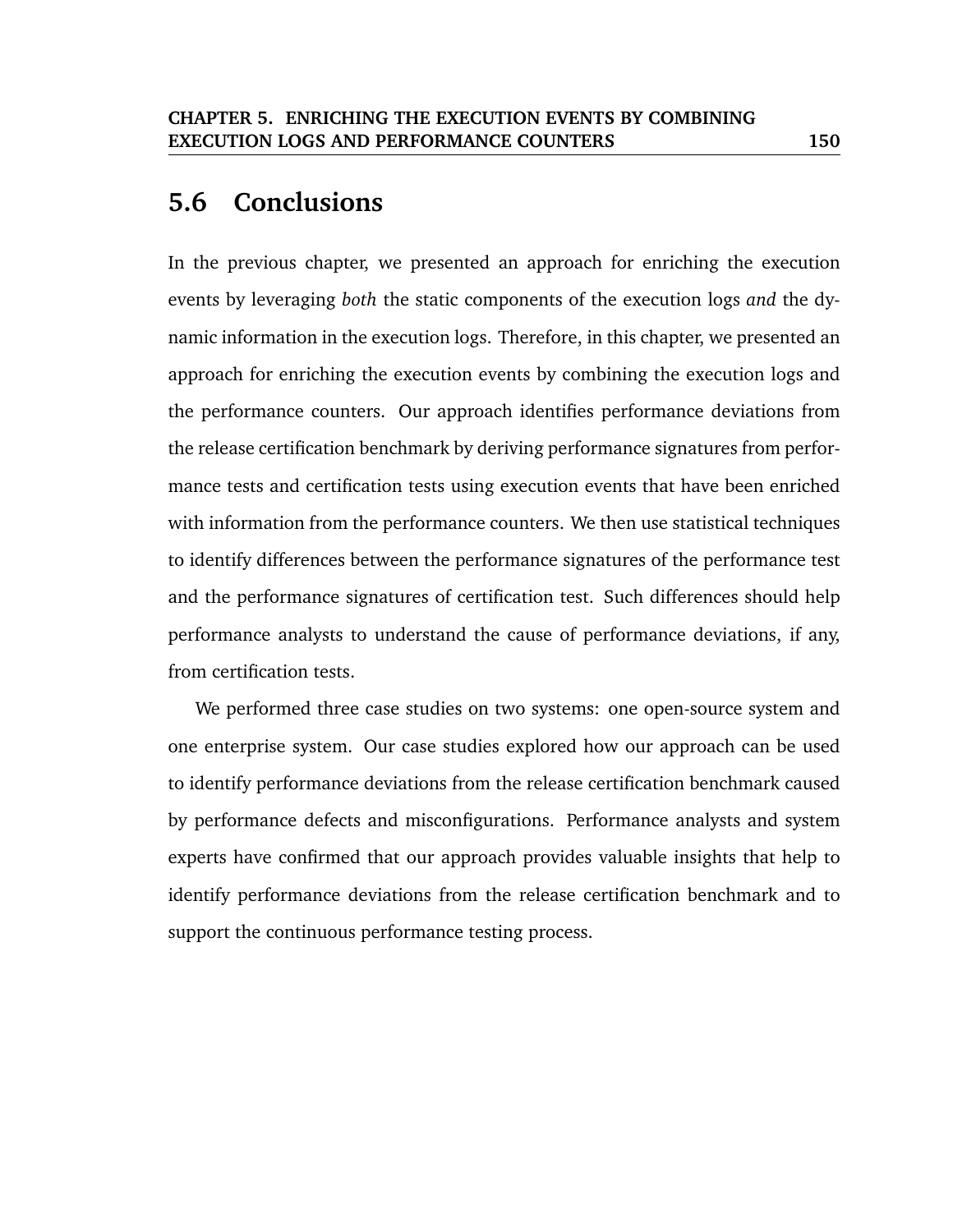## 5.6 Conclusions

In the previous chapter, we presented an approach for enriching the execution events by leveraging *both* the static components of the execution logs *and* the dynamic information in the execution logs. Therefore, in this chapter, we presented an approach for enriching the execution events by combining the execution logs and the performance counters. Our approach identifies performance deviations from the release certification benchmark by deriving performance signatures from performance tests and certification tests using execution events that have been enriched with information from the performance counters. We then use statistical techniques to identify differences between the performance signatures of the performance test and the performance signatures of certification test. Such differences should help performance analysts to understand the cause of performance deviations, if any, from certification tests.

We performed three case studies on two systems: one open-source system and one enterprise system. Our case studies explored how our approach can be used to identify performance deviations from the release certification benchmark caused by performance defects and misconfigurations. Performance analysts and system experts have confirmed that our approach provides valuable insights that help to identify performance deviations from the release certification benchmark and to support the continuous performance testing process.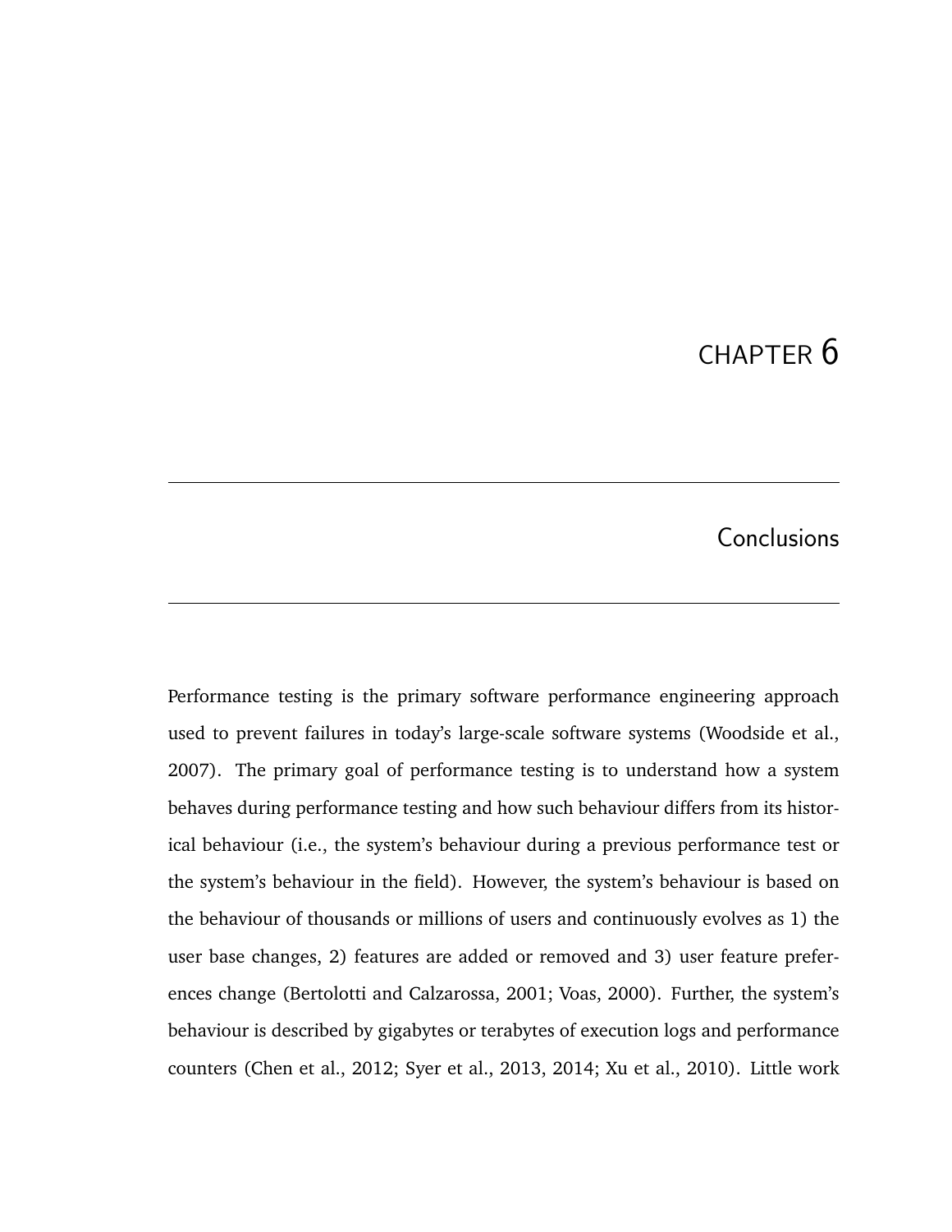# CHAPTER 6

## Conclusions

Performance testing is the primary software performance engineering approach used to prevent failures in today's large-scale software systems (Woodside et al., 2007). The primary goal of performance testing is to understand how a system behaves during performance testing and how such behaviour differs from its historical behaviour (i.e., the system's behaviour during a previous performance test or the system's behaviour in the field). However, the system's behaviour is based on the behaviour of thousands or millions of users and continuously evolves as 1) the user base changes, 2) features are added or removed and 3) user feature preferences change (Bertolotti and Calzarossa, 2001; Voas, 2000). Further, the system's behaviour is described by gigabytes or terabytes of execution logs and performance counters (Chen et al., 2012; Syer et al., 2013, 2014; Xu et al., 2010). Little work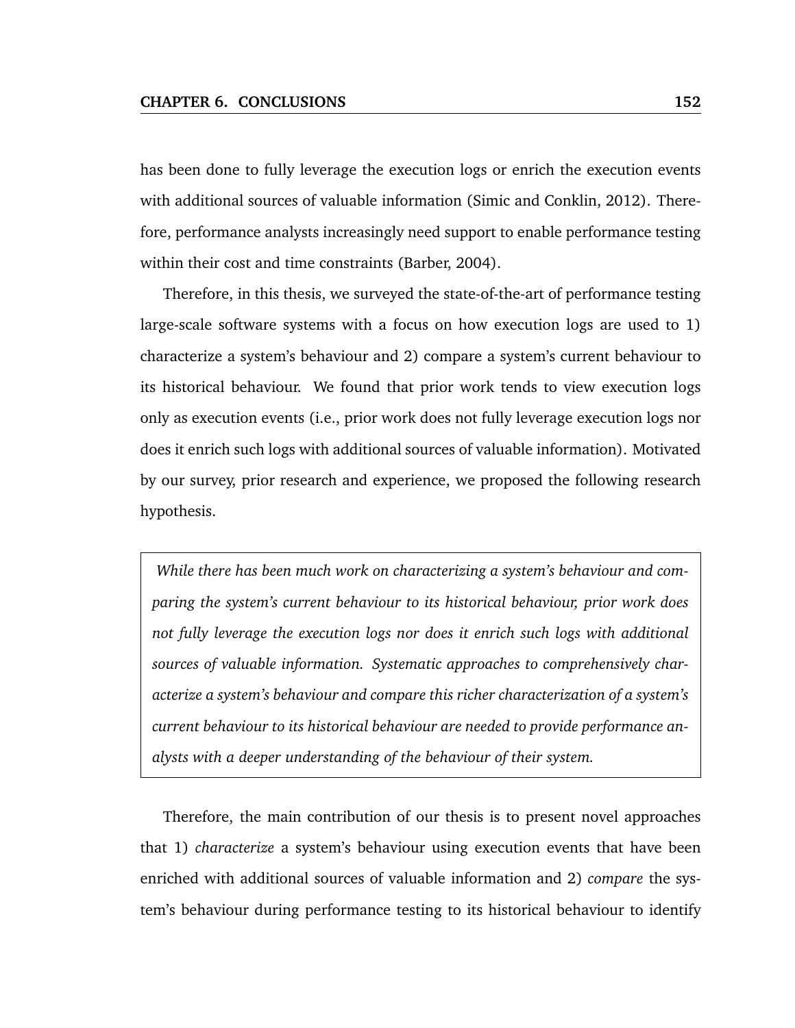has been done to fully leverage the execution logs or enrich the execution events with additional sources of valuable information (Simic and Conklin, 2012). Therefore, performance analysts increasingly need support to enable performance testing within their cost and time constraints (Barber, 2004).

Therefore, in this thesis, we surveyed the state-of-the-art of performance testing large-scale software systems with a focus on how execution logs are used to 1) characterize a system's behaviour and 2) compare a system's current behaviour to its historical behaviour. We found that prior work tends to view execution logs only as execution events (i.e., prior work does not fully leverage execution logs nor does it enrich such logs with additional sources of valuable information). Motivated by our survey, prior research and experience, we proposed the following research hypothesis.

> *While there has been much work on characterizing a system's behaviour and comparing the system's current behaviour to its historical behaviour, prior work does not fully leverage the execution logs nor does it enrich such logs with additional sources of valuable information. Systematic approaches to comprehensively characterize a system's behaviour and compare this richer characterization of a system's current behaviour to its historical behaviour are needed to provide performance analysts with a deeper understanding of the behaviour of their system.*

Therefore, the main contribution of our thesis is to present novel approaches that 1) *characterize* a system's behaviour using execution events that have been enriched with additional sources of valuable information and 2) *compare* the system's behaviour during performance testing to its historical behaviour to identify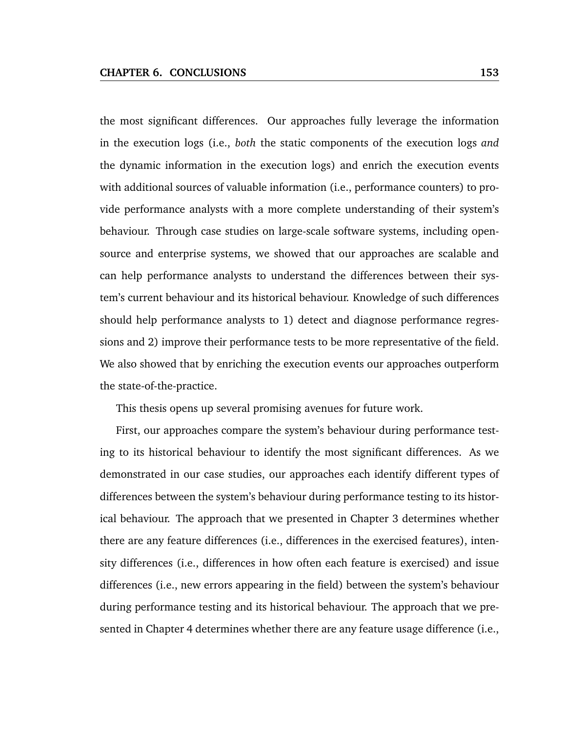the most significant differences. Our approaches fully leverage the information in the execution logs (i.e., *both* the static components of the execution logs *and* the dynamic information in the execution logs) and enrich the execution events with additional sources of valuable information (i.e., performance counters) to provide performance analysts with a more complete understanding of their system's behaviour. Through case studies on large-scale software systems, including open-source and enterprise systems, we showed that our approaches are scalable and can help performance analysts to understand the differences between their system's current behaviour and its historical behaviour. Knowledge of such differences should help performance analysts to 1) detect and diagnose performance regressions and 2) improve their performance tests to be more representative of the field. We also showed that by enriching the execution events our approaches outperform the state-of-the-practice.

This thesis opens up several promising avenues for future work.

First, our approaches compare the system's behaviour during performance testing to its historical behaviour to identify the most significant differences. As we demonstrated in our case studies, our approaches each identify different types of differences between the system's behaviour during performance testing to its historical behaviour. The approach that we presented in Chapter 3 determines whether there are any feature differences (i.e., differences in the exercised features), intensity differences (i.e., differences in how often each feature is exercised) and issue differences (i.e., new errors appearing in the field) between the system's behaviour during performance testing and its historical behaviour. The approach that we presented in Chapter 4 determines whether there are any feature usage difference (i.e.,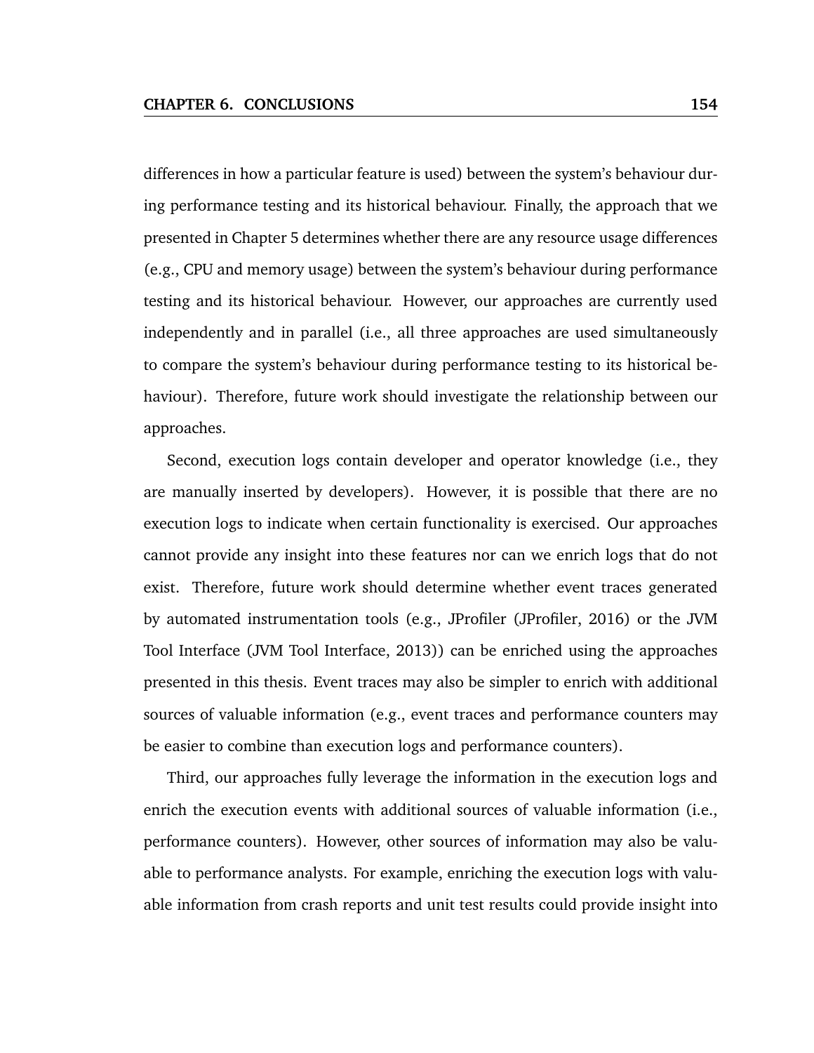differences in how a particular feature is used) between the system's behaviour during performance testing and its historical behaviour. Finally, the approach that we presented in Chapter 5 determines whether there are any resource usage differences (e.g., CPU and memory usage) between the system's behaviour during performance testing and its historical behaviour. However, our approaches are currently used independently and in parallel (i.e., all three approaches are used simultaneously to compare the system's behaviour during performance testing to its historical behaviour). Therefore, future work should investigate the relationship between our approaches.

Second, execution logs contain developer and operator knowledge (i.e., they are manually inserted by developers). However, it is possible that there are no execution logs to indicate when certain functionality is exercised. Our approaches cannot provide any insight into these features nor can we enrich logs that do not exist. Therefore, future work should determine whether event traces generated by automated instrumentation tools (e.g., JProfiler (JProfiler, 2016) or the JVM Tool Interface (JVM Tool Interface, 2013)) can be enriched using the approaches presented in this thesis. Event traces may also be simpler to enrich with additional sources of valuable information (e.g., event traces and performance counters may be easier to combine than execution logs and performance counters).

Third, our approaches fully leverage the information in the execution logs and enrich the execution events with additional sources of valuable information (i.e., performance counters). However, other sources of information may also be valuable to performance analysts. For example, enriching the execution logs with valuable information from crash reports and unit test results could provide insight into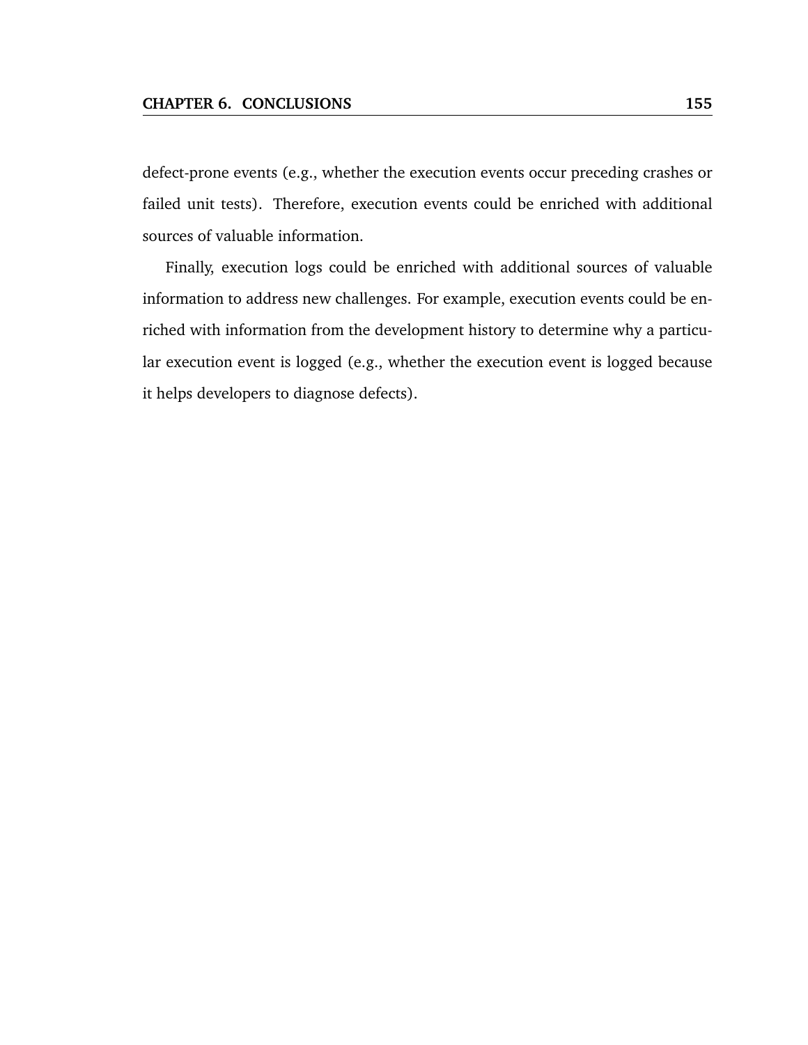defect-prone events (e.g., whether the execution events occur preceding crashes or failed unit tests). Therefore, execution events could be enriched with additional sources of valuable information.

Finally, execution logs could be enriched with additional sources of valuable information to address new challenges. For example, execution events could be enriched with information from the development history to determine why a particular execution event is logged (e.g., whether the execution event is logged because it helps developers to diagnose defects).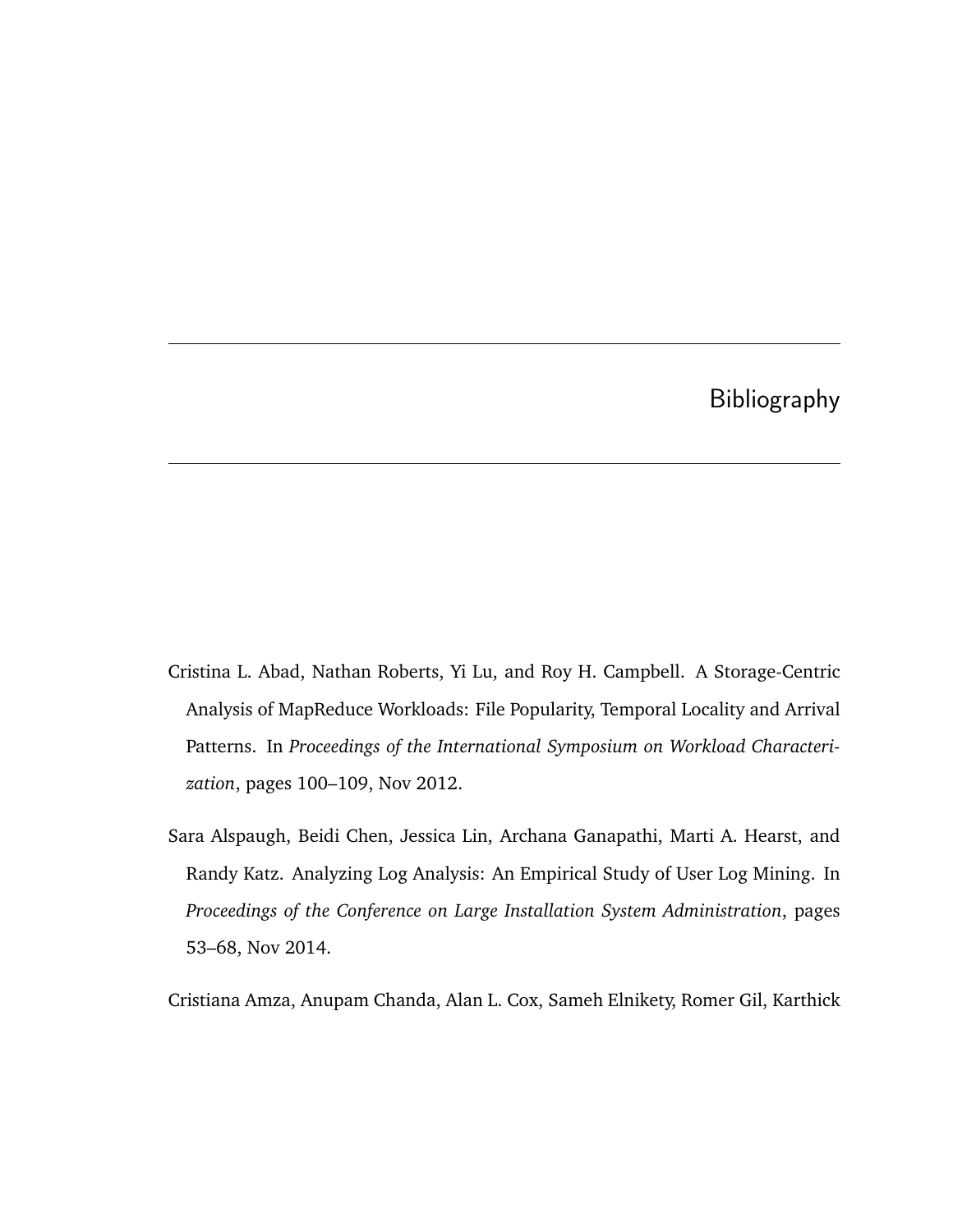# Bibliography

Cristina L. Abad, Nathan Roberts, Yi Lu, and Roy H. Campbell. A Storage-Centric Analysis of MapReduce Workloads: File Popularity, Temporal Locality and Arrival Patterns. In *Proceedings of the International Symposium on Workload Characterization*, pages 100–109, Nov 2012.

Sara Alspaugh, Beidi Chen, Jessica Lin, Archana Ganapathi, Marti A. Hearst, and Randy Katz. Analyzing Log Analysis: An Empirical Study of User Log Mining. In *Proceedings of the Conference on Large Installation System Administration*, pages 53–68, Nov 2014.

Cristiana Amza, Anupam Chanda, Alan L. Cox, Sameh Elnikety, Romer Gil, Karthick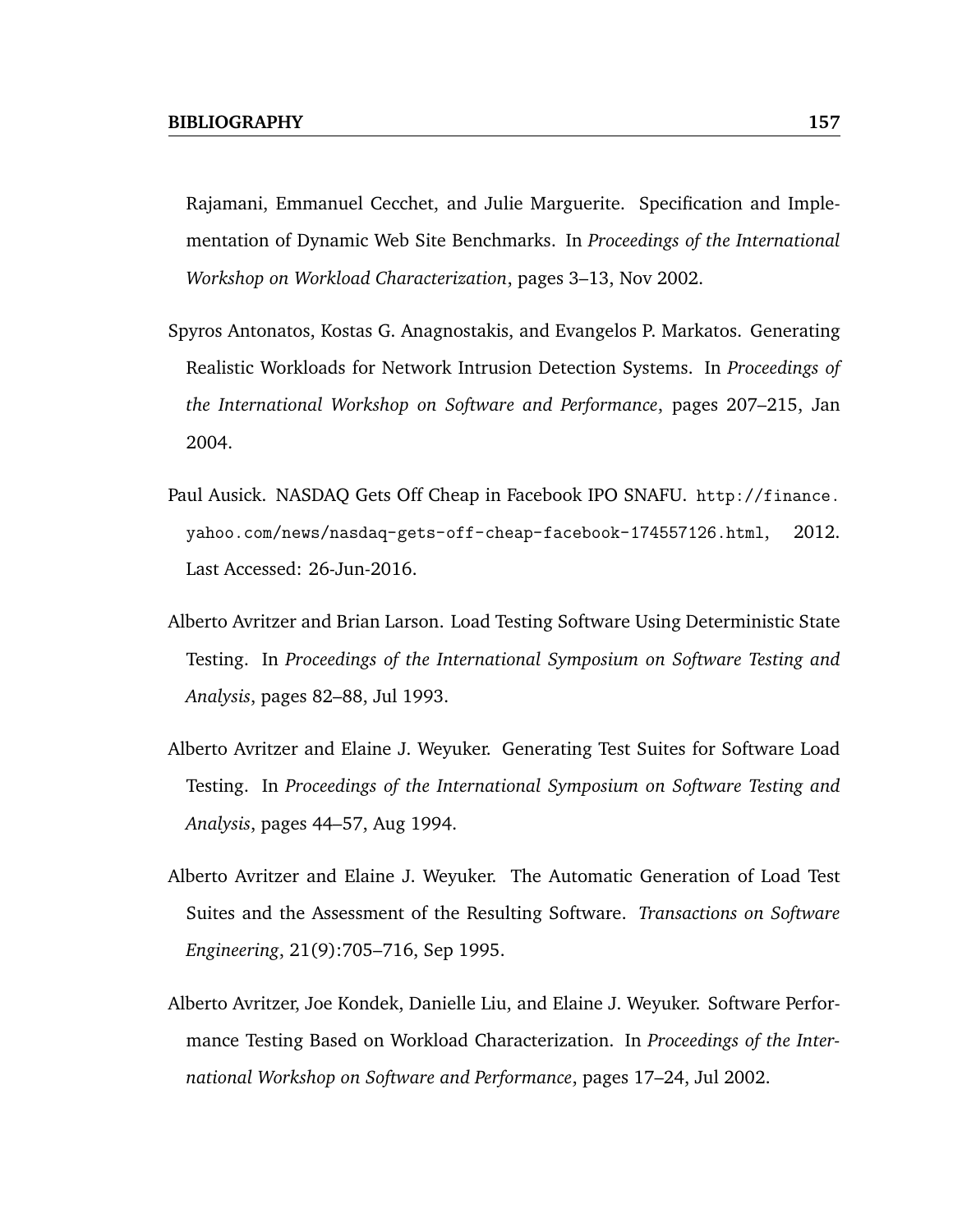Rajamani, Emmanuel Cecchet, and Julie Marguerite. Specification and Implementation of Dynamic Web Site Benchmarks. In *Proceedings of the International Workshop on Workload Characterization*, pages 3–13, Nov 2002.

Spyros Antonatos, Kostas G. Anagnostakis, and Evangelos P. Markatos. Generating Realistic Workloads for Network Intrusion Detection Systems. In *Proceedings of the International Workshop on Software and Performance*, pages 207–215, Jan 2004.

Paul Ausick. NASDAQ Gets Off Cheap in Facebook IPO SNAFU. `http://finance.yahoo.com/news/nasdaq-gets-off-cheap-facebook-174557126.html`, 2012. Last Accessed: 26-Jun-2016.

Alberto Avritzer and Brian Larson. Load Testing Software Using Deterministic State Testing. In *Proceedings of the International Symposium on Software Testing and Analysis*, pages 82–88, Jul 1993.

Alberto Avritzer and Elaine J. Weyuker. Generating Test Suites for Software Load Testing. In *Proceedings of the International Symposium on Software Testing and Analysis*, pages 44–57, Aug 1994.

Alberto Avritzer and Elaine J. Weyuker. The Automatic Generation of Load Test Suites and the Assessment of the Resulting Software. *Transactions on Software Engineering*, 21(9):705–716, Sep 1995.

Alberto Avritzer, Joe Kondek, Danielle Liu, and Elaine J. Weyuker. Software Performance Testing Based on Workload Characterization. In *Proceedings of the International Workshop on Software and Performance*, pages 17–24, Jul 2002.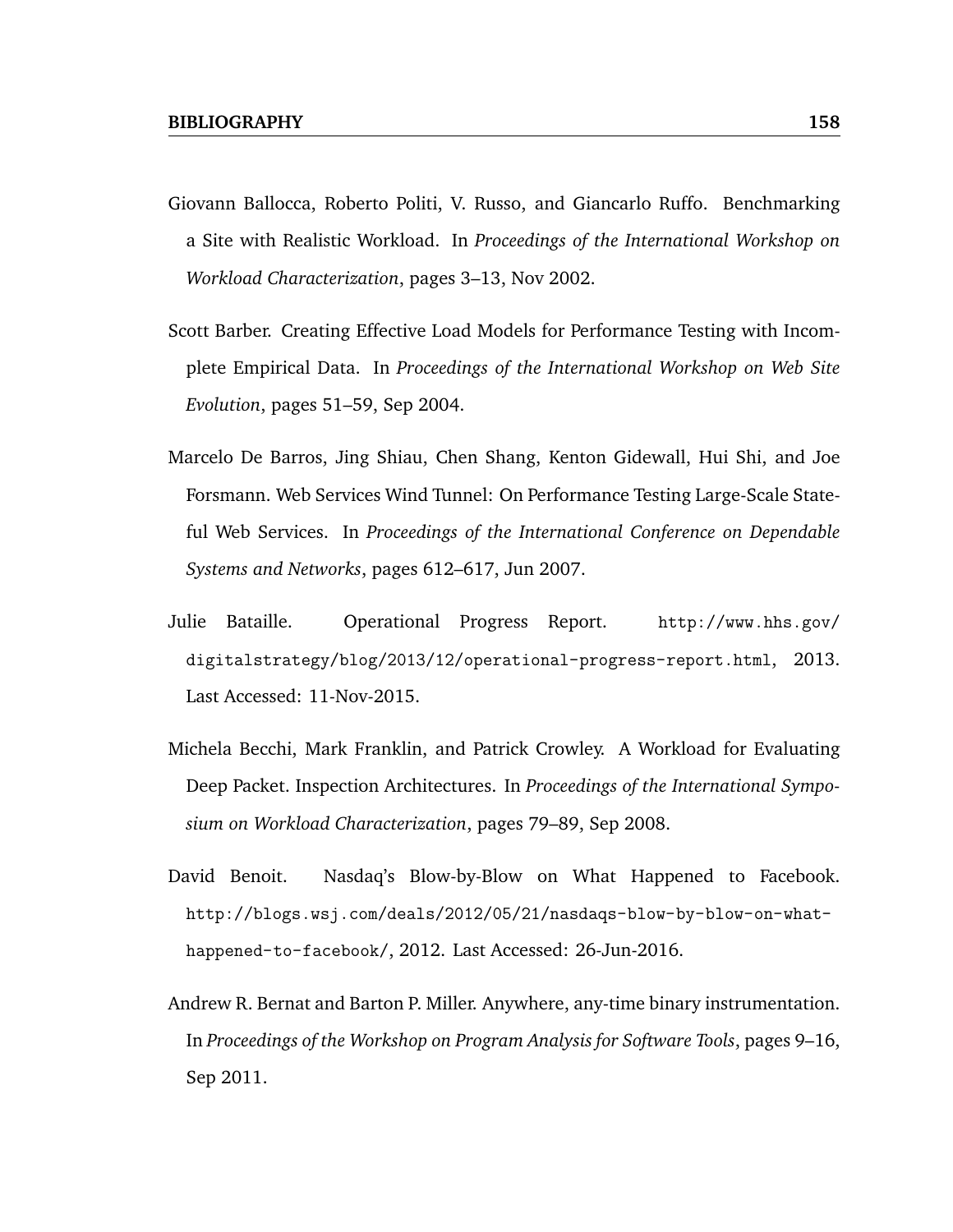Giovann Ballocca, Roberto Politi, V. Russo, and Giancarlo Ruffo. Benchmarking a Site with Realistic Workload. In *Proceedings of the International Workshop on Workload Characterization*, pages 3–13, Nov 2002.

Scott Barber. Creating Effective Load Models for Performance Testing with Incomplete Empirical Data. In *Proceedings of the International Workshop on Web Site Evolution*, pages 51–59, Sep 2004.

Marcelo De Barros, Jing Shiau, Chen Shang, Kenton Gidewall, Hui Shi, and Joe Forsmann. Web Services Wind Tunnel: On Performance Testing Large-Scale Stateful Web Services. In *Proceedings of the International Conference on Dependable Systems and Networks*, pages 612–617, Jun 2007.

Julie Bataille. Operational Progress Report. `http://www.hhs.gov/digitalstrategy/blog/2013/12/operational-progress-report.html`, 2013. Last Accessed: 11-Nov-2015.

Michela Becchi, Mark Franklin, and Patrick Crowley. A Workload for Evaluating Deep Packet. Inspection Architectures. In *Proceedings of the International Symposium on Workload Characterization*, pages 79–89, Sep 2008.

David Benoit. Nasdaq's Blow-by-Blow on What Happened to Facebook. `http://blogs.wsj.com/deals/2012/05/21/nasdaqs-blow-by-blow-on-what-happened-to-facebook/`, 2012. Last Accessed: 26-Jun-2016.

Andrew R. Bernat and Barton P. Miller. Anywhere, any-time binary instrumentation. In *Proceedings of the Workshop on Program Analysis for Software Tools*, pages 9–16, Sep 2011.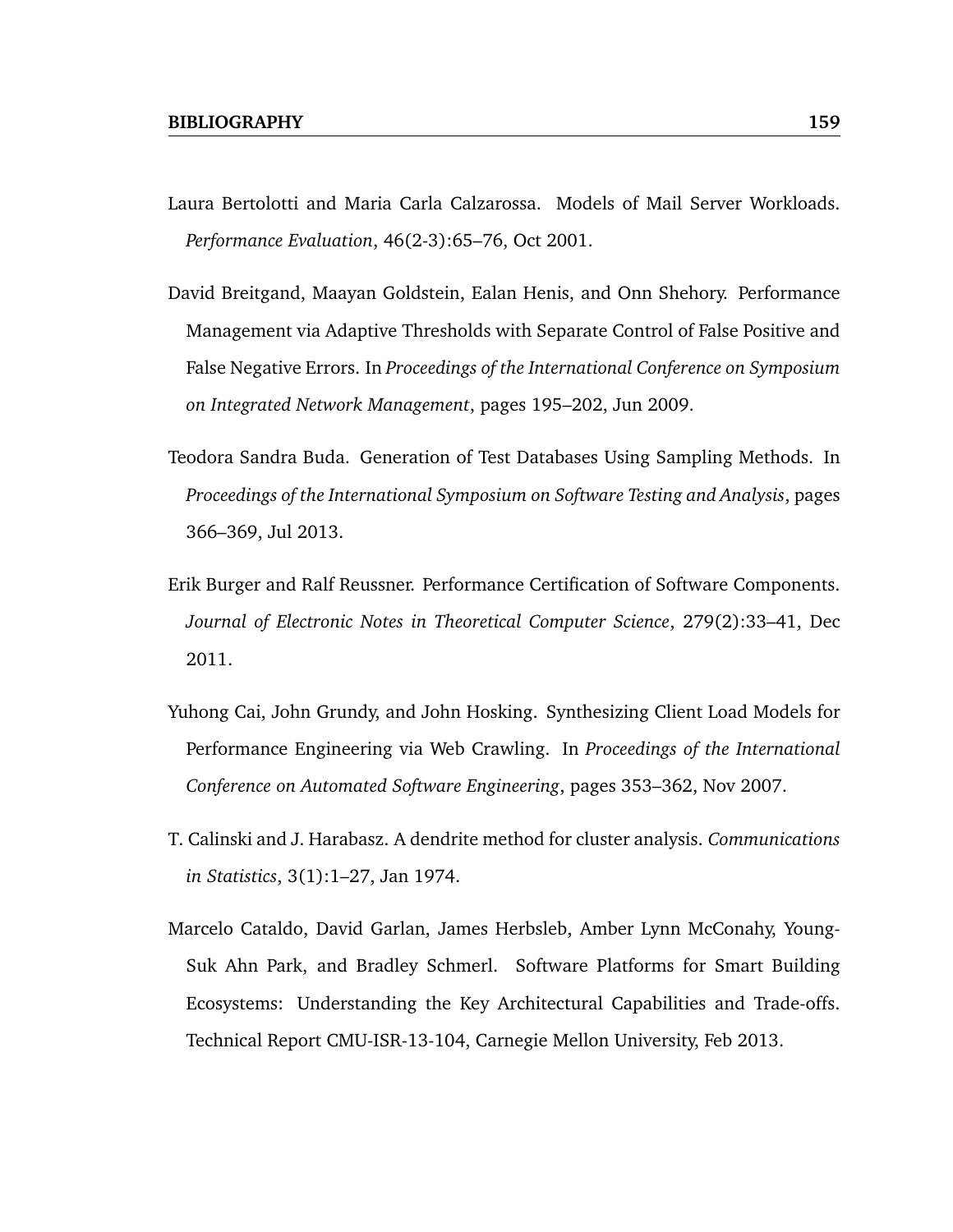Laura Bertolotti and Maria Carla Calzarossa. Models of Mail Server Workloads. *Performance Evaluation*, 46(2-3):65–76, Oct 2001.

David Breitgand, Maayan Goldstein, Ealan Henis, and Onn Shehory. Performance Management via Adaptive Thresholds with Separate Control of False Positive and False Negative Errors. In *Proceedings of the International Conference on Symposium on Integrated Network Management*, pages 195–202, Jun 2009.

Teodora Sandra Buda. Generation of Test Databases Using Sampling Methods. In *Proceedings of the International Symposium on Software Testing and Analysis*, pages 366–369, Jul 2013.

Erik Burger and Ralf Reussner. Performance Certification of Software Components. *Journal of Electronic Notes in Theoretical Computer Science*, 279(2):33–41, Dec 2011.

Yuhong Cai, John Grundy, and John Hosking. Synthesizing Client Load Models for Performance Engineering via Web Crawling. In *Proceedings of the International Conference on Automated Software Engineering*, pages 353–362, Nov 2007.

T. Calinski and J. Harabasz. A dendrite method for cluster analysis. *Communications in Statistics*, 3(1):1–27, Jan 1974.

Marcelo Cataldo, David Garlan, James Herbsleb, Amber Lynn McConahy, Young-Suk Ahn Park, and Bradley Schmerl. Software Platforms for Smart Building Ecosystems: Understanding the Key Architectural Capabilities and Trade-offs. Technical Report CMU-ISR-13-104, Carnegie Mellon University, Feb 2013.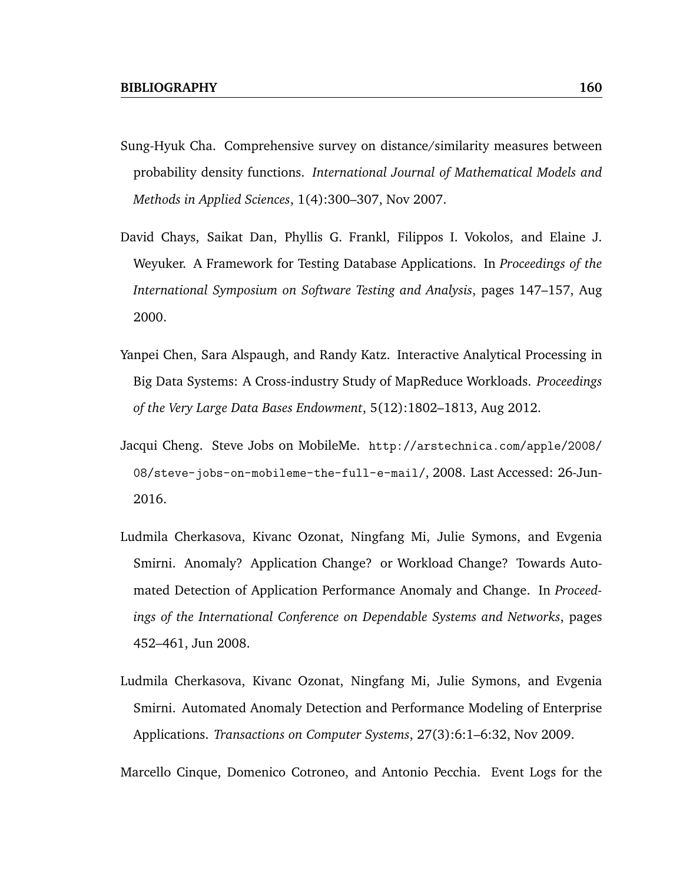Sung-Hyuk Cha. Comprehensive survey on distance/similarity measures between probability density functions. *International Journal of Mathematical Models and Methods in Applied Sciences*, 1(4):300–307, Nov 2007.

David Chays, Saikat Dan, Phyllis G. Frankl, Filippos I. Vokolos, and Elaine J. Weyuker. A Framework for Testing Database Applications. In *Proceedings of the International Symposium on Software Testing and Analysis*, pages 147–157, Aug 2000.

Yanpei Chen, Sara Alspaugh, and Randy Katz. Interactive Analytical Processing in Big Data Systems: A Cross-industry Study of MapReduce Workloads. *Proceedings of the Very Large Data Bases Endowment*, 5(12):1802–1813, Aug 2012.

Jacqui Cheng. Steve Jobs on MobileMe. `http://arstechnica.com/apple/2008/08/steve-jobs-on-mobileme-the-full-e-mail/`, 2008. Last Accessed: 26-Jun-2016.

Ludmila Cherkasova, Kivanc Ozonat, Ningfang Mi, Julie Symons, and Evgenia Smirni. Anomaly? Application Change? or Workload Change? Towards Automated Detection of Application Performance Anomaly and Change. In *Proceedings of the International Conference on Dependable Systems and Networks*, pages 452–461, Jun 2008.

Ludmila Cherkasova, Kivanc Ozonat, Ningfang Mi, Julie Symons, and Evgenia Smirni. Automated Anomaly Detection and Performance Modeling of Enterprise Applications. *Transactions on Computer Systems*, 27(3):6:1–6:32, Nov 2009.

Marcello Cinque, Domenico Cotroneo, and Antonio Pecchia. Event Logs for the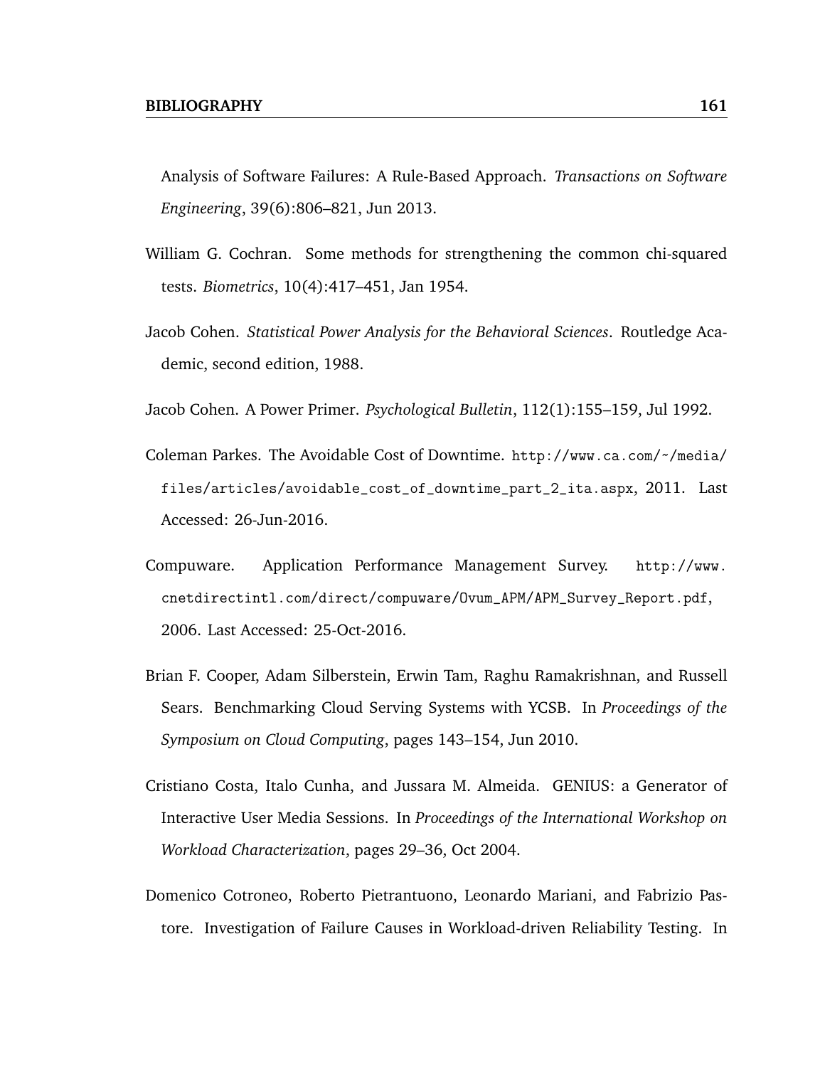Analysis of Software Failures: A Rule-Based Approach. *Transactions on Software Engineering*, 39(6):806–821, Jun 2013.

William G. Cochran. Some methods for strengthening the common chi-squared tests. *Biometrics*, 10(4):417–451, Jan 1954.

Jacob Cohen. *Statistical Power Analysis for the Behavioral Sciences*. Routledge Academic, second edition, 1988.

Jacob Cohen. A Power Primer. *Psychological Bulletin*, 112(1):155–159, Jul 1992.

Coleman Parkes. The Avoidable Cost of Downtime. http://www.ca.com/~/media/files/articles/avoidable_cost_of_downtime_part_2_ita.aspx, 2011. Last Accessed: 26-Jun-2016.

Compuware. Application Performance Management Survey. http://www.cnetdirectintl.com/direct/compuware/Ovum_APM/APM_Survey_Report.pdf, 2006. Last Accessed: 25-Oct-2016.

Brian F. Cooper, Adam Silberstein, Erwin Tam, Raghu Ramakrishnan, and Russell Sears. Benchmarking Cloud Serving Systems with YCSB. In *Proceedings of the Symposium on Cloud Computing*, pages 143–154, Jun 2010.

Cristiano Costa, Italo Cunha, and Jussara M. Almeida. GENIUS: a Generator of Interactive User Media Sessions. In *Proceedings of the International Workshop on Workload Characterization*, pages 29–36, Oct 2004.

Domenico Cotroneo, Roberto Pietrantuono, Leonardo Mariani, and Fabrizio Pastore. Investigation of Failure Causes in Workload-driven Reliability Testing. In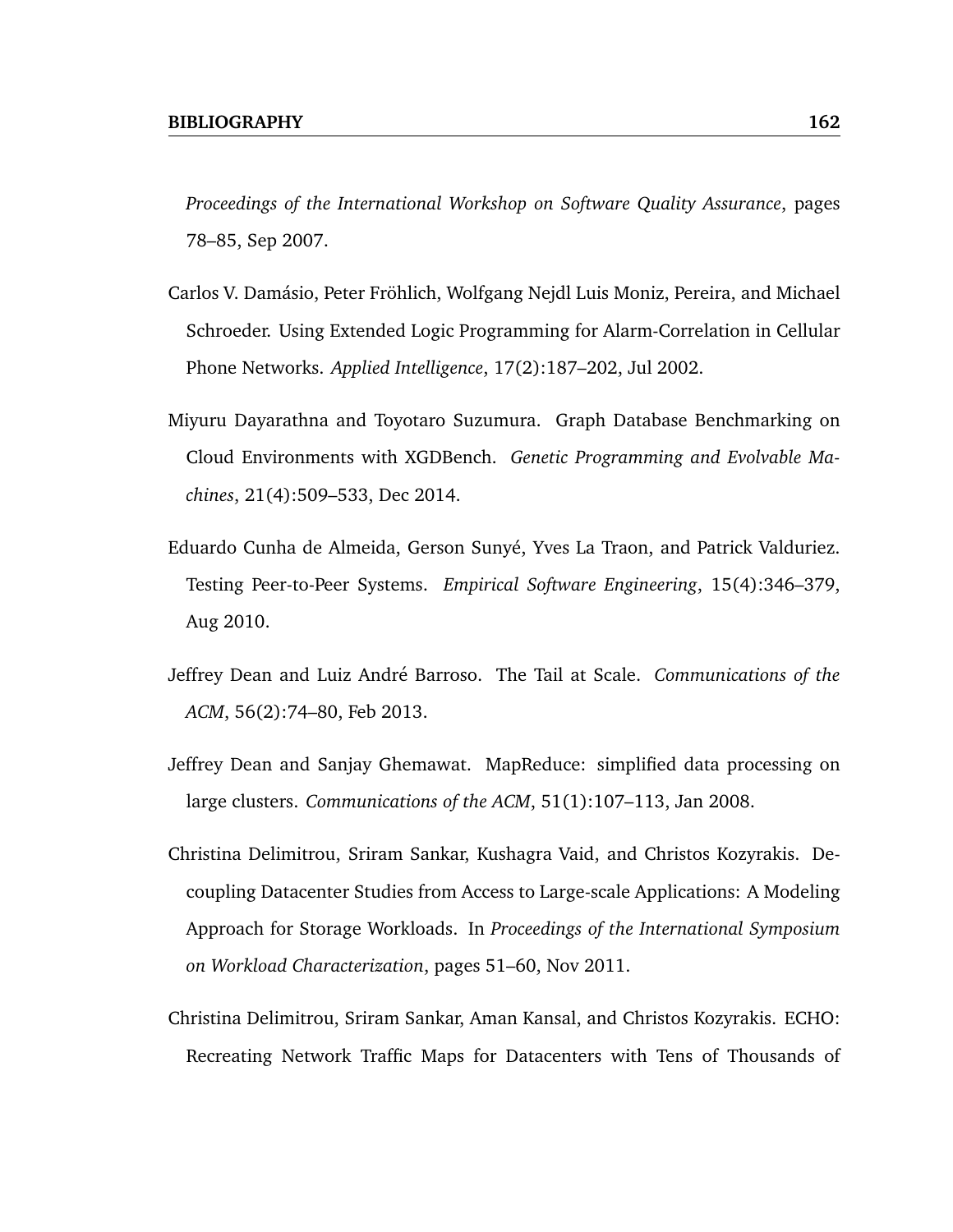*Proceedings of the International Workshop on Software Quality Assurance*, pages 78–85, Sep 2007.

Carlos V. Damásio, Peter Fröhlich, Wolfgang Nejdl Luis Moniz, Pereira, and Michael Schroeder. Using Extended Logic Programming for Alarm-Correlation in Cellular Phone Networks. *Applied Intelligence*, 17(2):187–202, Jul 2002.

Miyuru Dayarathna and Toyotaro Suzumura. Graph Database Benchmarking on Cloud Environments with XGDBench. *Genetic Programming and Evolvable Machines*, 21(4):509–533, Dec 2014.

Eduardo Cunha de Almeida, Gerson Sunyé, Yves La Traon, and Patrick Valduriez. Testing Peer-to-Peer Systems. *Empirical Software Engineering*, 15(4):346–379, Aug 2010.

Jeffrey Dean and Luiz André Barroso. The Tail at Scale. *Communications of the ACM*, 56(2):74–80, Feb 2013.

Jeffrey Dean and Sanjay Ghemawat. MapReduce: simplified data processing on large clusters. *Communications of the ACM*, 51(1):107–113, Jan 2008.

Christina Delimitrou, Sriram Sankar, Kushagra Vaid, and Christos Kozyrakis. Decoupling Datacenter Studies from Access to Large-scale Applications: A Modeling Approach for Storage Workloads. In *Proceedings of the International Symposium on Workload Characterization*, pages 51–60, Nov 2011.

Christina Delimitrou, Sriram Sankar, Aman Kansal, and Christos Kozyrakis. ECHO: Recreating Network Traffic Maps for Datacenters with Tens of Thousands of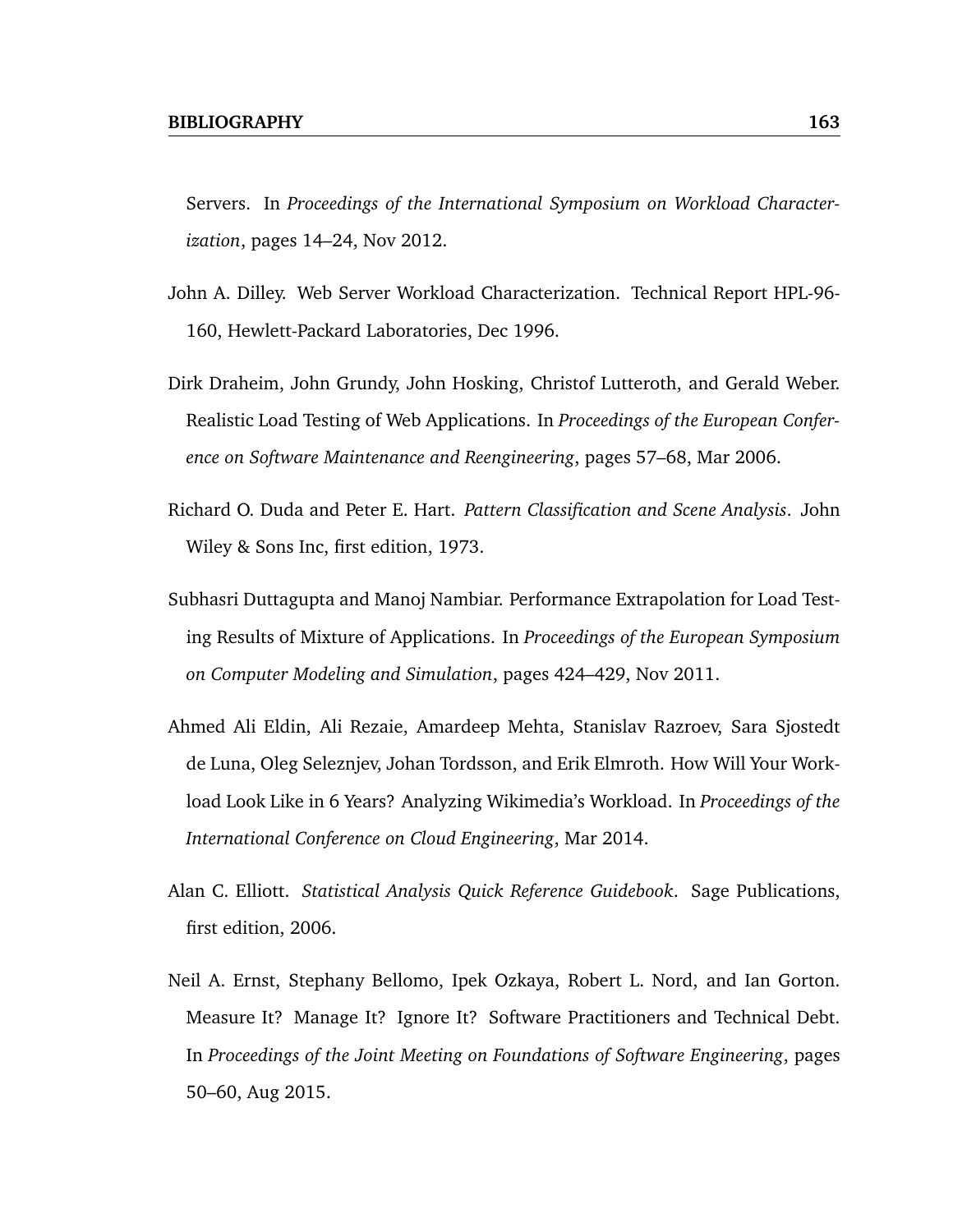Servers. In *Proceedings of the International Symposium on Workload Characterization*, pages 14–24, Nov 2012.

John A. Dilley. Web Server Workload Characterization. Technical Report HPL-96-160, Hewlett-Packard Laboratories, Dec 1996.

Dirk Draheim, John Grundy, John Hosking, Christof Lutteroth, and Gerald Weber. Realistic Load Testing of Web Applications. In *Proceedings of the European Conference on Software Maintenance and Reengineering*, pages 57–68, Mar 2006.

Richard O. Duda and Peter E. Hart. *Pattern Classification and Scene Analysis*. John Wiley & Sons Inc, first edition, 1973.

Subhasri Duttagupta and Manoj Nambiar. Performance Extrapolation for Load Testing Results of Mixture of Applications. In *Proceedings of the European Symposium on Computer Modeling and Simulation*, pages 424–429, Nov 2011.

Ahmed Ali Eldin, Ali Rezaie, Amardeep Mehta, Stanislav Razroev, Sara Sjostedt de Luna, Oleg Seleznjev, Johan Tordsson, and Erik Elmroth. How Will Your Workload Look Like in 6 Years? Analyzing Wikimedia's Workload. In *Proceedings of the International Conference on Cloud Engineering*, Mar 2014.

Alan C. Elliott. *Statistical Analysis Quick Reference Guidebook*. Sage Publications, first edition, 2006.

Neil A. Ernst, Stephany Bellomo, Ipek Ozkaya, Robert L. Nord, and Ian Gorton. Measure It? Manage It? Ignore It? Software Practitioners and Technical Debt. In *Proceedings of the Joint Meeting on Foundations of Software Engineering*, pages 50–60, Aug 2015.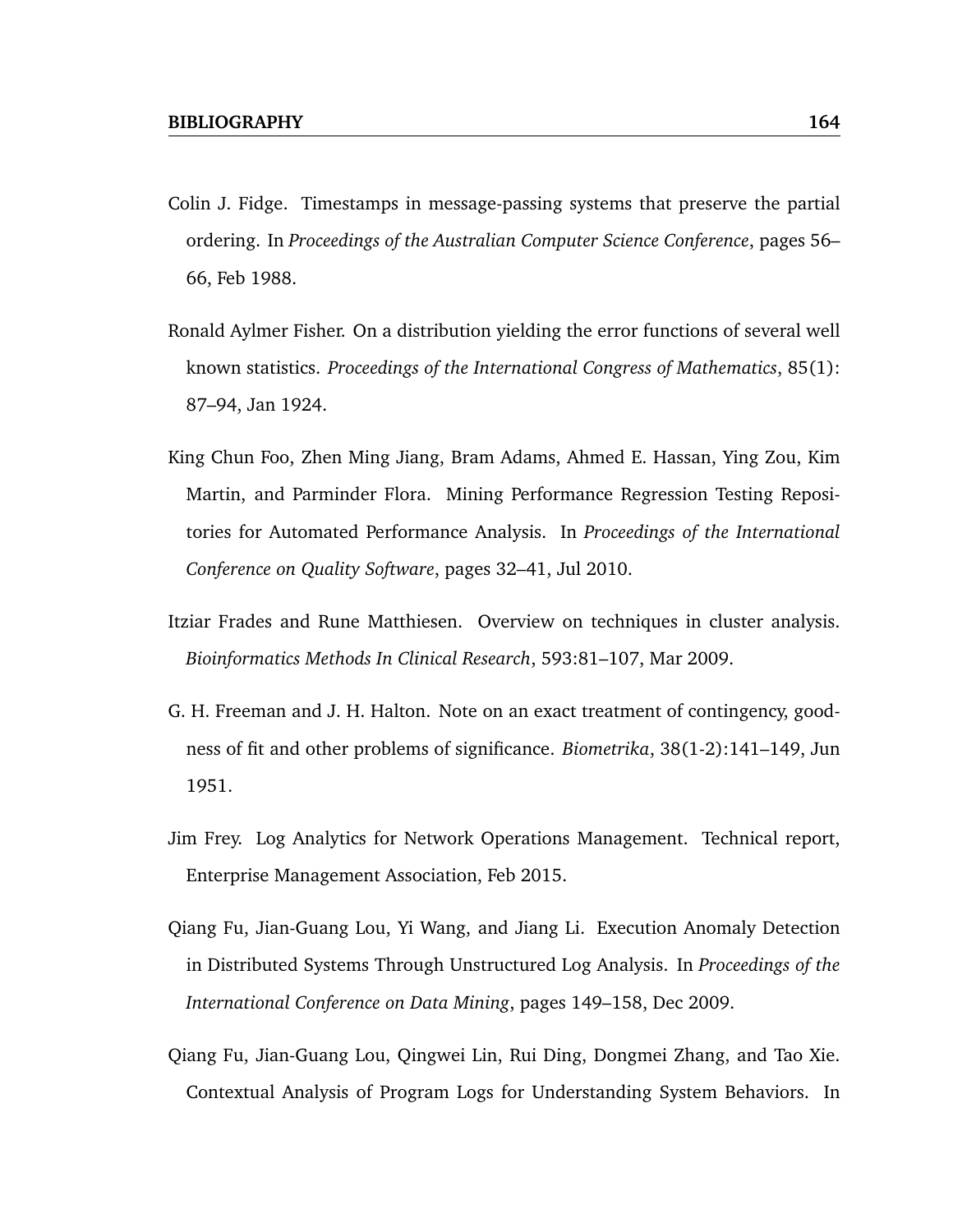Colin J. Fidge. Timestamps in message-passing systems that preserve the partial ordering. In *Proceedings of the Australian Computer Science Conference*, pages 56–66, Feb 1988.

Ronald Aylmer Fisher. On a distribution yielding the error functions of several well known statistics. *Proceedings of the International Congress of Mathematics*, 85(1): 87–94, Jan 1924.

King Chun Foo, Zhen Ming Jiang, Bram Adams, Ahmed E. Hassan, Ying Zou, Kim Martin, and Parminder Flora. Mining Performance Regression Testing Repositories for Automated Performance Analysis. In *Proceedings of the International Conference on Quality Software*, pages 32–41, Jul 2010.

Itziar Frades and Rune Matthiesen. Overview on techniques in cluster analysis. *Bioinformatics Methods In Clinical Research*, 593:81–107, Mar 2009.

G. H. Freeman and J. H. Halton. Note on an exact treatment of contingency, goodness of fit and other problems of significance. *Biometrika*, 38(1-2):141–149, Jun 1951.

Jim Frey. Log Analytics for Network Operations Management. Technical report, Enterprise Management Association, Feb 2015.

Qiang Fu, Jian-Guang Lou, Yi Wang, and Jiang Li. Execution Anomaly Detection in Distributed Systems Through Unstructured Log Analysis. In *Proceedings of the International Conference on Data Mining*, pages 149–158, Dec 2009.

Qiang Fu, Jian-Guang Lou, Qingwei Lin, Rui Ding, Dongmei Zhang, and Tao Xie. Contextual Analysis of Program Logs for Understanding System Behaviors. In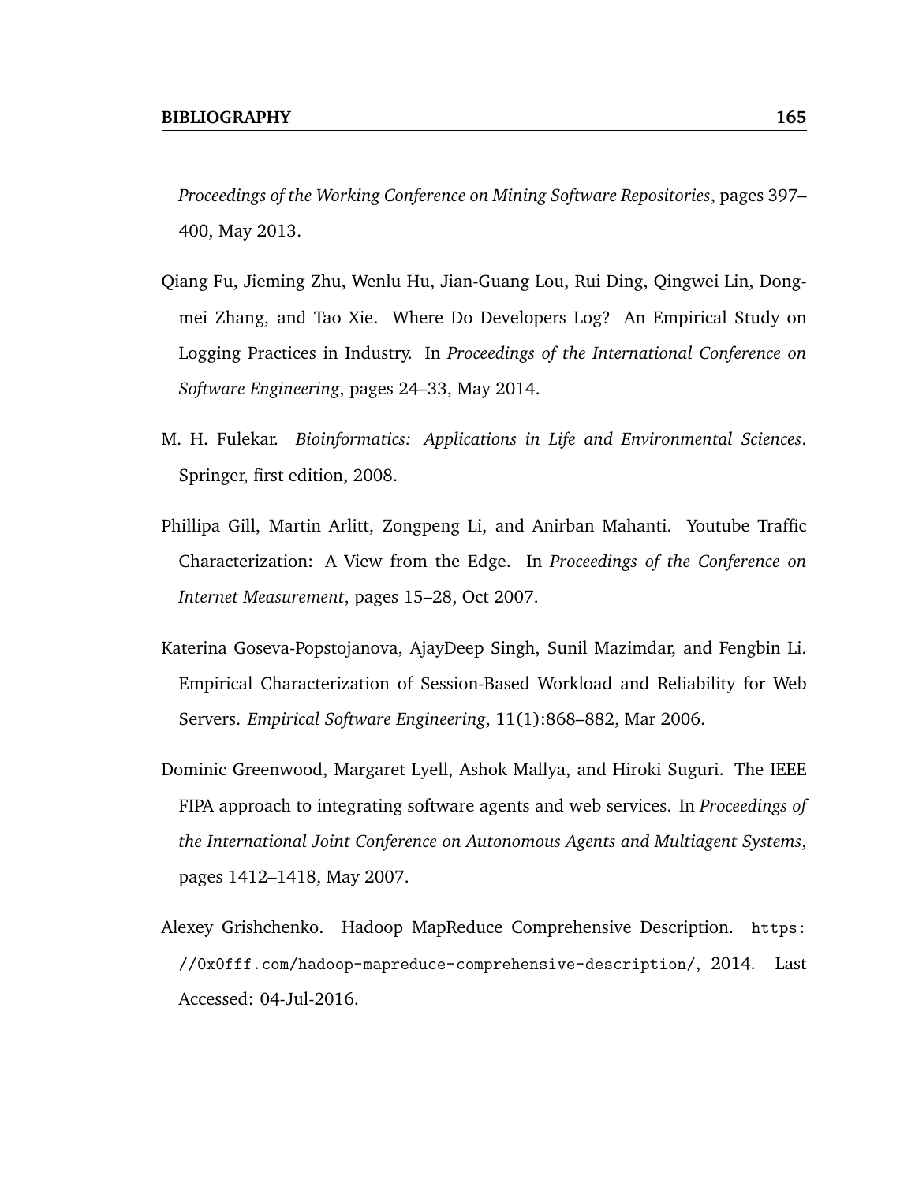*Proceedings of the Working Conference on Mining Software Repositories*, pages 397–400, May 2013.

Qiang Fu, Jieming Zhu, Wenlu Hu, Jian-Guang Lou, Rui Ding, Qingwei Lin, Dongmei Zhang, and Tao Xie. Where Do Developers Log? An Empirical Study on Logging Practices in Industry. In *Proceedings of the International Conference on Software Engineering*, pages 24–33, May 2014.

M. H. Fulekar. *Bioinformatics: Applications in Life and Environmental Sciences*. Springer, first edition, 2008.

Phillipa Gill, Martin Arlitt, Zongpeng Li, and Anirban Mahanti. Youtube Traffic Characterization: A View from the Edge. In *Proceedings of the Conference on Internet Measurement*, pages 15–28, Oct 2007.

Katerina Goseva-Popstojanova, AjayDeep Singh, Sunil Mazimdar, and Fengbin Li. Empirical Characterization of Session-Based Workload and Reliability for Web Servers. *Empirical Software Engineering*, 11(1):868–882, Mar 2006.

Dominic Greenwood, Margaret Lyell, Ashok Mallya, and Hiroki Suguri. The IEEE FIPA approach to integrating software agents and web services. In *Proceedings of the International Joint Conference on Autonomous Agents and Multiagent Systems*, pages 1412–1418, May 2007.

Alexey Grishchenko. Hadoop MapReduce Comprehensive Description. `https://0x0fff.com/hadoop-mapreduce-comprehensive-description/`, 2014. Last Accessed: 04-Jul-2016.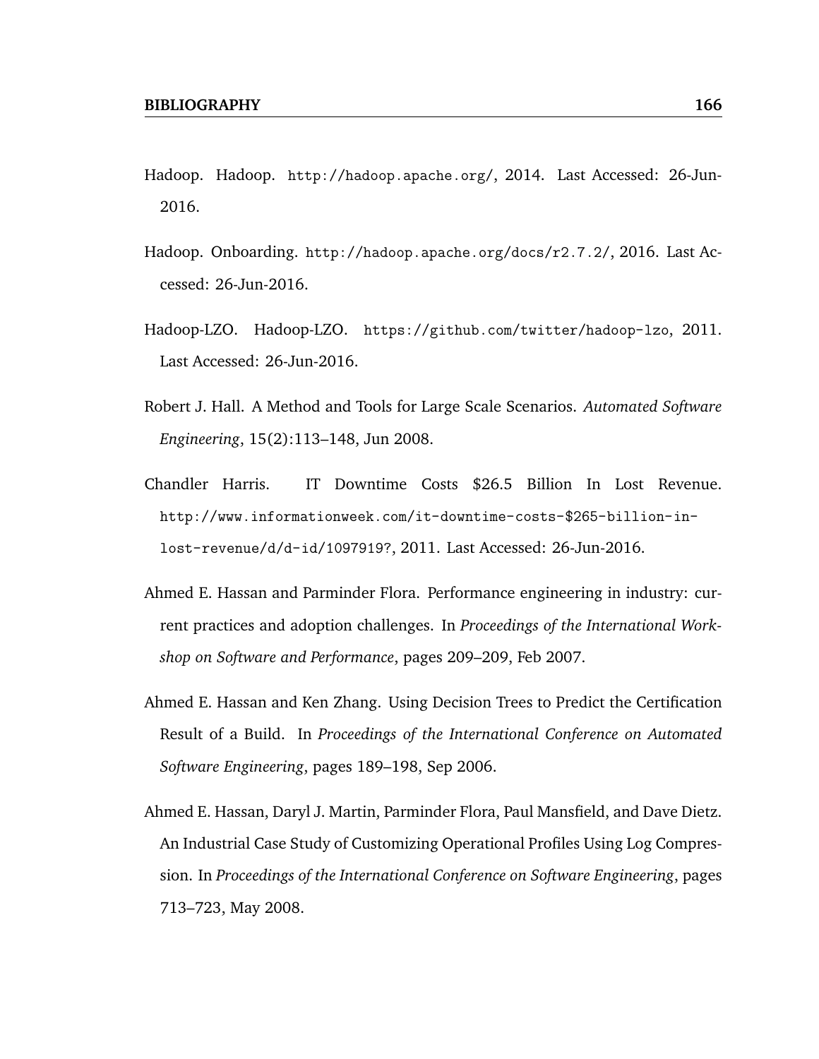Hadoop. Hadoop. http://hadoop.apache.org/, 2014. Last Accessed: 26-Jun-2016.

Hadoop. Onboarding. http://hadoop.apache.org/docs/r2.7.2/, 2016. Last Accessed: 26-Jun-2016.

Hadoop-LZO. Hadoop-LZO. https://github.com/twitter/hadoop-lzo, 2011. Last Accessed: 26-Jun-2016.

Robert J. Hall. A Method and Tools for Large Scale Scenarios. *Automated Software Engineering*, 15(2):113–148, Jun 2008.

Chandler Harris. IT Downtime Costs $26.5 Billion In Lost Revenue. http://www.informationweek.com/it-downtime-costs-$265-billion-in-lost-revenue/d/d-id/1097919?, 2011. Last Accessed: 26-Jun-2016.

Ahmed E. Hassan and Parminder Flora. Performance engineering in industry: current practices and adoption challenges. In *Proceedings of the International Workshop on Software and Performance*, pages 209–209, Feb 2007.

Ahmed E. Hassan and Ken Zhang. Using Decision Trees to Predict the Certification Result of a Build. In *Proceedings of the International Conference on Automated Software Engineering*, pages 189–198, Sep 2006.

Ahmed E. Hassan, Daryl J. Martin, Parminder Flora, Paul Mansfield, and Dave Dietz. An Industrial Case Study of Customizing Operational Profiles Using Log Compression. In *Proceedings of the International Conference on Software Engineering*, pages 713–723, May 2008.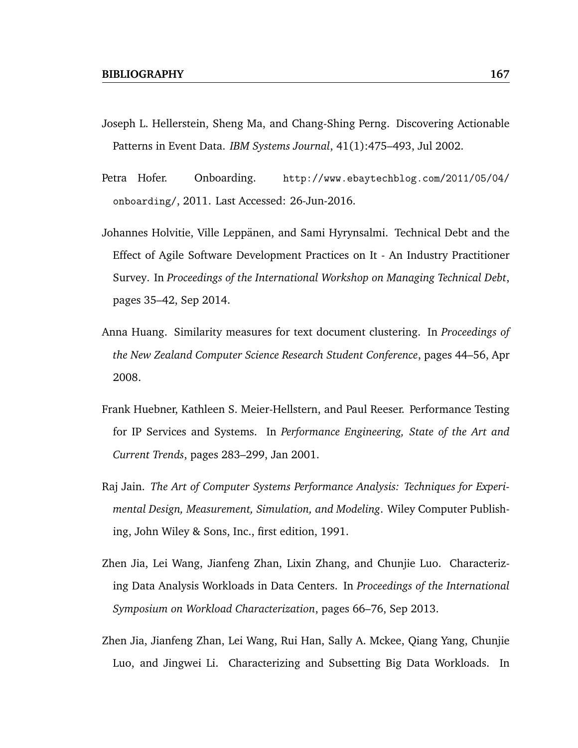Joseph L. Hellerstein, Sheng Ma, and Chang-Shing Perng. Discovering Actionable Patterns in Event Data. *IBM Systems Journal*, 41(1):475–493, Jul 2002.

Petra Hofer. Onboarding. `http://www.ebaytechblog.com/2011/05/04/onboarding/`, 2011. Last Accessed: 26-Jun-2016.

Johannes Holvitie, Ville Leppänen, and Sami Hyrynsalmi. Technical Debt and the Effect of Agile Software Development Practices on It - An Industry Practitioner Survey. In *Proceedings of the International Workshop on Managing Technical Debt*, pages 35–42, Sep 2014.

Anna Huang. Similarity measures for text document clustering. In *Proceedings of the New Zealand Computer Science Research Student Conference*, pages 44–56, Apr 2008.

Frank Huebner, Kathleen S. Meier-Hellstern, and Paul Reeser. Performance Testing for IP Services and Systems. In *Performance Engineering, State of the Art and Current Trends*, pages 283–299, Jan 2001.

Raj Jain. *The Art of Computer Systems Performance Analysis: Techniques for Experimental Design, Measurement, Simulation, and Modeling*. Wiley Computer Publishing, John Wiley & Sons, Inc., first edition, 1991.

Zhen Jia, Lei Wang, Jianfeng Zhan, Lixin Zhang, and Chunjie Luo. Characterizing Data Analysis Workloads in Data Centers. In *Proceedings of the International Symposium on Workload Characterization*, pages 66–76, Sep 2013.

Zhen Jia, Jianfeng Zhan, Lei Wang, Rui Han, Sally A. Mckee, Qiang Yang, Chunjie Luo, and Jingwei Li. Characterizing and Subsetting Big Data Workloads. In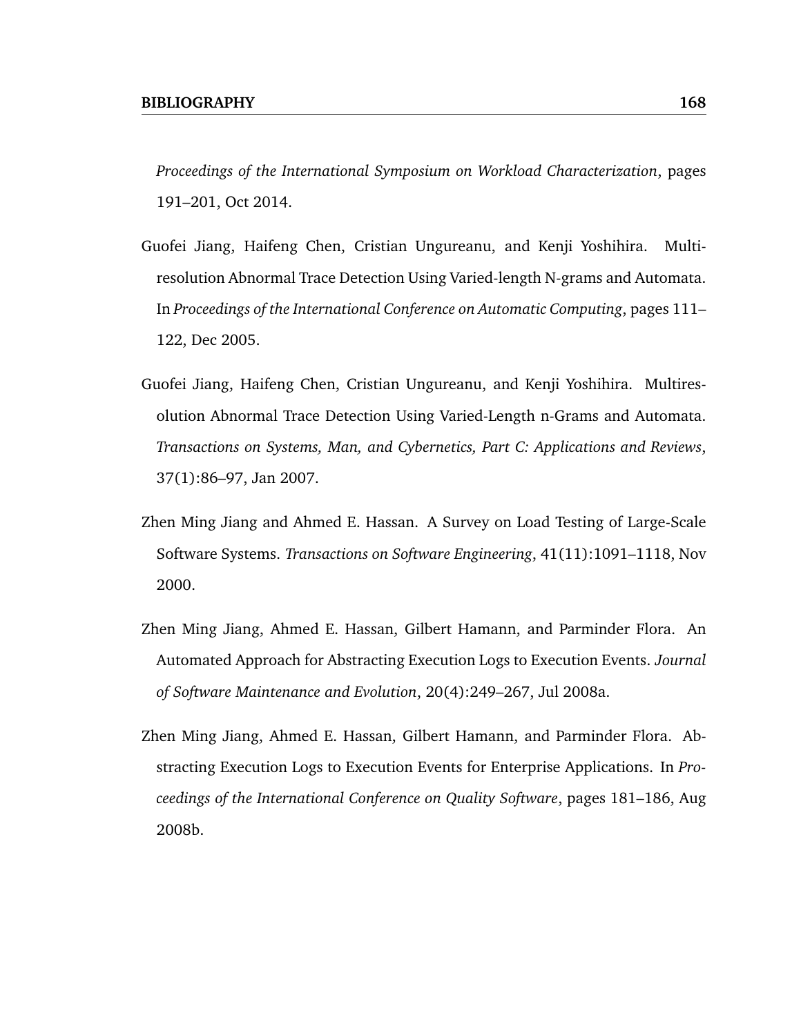*Proceedings of the International Symposium on Workload Characterization*, pages 191–201, Oct 2014.

Guofei Jiang, Haifeng Chen, Cristian Ungureanu, and Kenji Yoshihira. Multi-resolution Abnormal Trace Detection Using Varied-length N-grams and Automata. In *Proceedings of the International Conference on Automatic Computing*, pages 111–122, Dec 2005.

Guofei Jiang, Haifeng Chen, Cristian Ungureanu, and Kenji Yoshihira. Multiresolution Abnormal Trace Detection Using Varied-Length n-Grams and Automata. *Transactions on Systems, Man, and Cybernetics, Part C: Applications and Reviews*, 37(1):86–97, Jan 2007.

Zhen Ming Jiang and Ahmed E. Hassan. A Survey on Load Testing of Large-Scale Software Systems. *Transactions on Software Engineering*, 41(11):1091–1118, Nov 2000.

Zhen Ming Jiang, Ahmed E. Hassan, Gilbert Hamann, and Parminder Flora. An Automated Approach for Abstracting Execution Logs to Execution Events. *Journal of Software Maintenance and Evolution*, 20(4):249–267, Jul 2008a.

Zhen Ming Jiang, Ahmed E. Hassan, Gilbert Hamann, and Parminder Flora. Abstracting Execution Logs to Execution Events for Enterprise Applications. In *Proceedings of the International Conference on Quality Software*, pages 181–186, Aug 2008b.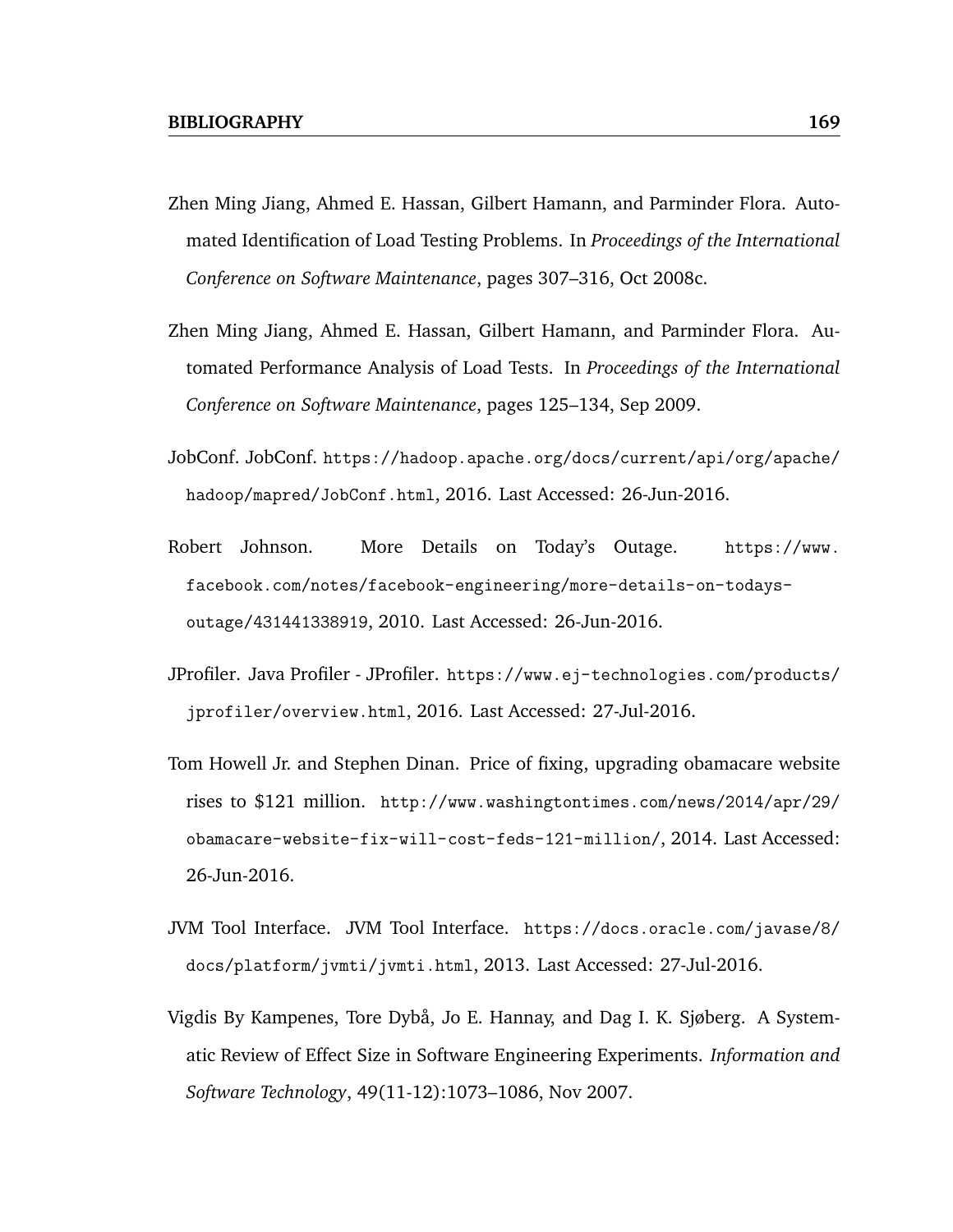Zhen Ming Jiang, Ahmed E. Hassan, Gilbert Hamann, and Parminder Flora. Automated Identification of Load Testing Problems. In *Proceedings of the International Conference on Software Maintenance*, pages 307–316, Oct 2008c.

Zhen Ming Jiang, Ahmed E. Hassan, Gilbert Hamann, and Parminder Flora. Automated Performance Analysis of Load Tests. In *Proceedings of the International Conference on Software Maintenance*, pages 125–134, Sep 2009.

JobConf. JobConf. https://hadoop.apache.org/docs/current/api/org/apache/hadoop/mapred/JobConf.html, 2016. Last Accessed: 26-Jun-2016.

Robert Johnson. More Details on Today's Outage. https://www.facebook.com/notes/facebook-engineering/more-details-on-todays-outage/431441338919, 2010. Last Accessed: 26-Jun-2016.

JProfiler. Java Profiler - JProfiler. https://www.ej-technologies.com/products/jprofiler/overview.html, 2016. Last Accessed: 27-Jul-2016.

Tom Howell Jr. and Stephen Dinan. Price of fixing, upgrading obamacare website rises to $121 million. http://www.washingtontimes.com/news/2014/apr/29/obamacare-website-fix-will-cost-feds-121-million/, 2014. Last Accessed: 26-Jun-2016.

JVM Tool Interface. JVM Tool Interface. https://docs.oracle.com/javase/8/docs/platform/jvmti/jvmti.html, 2013. Last Accessed: 27-Jul-2016.

Vigdis By Kampenes, Tore Dybå, Jo E. Hannay, and Dag I. K. Sjøberg. A Systematic Review of Effect Size in Software Engineering Experiments. *Information and Software Technology*, 49(11-12):1073–1086, Nov 2007.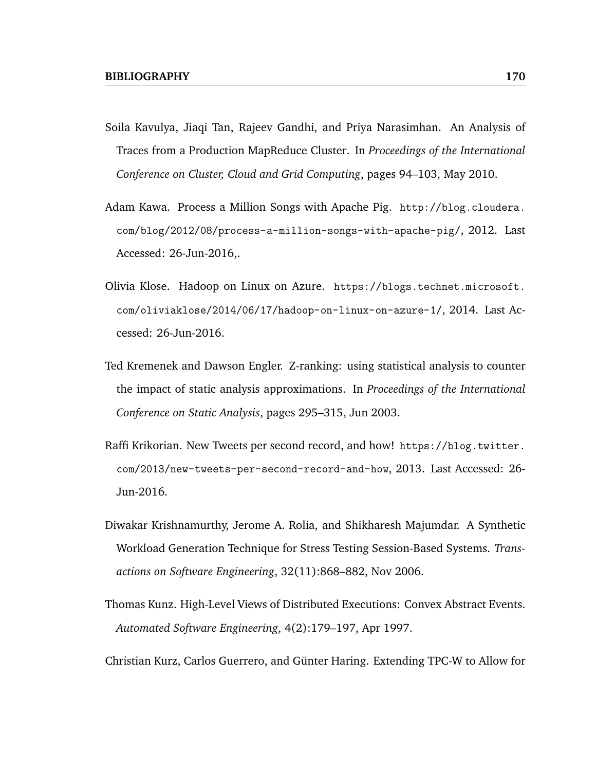Soila Kavulya, Jiaqi Tan, Rajeev Gandhi, and Priya Narasimhan. An Analysis of Traces from a Production MapReduce Cluster. In *Proceedings of the International Conference on Cluster, Cloud and Grid Computing*, pages 94–103, May 2010.

Adam Kawa. Process a Million Songs with Apache Pig. `http://blog.cloudera.com/blog/2012/08/process-a-million-songs-with-apache-pig/`, 2012. Last Accessed: 26-Jun-2016,.

Olivia Klose. Hadoop on Linux on Azure. `https://blogs.technet.microsoft.com/oliviaklose/2014/06/17/hadoop-on-linux-on-azure-1/`, 2014. Last Accessed: 26-Jun-2016.

Ted Kremenek and Dawson Engler. Z-ranking: using statistical analysis to counter the impact of static analysis approximations. In *Proceedings of the International Conference on Static Analysis*, pages 295–315, Jun 2003.

Raffi Krikorian. New Tweets per second record, and how! `https://blog.twitter.com/2013/new-tweets-per-second-record-and-how`, 2013. Last Accessed: 26-Jun-2016.

Diwakar Krishnamurthy, Jerome A. Rolia, and Shikharesh Majumdar. A Synthetic Workload Generation Technique for Stress Testing Session-Based Systems. *Transactions on Software Engineering*, 32(11):868–882, Nov 2006.

Thomas Kunz. High-Level Views of Distributed Executions: Convex Abstract Events. *Automated Software Engineering*, 4(2):179–197, Apr 1997.

Christian Kurz, Carlos Guerrero, and Günter Haring. Extending TPC-W to Allow for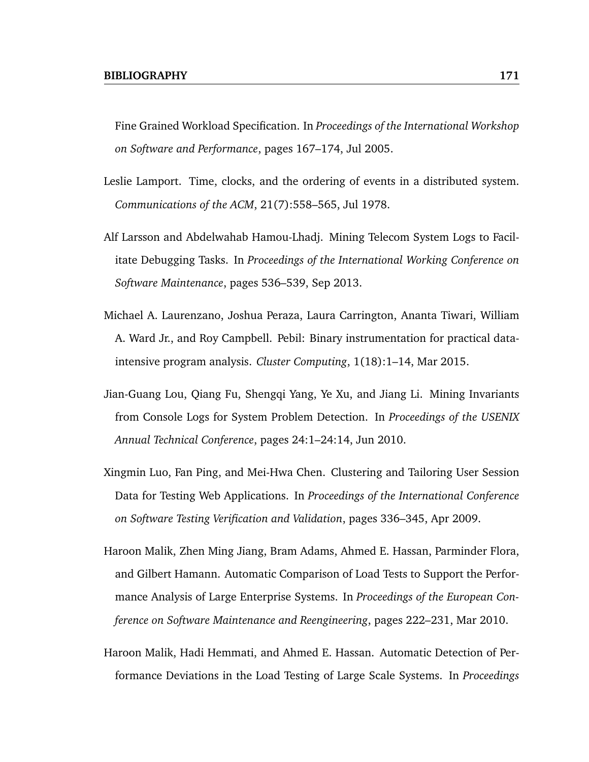Fine Grained Workload Specification. In *Proceedings of the International Workshop on Software and Performance*, pages 167–174, Jul 2005.

Leslie Lamport. Time, clocks, and the ordering of events in a distributed system. *Communications of the ACM*, 21(7):558–565, Jul 1978.

Alf Larsson and Abdelwahab Hamou-Lhadj. Mining Telecom System Logs to Facilitate Debugging Tasks. In *Proceedings of the International Working Conference on Software Maintenance*, pages 536–539, Sep 2013.

Michael A. Laurenzano, Joshua Peraza, Laura Carrington, Ananta Tiwari, William A. Ward Jr., and Roy Campbell. Pebil: Binary instrumentation for practical data-intensive program analysis. *Cluster Computing*, 1(18):1–14, Mar 2015.

Jian-Guang Lou, Qiang Fu, Shengqi Yang, Ye Xu, and Jiang Li. Mining Invariants from Console Logs for System Problem Detection. In *Proceedings of the USENIX Annual Technical Conference*, pages 24:1–24:14, Jun 2010.

Xingmin Luo, Fan Ping, and Mei-Hwa Chen. Clustering and Tailoring User Session Data for Testing Web Applications. In *Proceedings of the International Conference on Software Testing Verification and Validation*, pages 336–345, Apr 2009.

Haroon Malik, Zhen Ming Jiang, Bram Adams, Ahmed E. Hassan, Parminder Flora, and Gilbert Hamann. Automatic Comparison of Load Tests to Support the Performance Analysis of Large Enterprise Systems. In *Proceedings of the European Conference on Software Maintenance and Reengineering*, pages 222–231, Mar 2010.

Haroon Malik, Hadi Hemmati, and Ahmed E. Hassan. Automatic Detection of Performance Deviations in the Load Testing of Large Scale Systems. In *Proceedings*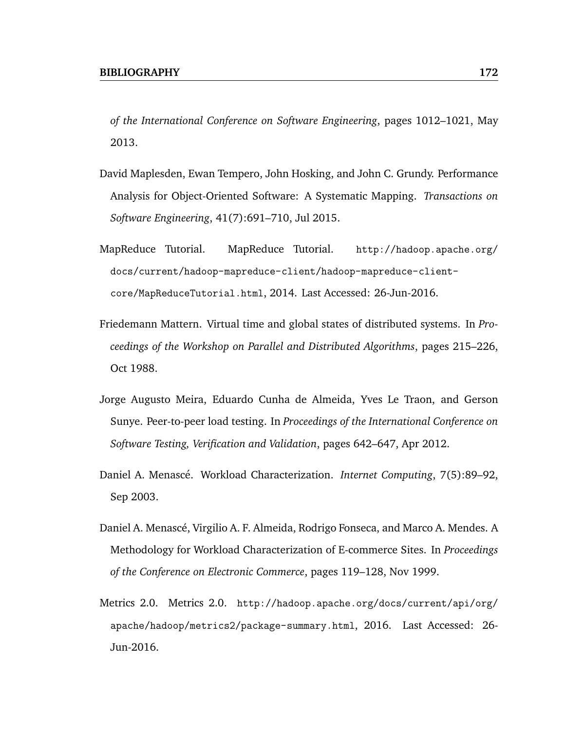*of the International Conference on Software Engineering*, pages 1012–1021, May 2013.

David Maplesden, Ewan Tempero, John Hosking, and John C. Grundy. Performance Analysis for Object-Oriented Software: A Systematic Mapping. *Transactions on Software Engineering*, 41(7):691–710, Jul 2015.

MapReduce Tutorial. MapReduce Tutorial. `http://hadoop.apache.org/docs/current/hadoop-mapreduce-client/hadoop-mapreduce-client-core/MapReduceTutorial.html`, 2014. Last Accessed: 26-Jun-2016.

Friedemann Mattern. Virtual time and global states of distributed systems. In *Proceedings of the Workshop on Parallel and Distributed Algorithms*, pages 215–226, Oct 1988.

Jorge Augusto Meira, Eduardo Cunha de Almeida, Yves Le Traon, and Gerson Sunye. Peer-to-peer load testing. In *Proceedings of the International Conference on Software Testing, Verification and Validation*, pages 642–647, Apr 2012.

Daniel A. Menascé. Workload Characterization. *Internet Computing*, 7(5):89–92, Sep 2003.

Daniel A. Menascé, Virgilio A. F. Almeida, Rodrigo Fonseca, and Marco A. Mendes. A Methodology for Workload Characterization of E-commerce Sites. In *Proceedings of the Conference on Electronic Commerce*, pages 119–128, Nov 1999.

Metrics 2.0. Metrics 2.0. `http://hadoop.apache.org/docs/current/api/org/apache/hadoop/metrics2/package-summary.html`, 2016. Last Accessed: 26-Jun-2016.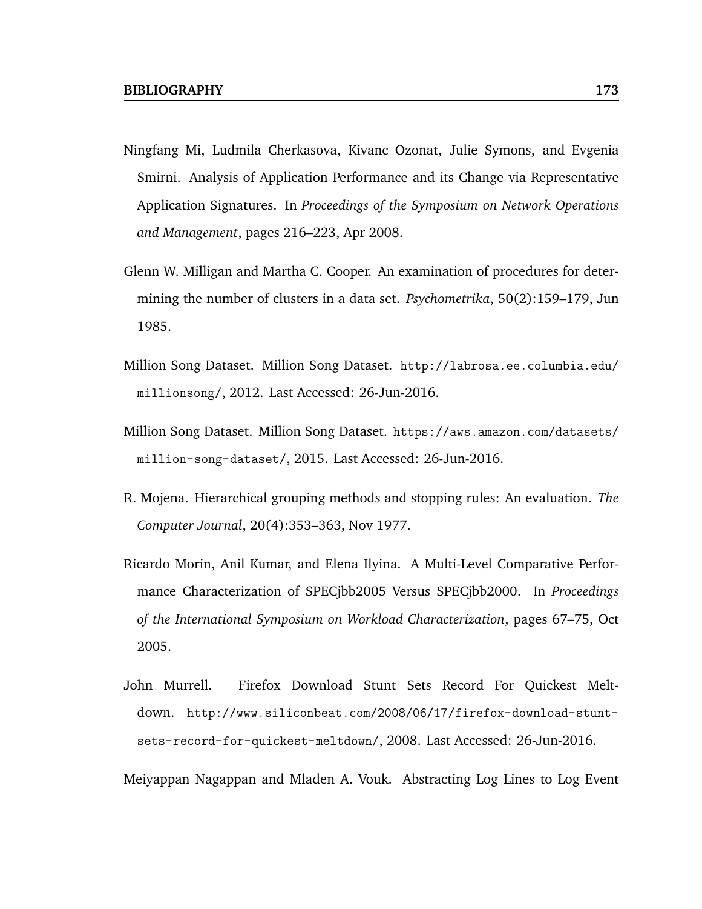Ningfang Mi, Ludmila Cherkasova, Kivanc Ozonat, Julie Symons, and Evgenia Smirni. Analysis of Application Performance and its Change via Representative Application Signatures. In *Proceedings of the Symposium on Network Operations and Management*, pages 216–223, Apr 2008.

Glenn W. Milligan and Martha C. Cooper. An examination of procedures for determining the number of clusters in a data set. *Psychometrika*, 50(2):159–179, Jun 1985.

Million Song Dataset. Million Song Dataset. http://labrosa.ee.columbia.edu/millionsong/, 2012. Last Accessed: 26-Jun-2016.

Million Song Dataset. Million Song Dataset. https://aws.amazon.com/datasets/million-song-dataset/, 2015. Last Accessed: 26-Jun-2016.

R. Mojena. Hierarchical grouping methods and stopping rules: An evaluation. *The Computer Journal*, 20(4):353–363, Nov 1977.

Ricardo Morin, Anil Kumar, and Elena Ilyina. A Multi-Level Comparative Performance Characterization of SPECjbb2005 Versus SPECjbb2000. In *Proceedings of the International Symposium on Workload Characterization*, pages 67–75, Oct 2005.

John Murrell. Firefox Download Stunt Sets Record For Quickest Meltdown. http://www.siliconbeat.com/2008/06/17/firefox-download-stunt-sets-record-for-quickest-meltdown/, 2008. Last Accessed: 26-Jun-2016.

Meiyappan Nagappan and Mladen A. Vouk. Abstracting Log Lines to Log Event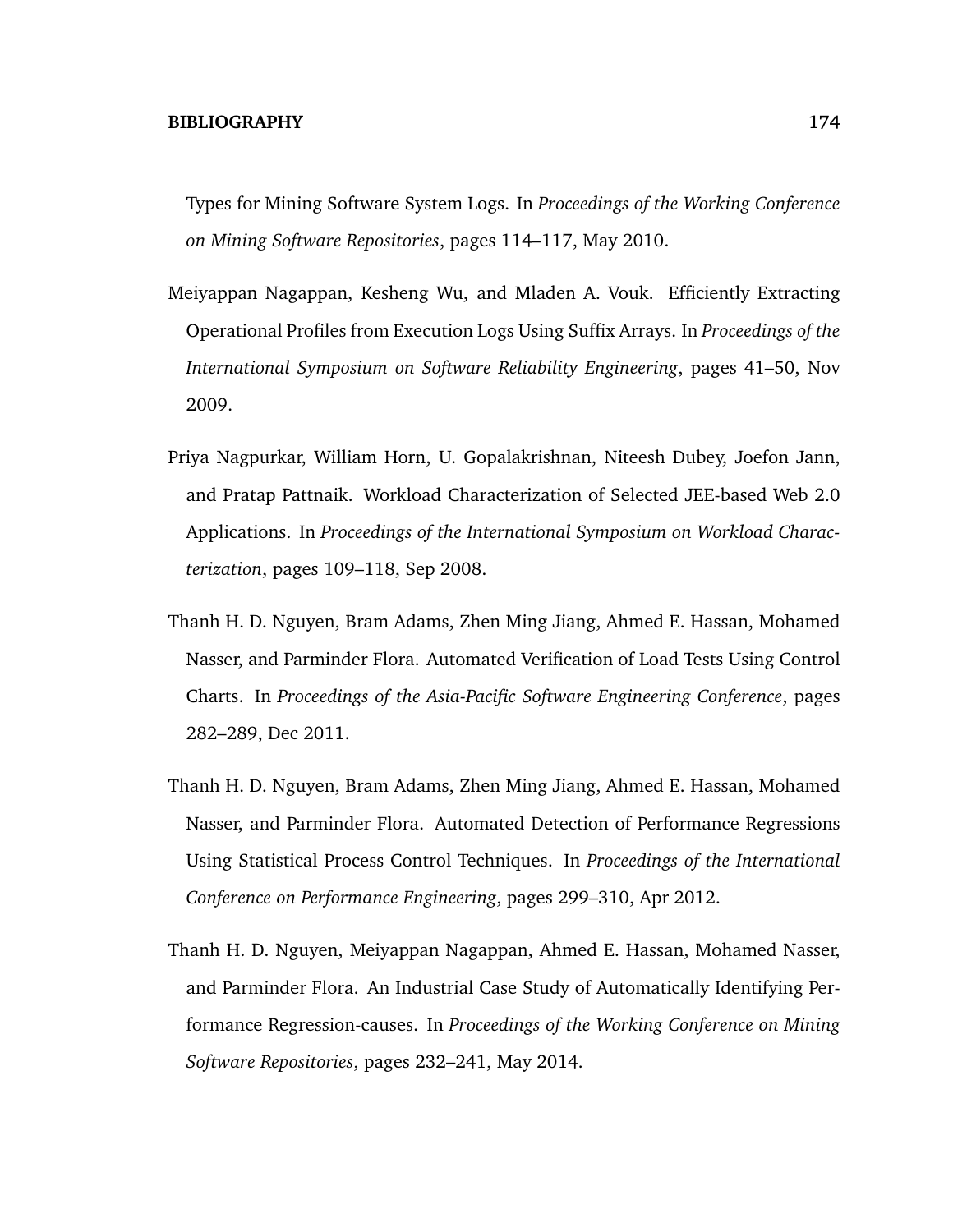Types for Mining Software System Logs. In *Proceedings of the Working Conference on Mining Software Repositories*, pages 114–117, May 2010.

Meiyappan Nagappan, Kesheng Wu, and Mladen A. Vouk. Efficiently Extracting Operational Profiles from Execution Logs Using Suffix Arrays. In *Proceedings of the International Symposium on Software Reliability Engineering*, pages 41–50, Nov 2009.

Priya Nagpurkar, William Horn, U. Gopalakrishnan, Niteesh Dubey, Joefon Jann, and Pratap Pattnaik. Workload Characterization of Selected JEE-based Web 2.0 Applications. In *Proceedings of the International Symposium on Workload Characterization*, pages 109–118, Sep 2008.

Thanh H. D. Nguyen, Bram Adams, Zhen Ming Jiang, Ahmed E. Hassan, Mohamed Nasser, and Parminder Flora. Automated Verification of Load Tests Using Control Charts. In *Proceedings of the Asia-Pacific Software Engineering Conference*, pages 282–289, Dec 2011.

Thanh H. D. Nguyen, Bram Adams, Zhen Ming Jiang, Ahmed E. Hassan, Mohamed Nasser, and Parminder Flora. Automated Detection of Performance Regressions Using Statistical Process Control Techniques. In *Proceedings of the International Conference on Performance Engineering*, pages 299–310, Apr 2012.

Thanh H. D. Nguyen, Meiyappan Nagappan, Ahmed E. Hassan, Mohamed Nasser, and Parminder Flora. An Industrial Case Study of Automatically Identifying Performance Regression-causes. In *Proceedings of the Working Conference on Mining Software Repositories*, pages 232–241, May 2014.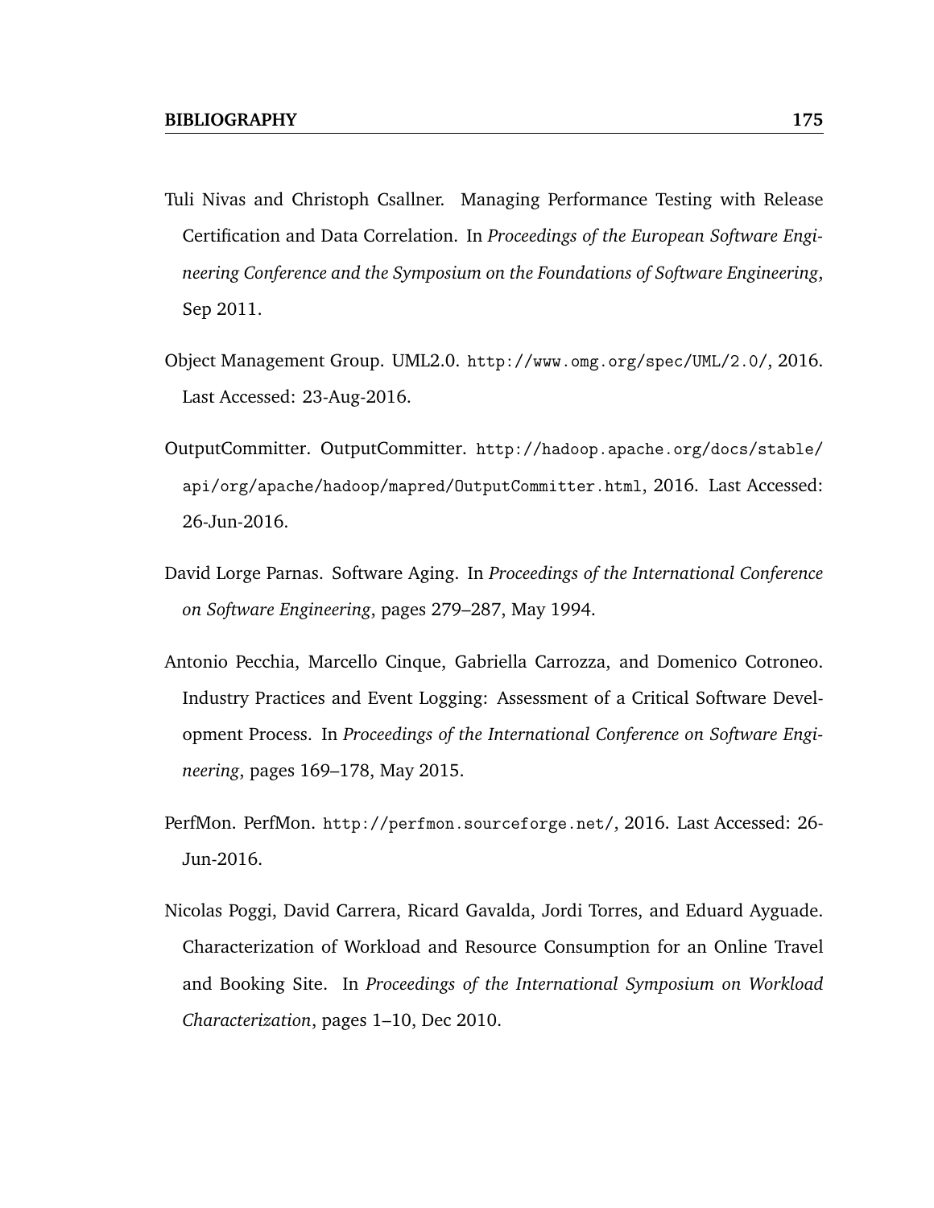Tuli Nivas and Christoph Csallner. Managing Performance Testing with Release Certification and Data Correlation. In *Proceedings of the European Software Engineering Conference and the Symposium on the Foundations of Software Engineering*, Sep 2011.

Object Management Group. UML2.0. http://www.omg.org/spec/UML/2.0/, 2016. Last Accessed: 23-Aug-2016.

OutputCommitter. OutputCommitter. http://hadoop.apache.org/docs/stable/api/org/apache/hadoop/mapred/OutputCommitter.html, 2016. Last Accessed: 26-Jun-2016.

David Lorge Parnas. Software Aging. In *Proceedings of the International Conference on Software Engineering*, pages 279–287, May 1994.

Antonio Pecchia, Marcello Cinque, Gabriella Carrozza, and Domenico Cotroneo. Industry Practices and Event Logging: Assessment of a Critical Software Development Process. In *Proceedings of the International Conference on Software Engineering*, pages 169–178, May 2015.

PerfMon. PerfMon. http://perfmon.sourceforge.net/, 2016. Last Accessed: 26-Jun-2016.

Nicolas Poggi, David Carrera, Ricard Gavalda, Jordi Torres, and Eduard Ayguade. Characterization of Workload and Resource Consumption for an Online Travel and Booking Site. In *Proceedings of the International Symposium on Workload Characterization*, pages 1–10, Dec 2010.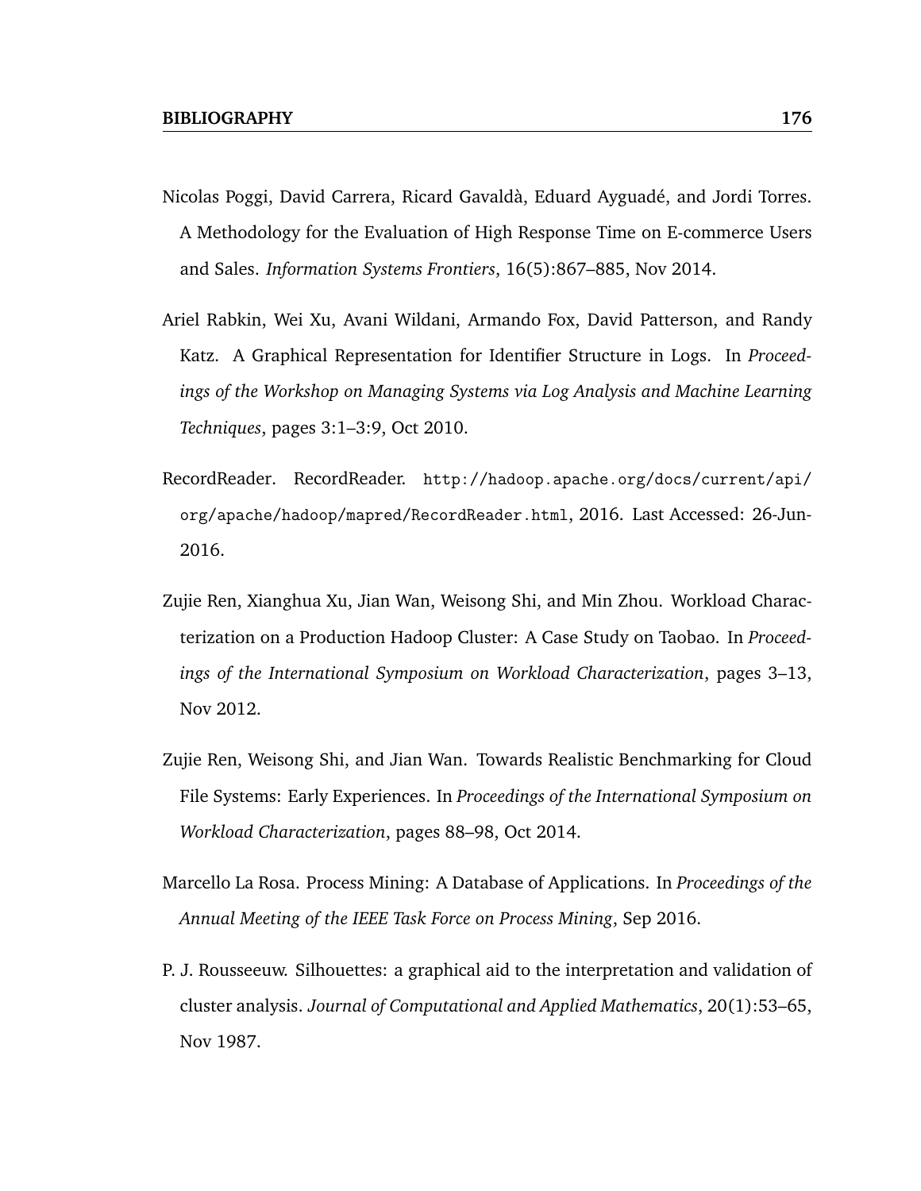Nicolas Poggi, David Carrera, Ricard Gavaldà, Eduard Ayguadé, and Jordi Torres. A Methodology for the Evaluation of High Response Time on E-commerce Users and Sales. *Information Systems Frontiers*, 16(5):867–885, Nov 2014.

Ariel Rabkin, Wei Xu, Avani Wildani, Armando Fox, David Patterson, and Randy Katz. A Graphical Representation for Identifier Structure in Logs. In *Proceedings of the Workshop on Managing Systems via Log Analysis and Machine Learning Techniques*, pages 3:1–3:9, Oct 2010.

RecordReader. RecordReader. `http://hadoop.apache.org/docs/current/api/org/apache/hadoop/mapred/RecordReader.html`, 2016. Last Accessed: 26-Jun-2016.

Zujie Ren, Xianghua Xu, Jian Wan, Weisong Shi, and Min Zhou. Workload Characterization on a Production Hadoop Cluster: A Case Study on Taobao. In *Proceedings of the International Symposium on Workload Characterization*, pages 3–13, Nov 2012.

Zujie Ren, Weisong Shi, and Jian Wan. Towards Realistic Benchmarking for Cloud File Systems: Early Experiences. In *Proceedings of the International Symposium on Workload Characterization*, pages 88–98, Oct 2014.

Marcello La Rosa. Process Mining: A Database of Applications. In *Proceedings of the Annual Meeting of the IEEE Task Force on Process Mining*, Sep 2016.

P. J. Rousseeuw. Silhouettes: a graphical aid to the interpretation and validation of cluster analysis. *Journal of Computational and Applied Mathematics*, 20(1):53–65, Nov 1987.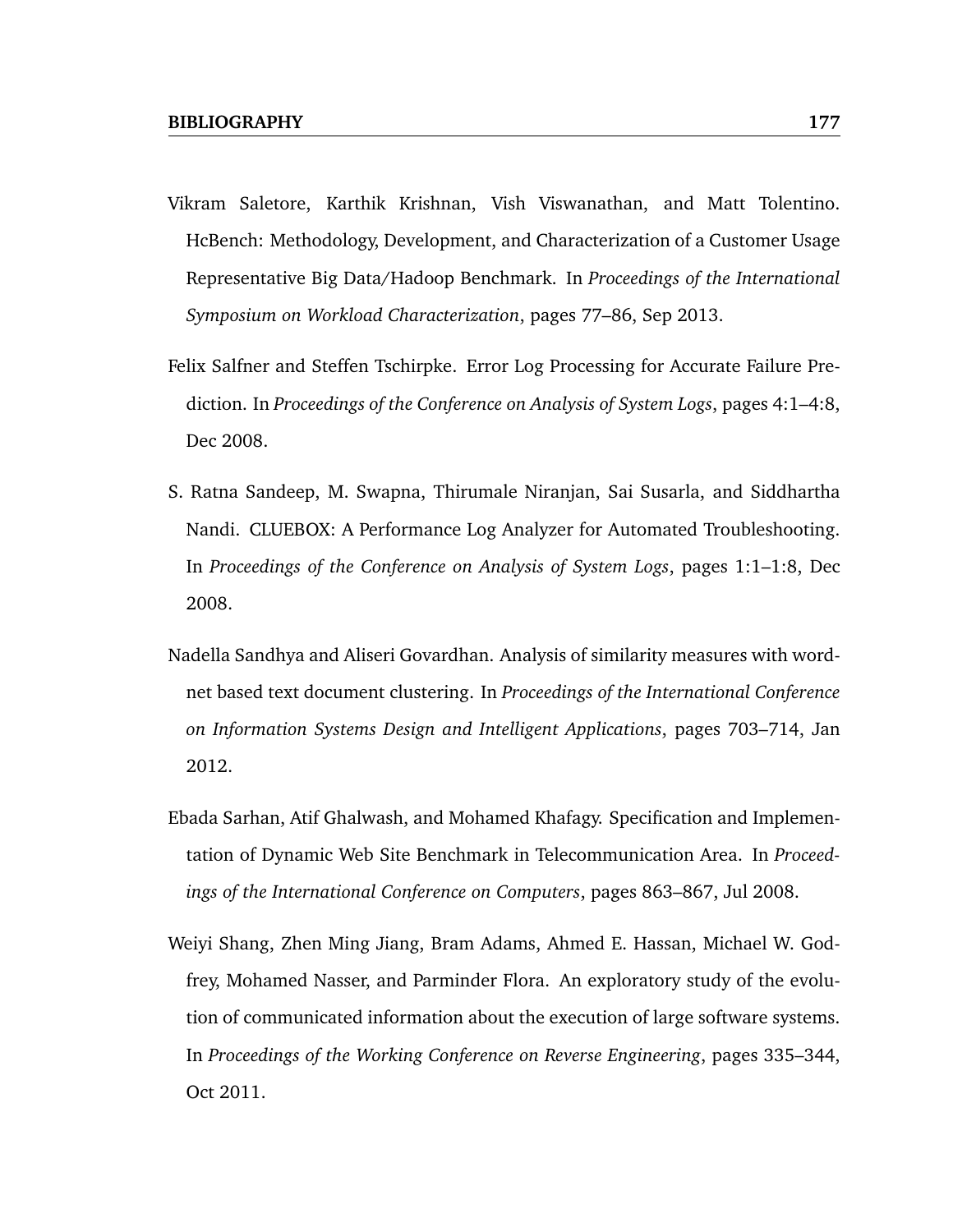Vikram Saletore, Karthik Krishnan, Vish Viswanathan, and Matt Tolentino. HcBench: Methodology, Development, and Characterization of a Customer Usage Representative Big Data/Hadoop Benchmark. In *Proceedings of the International Symposium on Workload Characterization*, pages 77–86, Sep 2013.

Felix Salfner and Steffen Tschirpke. Error Log Processing for Accurate Failure Prediction. In *Proceedings of the Conference on Analysis of System Logs*, pages 4:1–4:8, Dec 2008.

S. Ratna Sandeep, M. Swapna, Thirumale Niranjan, Sai Susarla, and Siddhartha Nandi. CLUEBOX: A Performance Log Analyzer for Automated Troubleshooting. In *Proceedings of the Conference on Analysis of System Logs*, pages 1:1–1:8, Dec 2008.

Nadella Sandhya and Aliseri Govardhan. Analysis of similarity measures with wordnet based text document clustering. In *Proceedings of the International Conference on Information Systems Design and Intelligent Applications*, pages 703–714, Jan 2012.

Ebada Sarhan, Atif Ghalwash, and Mohamed Khafagy. Specification and Implementation of Dynamic Web Site Benchmark in Telecommunication Area. In *Proceedings of the International Conference on Computers*, pages 863–867, Jul 2008.

Weiyi Shang, Zhen Ming Jiang, Bram Adams, Ahmed E. Hassan, Michael W. Godfrey, Mohamed Nasser, and Parminder Flora. An exploratory study of the evolution of communicated information about the execution of large software systems. In *Proceedings of the Working Conference on Reverse Engineering*, pages 335–344, Oct 2011.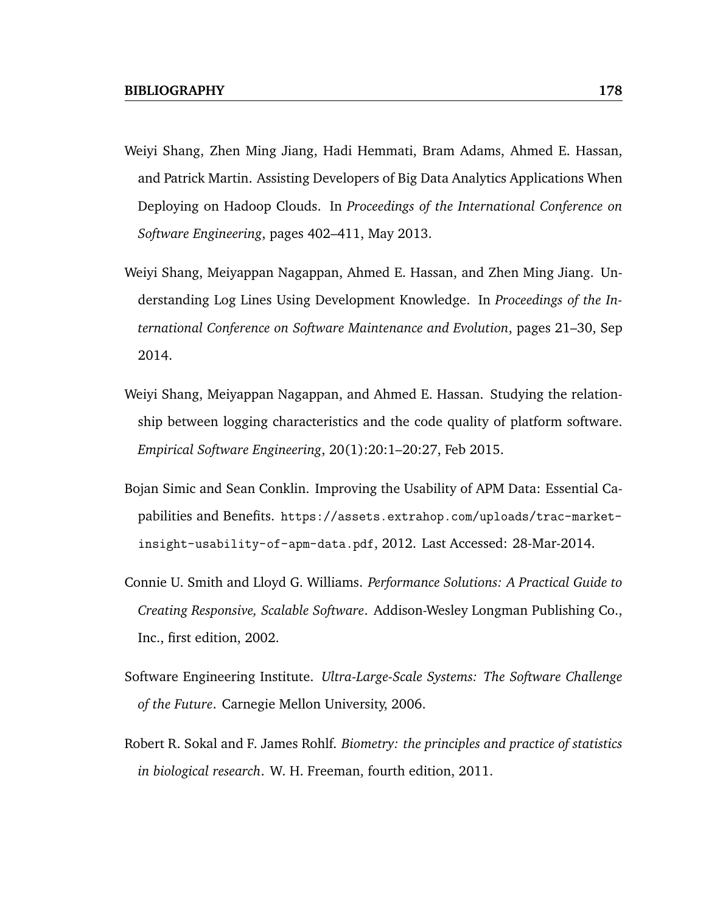Weiyi Shang, Zhen Ming Jiang, Hadi Hemmati, Bram Adams, Ahmed E. Hassan, and Patrick Martin. Assisting Developers of Big Data Analytics Applications When Deploying on Hadoop Clouds. In *Proceedings of the International Conference on Software Engineering*, pages 402–411, May 2013.

Weiyi Shang, Meiyappan Nagappan, Ahmed E. Hassan, and Zhen Ming Jiang. Understanding Log Lines Using Development Knowledge. In *Proceedings of the International Conference on Software Maintenance and Evolution*, pages 21–30, Sep 2014.

Weiyi Shang, Meiyappan Nagappan, and Ahmed E. Hassan. Studying the relationship between logging characteristics and the code quality of platform software. *Empirical Software Engineering*, 20(1):20:1–20:27, Feb 2015.

Bojan Simic and Sean Conklin. Improving the Usability of APM Data: Essential Capabilities and Benefits. `https://assets.extrahop.com/uploads/trac-market-insight-usability-of-apm-data.pdf`, 2012. Last Accessed: 28-Mar-2014.

Connie U. Smith and Lloyd G. Williams. *Performance Solutions: A Practical Guide to Creating Responsive, Scalable Software*. Addison-Wesley Longman Publishing Co., Inc., first edition, 2002.

Software Engineering Institute. *Ultra-Large-Scale Systems: The Software Challenge of the Future*. Carnegie Mellon University, 2006.

Robert R. Sokal and F. James Rohlf. *Biometry: the principles and practice of statistics in biological research*. W. H. Freeman, fourth edition, 2011.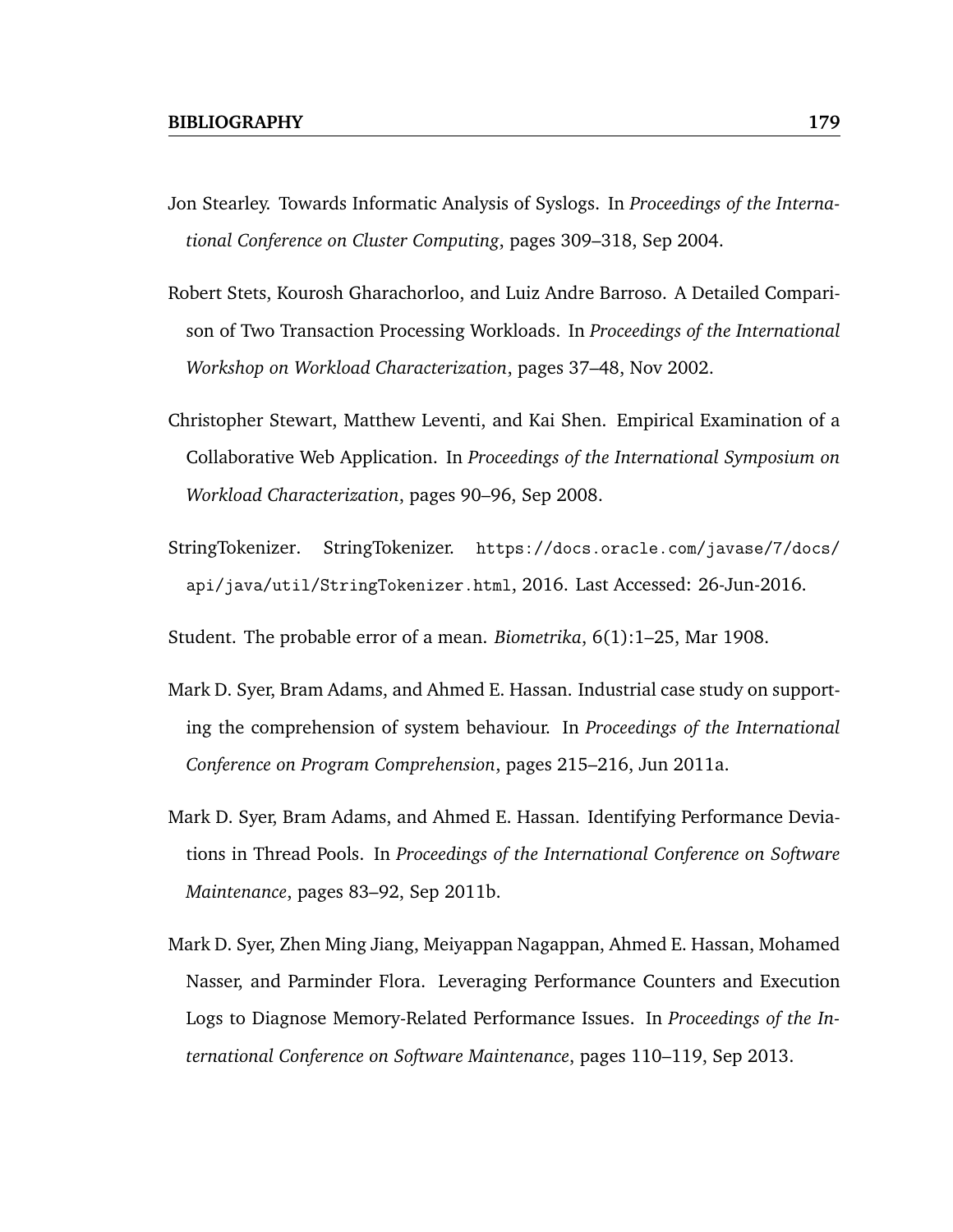Jon Stearley. Towards Informatic Analysis of Syslogs. In *Proceedings of the International Conference on Cluster Computing*, pages 309–318, Sep 2004.

Robert Stets, Kourosh Gharachorloo, and Luiz Andre Barroso. A Detailed Comparison of Two Transaction Processing Workloads. In *Proceedings of the International Workshop on Workload Characterization*, pages 37–48, Nov 2002.

Christopher Stewart, Matthew Leventi, and Kai Shen. Empirical Examination of a Collaborative Web Application. In *Proceedings of the International Symposium on Workload Characterization*, pages 90–96, Sep 2008.

StringTokenizer. StringTokenizer. `https://docs.oracle.com/javase/7/docs/api/java/util/StringTokenizer.html`, 2016. Last Accessed: 26-Jun-2016.

Student. The probable error of a mean. *Biometrika*, 6(1):1–25, Mar 1908.

Mark D. Syer, Bram Adams, and Ahmed E. Hassan. Industrial case study on supporting the comprehension of system behaviour. In *Proceedings of the International Conference on Program Comprehension*, pages 215–216, Jun 2011a.

Mark D. Syer, Bram Adams, and Ahmed E. Hassan. Identifying Performance Deviations in Thread Pools. In *Proceedings of the International Conference on Software Maintenance*, pages 83–92, Sep 2011b.

Mark D. Syer, Zhen Ming Jiang, Meiyappan Nagappan, Ahmed E. Hassan, Mohamed Nasser, and Parminder Flora. Leveraging Performance Counters and Execution Logs to Diagnose Memory-Related Performance Issues. In *Proceedings of the International Conference on Software Maintenance*, pages 110–119, Sep 2013.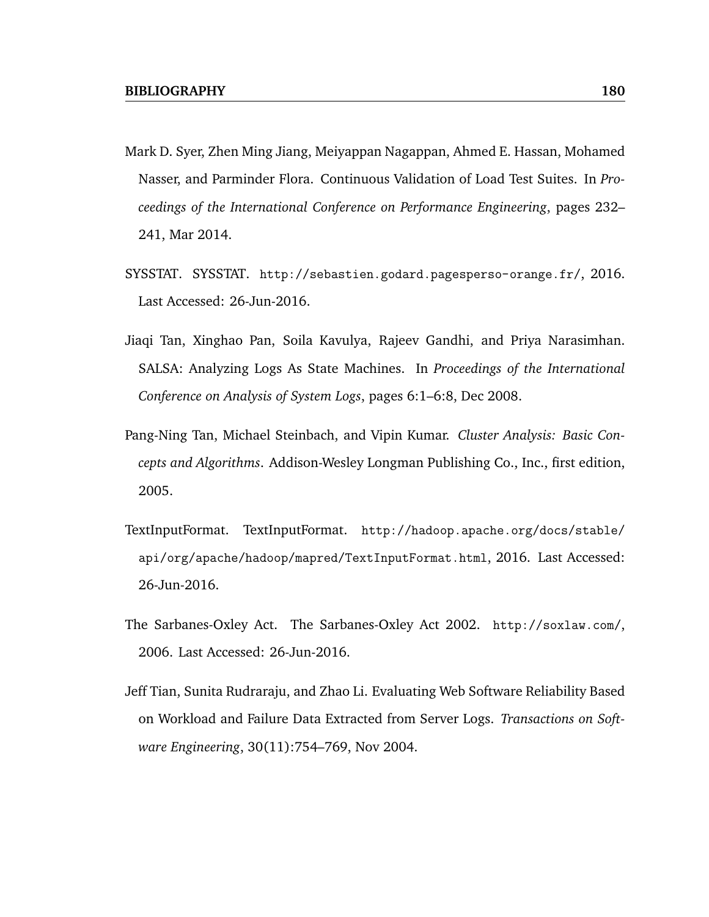Mark D. Syer, Zhen Ming Jiang, Meiyappan Nagappan, Ahmed E. Hassan, Mohamed Nasser, and Parminder Flora. Continuous Validation of Load Test Suites. In *Proceedings of the International Conference on Performance Engineering*, pages 232–241, Mar 2014.

SYSSTAT. SYSSTAT. http://sebastien.godard.pagesperso-orange.fr/, 2016. Last Accessed: 26-Jun-2016.

Jiaqi Tan, Xinghao Pan, Soila Kavulya, Rajeev Gandhi, and Priya Narasimhan. SALSA: Analyzing Logs As State Machines. In *Proceedings of the International Conference on Analysis of System Logs*, pages 6:1–6:8, Dec 2008.

Pang-Ning Tan, Michael Steinbach, and Vipin Kumar. *Cluster Analysis: Basic Concepts and Algorithms*. Addison-Wesley Longman Publishing Co., Inc., first edition, 2005.

TextInputFormat. TextInputFormat. http://hadoop.apache.org/docs/stable/api/org/apache/hadoop/mapred/TextInputFormat.html, 2016. Last Accessed: 26-Jun-2016.

The Sarbanes-Oxley Act. The Sarbanes-Oxley Act 2002. http://soxlaw.com/, 2006. Last Accessed: 26-Jun-2016.

Jeff Tian, Sunita Rudraraju, and Zhao Li. Evaluating Web Software Reliability Based on Workload and Failure Data Extracted from Server Logs. *Transactions on Software Engineering*, 30(11):754–769, Nov 2004.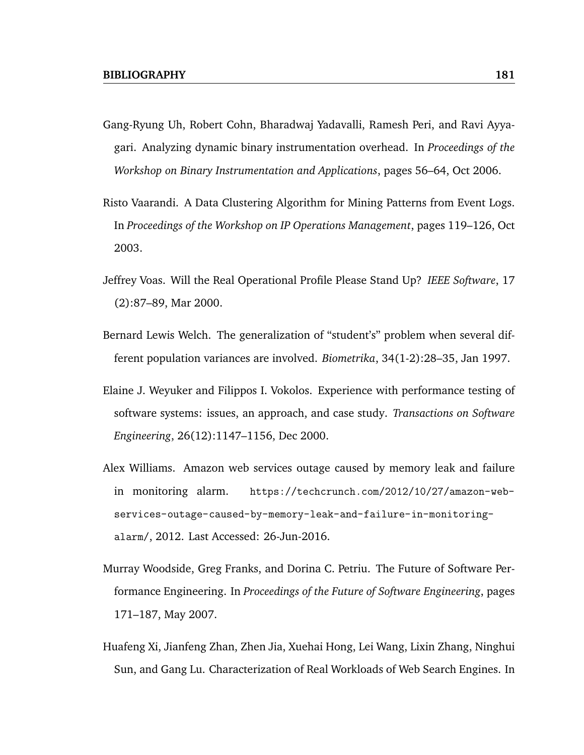Gang-Ryung Uh, Robert Cohn, Bharadwaj Yadavalli, Ramesh Peri, and Ravi Ayyagari. Analyzing dynamic binary instrumentation overhead. In *Proceedings of the Workshop on Binary Instrumentation and Applications*, pages 56–64, Oct 2006.

Risto Vaarandi. A Data Clustering Algorithm for Mining Patterns from Event Logs. In *Proceedings of the Workshop on IP Operations Management*, pages 119–126, Oct 2003.

Jeffrey Voas. Will the Real Operational Profile Please Stand Up? *IEEE Software*, 17 (2):87–89, Mar 2000.

Bernard Lewis Welch. The generalization of "student's" problem when several different population variances are involved. *Biometrika*, 34(1-2):28–35, Jan 1997.

Elaine J. Weyuker and Filippos I. Vokolos. Experience with performance testing of software systems: issues, an approach, and case study. *Transactions on Software Engineering*, 26(12):1147–1156, Dec 2000.

Alex Williams. Amazon web services outage caused by memory leak and failure in monitoring alarm. `https://techcrunch.com/2012/10/27/amazon-web-services-outage-caused-by-memory-leak-and-failure-in-monitoring-alarm/`, 2012. Last Accessed: 26-Jun-2016.

Murray Woodside, Greg Franks, and Dorina C. Petriu. The Future of Software Performance Engineering. In *Proceedings of the Future of Software Engineering*, pages 171–187, May 2007.

Huafeng Xi, Jianfeng Zhan, Zhen Jia, Xuehai Hong, Lei Wang, Lixin Zhang, Ninghui Sun, and Gang Lu. Characterization of Real Workloads of Web Search Engines. In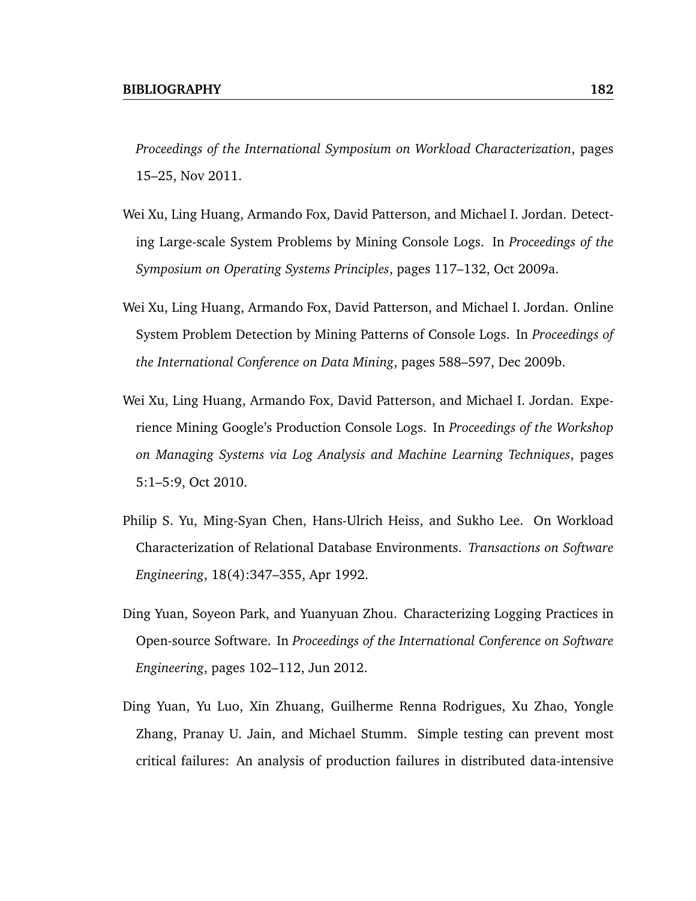*Proceedings of the International Symposium on Workload Characterization*, pages 15–25, Nov 2011.

Wei Xu, Ling Huang, Armando Fox, David Patterson, and Michael I. Jordan. Detecting Large-scale System Problems by Mining Console Logs. In *Proceedings of the Symposium on Operating Systems Principles*, pages 117–132, Oct 2009a.

Wei Xu, Ling Huang, Armando Fox, David Patterson, and Michael I. Jordan. Online System Problem Detection by Mining Patterns of Console Logs. In *Proceedings of the International Conference on Data Mining*, pages 588–597, Dec 2009b.

Wei Xu, Ling Huang, Armando Fox, David Patterson, and Michael I. Jordan. Experience Mining Google's Production Console Logs. In *Proceedings of the Workshop on Managing Systems via Log Analysis and Machine Learning Techniques*, pages 5:1–5:9, Oct 2010.

Philip S. Yu, Ming-Syan Chen, Hans-Ulrich Heiss, and Sukho Lee. On Workload Characterization of Relational Database Environments. *Transactions on Software Engineering*, 18(4):347–355, Apr 1992.

Ding Yuan, Soyeon Park, and Yuanyuan Zhou. Characterizing Logging Practices in Open-source Software. In *Proceedings of the International Conference on Software Engineering*, pages 102–112, Jun 2012.

Ding Yuan, Yu Luo, Xin Zhuang, Guilherme Renna Rodrigues, Xu Zhao, Yongle Zhang, Pranay U. Jain, and Michael Stumm. Simple testing can prevent most critical failures: An analysis of production failures in distributed data-intensive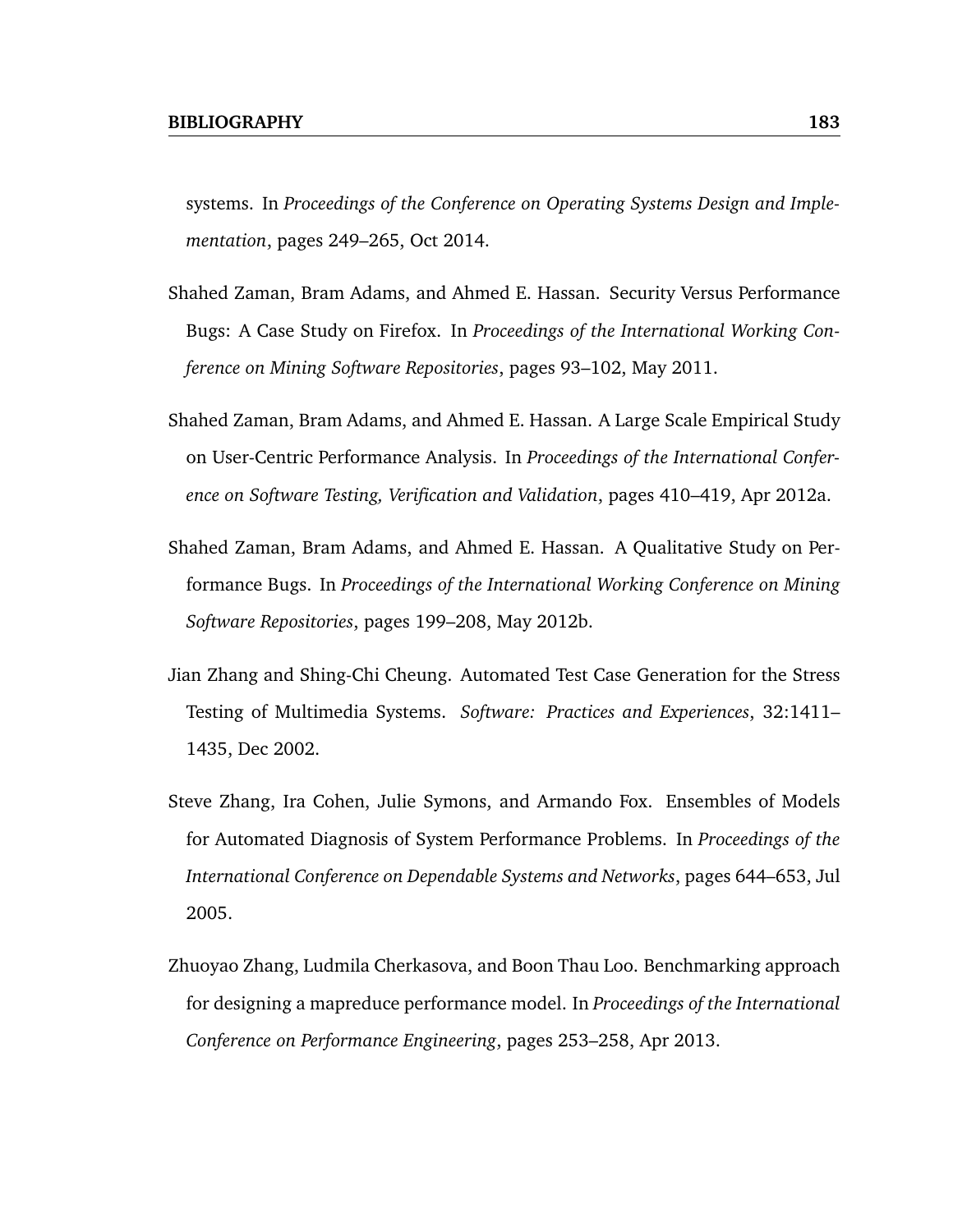systems. In *Proceedings of the Conference on Operating Systems Design and Implementation*, pages 249–265, Oct 2014.

Shahed Zaman, Bram Adams, and Ahmed E. Hassan. Security Versus Performance Bugs: A Case Study on Firefox. In *Proceedings of the International Working Conference on Mining Software Repositories*, pages 93–102, May 2011.

Shahed Zaman, Bram Adams, and Ahmed E. Hassan. A Large Scale Empirical Study on User-Centric Performance Analysis. In *Proceedings of the International Conference on Software Testing, Verification and Validation*, pages 410–419, Apr 2012a.

Shahed Zaman, Bram Adams, and Ahmed E. Hassan. A Qualitative Study on Performance Bugs. In *Proceedings of the International Working Conference on Mining Software Repositories*, pages 199–208, May 2012b.

Jian Zhang and Shing-Chi Cheung. Automated Test Case Generation for the Stress Testing of Multimedia Systems. *Software: Practices and Experiences*, 32:1411–1435, Dec 2002.

Steve Zhang, Ira Cohen, Julie Symons, and Armando Fox. Ensembles of Models for Automated Diagnosis of System Performance Problems. In *Proceedings of the International Conference on Dependable Systems and Networks*, pages 644–653, Jul 2005.

Zhuoyao Zhang, Ludmila Cherkasova, and Boon Thau Loo. Benchmarking approach for designing a mapreduce performance model. In *Proceedings of the International Conference on Performance Engineering*, pages 253–258, Apr 2013.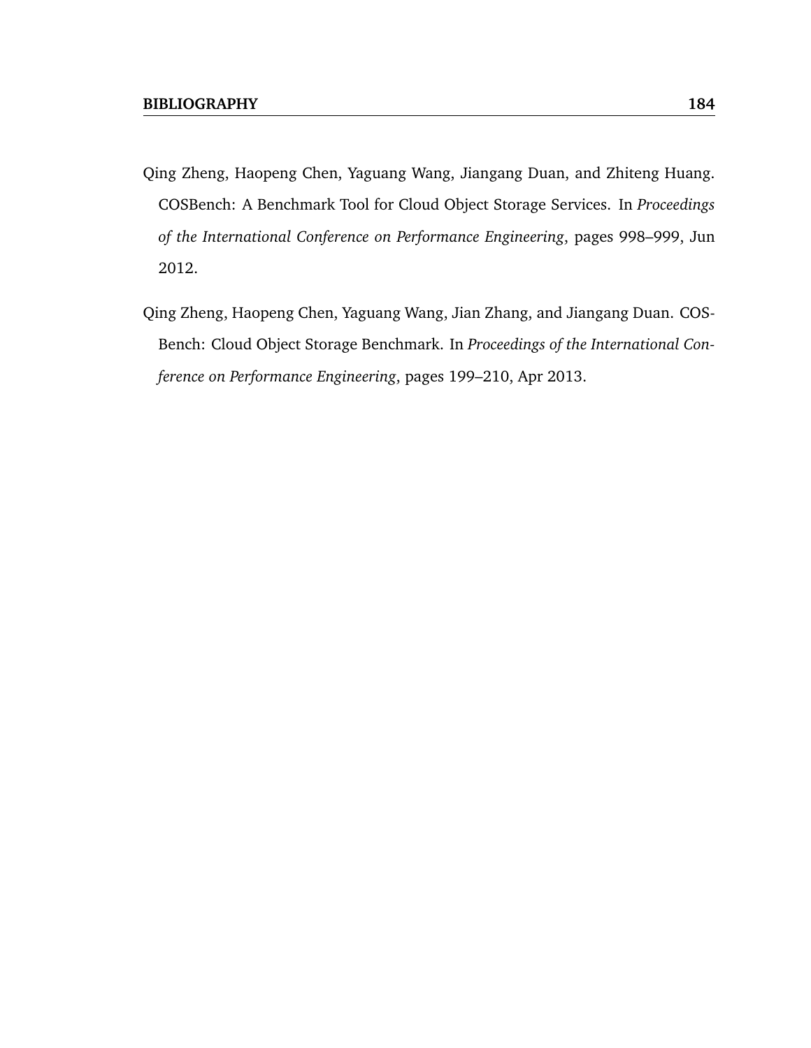Qing Zheng, Haopeng Chen, Yaguang Wang, Jiangang Duan, and Zhiteng Huang. COSBench: A Benchmark Tool for Cloud Object Storage Services. In *Proceedings of the International Conference on Performance Engineering*, pages 998–999, Jun 2012.

Qing Zheng, Haopeng Chen, Yaguang Wang, Jian Zhang, and Jiangang Duan. COSBench: Cloud Object Storage Benchmark. In *Proceedings of the International Conference on Performance Engineering*, pages 199–210, Apr 2013.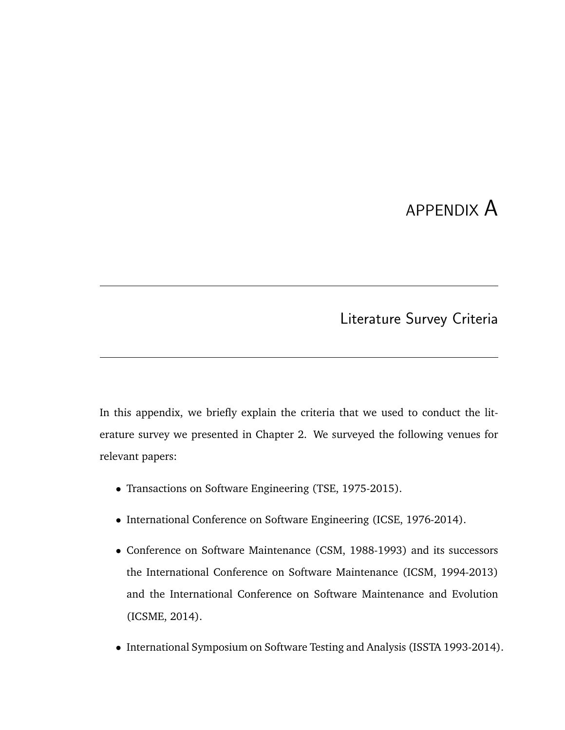# APPENDIX A

## Literature Survey Criteria

In this appendix, we briefly explain the criteria that we used to conduct the literature survey we presented in Chapter 2. We surveyed the following venues for relevant papers:

- Transactions on Software Engineering (TSE, 1975-2015).
- International Conference on Software Engineering (ICSE, 1976-2014).
- Conference on Software Maintenance (CSM, 1988-1993) and its successors the International Conference on Software Maintenance (ICSM, 1994-2013) and the International Conference on Software Maintenance and Evolution (ICSME, 2014).
- International Symposium on Software Testing and Analysis (ISSTA 1993-2014).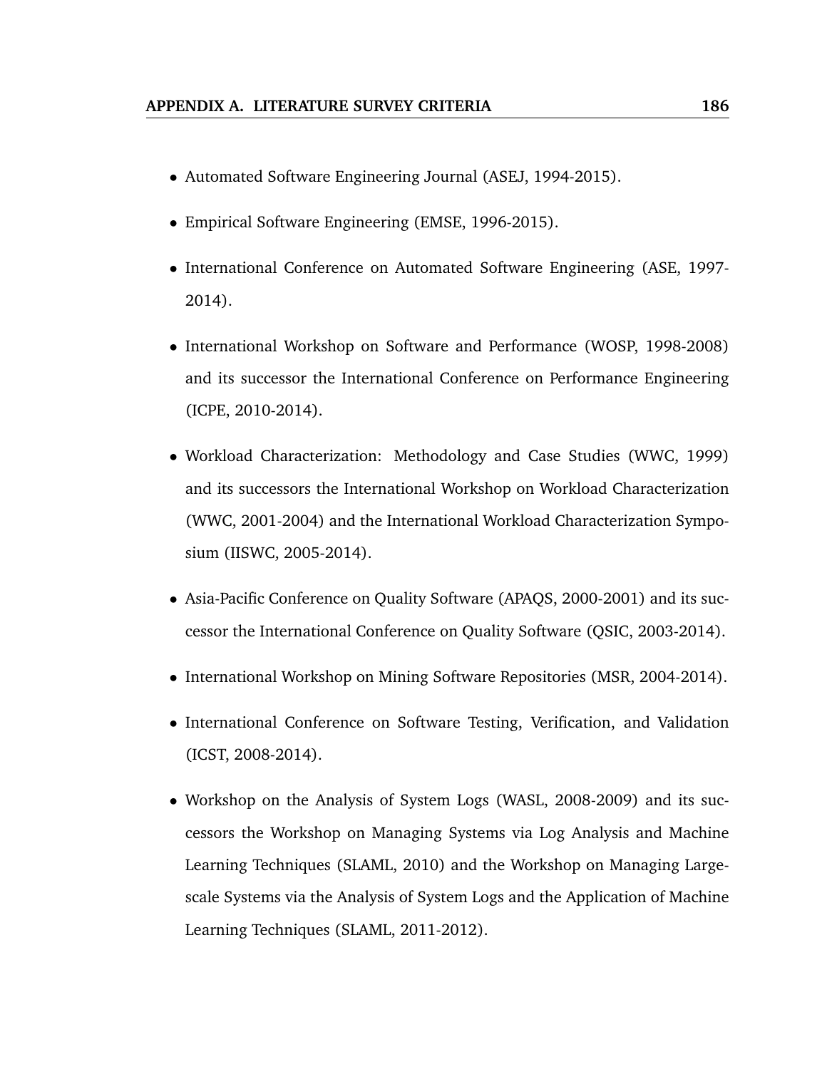- Automated Software Engineering Journal (ASEJ, 1994-2015).
- Empirical Software Engineering (EMSE, 1996-2015).
- International Conference on Automated Software Engineering (ASE, 1997-2014).
- International Workshop on Software and Performance (WOSP, 1998-2008) and its successor the International Conference on Performance Engineering (ICPE, 2010-2014).
- Workload Characterization: Methodology and Case Studies (WWC, 1999) and its successors the International Workshop on Workload Characterization (WWC, 2001-2004) and the International Workload Characterization Symposium (IISWC, 2005-2014).
- Asia-Pacific Conference on Quality Software (APAQS, 2000-2001) and its successor the International Conference on Quality Software (QSIC, 2003-2014).
- International Workshop on Mining Software Repositories (MSR, 2004-2014).
- International Conference on Software Testing, Verification, and Validation (ICST, 2008-2014).
- Workshop on the Analysis of System Logs (WASL, 2008-2009) and its successors the Workshop on Managing Systems via Log Analysis and Machine Learning Techniques (SLAML, 2010) and the Workshop on Managing Large-scale Systems via the Analysis of System Logs and the Application of Machine Learning Techniques (SLAML, 2011-2012).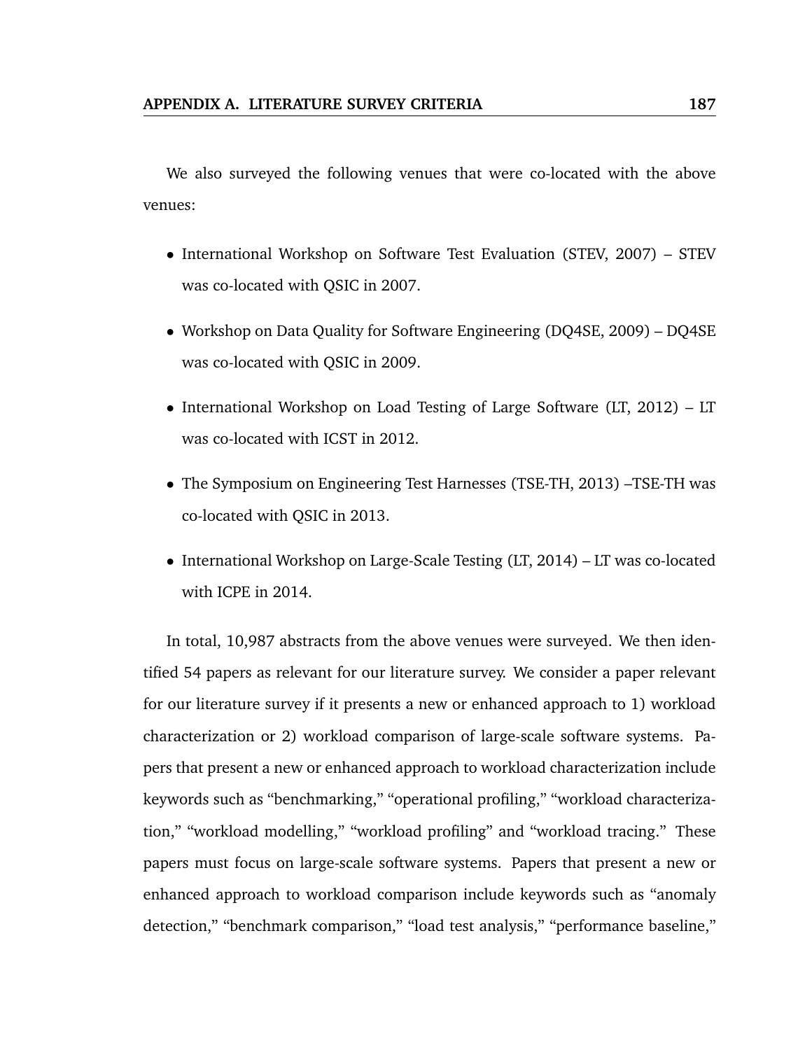We also surveyed the following venues that were co-located with the above venues:

- International Workshop on Software Test Evaluation (STEV, 2007) – STEV was co-located with QSIC in 2007.
- Workshop on Data Quality for Software Engineering (DQ4SE, 2009) – DQ4SE was co-located with QSIC in 2009.
- International Workshop on Load Testing of Large Software (LT, 2012) – LT was co-located with ICST in 2012.
- The Symposium on Engineering Test Harnesses (TSE-TH, 2013) –TSE-TH was co-located with QSIC in 2013.
- International Workshop on Large-Scale Testing (LT, 2014) – LT was co-located with ICPE in 2014.

In total, 10,987 abstracts from the above venues were surveyed. We then identified 54 papers as relevant for our literature survey. We consider a paper relevant for our literature survey if it presents a new or enhanced approach to 1) workload characterization or 2) workload comparison of large-scale software systems. Papers that present a new or enhanced approach to workload characterization include keywords such as "benchmarking," "operational profiling," "workload characterization," "workload modelling," "workload profiling" and "workload tracing." These papers must focus on large-scale software systems. Papers that present a new or enhanced approach to workload comparison include keywords such as "anomaly detection," "benchmark comparison," "load test analysis," "performance baseline,"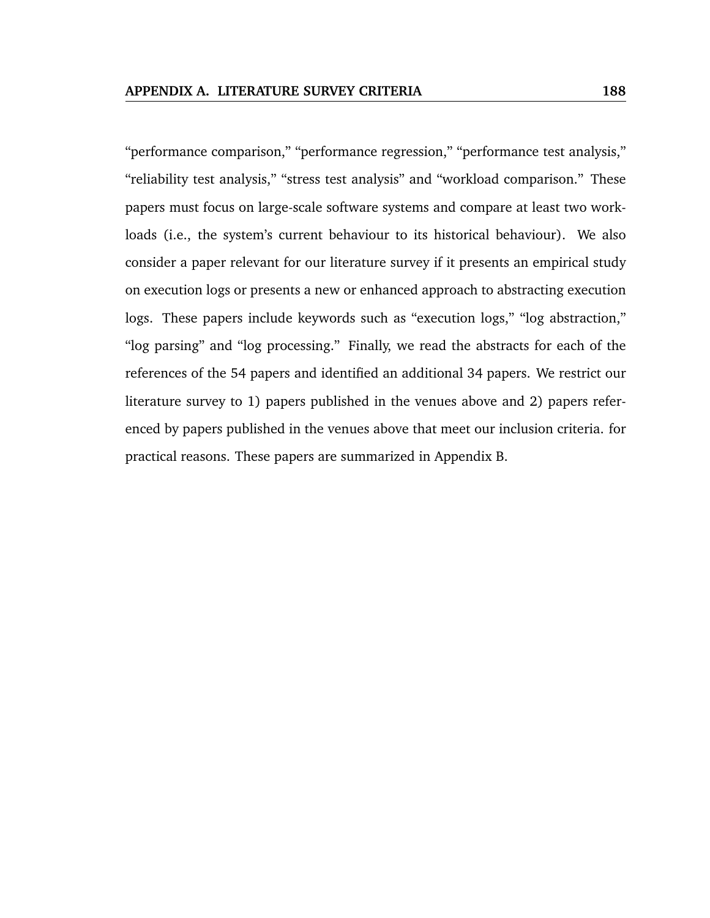"performance comparison," "performance regression," "performance test analysis," "reliability test analysis," "stress test analysis" and "workload comparison." These papers must focus on large-scale software systems and compare at least two workloads (i.e., the system's current behaviour to its historical behaviour). We also consider a paper relevant for our literature survey if it presents an empirical study on execution logs or presents a new or enhanced approach to abstracting execution logs. These papers include keywords such as "execution logs," "log abstraction," "log parsing" and "log processing." Finally, we read the abstracts for each of the references of the 54 papers and identified an additional 34 papers. We restrict our literature survey to 1) papers published in the venues above and 2) papers referenced by papers published in the venues above that meet our inclusion criteria. for practical reasons. These papers are summarized in Appendix B.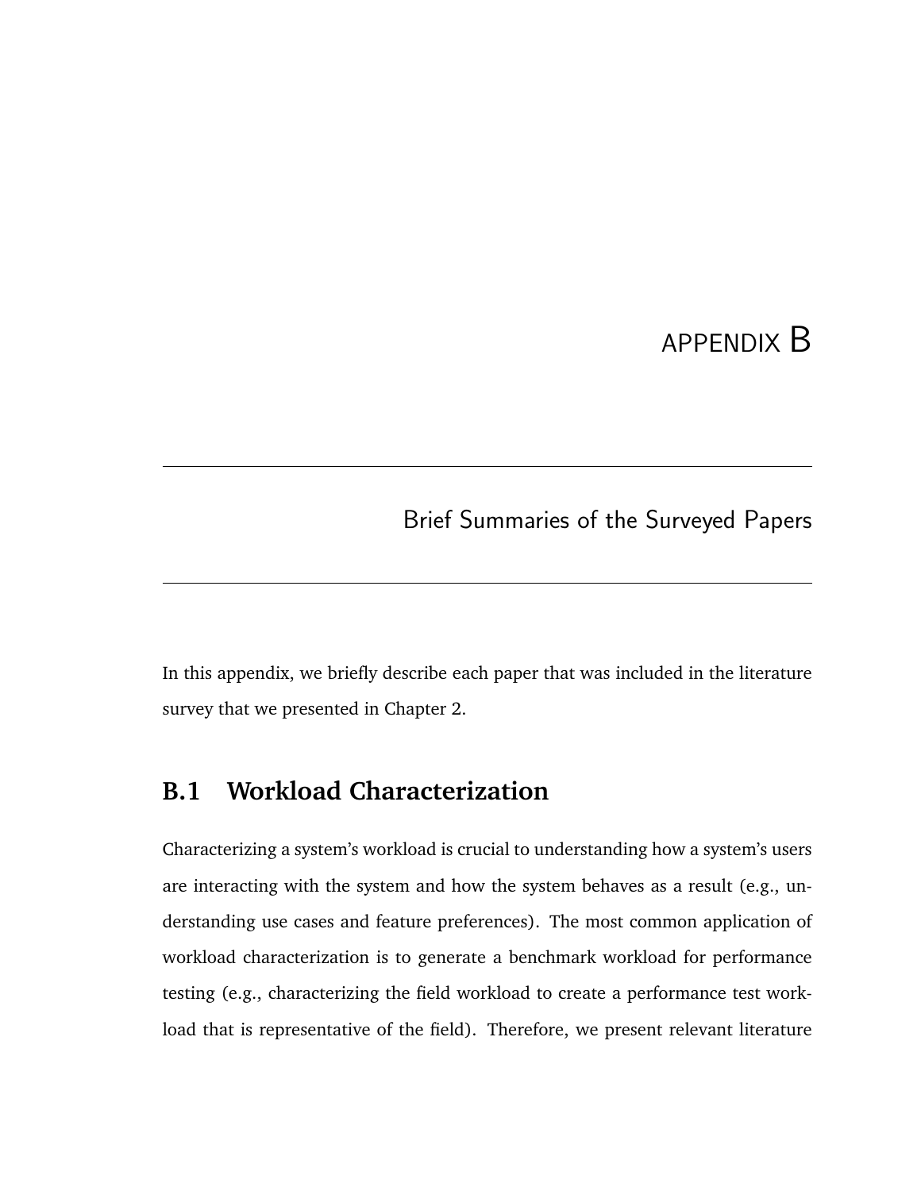# APPENDIX B

## Brief Summaries of the Surveyed Papers

In this appendix, we briefly describe each paper that was included in the literature survey that we presented in Chapter 2.

## B.1 Workload Characterization

Characterizing a system's workload is crucial to understanding how a system's users are interacting with the system and how the system behaves as a result (e.g., understanding use cases and feature preferences). The most common application of workload characterization is to generate a benchmark workload for performance testing (e.g., characterizing the field workload to create a performance test workload that is representative of the field). Therefore, we present relevant literature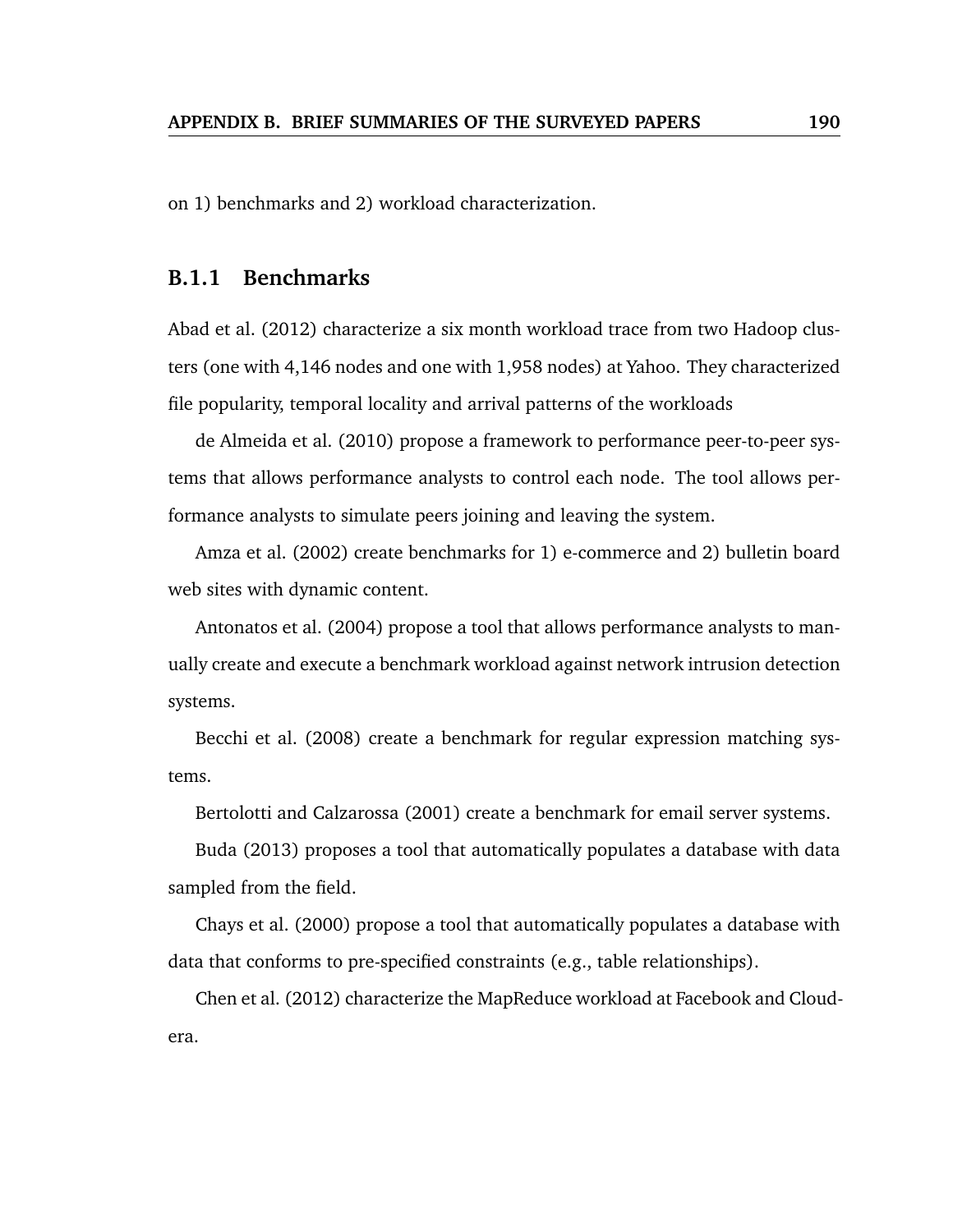on 1) benchmarks and 2) workload characterization.

### B.1.1 Benchmarks

Abad et al. (2012) characterize a six month workload trace from two Hadoop clusters (one with 4,146 nodes and one with 1,958 nodes) at Yahoo. They characterized file popularity, temporal locality and arrival patterns of the workloads

de Almeida et al. (2010) propose a framework to performance peer-to-peer systems that allows performance analysts to control each node. The tool allows performance analysts to simulate peers joining and leaving the system.

Amza et al. (2002) create benchmarks for 1) e-commerce and 2) bulletin board web sites with dynamic content.

Antonatos et al. (2004) propose a tool that allows performance analysts to manually create and execute a benchmark workload against network intrusion detection systems.

Becchi et al. (2008) create a benchmark for regular expression matching systems.

Bertolotti and Calzarossa (2001) create a benchmark for email server systems.

Buda (2013) proposes a tool that automatically populates a database with data sampled from the field.

Chays et al. (2000) propose a tool that automatically populates a database with data that conforms to pre-specified constraints (e.g., table relationships).

Chen et al. (2012) characterize the MapReduce workload at Facebook and Cloudera.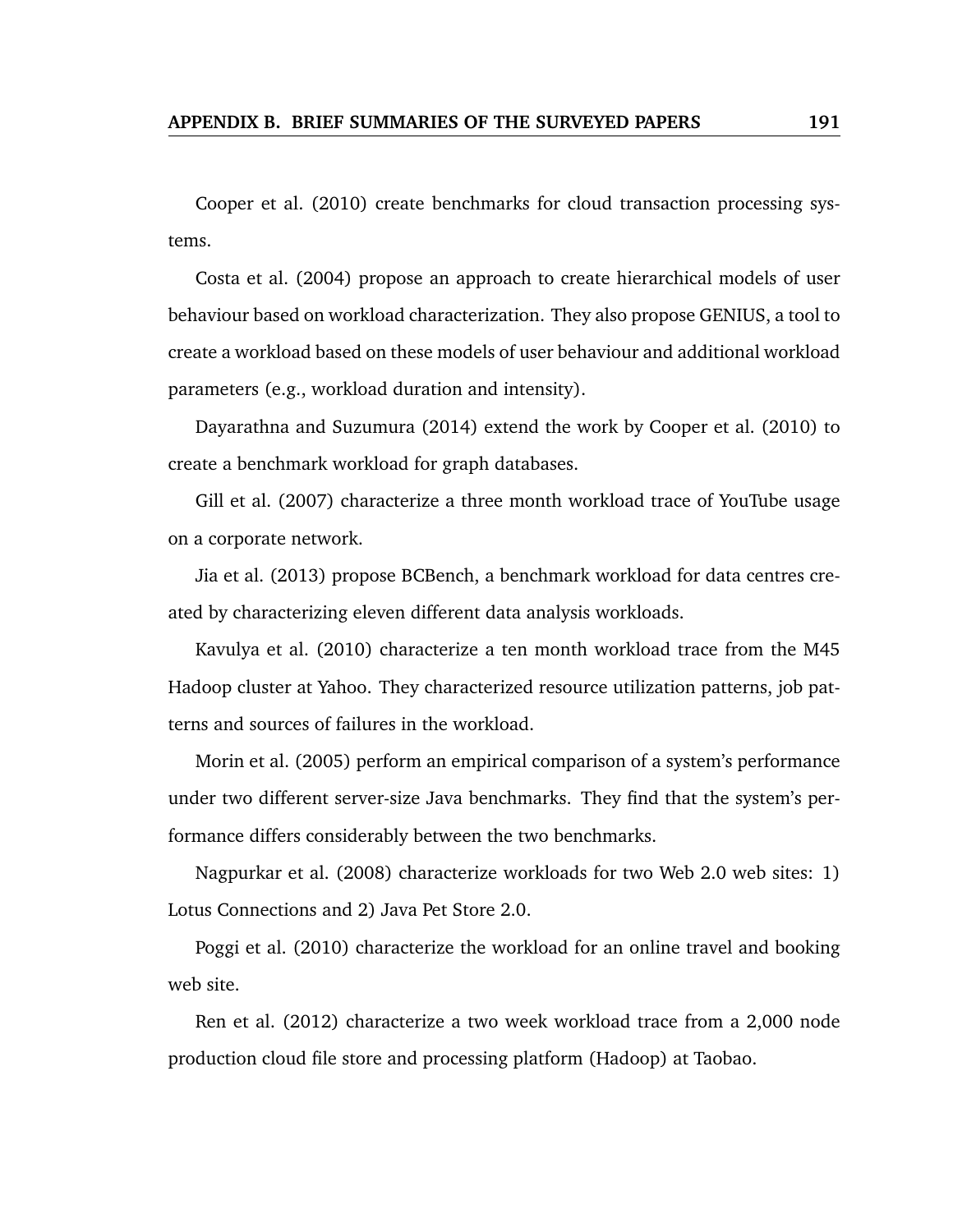Cooper et al. (2010) create benchmarks for cloud transaction processing systems.

Costa et al. (2004) propose an approach to create hierarchical models of user behaviour based on workload characterization. They also propose GENIUS, a tool to create a workload based on these models of user behaviour and additional workload parameters (e.g., workload duration and intensity).

Dayarathna and Suzumura (2014) extend the work by Cooper et al. (2010) to create a benchmark workload for graph databases.

Gill et al. (2007) characterize a three month workload trace of YouTube usage on a corporate network.

Jia et al. (2013) propose BCBench, a benchmark workload for data centres created by characterizing eleven different data analysis workloads.

Kavulya et al. (2010) characterize a ten month workload trace from the M45 Hadoop cluster at Yahoo. They characterized resource utilization patterns, job patterns and sources of failures in the workload.

Morin et al. (2005) perform an empirical comparison of a system's performance under two different server-size Java benchmarks. They find that the system's performance differs considerably between the two benchmarks.

Nagpurkar et al. (2008) characterize workloads for two Web 2.0 web sites: 1) Lotus Connections and 2) Java Pet Store 2.0.

Poggi et al. (2010) characterize the workload for an online travel and booking web site.

Ren et al. (2012) characterize a two week workload trace from a 2,000 node production cloud file store and processing platform (Hadoop) at Taobao.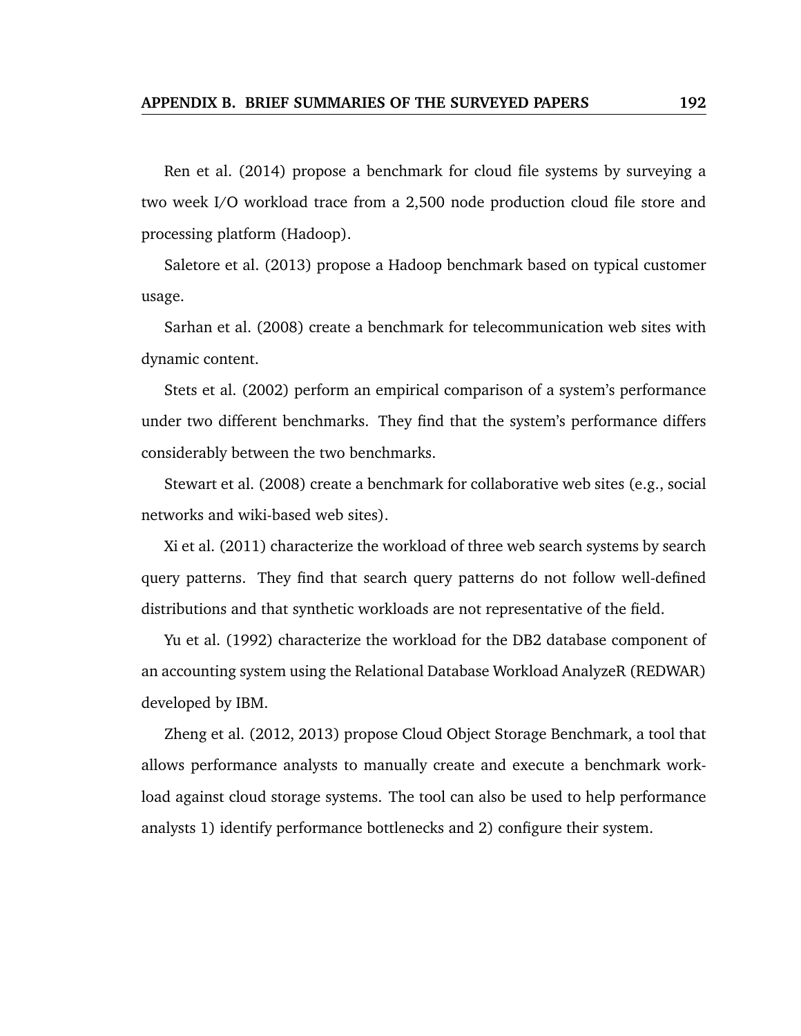Ren et al. (2014) propose a benchmark for cloud file systems by surveying a two week I/O workload trace from a 2,500 node production cloud file store and processing platform (Hadoop).

Saletore et al. (2013) propose a Hadoop benchmark based on typical customer usage.

Sarhan et al. (2008) create a benchmark for telecommunication web sites with dynamic content.

Stets et al. (2002) perform an empirical comparison of a system's performance under two different benchmarks. They find that the system's performance differs considerably between the two benchmarks.

Stewart et al. (2008) create a benchmark for collaborative web sites (e.g., social networks and wiki-based web sites).

Xi et al. (2011) characterize the workload of three web search systems by search query patterns. They find that search query patterns do not follow well-defined distributions and that synthetic workloads are not representative of the field.

Yu et al. (1992) characterize the workload for the DB2 database component of an accounting system using the Relational Database Workload AnalyzeR (REDWAR) developed by IBM.

Zheng et al. (2012, 2013) propose Cloud Object Storage Benchmark, a tool that allows performance analysts to manually create and execute a benchmark workload against cloud storage systems. The tool can also be used to help performance analysts 1) identify performance bottlenecks and 2) configure their system.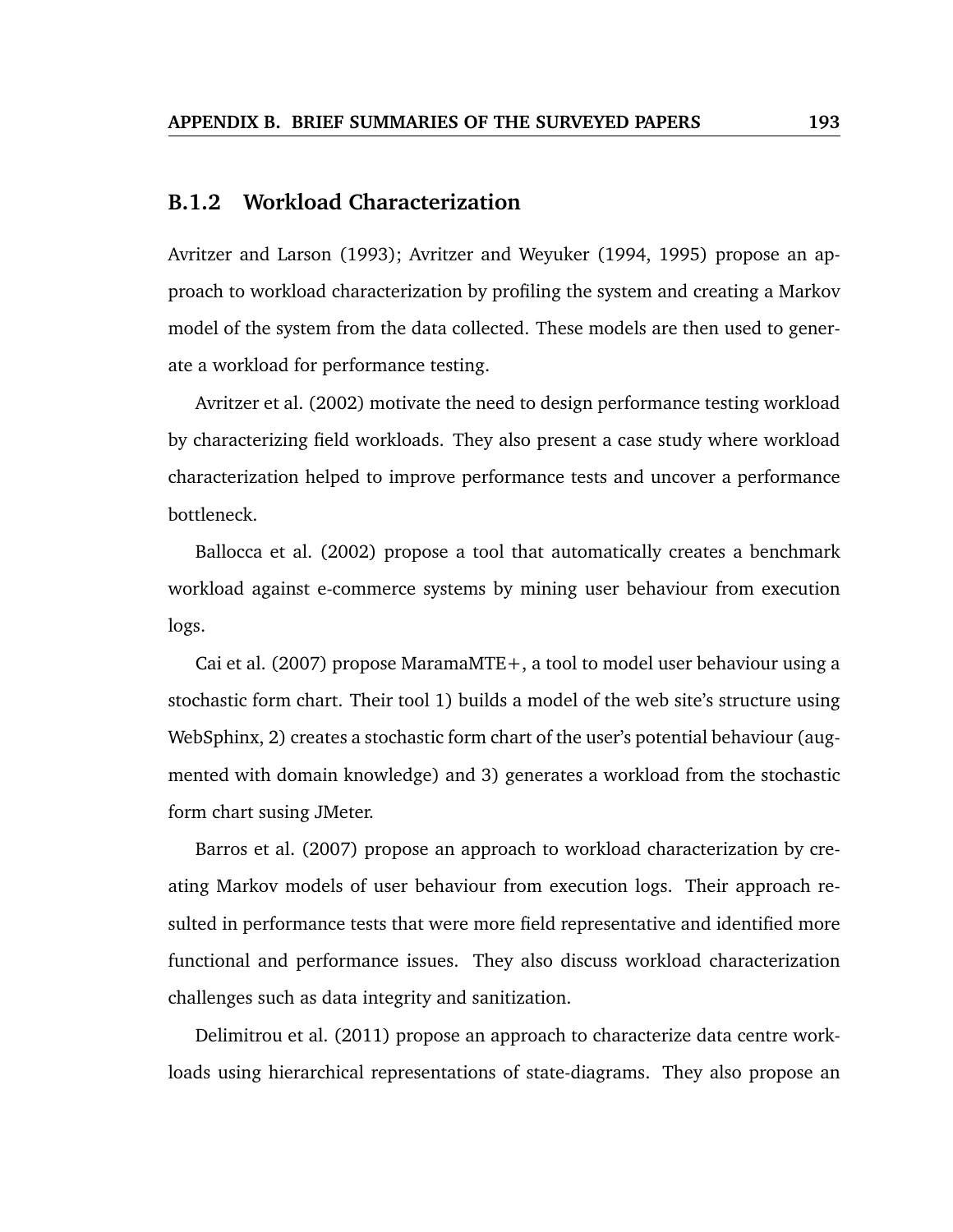### B.1.2 Workload Characterization

Avritzer and Larson (1993); Avritzer and Weyuker (1994, 1995) propose an approach to workload characterization by profiling the system and creating a Markov model of the system from the data collected. These models are then used to generate a workload for performance testing.

Avritzer et al. (2002) motivate the need to design performance testing workload by characterizing field workloads. They also present a case study where workload characterization helped to improve performance tests and uncover a performance bottleneck.

Ballocca et al. (2002) propose a tool that automatically creates a benchmark workload against e-commerce systems by mining user behaviour from execution logs.

Cai et al. (2007) propose MaramaMTE+, a tool to model user behaviour using a stochastic form chart. Their tool 1) builds a model of the web site's structure using WebSphinx, 2) creates a stochastic form chart of the user's potential behaviour (augmented with domain knowledge) and 3) generates a workload from the stochastic form chart susing JMeter.

Barros et al. (2007) propose an approach to workload characterization by creating Markov models of user behaviour from execution logs. Their approach resulted in performance tests that were more field representative and identified more functional and performance issues. They also discuss workload characterization challenges such as data integrity and sanitization.

Delimitrou et al. (2011) propose an approach to characterize data centre workloads using hierarchical representations of state-diagrams. They also propose an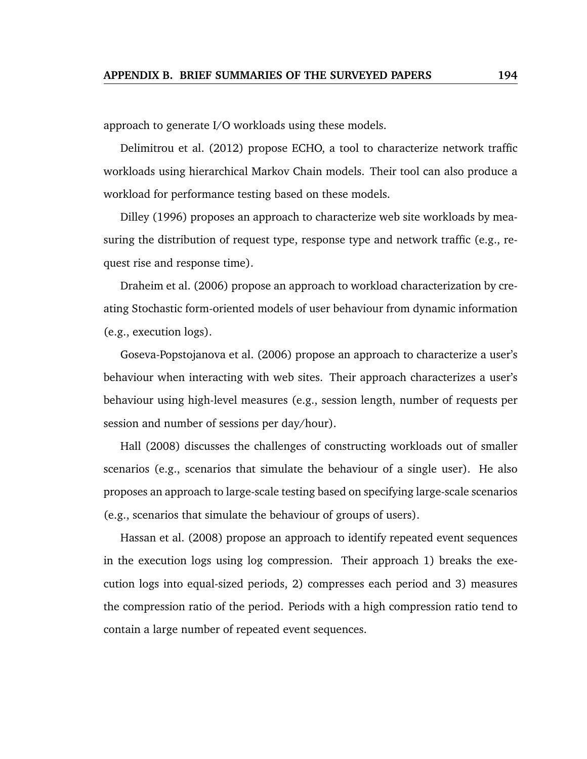approach to generate I/O workloads using these models.

Delimitrou et al. (2012) propose ECHO, a tool to characterize network traffic workloads using hierarchical Markov Chain models. Their tool can also produce a workload for performance testing based on these models.

Dilley (1996) proposes an approach to characterize web site workloads by measuring the distribution of request type, response type and network traffic (e.g., request rise and response time).

Draheim et al. (2006) propose an approach to workload characterization by creating Stochastic form-oriented models of user behaviour from dynamic information (e.g., execution logs).

Goseva-Popstojanova et al. (2006) propose an approach to characterize a user's behaviour when interacting with web sites. Their approach characterizes a user's behaviour using high-level measures (e.g., session length, number of requests per session and number of sessions per day/hour).

Hall (2008) discusses the challenges of constructing workloads out of smaller scenarios (e.g., scenarios that simulate the behaviour of a single user). He also proposes an approach to large-scale testing based on specifying large-scale scenarios (e.g., scenarios that simulate the behaviour of groups of users).

Hassan et al. (2008) propose an approach to identify repeated event sequences in the execution logs using log compression. Their approach 1) breaks the execution logs into equal-sized periods, 2) compresses each period and 3) measures the compression ratio of the period. Periods with a high compression ratio tend to contain a large number of repeated event sequences.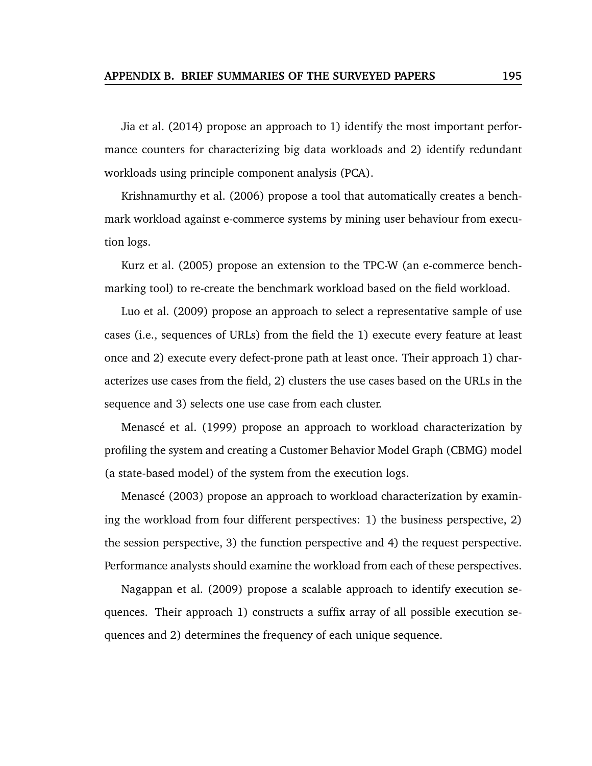Jia et al. (2014) propose an approach to 1) identify the most important performance counters for characterizing big data workloads and 2) identify redundant workloads using principle component analysis (PCA).

Krishnamurthy et al. (2006) propose a tool that automatically creates a benchmark workload against e-commerce systems by mining user behaviour from execution logs.

Kurz et al. (2005) propose an extension to the TPC-W (an e-commerce benchmarking tool) to re-create the benchmark workload based on the field workload.

Luo et al. (2009) propose an approach to select a representative sample of use cases (i.e., sequences of URLs) from the field the 1) execute every feature at least once and 2) execute every defect-prone path at least once. Their approach 1) characterizes use cases from the field, 2) clusters the use cases based on the URLs in the sequence and 3) selects one use case from each cluster.

Menascé et al. (1999) propose an approach to workload characterization by profiling the system and creating a Customer Behavior Model Graph (CBMG) model (a state-based model) of the system from the execution logs.

Menascé (2003) propose an approach to workload characterization by examining the workload from four different perspectives: 1) the business perspective, 2) the session perspective, 3) the function perspective and 4) the request perspective. Performance analysts should examine the workload from each of these perspectives.

Nagappan et al. (2009) propose a scalable approach to identify execution sequences. Their approach 1) constructs a suffix array of all possible execution sequences and 2) determines the frequency of each unique sequence.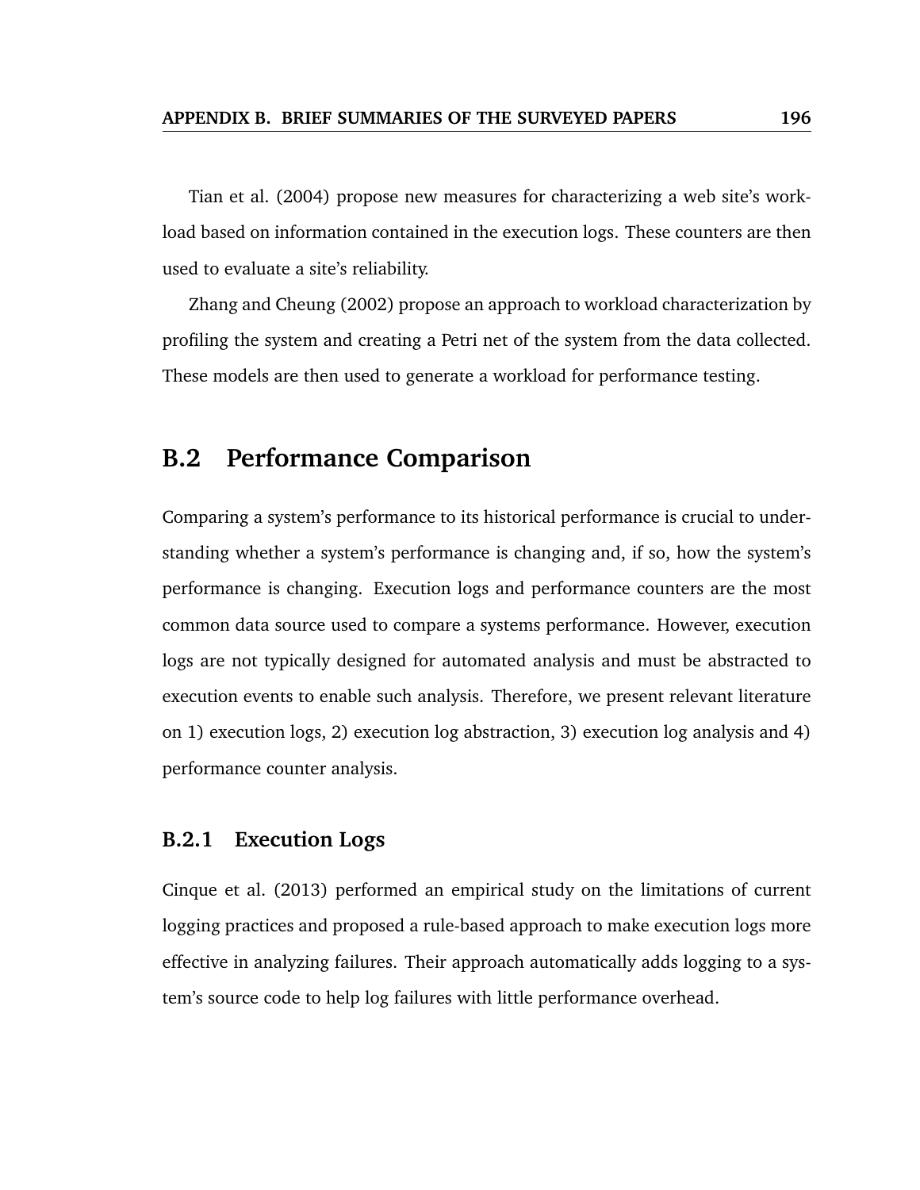Tian et al. (2004) propose new measures for characterizing a web site's workload based on information contained in the execution logs. These counters are then used to evaluate a site's reliability.

Zhang and Cheung (2002) propose an approach to workload characterization by profiling the system and creating a Petri net of the system from the data collected. These models are then used to generate a workload for performance testing.

## B.2 Performance Comparison

Comparing a system's performance to its historical performance is crucial to understanding whether a system's performance is changing and, if so, how the system's performance is changing. Execution logs and performance counters are the most common data source used to compare a systems performance. However, execution logs are not typically designed for automated analysis and must be abstracted to execution events to enable such analysis. Therefore, we present relevant literature on 1) execution logs, 2) execution log abstraction, 3) execution log analysis and 4) performance counter analysis.

### B.2.1 Execution Logs

Cinque et al. (2013) performed an empirical study on the limitations of current logging practices and proposed a rule-based approach to make execution logs more effective in analyzing failures. Their approach automatically adds logging to a system's source code to help log failures with little performance overhead.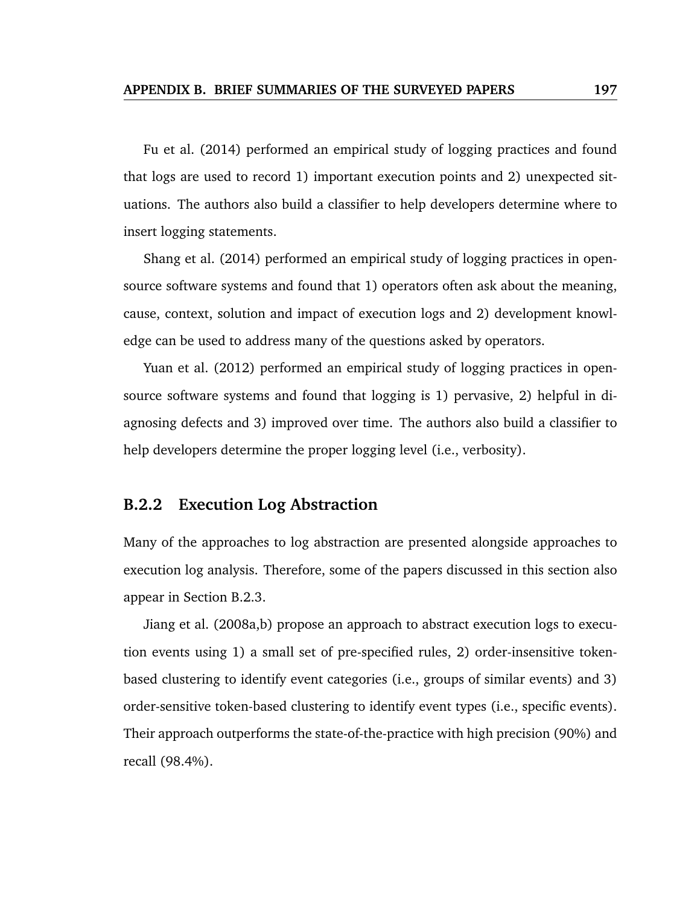Fu et al. (2014) performed an empirical study of logging practices and found that logs are used to record 1) important execution points and 2) unexpected situations. The authors also build a classifier to help developers determine where to insert logging statements.

Shang et al. (2014) performed an empirical study of logging practices in open-source software systems and found that 1) operators often ask about the meaning, cause, context, solution and impact of execution logs and 2) development knowledge can be used to address many of the questions asked by operators.

Yuan et al. (2012) performed an empirical study of logging practices in open-source software systems and found that logging is 1) pervasive, 2) helpful in diagnosing defects and 3) improved over time. The authors also build a classifier to help developers determine the proper logging level (i.e., verbosity).

### B.2.2 Execution Log Abstraction

Many of the approaches to log abstraction are presented alongside approaches to execution log analysis. Therefore, some of the papers discussed in this section also appear in Section B.2.3.

Jiang et al. (2008a,b) propose an approach to abstract execution logs to execution events using 1) a small set of pre-specified rules, 2) order-insensitive token-based clustering to identify event categories (i.e., groups of similar events) and 3) order-sensitive token-based clustering to identify event types (i.e., specific events). Their approach outperforms the state-of-the-practice with high precision (90%) and recall (98.4%).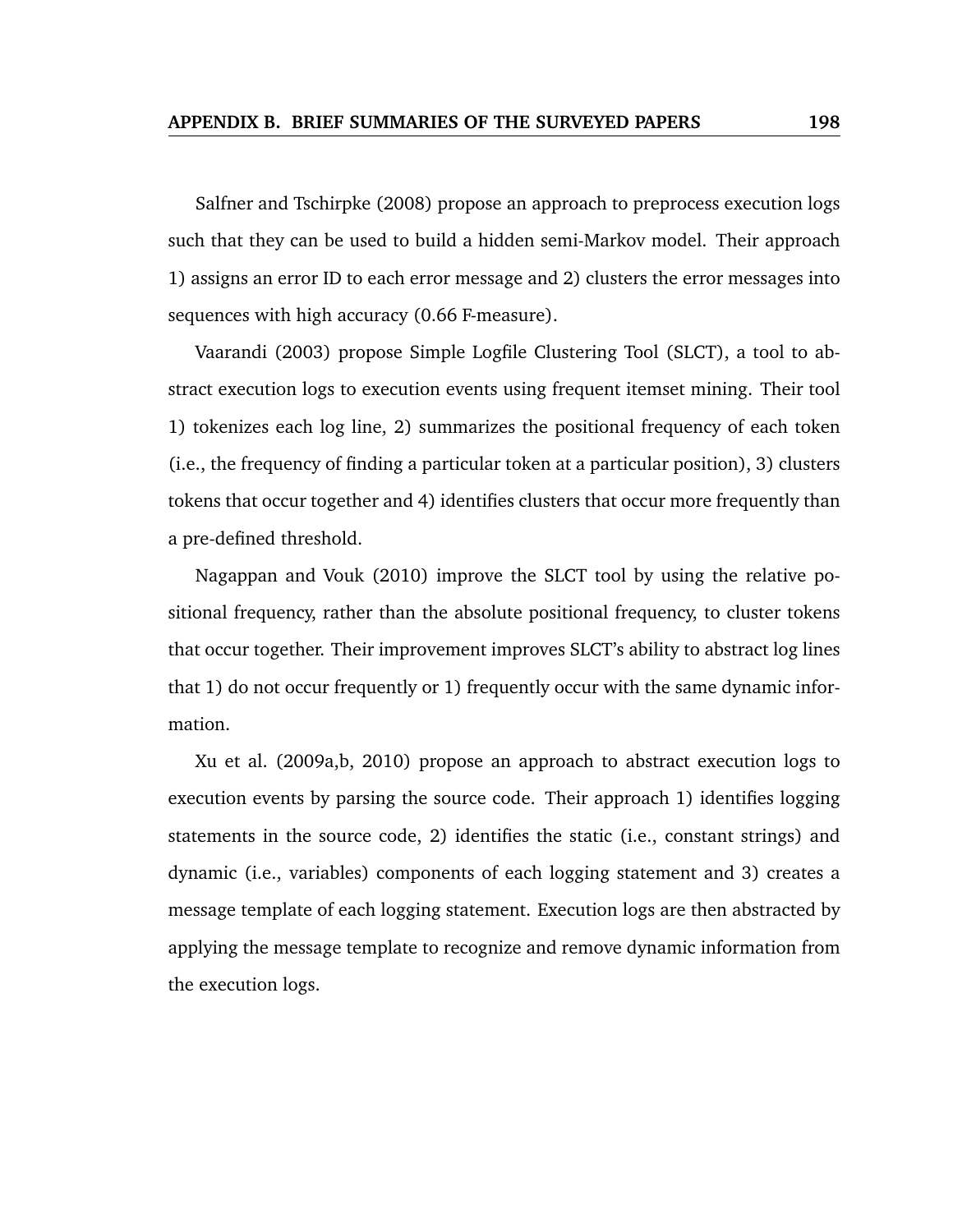Salfner and Tschirpke (2008) propose an approach to preprocess execution logs such that they can be used to build a hidden semi-Markov model. Their approach 1) assigns an error ID to each error message and 2) clusters the error messages into sequences with high accuracy (0.66 F-measure).

Vaarandi (2003) propose Simple Logfile Clustering Tool (SLCT), a tool to abstract execution logs to execution events using frequent itemset mining. Their tool 1) tokenizes each log line, 2) summarizes the positional frequency of each token (i.e., the frequency of finding a particular token at a particular position), 3) clusters tokens that occur together and 4) identifies clusters that occur more frequently than a pre-defined threshold.

Nagappan and Vouk (2010) improve the SLCT tool by using the relative positional frequency, rather than the absolute positional frequency, to cluster tokens that occur together. Their improvement improves SLCT's ability to abstract log lines that 1) do not occur frequently or 1) frequently occur with the same dynamic information.

Xu et al. (2009a,b, 2010) propose an approach to abstract execution logs to execution events by parsing the source code. Their approach 1) identifies logging statements in the source code, 2) identifies the static (i.e., constant strings) and dynamic (i.e., variables) components of each logging statement and 3) creates a message template of each logging statement. Execution logs are then abstracted by applying the message template to recognize and remove dynamic information from the execution logs.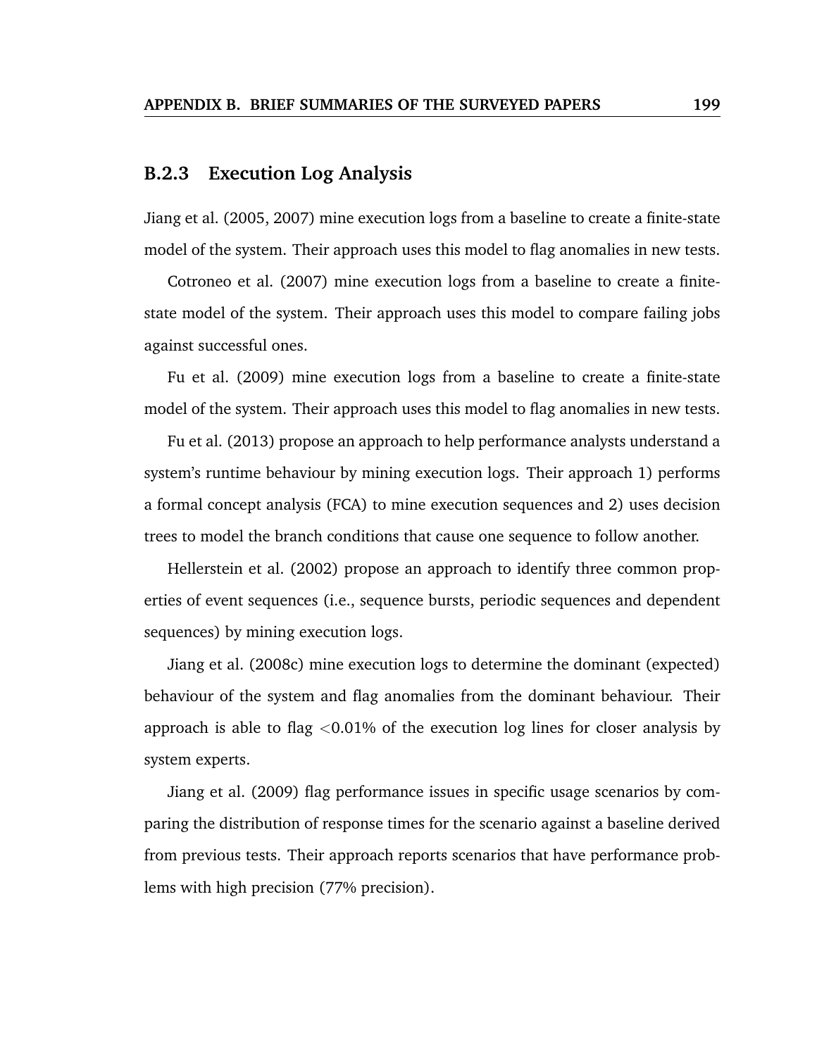### B.2.3 Execution Log Analysis

Jiang et al. (2005, 2007) mine execution logs from a baseline to create a finite-state model of the system. Their approach uses this model to flag anomalies in new tests.

Cotroneo et al. (2007) mine execution logs from a baseline to create a finite-state model of the system. Their approach uses this model to compare failing jobs against successful ones.

Fu et al. (2009) mine execution logs from a baseline to create a finite-state model of the system. Their approach uses this model to flag anomalies in new tests.

Fu et al. (2013) propose an approach to help performance analysts understand a system's runtime behaviour by mining execution logs. Their approach 1) performs a formal concept analysis (FCA) to mine execution sequences and 2) uses decision trees to model the branch conditions that cause one sequence to follow another.

Hellerstein et al. (2002) propose an approach to identify three common properties of event sequences (i.e., sequence bursts, periodic sequences and dependent sequences) by mining execution logs.

Jiang et al. (2008c) mine execution logs to determine the dominant (expected) behaviour of the system and flag anomalies from the dominant behaviour. Their approach is able to flag <0.01% of the execution log lines for closer analysis by system experts.

Jiang et al. (2009) flag performance issues in specific usage scenarios by comparing the distribution of response times for the scenario against a baseline derived from previous tests. Their approach reports scenarios that have performance problems with high precision (77% precision).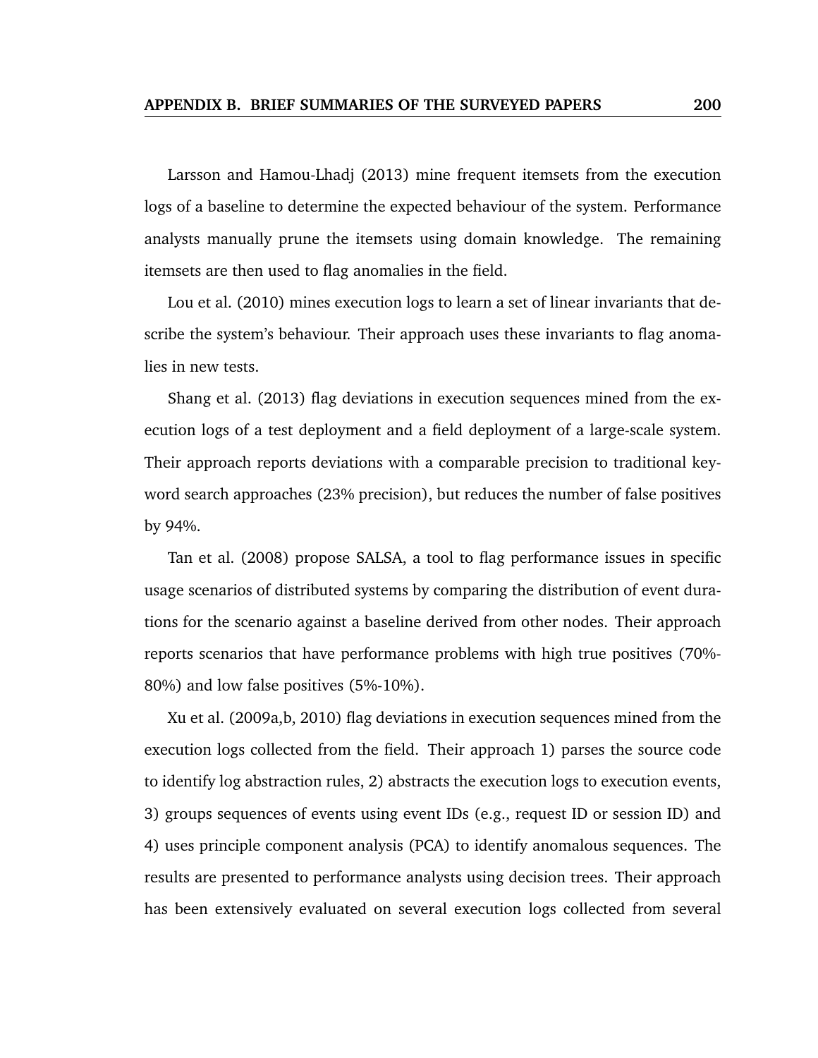Larsson and Hamou-Lhadj (2013) mine frequent itemsets from the execution logs of a baseline to determine the expected behaviour of the system. Performance analysts manually prune the itemsets using domain knowledge. The remaining itemsets are then used to flag anomalies in the field.

Lou et al. (2010) mines execution logs to learn a set of linear invariants that describe the system's behaviour. Their approach uses these invariants to flag anomalies in new tests.

Shang et al. (2013) flag deviations in execution sequences mined from the execution logs of a test deployment and a field deployment of a large-scale system. Their approach reports deviations with a comparable precision to traditional keyword search approaches (23% precision), but reduces the number of false positives by 94%.

Tan et al. (2008) propose SALSA, a tool to flag performance issues in specific usage scenarios of distributed systems by comparing the distribution of event durations for the scenario against a baseline derived from other nodes. Their approach reports scenarios that have performance problems with high true positives (70%-80%) and low false positives (5%-10%).

Xu et al. (2009a,b, 2010) flag deviations in execution sequences mined from the execution logs collected from the field. Their approach 1) parses the source code to identify log abstraction rules, 2) abstracts the execution logs to execution events, 3) groups sequences of events using event IDs (e.g., request ID or session ID) and 4) uses principle component analysis (PCA) to identify anomalous sequences. The results are presented to performance analysts using decision trees. Their approach has been extensively evaluated on several execution logs collected from several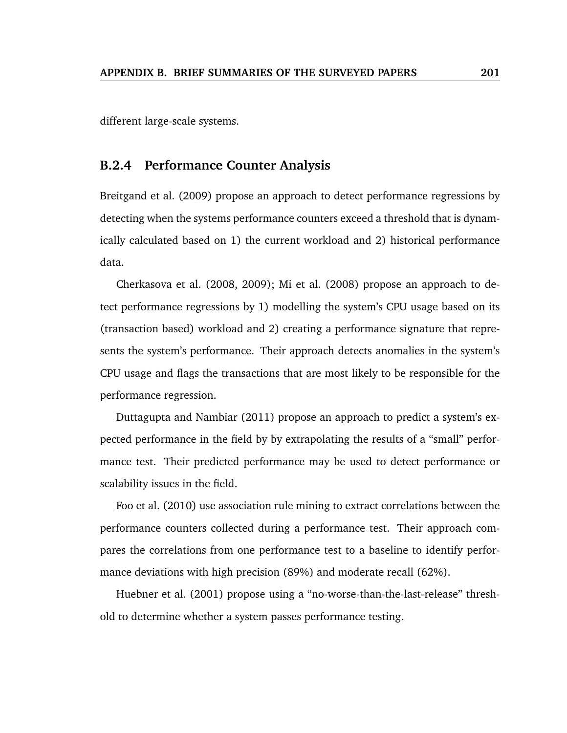different large-scale systems.

### B.2.4 Performance Counter Analysis

Breitgand et al. (2009) propose an approach to detect performance regressions by detecting when the systems performance counters exceed a threshold that is dynamically calculated based on 1) the current workload and 2) historical performance data.

Cherkasova et al. (2008, 2009); Mi et al. (2008) propose an approach to detect performance regressions by 1) modelling the system's CPU usage based on its (transaction based) workload and 2) creating a performance signature that represents the system's performance. Their approach detects anomalies in the system's CPU usage and flags the transactions that are most likely to be responsible for the performance regression.

Duttagupta and Nambiar (2011) propose an approach to predict a system's expected performance in the field by by extrapolating the results of a "small" performance test. Their predicted performance may be used to detect performance or scalability issues in the field.

Foo et al. (2010) use association rule mining to extract correlations between the performance counters collected during a performance test. Their approach compares the correlations from one performance test to a baseline to identify performance deviations with high precision (89%) and moderate recall (62%).

Huebner et al. (2001) propose using a "no-worse-than-the-last-release" threshold to determine whether a system passes performance testing.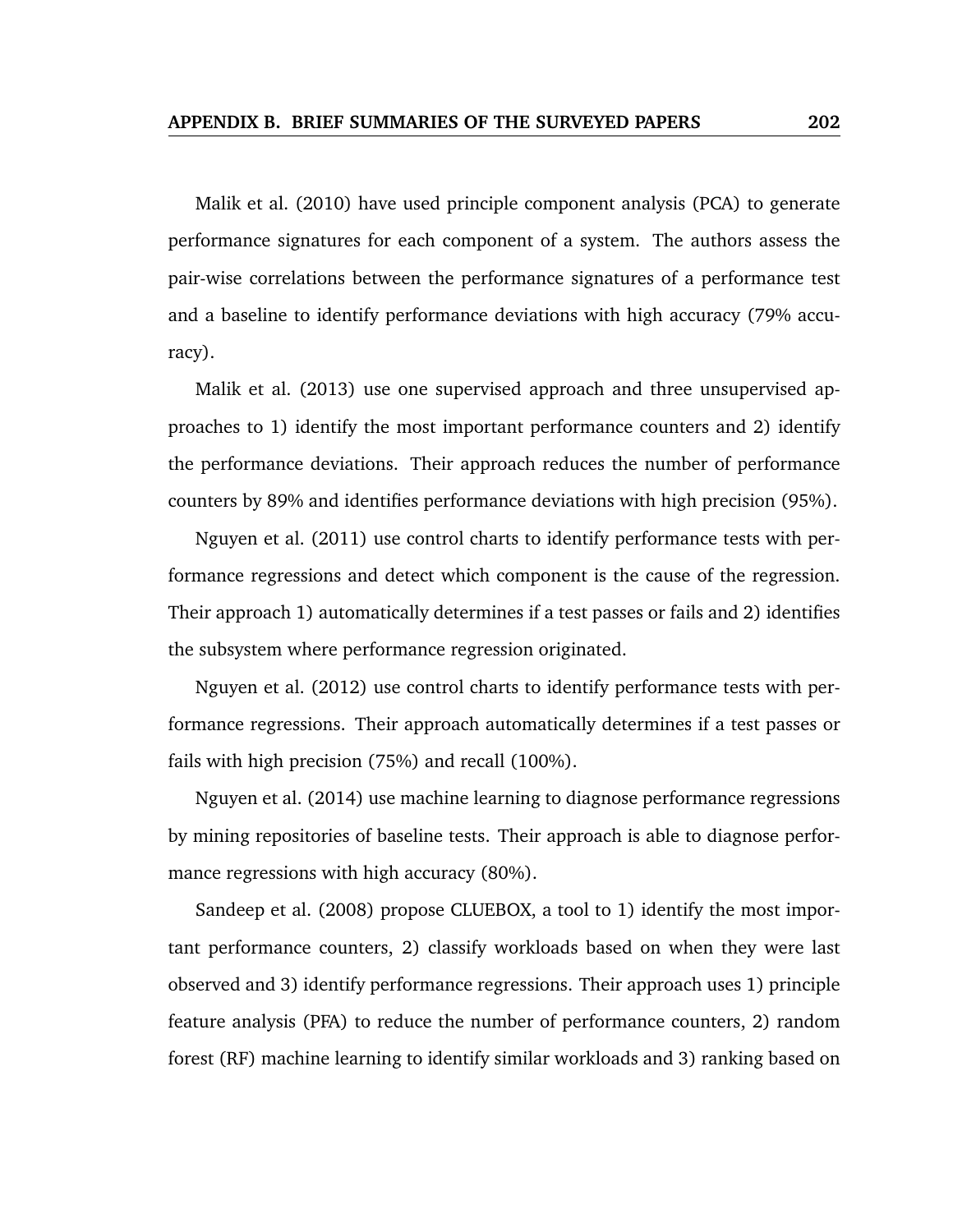Malik et al. (2010) have used principle component analysis (PCA) to generate performance signatures for each component of a system. The authors assess the pair-wise correlations between the performance signatures of a performance test and a baseline to identify performance deviations with high accuracy (79% accuracy).

Malik et al. (2013) use one supervised approach and three unsupervised approaches to 1) identify the most important performance counters and 2) identify the performance deviations. Their approach reduces the number of performance counters by 89% and identifies performance deviations with high precision (95%).

Nguyen et al. (2011) use control charts to identify performance tests with performance regressions and detect which component is the cause of the regression. Their approach 1) automatically determines if a test passes or fails and 2) identifies the subsystem where performance regression originated.

Nguyen et al. (2012) use control charts to identify performance tests with performance regressions. Their approach automatically determines if a test passes or fails with high precision (75%) and recall (100%).

Nguyen et al. (2014) use machine learning to diagnose performance regressions by mining repositories of baseline tests. Their approach is able to diagnose performance regressions with high accuracy (80%).

Sandeep et al. (2008) propose CLUEBOX, a tool to 1) identify the most important performance counters, 2) classify workloads based on when they were last observed and 3) identify performance regressions. Their approach uses 1) principle feature analysis (PFA) to reduce the number of performance counters, 2) random forest (RF) machine learning to identify similar workloads and 3) ranking based on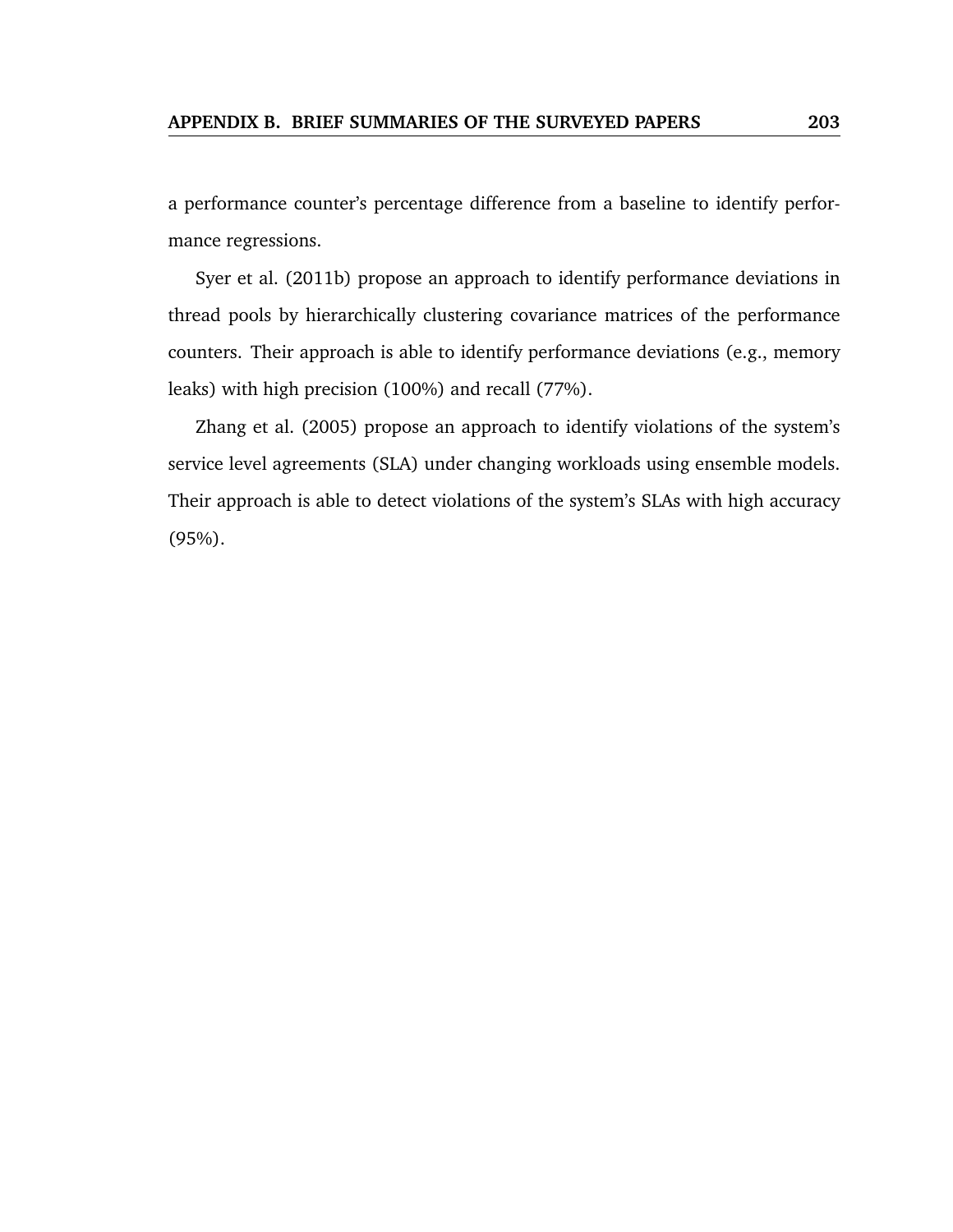a performance counter's percentage difference from a baseline to identify performance regressions.

Syer et al. (2011b) propose an approach to identify performance deviations in thread pools by hierarchically clustering covariance matrices of the performance counters. Their approach is able to identify performance deviations (e.g., memory leaks) with high precision (100%) and recall (77%).

Zhang et al. (2005) propose an approach to identify violations of the system's service level agreements (SLA) under changing workloads using ensemble models. Their approach is able to detect violations of the system's SLAs with high accuracy (95%).